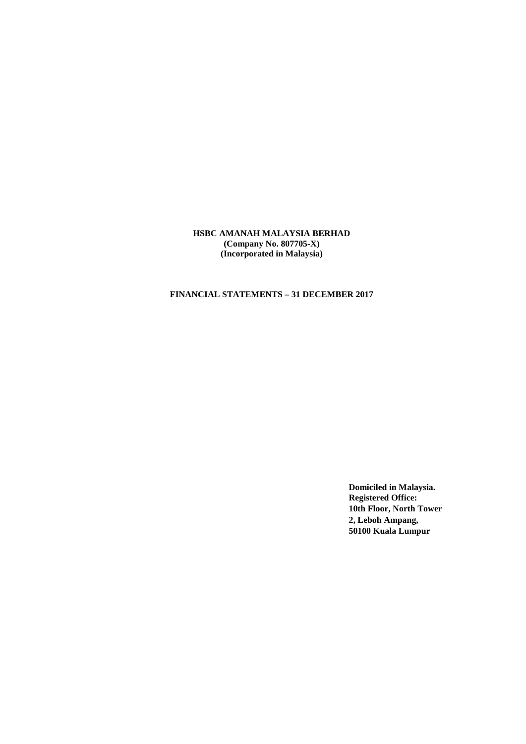**HSBC AMANAH MALAYSIA BERHAD**
**(Company No. 807705-X)**
**(Incorporated in Malaysia)**

**FINANCIAL STATEMENTS – 31 DECEMBER 2017**

**Domiciled in Malaysia.**
**Registered Office:**
**10th Floor, North Tower**
**2, Leboh Ampang,**
**50100 Kuala Lumpur**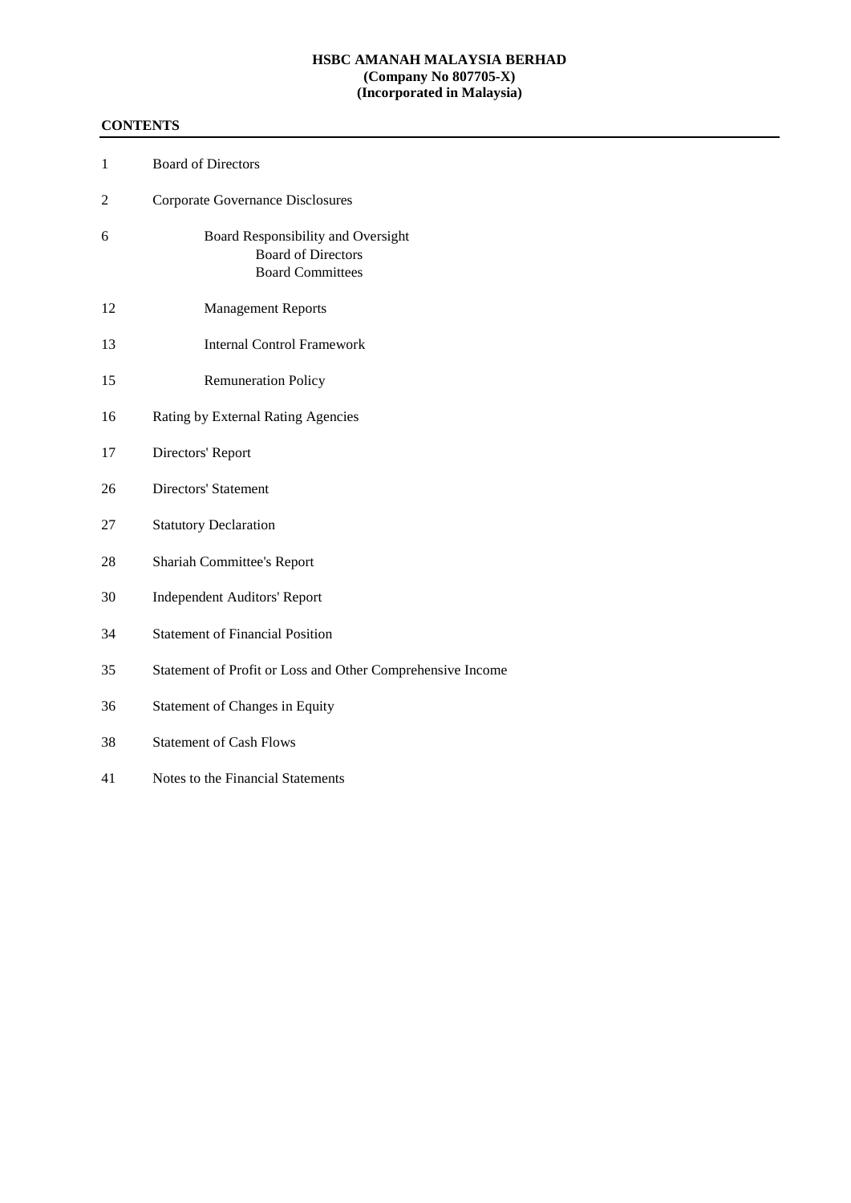**HSBC AMANAH MALAYSIA BERHAD**
**(Company No 807705-X)**
**(Incorporated in Malaysia)**

**CONTENTS**

| | |
|---|---|
| 1 | Board of Directors |
| 2 | Corporate Governance Disclosures |
| 6 | Board Responsibility and Oversight<br>Board of Directors<br>Board Committees |
| 12 | Management Reports |
| 13 | Internal Control Framework |
| 15 | Remuneration Policy |
| 16 | Rating by External Rating Agencies |
| 17 | Directors' Report |
| 26 | Directors' Statement |
| 27 | Statutory Declaration |
| 28 | Shariah Committee's Report |
| 30 | Independent Auditors' Report |
| 34 | Statement of Financial Position |
| 35 | Statement of Profit or Loss and Other Comprehensive Income |
| 36 | Statement of Changes in Equity |
| 38 | Statement of Cash Flows |
| 41 | Notes to the Financial Statements |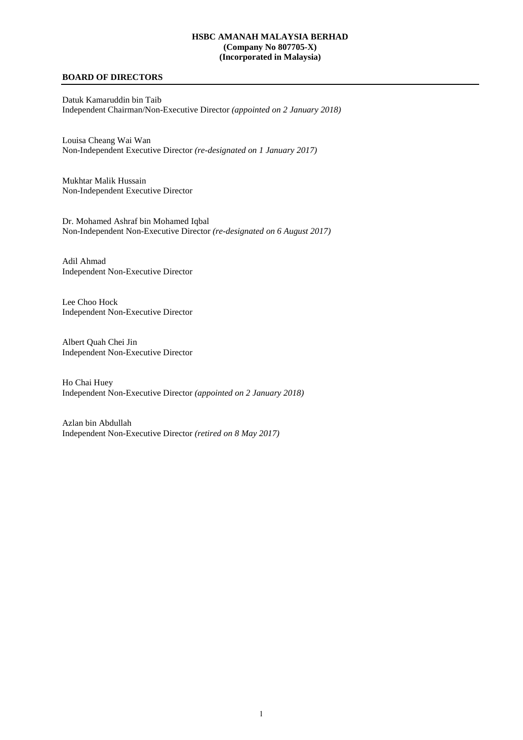**HSBC AMANAH MALAYSIA BERHAD**
**(Company No 807705-X)**
**(Incorporated in Malaysia)**

## BOARD OF DIRECTORS

Datuk Kamaruddin bin Taib
Independent Chairman/Non-Executive Director *(appointed on 2 January 2018)*

Louisa Cheang Wai Wan
Non-Independent Executive Director *(re-designated on 1 January 2017)*

Mukhtar Malik Hussain
Non-Independent Executive Director

Dr. Mohamed Ashraf bin Mohamed Iqbal
Non-Independent Non-Executive Director *(re-designated on 6 August 2017)*

Adil Ahmad
Independent Non-Executive Director

Lee Choo Hock
Independent Non-Executive Director

Albert Quah Chei Jin
Independent Non-Executive Director

Ho Chai Huey
Independent Non-Executive Director *(appointed on 2 January 2018)*

Azlan bin Abdullah
Independent Non-Executive Director *(retired on 8 May 2017)*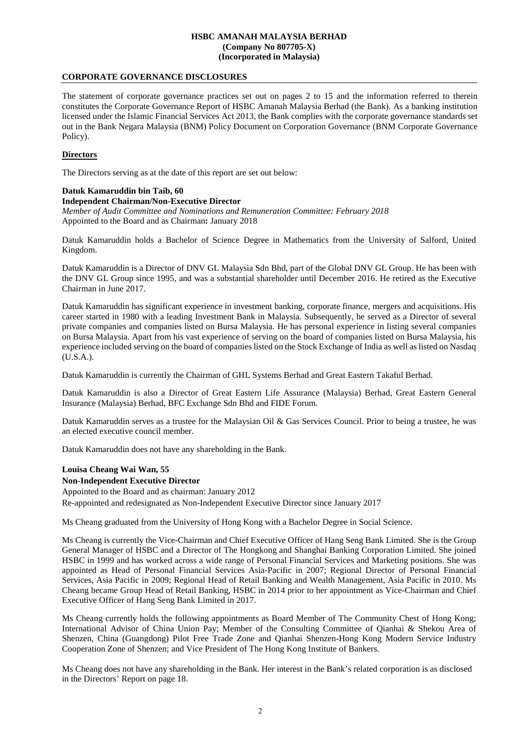## CORPORATE GOVERNANCE DISCLOSURES

The statement of corporate governance practices set out on pages 2 to 15 and the information referred to therein constitutes the Corporate Governance Report of HSBC Amanah Malaysia Berhad (the Bank). As a banking institution licensed under the Islamic Financial Services Act 2013, the Bank complies with the corporate governance standards set out in the Bank Negara Malaysia (BNM) Policy Document on Corporation Governance (BNM Corporate Governance Policy).

### Directors

The Directors serving as at the date of this report are set out below:

**Datuk Kamaruddin bin Taib, 60**
**Independent Chairman/Non-Executive Director**
*Member of Audit Committee and Nominations and Remuneration Committee: February 2018*
Appointed to the Board and as Chairman**:** January 2018

Datuk Kamaruddin holds a Bachelor of Science Degree in Mathematics from the University of Salford, United Kingdom.

Datuk Kamaruddin is a Director of DNV GL Malaysia Sdn Bhd, part of the Global DNV GL Group. He has been with the DNV GL Group since 1995, and was a substantial shareholder until December 2016. He retired as the Executive Chairman in June 2017.

Datuk Kamaruddin has significant experience in investment banking, corporate finance, mergers and acquisitions. His career started in 1980 with a leading Investment Bank in Malaysia. Subsequently, he served as a Director of several private companies and companies listed on Bursa Malaysia. He has personal experience in listing several companies on Bursa Malaysia. Apart from his vast experience of serving on the board of companies listed on Bursa Malaysia, his experience included serving on the board of companies listed on the Stock Exchange of India as well as listed on Nasdaq (U.S.A.).

Datuk Kamaruddin is currently the Chairman of GHL Systems Berhad and Great Eastern Takaful Berhad.

Datuk Kamaruddin is also a Director of Great Eastern Life Assurance (Malaysia) Berhad, Great Eastern General Insurance (Malaysia) Berhad, BFC Exchange Sdn Bhd and FIDE Forum.

Datuk Kamaruddin serves as a trustee for the Malaysian Oil & Gas Services Council. Prior to being a trustee, he was an elected executive council member.

Datuk Kamaruddin does not have any shareholding in the Bank.

**Louisa Cheang Wai Wan, 55**
**Non-Independent Executive Director**
Appointed to the Board and as chairman: January 2012
Re-appointed and redesignated as Non-Independent Executive Director since January 2017

Ms Cheang graduated from the University of Hong Kong with a Bachelor Degree in Social Science.

Ms Cheang is currently the Vice-Chairman and Chief Executive Officer of Hang Seng Bank Limited. She is the Group General Manager of HSBC and a Director of The Hongkong and Shanghai Banking Corporation Limited. She joined HSBC in 1999 and has worked across a wide range of Personal Financial Services and Marketing positions. She was appointed as Head of Personal Financial Services Asia-Pacific in 2007; Regional Director of Personal Financial Services, Asia Pacific in 2009; Regional Head of Retail Banking and Wealth Management, Asia Pacific in 2010. Ms Cheang became Group Head of Retail Banking, HSBC in 2014 prior to her appointment as Vice-Chairman and Chief Executive Officer of Hang Seng Bank Limited in 2017.

Ms Cheang currently holds the following appointments as Board Member of The Community Chest of Hong Kong; International Advisor of China Union Pay; Member of the Consulting Committee of Qianhai & Shekou Area of Shenzen, China (Guangdong) Pilot Free Trade Zone and Qianhai Shenzen-Hong Kong Modern Service Industry Cooperation Zone of Shenzen; and Vice President of The Hong Kong Institute of Bankers.

Ms Cheang does not have any shareholding in the Bank. Her interest in the Bank's related corporation is as disclosed in the Directors' Report on page 18.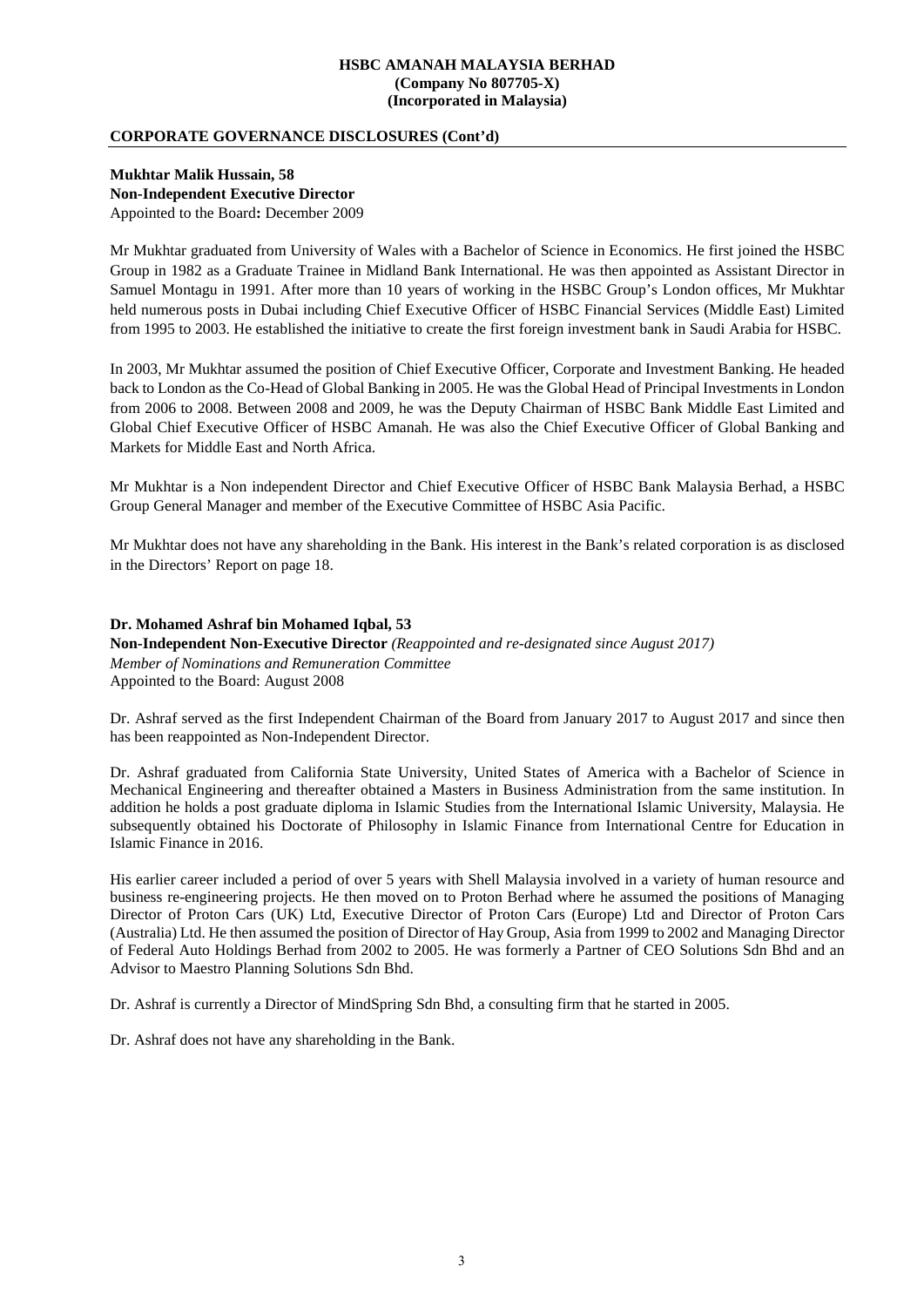## CORPORATE GOVERNANCE DISCLOSURES (Cont'd)

**Mukhtar Malik Hussain, 58**
**Non-Independent Executive Director**
Appointed to the Board**:** December 2009

Mr Mukhtar graduated from University of Wales with a Bachelor of Science in Economics. He first joined the HSBC Group in 1982 as a Graduate Trainee in Midland Bank International. He was then appointed as Assistant Director in Samuel Montagu in 1991. After more than 10 years of working in the HSBC Group's London offices, Mr Mukhtar held numerous posts in Dubai including Chief Executive Officer of HSBC Financial Services (Middle East) Limited from 1995 to 2003. He established the initiative to create the first foreign investment bank in Saudi Arabia for HSBC.

In 2003, Mr Mukhtar assumed the position of Chief Executive Officer, Corporate and Investment Banking. He headed back to London as the Co-Head of Global Banking in 2005. He was the Global Head of Principal Investments in London from 2006 to 2008. Between 2008 and 2009, he was the Deputy Chairman of HSBC Bank Middle East Limited and Global Chief Executive Officer of HSBC Amanah. He was also the Chief Executive Officer of Global Banking and Markets for Middle East and North Africa.

Mr Mukhtar is a Non independent Director and Chief Executive Officer of HSBC Bank Malaysia Berhad, a HSBC Group General Manager and member of the Executive Committee of HSBC Asia Pacific.

Mr Mukhtar does not have any shareholding in the Bank. His interest in the Bank's related corporation is as disclosed in the Directors' Report on page 18.

**Dr. Mohamed Ashraf bin Mohamed Iqbal, 53**
**Non-Independent Non-Executive Director** *(Reappointed and re-designated since August 2017)*
*Member of Nominations and Remuneration Committee*
Appointed to the Board: August 2008

Dr. Ashraf served as the first Independent Chairman of the Board from January 2017 to August 2017 and since then has been reappointed as Non-Independent Director.

Dr. Ashraf graduated from California State University, United States of America with a Bachelor of Science in Mechanical Engineering and thereafter obtained a Masters in Business Administration from the same institution. In addition he holds a post graduate diploma in Islamic Studies from the International Islamic University, Malaysia. He subsequently obtained his Doctorate of Philosophy in Islamic Finance from International Centre for Education in Islamic Finance in 2016.

His earlier career included a period of over 5 years with Shell Malaysia involved in a variety of human resource and business re-engineering projects. He then moved on to Proton Berhad where he assumed the positions of Managing Director of Proton Cars (UK) Ltd, Executive Director of Proton Cars (Europe) Ltd and Director of Proton Cars (Australia) Ltd. He then assumed the position of Director of Hay Group, Asia from 1999 to 2002 and Managing Director of Federal Auto Holdings Berhad from 2002 to 2005. He was formerly a Partner of CEO Solutions Sdn Bhd and an Advisor to Maestro Planning Solutions Sdn Bhd.

Dr. Ashraf is currently a Director of MindSpring Sdn Bhd, a consulting firm that he started in 2005.

Dr. Ashraf does not have any shareholding in the Bank.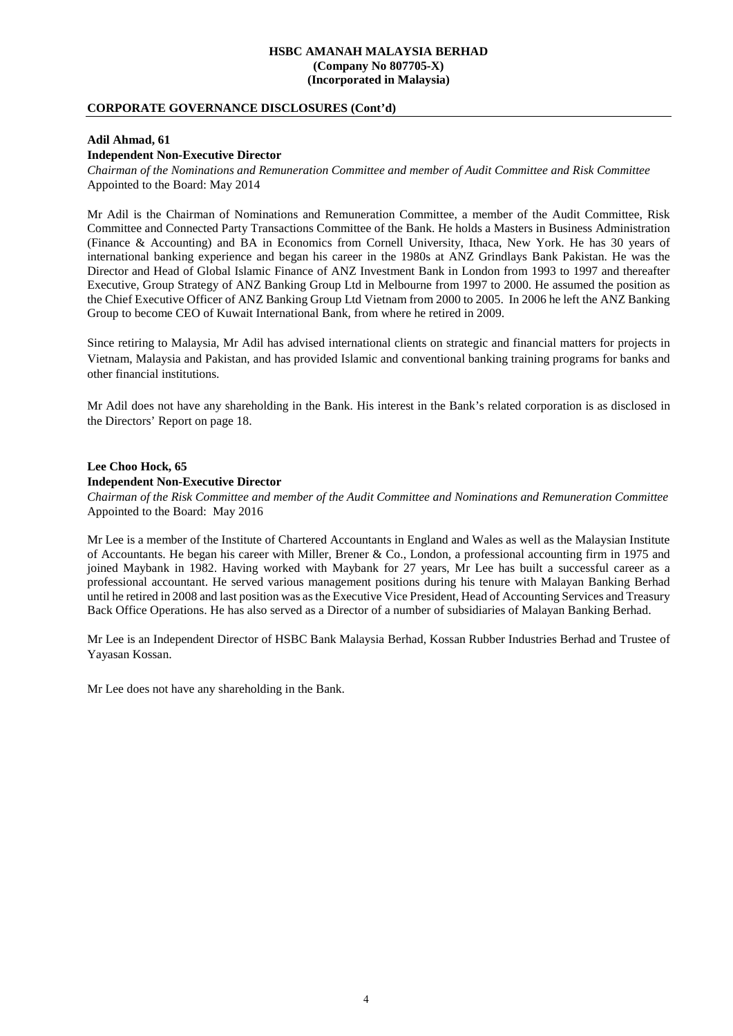## CORPORATE GOVERNANCE DISCLOSURES (Cont'd)

**Adil Ahmad, 61**
**Independent Non-Executive Director**
*Chairman of the Nominations and Remuneration Committee and member of Audit Committee and Risk Committee*
Appointed to the Board: May 2014

Mr Adil is the Chairman of Nominations and Remuneration Committee, a member of the Audit Committee, Risk Committee and Connected Party Transactions Committee of the Bank. He holds a Masters in Business Administration (Finance & Accounting) and BA in Economics from Cornell University, Ithaca, New York. He has 30 years of international banking experience and began his career in the 1980s at ANZ Grindlays Bank Pakistan. He was the Director and Head of Global Islamic Finance of ANZ Investment Bank in London from 1993 to 1997 and thereafter Executive, Group Strategy of ANZ Banking Group Ltd in Melbourne from 1997 to 2000. He assumed the position as the Chief Executive Officer of ANZ Banking Group Ltd Vietnam from 2000 to 2005. In 2006 he left the ANZ Banking Group to become CEO of Kuwait International Bank, from where he retired in 2009.

Since retiring to Malaysia, Mr Adil has advised international clients on strategic and financial matters for projects in Vietnam, Malaysia and Pakistan, and has provided Islamic and conventional banking training programs for banks and other financial institutions.

Mr Adil does not have any shareholding in the Bank. His interest in the Bank's related corporation is as disclosed in the Directors' Report on page 18.

**Lee Choo Hock, 65**
**Independent Non-Executive Director**
*Chairman of the Risk Committee and member of the Audit Committee and Nominations and Remuneration Committee*
Appointed to the Board: May 2016

Mr Lee is a member of the Institute of Chartered Accountants in England and Wales as well as the Malaysian Institute of Accountants. He began his career with Miller, Brener & Co., London, a professional accounting firm in 1975 and joined Maybank in 1982. Having worked with Maybank for 27 years, Mr Lee has built a successful career as a professional accountant. He served various management positions during his tenure with Malayan Banking Berhad until he retired in 2008 and last position was as the Executive Vice President, Head of Accounting Services and Treasury Back Office Operations. He has also served as a Director of a number of subsidiaries of Malayan Banking Berhad.

Mr Lee is an Independent Director of HSBC Bank Malaysia Berhad, Kossan Rubber Industries Berhad and Trustee of Yayasan Kossan.

Mr Lee does not have any shareholding in the Bank.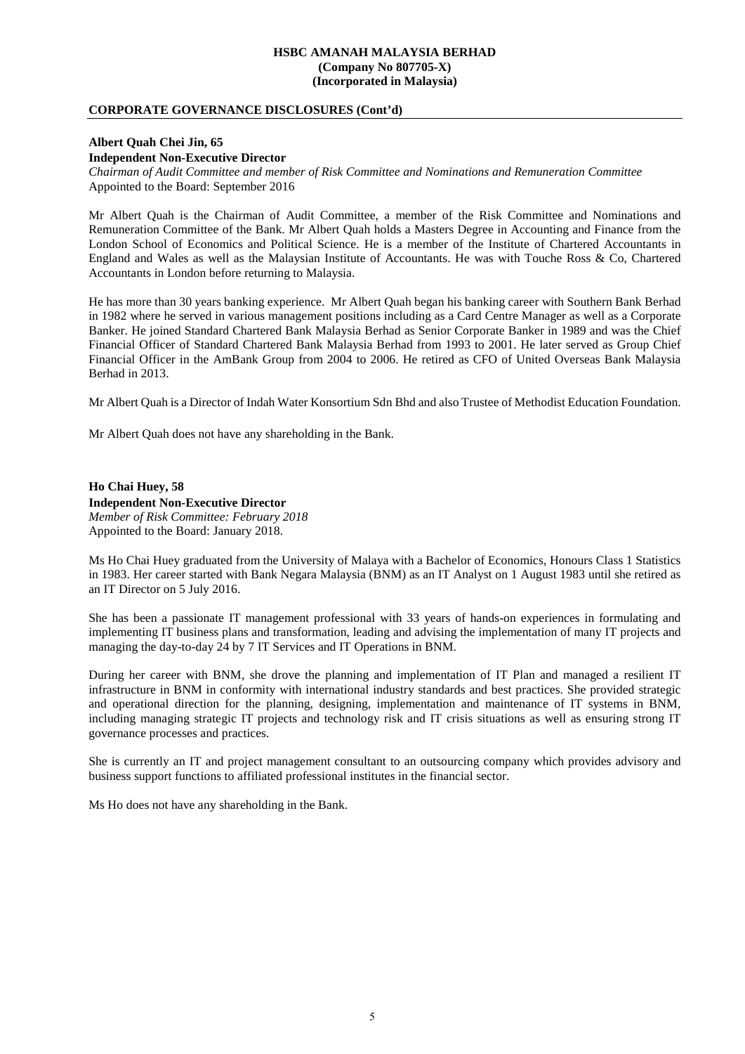**CORPORATE GOVERNANCE DISCLOSURES (Cont'd)**

**Albert Quah Chei Jin, 65**
**Independent Non-Executive Director**
*Chairman of Audit Committee and member of Risk Committee and Nominations and Remuneration Committee*
Appointed to the Board: September 2016

Mr Albert Quah is the Chairman of Audit Committee, a member of the Risk Committee and Nominations and Remuneration Committee of the Bank. Mr Albert Quah holds a Masters Degree in Accounting and Finance from the London School of Economics and Political Science. He is a member of the Institute of Chartered Accountants in England and Wales as well as the Malaysian Institute of Accountants. He was with Touche Ross & Co, Chartered Accountants in London before returning to Malaysia.

He has more than 30 years banking experience. Mr Albert Quah began his banking career with Southern Bank Berhad in 1982 where he served in various management positions including as a Card Centre Manager as well as a Corporate Banker. He joined Standard Chartered Bank Malaysia Berhad as Senior Corporate Banker in 1989 and was the Chief Financial Officer of Standard Chartered Bank Malaysia Berhad from 1993 to 2001. He later served as Group Chief Financial Officer in the AmBank Group from 2004 to 2006. He retired as CFO of United Overseas Bank Malaysia Berhad in 2013.

Mr Albert Quah is a Director of Indah Water Konsortium Sdn Bhd and also Trustee of Methodist Education Foundation.

Mr Albert Quah does not have any shareholding in the Bank.

**Ho Chai Huey, 58**
**Independent Non-Executive Director**
*Member of Risk Committee: February 2018*
Appointed to the Board: January 2018.

Ms Ho Chai Huey graduated from the University of Malaya with a Bachelor of Economics, Honours Class 1 Statistics in 1983. Her career started with Bank Negara Malaysia (BNM) as an IT Analyst on 1 August 1983 until she retired as an IT Director on 5 July 2016.

She has been a passionate IT management professional with 33 years of hands-on experiences in formulating and implementing IT business plans and transformation, leading and advising the implementation of many IT projects and managing the day-to-day 24 by 7 IT Services and IT Operations in BNM.

During her career with BNM, she drove the planning and implementation of IT Plan and managed a resilient IT infrastructure in BNM in conformity with international industry standards and best practices. She provided strategic and operational direction for the planning, designing, implementation and maintenance of IT systems in BNM, including managing strategic IT projects and technology risk and IT crisis situations as well as ensuring strong IT governance processes and practices.

She is currently an IT and project management consultant to an outsourcing company which provides advisory and business support functions to affiliated professional institutes in the financial sector.

Ms Ho does not have any shareholding in the Bank.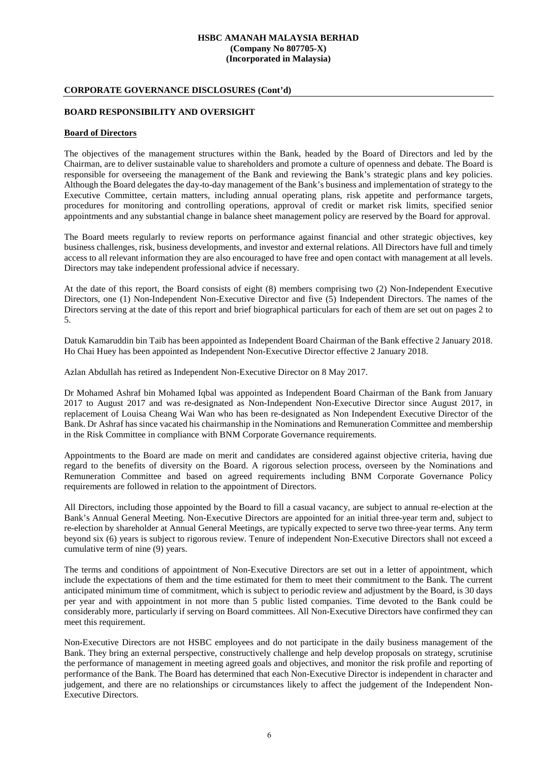## CORPORATE GOVERNANCE DISCLOSURES (Cont'd)

## BOARD RESPONSIBILITY AND OVERSIGHT

### Board of Directors

The objectives of the management structures within the Bank, headed by the Board of Directors and led by the Chairman, are to deliver sustainable value to shareholders and promote a culture of openness and debate. The Board is responsible for overseeing the management of the Bank and reviewing the Bank's strategic plans and key policies. Although the Board delegates the day-to-day management of the Bank's business and implementation of strategy to the Executive Committee, certain matters, including annual operating plans, risk appetite and performance targets, procedures for monitoring and controlling operations, approval of credit or market risk limits, specified senior appointments and any substantial change in balance sheet management policy are reserved by the Board for approval.

The Board meets regularly to review reports on performance against financial and other strategic objectives, key business challenges, risk, business developments, and investor and external relations. All Directors have full and timely access to all relevant information they are also encouraged to have free and open contact with management at all levels. Directors may take independent professional advice if necessary.

At the date of this report, the Board consists of eight (8) members comprising two (2) Non-Independent Executive Directors, one (1) Non-Independent Non-Executive Director and five (5) Independent Directors. The names of the Directors serving at the date of this report and brief biographical particulars for each of them are set out on pages 2 to 5.

Datuk Kamaruddin bin Taib has been appointed as Independent Board Chairman of the Bank effective 2 January 2018. Ho Chai Huey has been appointed as Independent Non-Executive Director effective 2 January 2018.

Azlan Abdullah has retired as Independent Non-Executive Director on 8 May 2017.

Dr Mohamed Ashraf bin Mohamed Iqbal was appointed as Independent Board Chairman of the Bank from January 2017 to August 2017 and was re-designated as Non-Independent Non-Executive Director since August 2017, in replacement of Louisa Cheang Wai Wan who has been re-designated as Non Independent Executive Director of the Bank. Dr Ashraf has since vacated his chairmanship in the Nominations and Remuneration Committee and membership in the Risk Committee in compliance with BNM Corporate Governance requirements.

Appointments to the Board are made on merit and candidates are considered against objective criteria, having due regard to the benefits of diversity on the Board. A rigorous selection process, overseen by the Nominations and Remuneration Committee and based on agreed requirements including BNM Corporate Governance Policy requirements are followed in relation to the appointment of Directors.

All Directors, including those appointed by the Board to fill a casual vacancy, are subject to annual re-election at the Bank's Annual General Meeting. Non-Executive Directors are appointed for an initial three-year term and, subject to re-election by shareholder at Annual General Meetings, are typically expected to serve two three-year terms. Any term beyond six (6) years is subject to rigorous review. Tenure of independent Non-Executive Directors shall not exceed a cumulative term of nine (9) years.

The terms and conditions of appointment of Non-Executive Directors are set out in a letter of appointment, which include the expectations of them and the time estimated for them to meet their commitment to the Bank. The current anticipated minimum time of commitment, which is subject to periodic review and adjustment by the Board, is 30 days per year and with appointment in not more than 5 public listed companies. Time devoted to the Bank could be considerably more, particularly if serving on Board committees. All Non-Executive Directors have confirmed they can meet this requirement.

Non-Executive Directors are not HSBC employees and do not participate in the daily business management of the Bank. They bring an external perspective, constructively challenge and help develop proposals on strategy, scrutinise the performance of management in meeting agreed goals and objectives, and monitor the risk profile and reporting of performance of the Bank. The Board has determined that each Non-Executive Director is independent in character and judgement, and there are no relationships or circumstances likely to affect the judgement of the Independent Non-Executive Directors.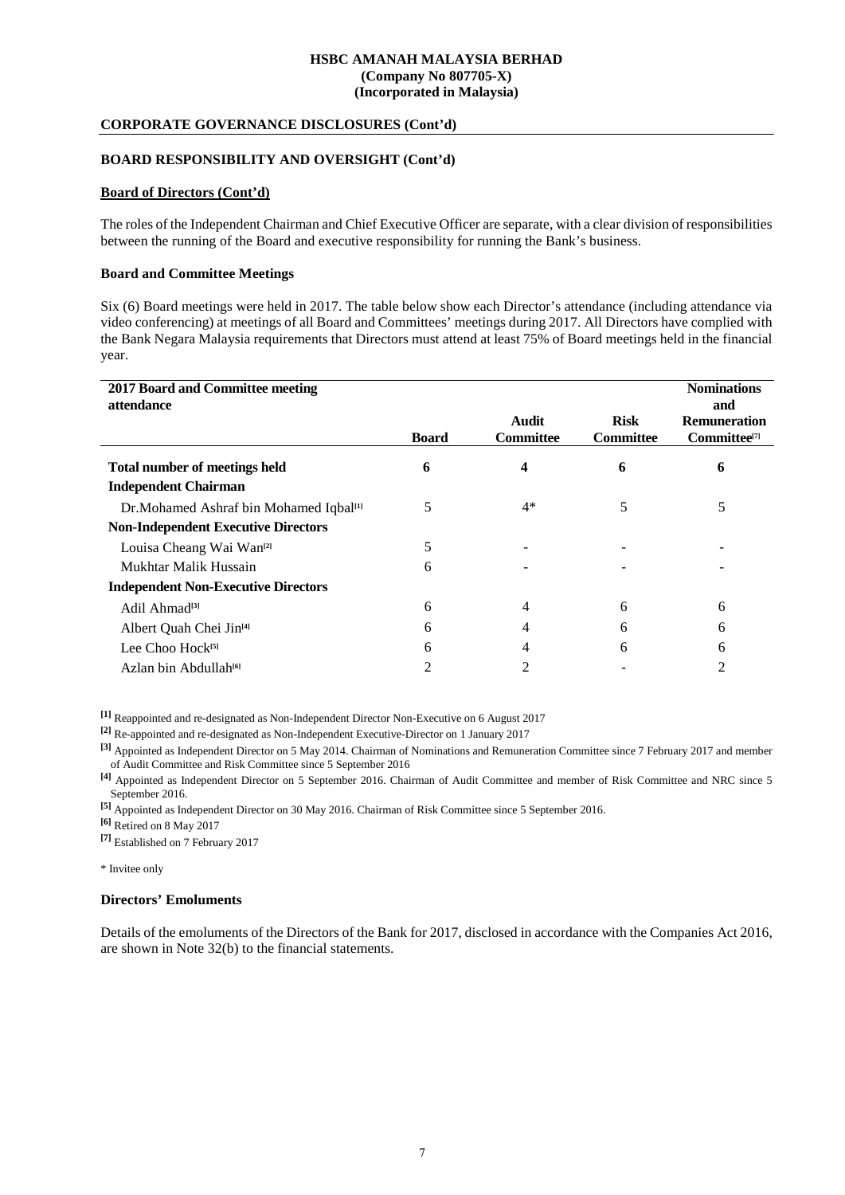**HSBC AMANAH MALAYSIA BERHAD**
**(Company No 807705-X)**
**(Incorporated in Malaysia)**

## CORPORATE GOVERNANCE DISCLOSURES (Cont'd)

### BOARD RESPONSIBILITY AND OVERSIGHT (Cont'd)

**Board of Directors (Cont'd)**

The roles of the Independent Chairman and Chief Executive Officer are separate, with a clear division of responsibilities between the running of the Board and executive responsibility for running the Bank's business.

**Board and Committee Meetings**

Six (6) Board meetings were held in 2017. The table below show each Director's attendance (including attendance via video conferencing) at meetings of all Board and Committees' meetings during 2017. All Directors have complied with the Bank Negara Malaysia requirements that Directors must attend at least 75% of Board meetings held in the financial year.

| 2017 Board and Committee meeting attendance | Board | Audit Committee | Risk Committee | Nominations and Remuneration Committee[7] |
|---|---|---|---|---|
| **Total number of meetings held** | **6** | **4** | **6** | **6** |
| **Independent Chairman** | | | | |
| Dr.Mohamed Ashraf bin Mohamed Iqbal[1] | 5 | 4* | 5 | 5 |
| **Non-Independent Executive Directors** | | | | |
| Louisa Cheang Wai Wan[2] | 5 | - | - | - |
| Mukhtar Malik Hussain | 6 | - | - | - |
| **Independent Non-Executive Directors** | | | | |
| Adil Ahmad[3] | 6 | 4 | 6 | 6 |
| Albert Quah Chei Jin[4] | 6 | 4 | 6 | 6 |
| Lee Choo Hock[5] | 6 | 4 | 6 | 6 |
| Azlan bin Abdullah[6] | 2 | 2 | - | 2 |

[1] Reappointed and re-designated as Non-Independent Director Non-Executive on 6 August 2017

[2] Re-appointed and re-designated as Non-Independent Executive-Director on 1 January 2017

[3] Appointed as Independent Director on 5 May 2014. Chairman of Nominations and Remuneration Committee since 7 February 2017 and member of Audit Committee and Risk Committee since 5 September 2016

[4] Appointed as Independent Director on 5 September 2016. Chairman of Audit Committee and member of Risk Committee and NRC since 5 September 2016.

[5] Appointed as Independent Director on 30 May 2016. Chairman of Risk Committee since 5 September 2016.

[6] Retired on 8 May 2017

[7] Established on 7 February 2017

\* Invitee only

**Directors' Emoluments**

Details of the emoluments of the Directors of the Bank for 2017, disclosed in accordance with the Companies Act 2016, are shown in Note 32(b) to the financial statements.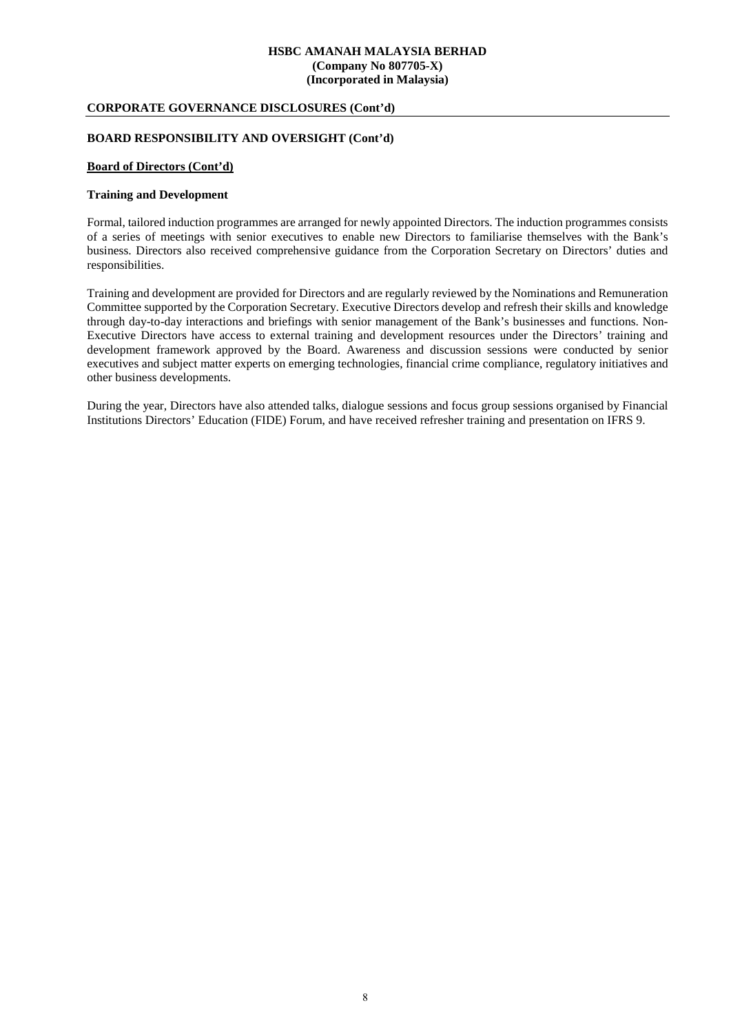## CORPORATE GOVERNANCE DISCLOSURES (Cont'd)

### BOARD RESPONSIBILITY AND OVERSIGHT (Cont'd)

**Board of Directors (Cont'd)**

**Training and Development**

Formal, tailored induction programmes are arranged for newly appointed Directors. The induction programmes consists of a series of meetings with senior executives to enable new Directors to familiarise themselves with the Bank's business. Directors also received comprehensive guidance from the Corporation Secretary on Directors' duties and responsibilities.

Training and development are provided for Directors and are regularly reviewed by the Nominations and Remuneration Committee supported by the Corporation Secretary. Executive Directors develop and refresh their skills and knowledge through day-to-day interactions and briefings with senior management of the Bank's businesses and functions. Non-Executive Directors have access to external training and development resources under the Directors' training and development framework approved by the Board. Awareness and discussion sessions were conducted by senior executives and subject matter experts on emerging technologies, financial crime compliance, regulatory initiatives and other business developments.

During the year, Directors have also attended talks, dialogue sessions and focus group sessions organised by Financial Institutions Directors' Education (FIDE) Forum, and have received refresher training and presentation on IFRS 9.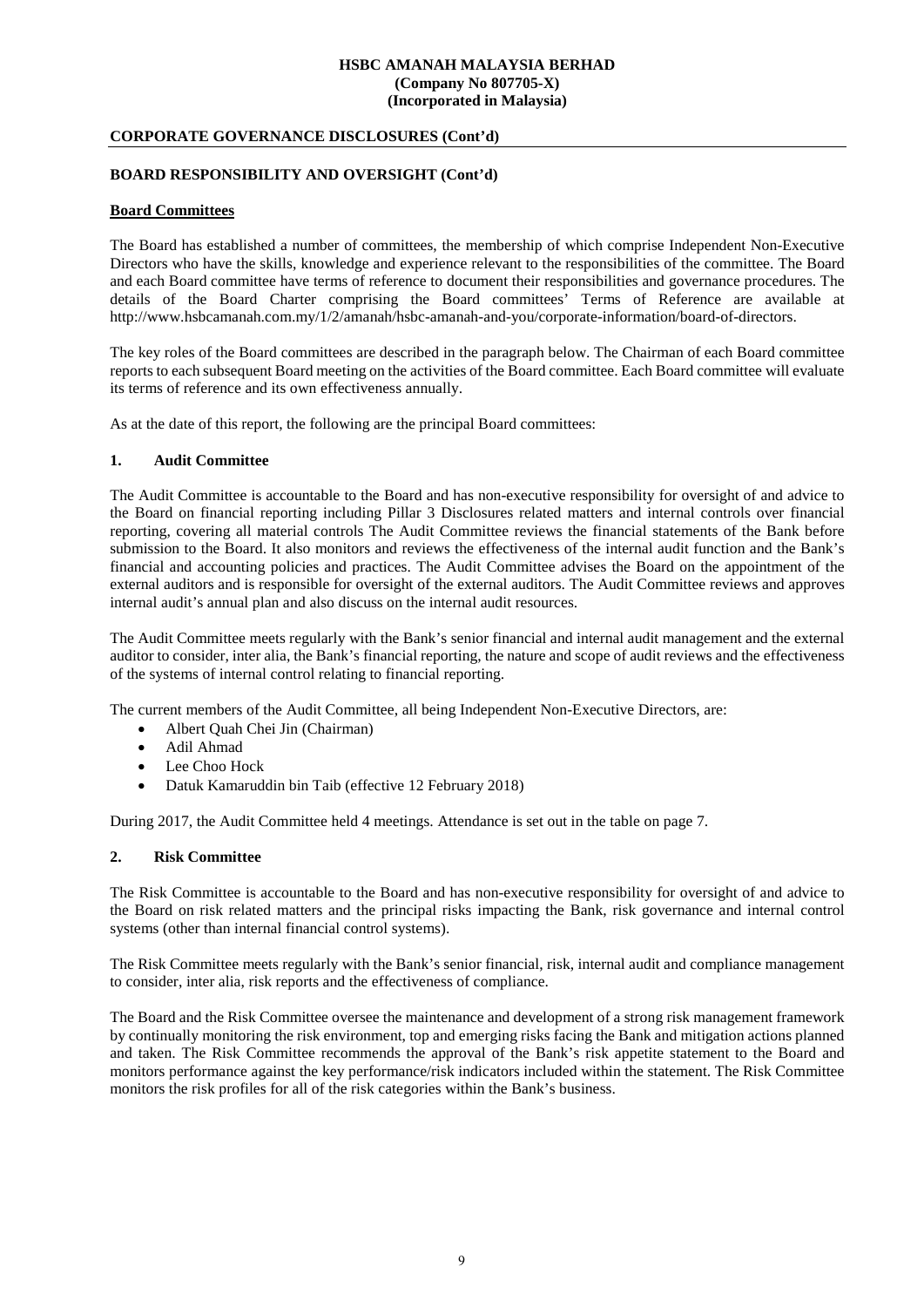## CORPORATE GOVERNANCE DISCLOSURES (Cont'd)

### BOARD RESPONSIBILITY AND OVERSIGHT (Cont'd)

#### Board Committees

The Board has established a number of committees, the membership of which comprise Independent Non-Executive Directors who have the skills, knowledge and experience relevant to the responsibilities of the committee. The Board and each Board committee have terms of reference to document their responsibilities and governance procedures. The details of the Board Charter comprising the Board committees' Terms of Reference are available at http://www.hsbcamanah.com.my/1/2/amanah/hsbc-amanah-and-you/corporate-information/board-of-directors.

The key roles of the Board committees are described in the paragraph below. The Chairman of each Board committee reports to each subsequent Board meeting on the activities of the Board committee. Each Board committee will evaluate its terms of reference and its own effectiveness annually.

As at the date of this report, the following are the principal Board committees:

#### 1. Audit Committee

The Audit Committee is accountable to the Board and has non-executive responsibility for oversight of and advice to the Board on financial reporting including Pillar 3 Disclosures related matters and internal controls over financial reporting, covering all material controls The Audit Committee reviews the financial statements of the Bank before submission to the Board. It also monitors and reviews the effectiveness of the internal audit function and the Bank's financial and accounting policies and practices. The Audit Committee advises the Board on the appointment of the external auditors and is responsible for oversight of the external auditors. The Audit Committee reviews and approves internal audit's annual plan and also discuss on the internal audit resources.

The Audit Committee meets regularly with the Bank's senior financial and internal audit management and the external auditor to consider, inter alia, the Bank's financial reporting, the nature and scope of audit reviews and the effectiveness of the systems of internal control relating to financial reporting.

The current members of the Audit Committee, all being Independent Non-Executive Directors, are:

- Albert Quah Chei Jin (Chairman)
- Adil Ahmad
- Lee Choo Hock
- Datuk Kamaruddin bin Taib (effective 12 February 2018)

During 2017, the Audit Committee held 4 meetings. Attendance is set out in the table on page 7.

#### 2. Risk Committee

The Risk Committee is accountable to the Board and has non-executive responsibility for oversight of and advice to the Board on risk related matters and the principal risks impacting the Bank, risk governance and internal control systems (other than internal financial control systems).

The Risk Committee meets regularly with the Bank's senior financial, risk, internal audit and compliance management to consider, inter alia, risk reports and the effectiveness of compliance.

The Board and the Risk Committee oversee the maintenance and development of a strong risk management framework by continually monitoring the risk environment, top and emerging risks facing the Bank and mitigation actions planned and taken. The Risk Committee recommends the approval of the Bank's risk appetite statement to the Board and monitors performance against the key performance/risk indicators included within the statement. The Risk Committee monitors the risk profiles for all of the risk categories within the Bank's business.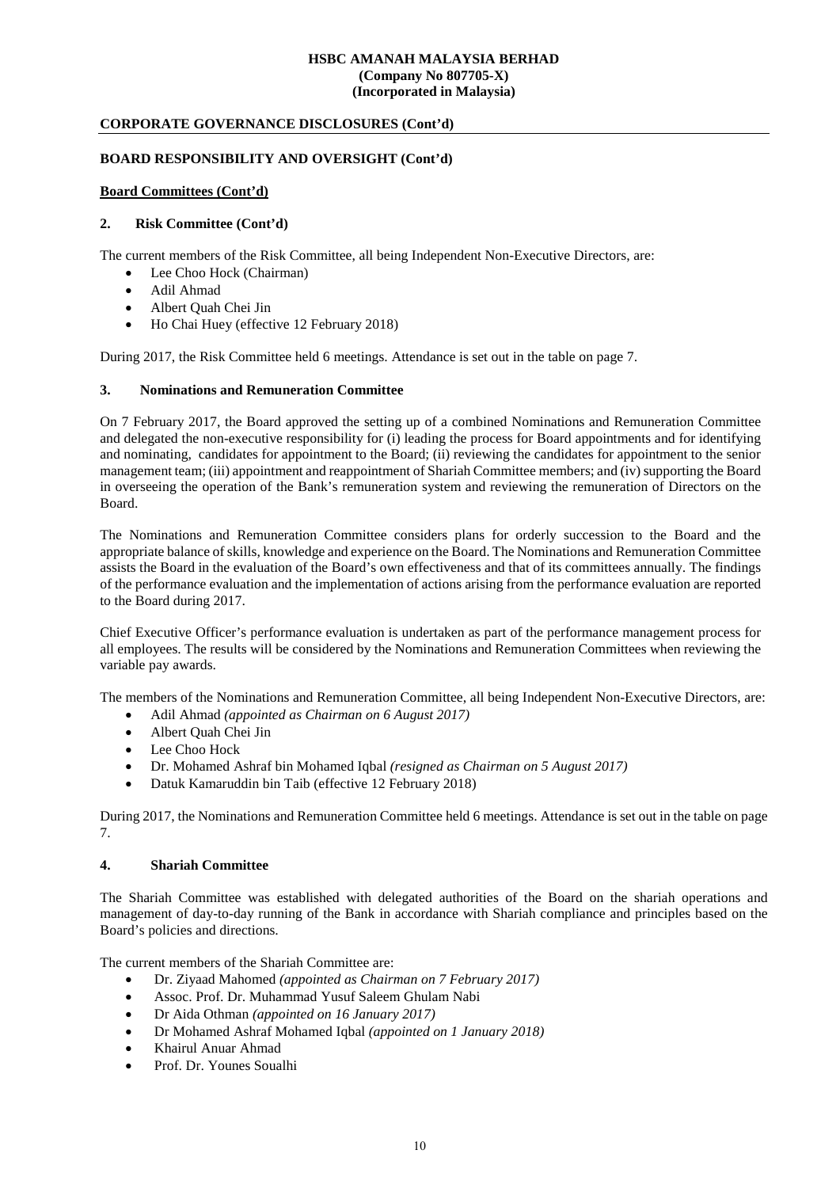## CORPORATE GOVERNANCE DISCLOSURES (Cont'd)

### BOARD RESPONSIBILITY AND OVERSIGHT (Cont'd)

**Board Committees (Cont'd)**

#### 2. Risk Committee (Cont'd)

The current members of the Risk Committee, all being Independent Non-Executive Directors, are:

- Lee Choo Hock (Chairman)
- Adil Ahmad
- Albert Quah Chei Jin
- Ho Chai Huey (effective 12 February 2018)

During 2017, the Risk Committee held 6 meetings. Attendance is set out in the table on page 7.

#### 3. Nominations and Remuneration Committee

On 7 February 2017, the Board approved the setting up of a combined Nominations and Remuneration Committee and delegated the non-executive responsibility for (i) leading the process for Board appointments and for identifying and nominating, candidates for appointment to the Board; (ii) reviewing the candidates for appointment to the senior management team; (iii) appointment and reappointment of Shariah Committee members; and (iv) supporting the Board in overseeing the operation of the Bank's remuneration system and reviewing the remuneration of Directors on the Board.

The Nominations and Remuneration Committee considers plans for orderly succession to the Board and the appropriate balance of skills, knowledge and experience on the Board. The Nominations and Remuneration Committee assists the Board in the evaluation of the Board's own effectiveness and that of its committees annually. The findings of the performance evaluation and the implementation of actions arising from the performance evaluation are reported to the Board during 2017.

Chief Executive Officer's performance evaluation is undertaken as part of the performance management process for all employees. The results will be considered by the Nominations and Remuneration Committees when reviewing the variable pay awards.

The members of the Nominations and Remuneration Committee, all being Independent Non-Executive Directors, are:

- Adil Ahmad *(appointed as Chairman on 6 August 2017)*
- Albert Quah Chei Jin
- Lee Choo Hock
- Dr. Mohamed Ashraf bin Mohamed Iqbal *(resigned as Chairman on 5 August 2017)*
- Datuk Kamaruddin bin Taib (effective 12 February 2018)

During 2017, the Nominations and Remuneration Committee held 6 meetings. Attendance is set out in the table on page 7.

#### 4. Shariah Committee

The Shariah Committee was established with delegated authorities of the Board on the shariah operations and management of day-to-day running of the Bank in accordance with Shariah compliance and principles based on the Board's policies and directions.

The current members of the Shariah Committee are:

- Dr. Ziyaad Mahomed *(appointed as Chairman on 7 February 2017)*
- Assoc. Prof. Dr. Muhammad Yusuf Saleem Ghulam Nabi
- Dr Aida Othman *(appointed on 16 January 2017)*
- Dr Mohamed Ashraf Mohamed Iqbal *(appointed on 1 January 2018)*
- Khairul Anuar Ahmad
- Prof. Dr. Younes Soualhi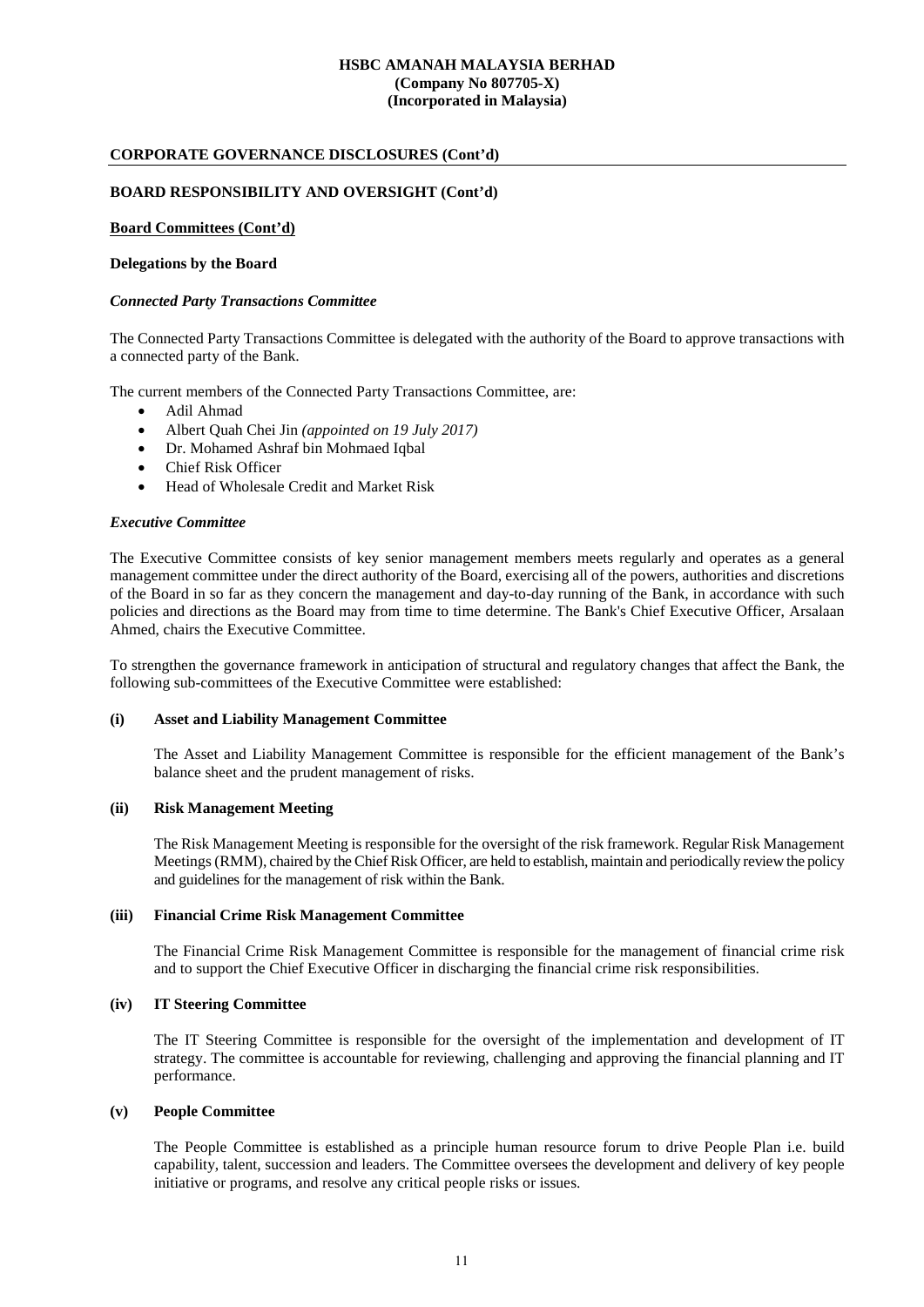## CORPORATE GOVERNANCE DISCLOSURES (Cont'd)

### BOARD RESPONSIBILITY AND OVERSIGHT (Cont'd)

**Board Committees (Cont'd)**

**Delegations by the Board**

***Connected Party Transactions Committee***

The Connected Party Transactions Committee is delegated with the authority of the Board to approve transactions with a connected party of the Bank.

The current members of the Connected Party Transactions Committee, are:

- Adil Ahmad
- Albert Quah Chei Jin *(appointed on 19 July 2017)*
- Dr. Mohamed Ashraf bin Mohmaed Iqbal
- Chief Risk Officer
- Head of Wholesale Credit and Market Risk

***Executive Committee***

The Executive Committee consists of key senior management members meets regularly and operates as a general management committee under the direct authority of the Board, exercising all of the powers, authorities and discretions of the Board in so far as they concern the management and day-to-day running of the Bank, in accordance with such policies and directions as the Board may from time to time determine. The Bank's Chief Executive Officer, Arsalaan Ahmed, chairs the Executive Committee.

To strengthen the governance framework in anticipation of structural and regulatory changes that affect the Bank, the following sub-committees of the Executive Committee were established:

**(i) Asset and Liability Management Committee**

The Asset and Liability Management Committee is responsible for the efficient management of the Bank's balance sheet and the prudent management of risks.

**(ii) Risk Management Meeting**

The Risk Management Meeting is responsible for the oversight of the risk framework. Regular Risk Management Meetings (RMM), chaired by the Chief Risk Officer, are held to establish, maintain and periodically review the policy and guidelines for the management of risk within the Bank.

**(iii) Financial Crime Risk Management Committee**

The Financial Crime Risk Management Committee is responsible for the management of financial crime risk and to support the Chief Executive Officer in discharging the financial crime risk responsibilities.

**(iv) IT Steering Committee**

The IT Steering Committee is responsible for the oversight of the implementation and development of IT strategy. The committee is accountable for reviewing, challenging and approving the financial planning and IT performance.

**(v) People Committee**

The People Committee is established as a principle human resource forum to drive People Plan i.e. build capability, talent, succession and leaders. The Committee oversees the development and delivery of key people initiative or programs, and resolve any critical people risks or issues.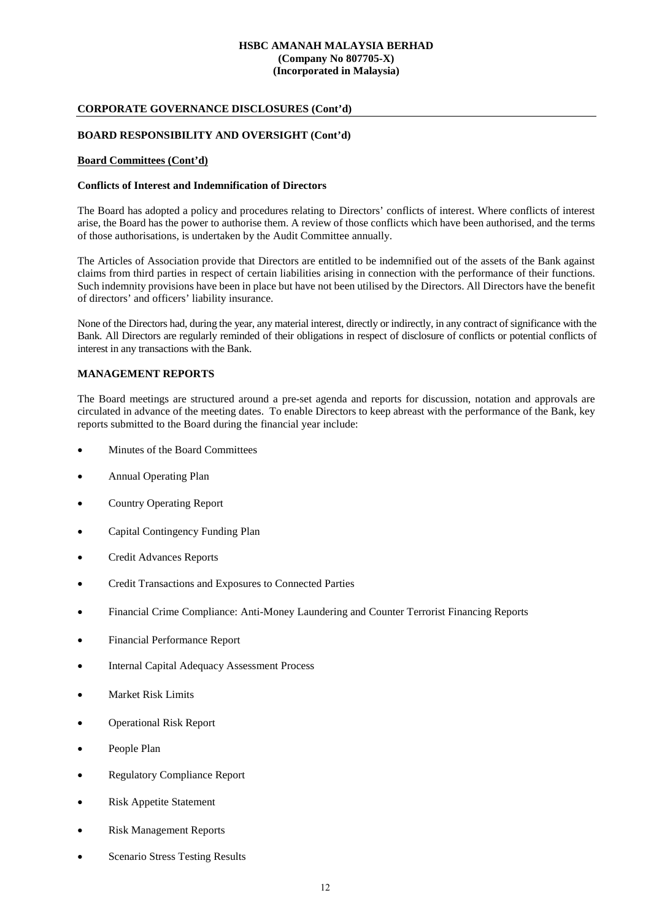## CORPORATE GOVERNANCE DISCLOSURES (Cont'd)

### BOARD RESPONSIBILITY AND OVERSIGHT (Cont'd)

**Board Committees (Cont'd)**

**Conflicts of Interest and Indemnification of Directors**

The Board has adopted a policy and procedures relating to Directors' conflicts of interest. Where conflicts of interest arise, the Board has the power to authorise them. A review of those conflicts which have been authorised, and the terms of those authorisations, is undertaken by the Audit Committee annually.

The Articles of Association provide that Directors are entitled to be indemnified out of the assets of the Bank against claims from third parties in respect of certain liabilities arising in connection with the performance of their functions. Such indemnity provisions have been in place but have not been utilised by the Directors. All Directors have the benefit of directors' and officers' liability insurance.

None of the Directors had, during the year, any material interest, directly or indirectly, in any contract of significance with the Bank. All Directors are regularly reminded of their obligations in respect of disclosure of conflicts or potential conflicts of interest in any transactions with the Bank.

### MANAGEMENT REPORTS

The Board meetings are structured around a pre-set agenda and reports for discussion, notation and approvals are circulated in advance of the meeting dates. To enable Directors to keep abreast with the performance of the Bank, key reports submitted to the Board during the financial year include:

- Minutes of the Board Committees
- Annual Operating Plan
- Country Operating Report
- Capital Contingency Funding Plan
- Credit Advances Reports
- Credit Transactions and Exposures to Connected Parties
- Financial Crime Compliance: Anti-Money Laundering and Counter Terrorist Financing Reports
- Financial Performance Report
- Internal Capital Adequacy Assessment Process
- Market Risk Limits
- Operational Risk Report
- People Plan
- Regulatory Compliance Report
- Risk Appetite Statement
- Risk Management Reports
- Scenario Stress Testing Results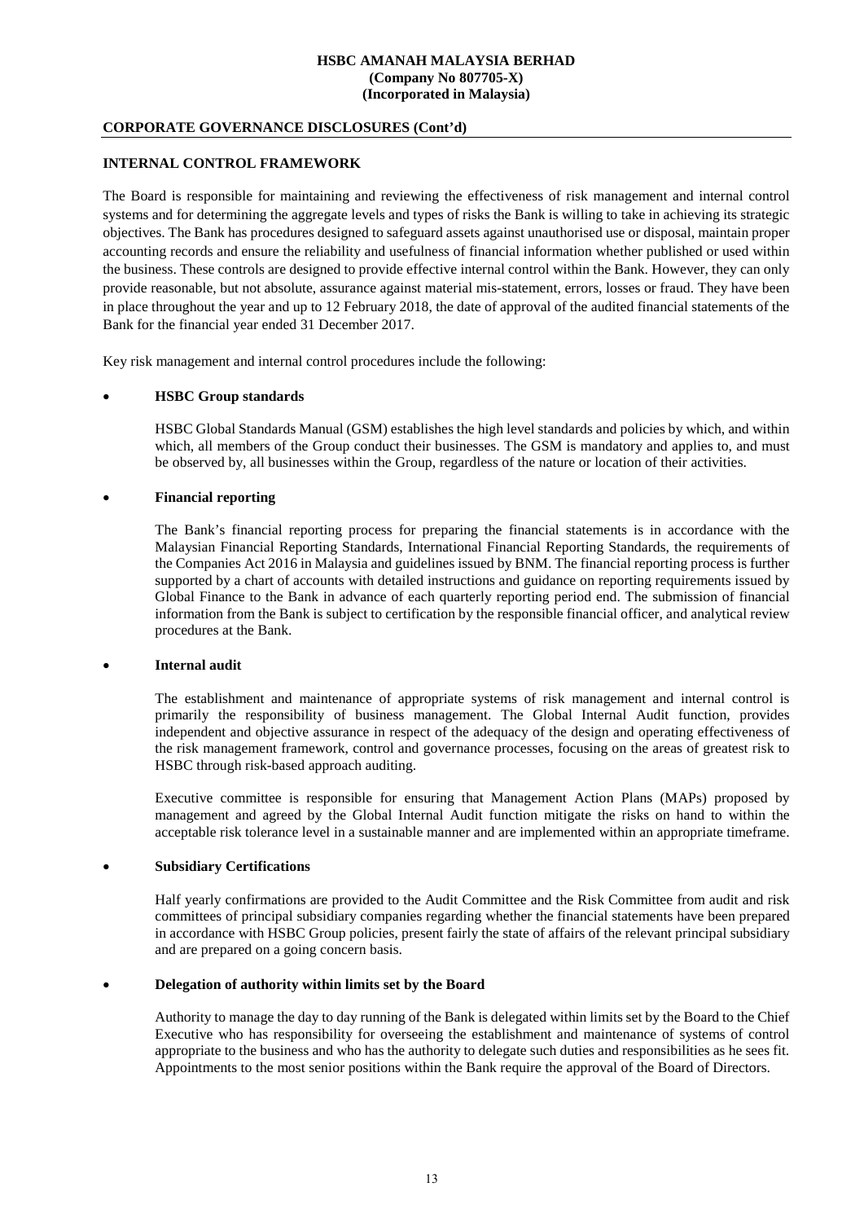## CORPORATE GOVERNANCE DISCLOSURES (Cont'd)

### INTERNAL CONTROL FRAMEWORK

The Board is responsible for maintaining and reviewing the effectiveness of risk management and internal control systems and for determining the aggregate levels and types of risks the Bank is willing to take in achieving its strategic objectives. The Bank has procedures designed to safeguard assets against unauthorised use or disposal, maintain proper accounting records and ensure the reliability and usefulness of financial information whether published or used within the business. These controls are designed to provide effective internal control within the Bank. However, they can only provide reasonable, but not absolute, assurance against material mis-statement, errors, losses or fraud. They have been in place throughout the year and up to 12 February 2018, the date of approval of the audited financial statements of the Bank for the financial year ended 31 December 2017.

Key risk management and internal control procedures include the following:

- **HSBC Group standards**

  HSBC Global Standards Manual (GSM) establishes the high level standards and policies by which, and within which, all members of the Group conduct their businesses. The GSM is mandatory and applies to, and must be observed by, all businesses within the Group, regardless of the nature or location of their activities.

- **Financial reporting**

  The Bank's financial reporting process for preparing the financial statements is in accordance with the Malaysian Financial Reporting Standards, International Financial Reporting Standards, the requirements of the Companies Act 2016 in Malaysia and guidelines issued by BNM. The financial reporting process is further supported by a chart of accounts with detailed instructions and guidance on reporting requirements issued by Global Finance to the Bank in advance of each quarterly reporting period end. The submission of financial information from the Bank is subject to certification by the responsible financial officer, and analytical review procedures at the Bank.

- **Internal audit**

  The establishment and maintenance of appropriate systems of risk management and internal control is primarily the responsibility of business management. The Global Internal Audit function, provides independent and objective assurance in respect of the adequacy of the design and operating effectiveness of the risk management framework, control and governance processes, focusing on the areas of greatest risk to HSBC through risk-based approach auditing.

  Executive committee is responsible for ensuring that Management Action Plans (MAPs) proposed by management and agreed by the Global Internal Audit function mitigate the risks on hand to within the acceptable risk tolerance level in a sustainable manner and are implemented within an appropriate timeframe.

- **Subsidiary Certifications**

  Half yearly confirmations are provided to the Audit Committee and the Risk Committee from audit and risk committees of principal subsidiary companies regarding whether the financial statements have been prepared in accordance with HSBC Group policies, present fairly the state of affairs of the relevant principal subsidiary and are prepared on a going concern basis.

- **Delegation of authority within limits set by the Board**

  Authority to manage the day to day running of the Bank is delegated within limits set by the Board to the Chief Executive who has responsibility for overseeing the establishment and maintenance of systems of control appropriate to the business and who has the authority to delegate such duties and responsibilities as he sees fit. Appointments to the most senior positions within the Bank require the approval of the Board of Directors.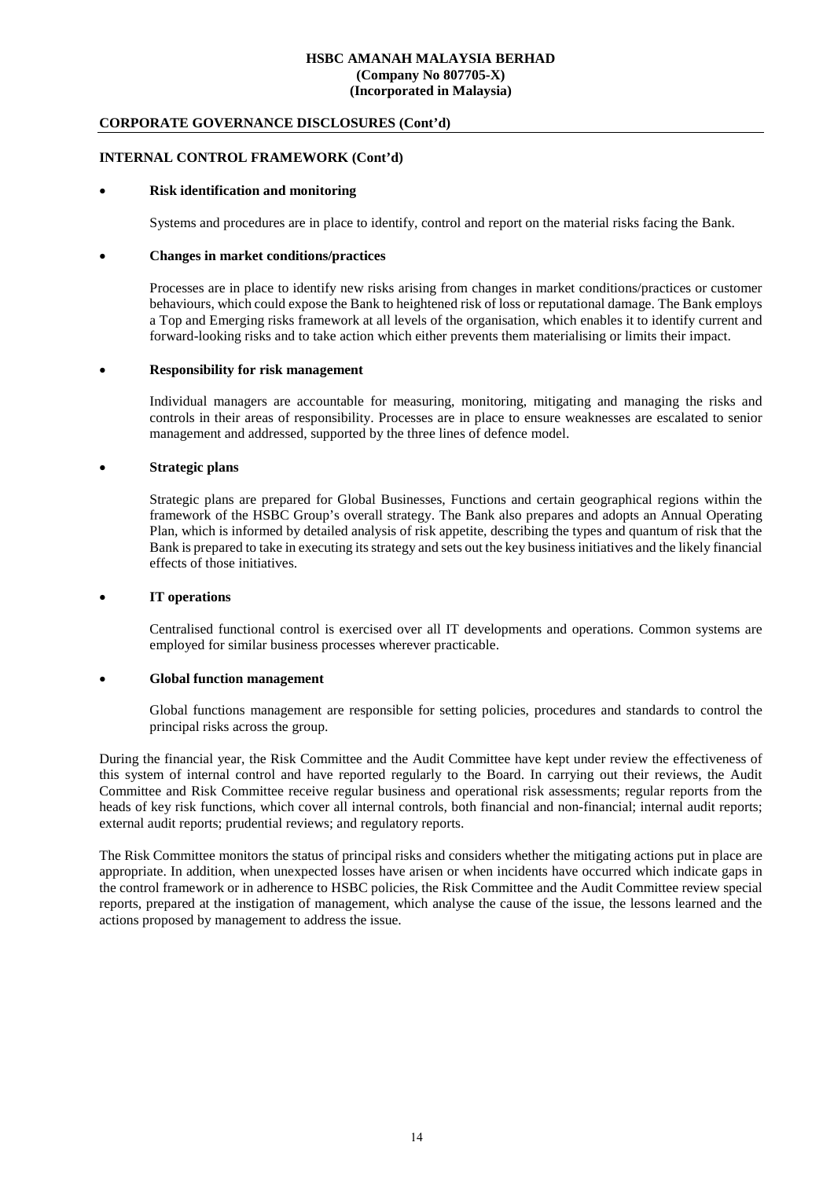## CORPORATE GOVERNANCE DISCLOSURES (Cont'd)

### INTERNAL CONTROL FRAMEWORK (Cont'd)

- **Risk identification and monitoring**

  Systems and procedures are in place to identify, control and report on the material risks facing the Bank.

- **Changes in market conditions/practices**

  Processes are in place to identify new risks arising from changes in market conditions/practices or customer behaviours, which could expose the Bank to heightened risk of loss or reputational damage. The Bank employs a Top and Emerging risks framework at all levels of the organisation, which enables it to identify current and forward-looking risks and to take action which either prevents them materialising or limits their impact.

- **Responsibility for risk management**

  Individual managers are accountable for measuring, monitoring, mitigating and managing the risks and controls in their areas of responsibility. Processes are in place to ensure weaknesses are escalated to senior management and addressed, supported by the three lines of defence model.

- **Strategic plans**

  Strategic plans are prepared for Global Businesses, Functions and certain geographical regions within the framework of the HSBC Group's overall strategy. The Bank also prepares and adopts an Annual Operating Plan, which is informed by detailed analysis of risk appetite, describing the types and quantum of risk that the Bank is prepared to take in executing its strategy and sets out the key business initiatives and the likely financial effects of those initiatives.

- **IT operations**

  Centralised functional control is exercised over all IT developments and operations. Common systems are employed for similar business processes wherever practicable.

- **Global function management**

  Global functions management are responsible for setting policies, procedures and standards to control the principal risks across the group.

During the financial year, the Risk Committee and the Audit Committee have kept under review the effectiveness of this system of internal control and have reported regularly to the Board. In carrying out their reviews, the Audit Committee and Risk Committee receive regular business and operational risk assessments; regular reports from the heads of key risk functions, which cover all internal controls, both financial and non-financial; internal audit reports; external audit reports; prudential reviews; and regulatory reports.

The Risk Committee monitors the status of principal risks and considers whether the mitigating actions put in place are appropriate. In addition, when unexpected losses have arisen or when incidents have occurred which indicate gaps in the control framework or in adherence to HSBC policies, the Risk Committee and the Audit Committee review special reports, prepared at the instigation of management, which analyse the cause of the issue, the lessons learned and the actions proposed by management to address the issue.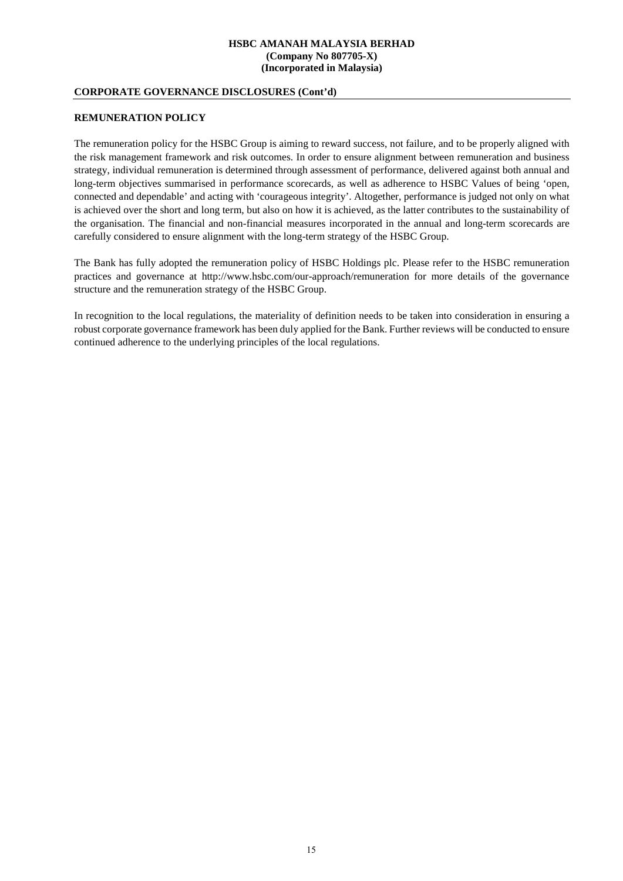## CORPORATE GOVERNANCE DISCLOSURES (Cont'd)

### REMUNERATION POLICY

The remuneration policy for the HSBC Group is aiming to reward success, not failure, and to be properly aligned with the risk management framework and risk outcomes. In order to ensure alignment between remuneration and business strategy, individual remuneration is determined through assessment of performance, delivered against both annual and long-term objectives summarised in performance scorecards, as well as adherence to HSBC Values of being 'open, connected and dependable' and acting with 'courageous integrity'. Altogether, performance is judged not only on what is achieved over the short and long term, but also on how it is achieved, as the latter contributes to the sustainability of the organisation. The financial and non-financial measures incorporated in the annual and long-term scorecards are carefully considered to ensure alignment with the long-term strategy of the HSBC Group.

The Bank has fully adopted the remuneration policy of HSBC Holdings plc. Please refer to the HSBC remuneration practices and governance at http://www.hsbc.com/our-approach/remuneration for more details of the governance structure and the remuneration strategy of the HSBC Group.

In recognition to the local regulations, the materiality of definition needs to be taken into consideration in ensuring a robust corporate governance framework has been duly applied for the Bank. Further reviews will be conducted to ensure continued adherence to the underlying principles of the local regulations.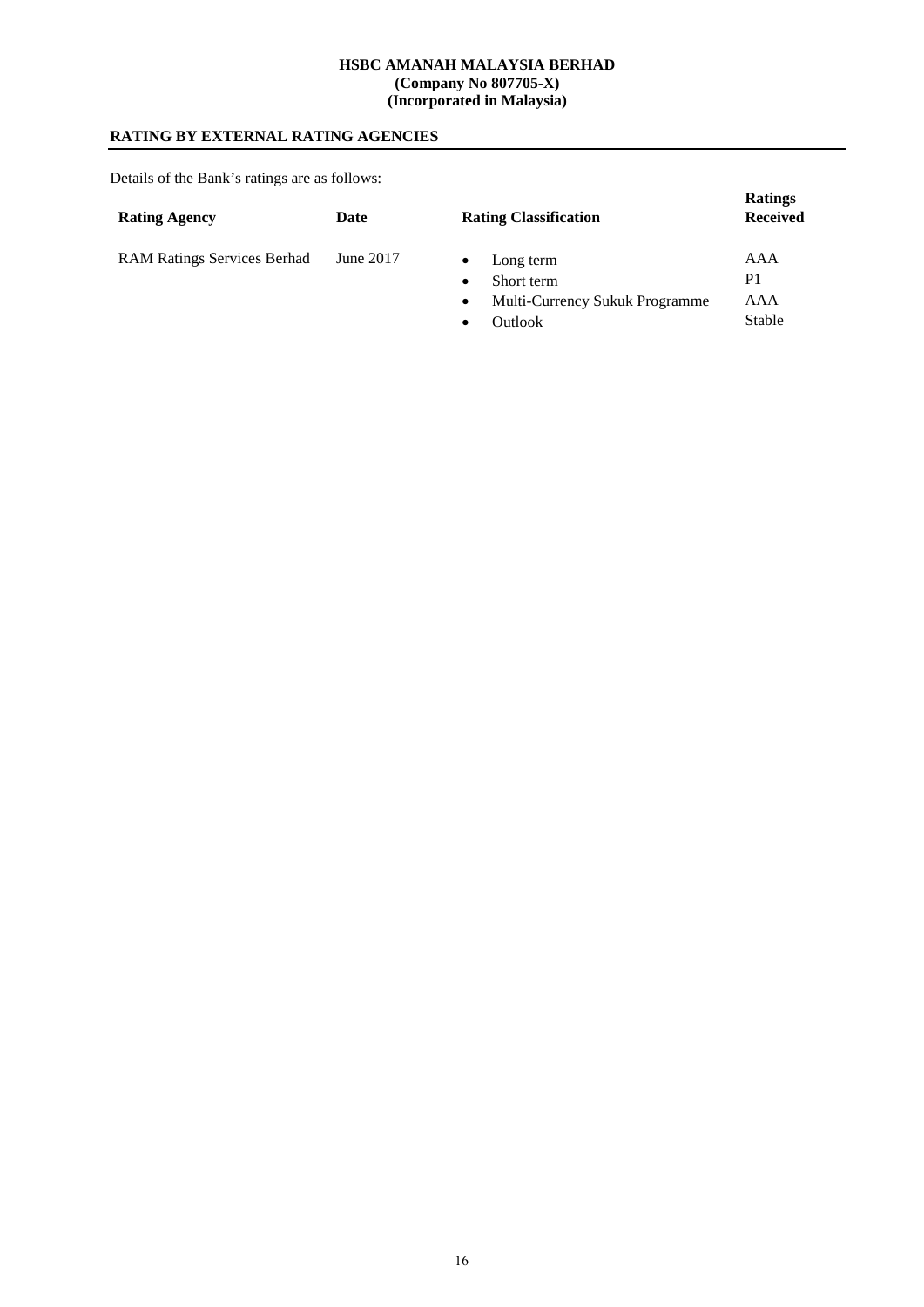**HSBC AMANAH MALAYSIA BERHAD**
**(Company No 807705-X)**
**(Incorporated in Malaysia)**

## RATING BY EXTERNAL RATING AGENCIES

Details of the Bank's ratings are as follows:

| Rating Agency | Date | Rating Classification | Ratings Received |
|---|---|---|---|
| RAM Ratings Services Berhad | June 2017 | • Long term | AAA |
| | | • Short term | P1 |
| | | • Multi-Currency Sukuk Programme | AAA |
| | | • Outlook | Stable |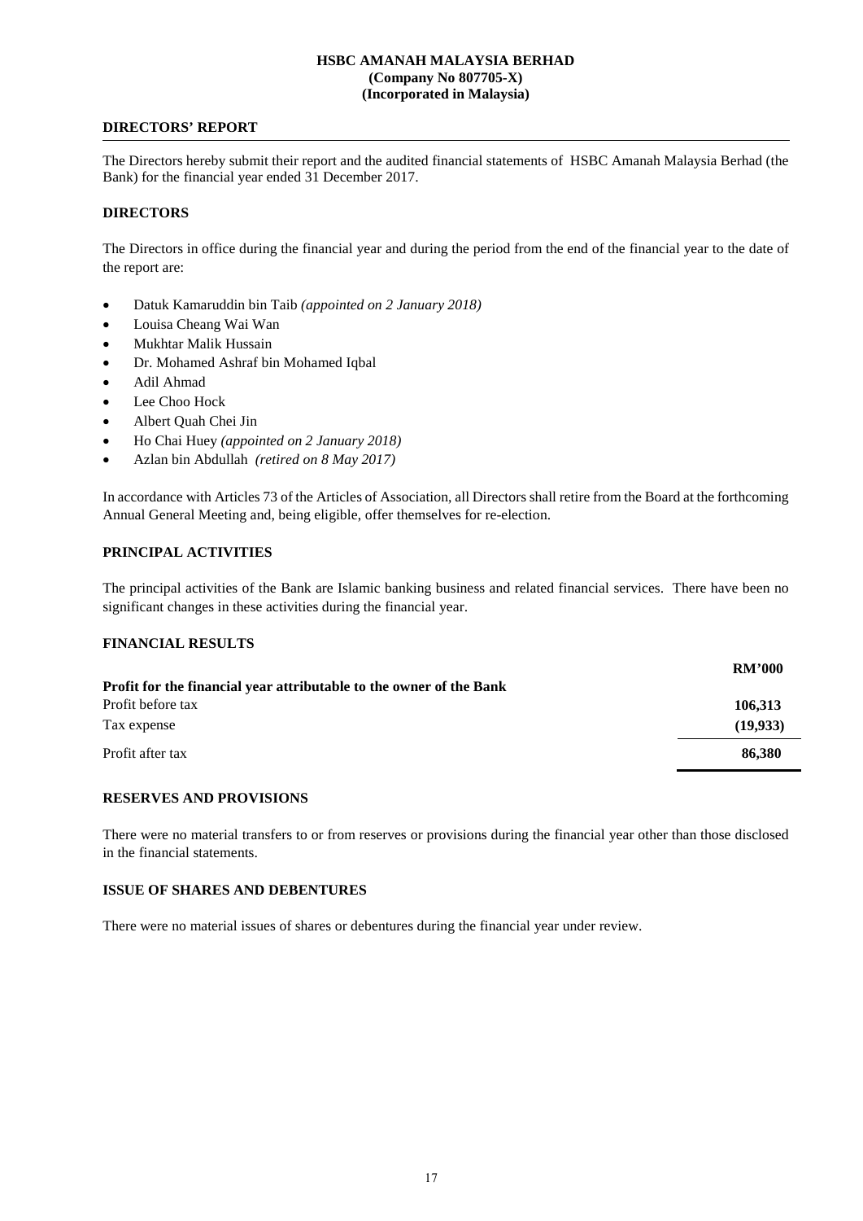**HSBC AMANAH MALAYSIA BERHAD**
**(Company No 807705-X)**
**(Incorporated in Malaysia)**

## DIRECTORS' REPORT

The Directors hereby submit their report and the audited financial statements of HSBC Amanah Malaysia Berhad (the Bank) for the financial year ended 31 December 2017.

### DIRECTORS

The Directors in office during the financial year and during the period from the end of the financial year to the date of the report are:

- Datuk Kamaruddin bin Taib *(appointed on 2 January 2018)*
- Louisa Cheang Wai Wan
- Mukhtar Malik Hussain
- Dr. Mohamed Ashraf bin Mohamed Iqbal
- Adil Ahmad
- Lee Choo Hock
- Albert Quah Chei Jin
- Ho Chai Huey *(appointed on 2 January 2018)*
- Azlan bin Abdullah *(retired on 8 May 2017)*

In accordance with Articles 73 of the Articles of Association, all Directors shall retire from the Board at the forthcoming Annual General Meeting and, being eligible, offer themselves for re-election.

### PRINCIPAL ACTIVITIES

The principal activities of the Bank are Islamic banking business and related financial services. There have been no significant changes in these activities during the financial year.

### FINANCIAL RESULTS

| | RM'000 |
|---|---|
| **Profit for the financial year attributable to the owner of the Bank** | |
| Profit before tax | **106,313** |
| Tax expense | **(19,933)** |
| Profit after tax | **86,380** |

### RESERVES AND PROVISIONS

There were no material transfers to or from reserves or provisions during the financial year other than those disclosed in the financial statements.

### ISSUE OF SHARES AND DEBENTURES

There were no material issues of shares or debentures during the financial year under review.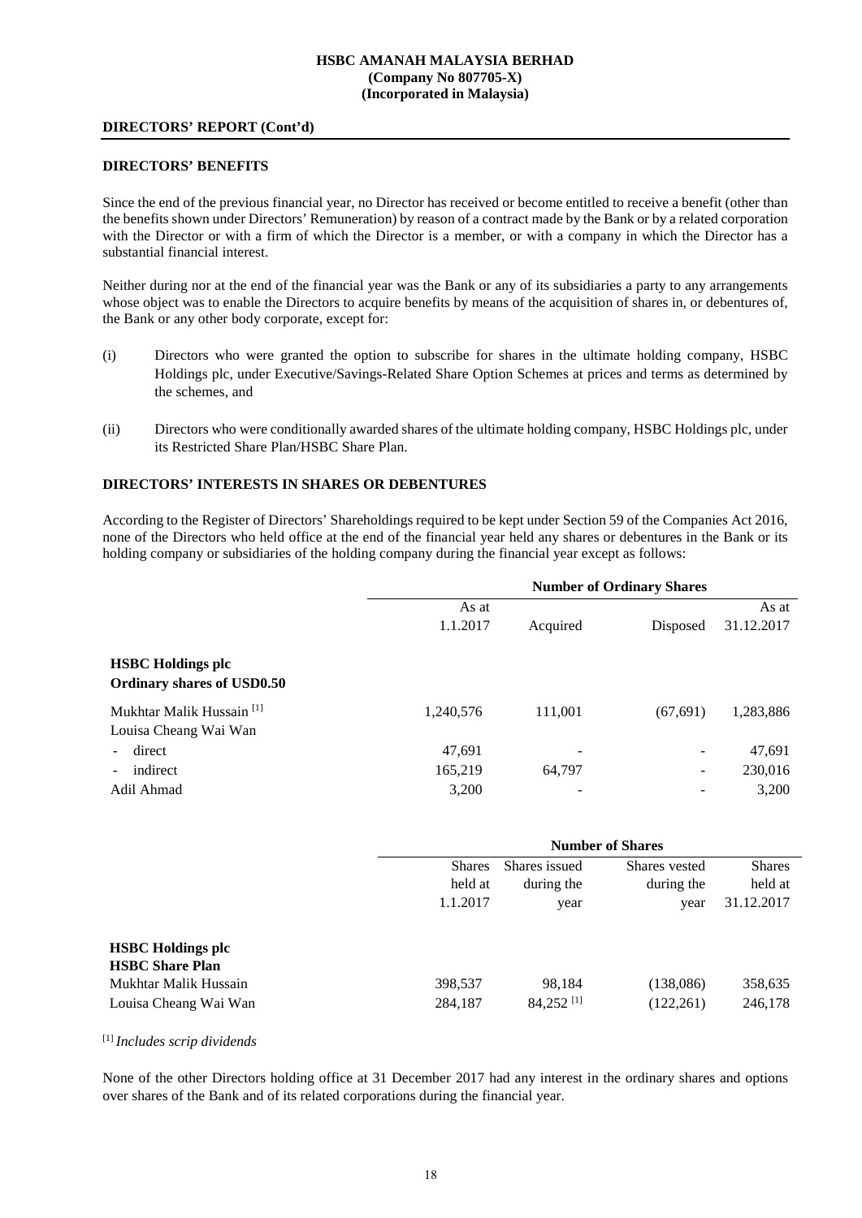## DIRECTORS' BENEFITS

Since the end of the previous financial year, no Director has received or become entitled to receive a benefit (other than the benefits shown under Directors' Remuneration) by reason of a contract made by the Bank or by a related corporation with the Director or with a firm of which the Director is a member, or with a company in which the Director has a substantial financial interest.

Neither during nor at the end of the financial year was the Bank or any of its subsidiaries a party to any arrangements whose object was to enable the Directors to acquire benefits by means of the acquisition of shares in, or debentures of, the Bank or any other body corporate, except for:

(i) Directors who were granted the option to subscribe for shares in the ultimate holding company, HSBC Holdings plc, under Executive/Savings-Related Share Option Schemes at prices and terms as determined by the schemes, and

(ii) Directors who were conditionally awarded shares of the ultimate holding company, HSBC Holdings plc, under its Restricted Share Plan/HSBC Share Plan.

## DIRECTORS' INTERESTS IN SHARES OR DEBENTURES

According to the Register of Directors' Shareholdings required to be kept under Section 59 of the Companies Act 2016, none of the Directors who held office at the end of the financial year held any shares or debentures in the Bank or its holding company or subsidiaries of the holding company during the financial year except as follows:

| | Number of Ordinary Shares | | | |
|---|---|---|---|---|
| | As at 1.1.2017 | Acquired | Disposed | As at 31.12.2017 |
| **HSBC Holdings plc** | | | | |
| **Ordinary shares of USD0.50** | | | | |
| Mukhtar Malik Hussain [1] | 1,240,576 | 111,001 | (67,691) | 1,283,886 |
| Louisa Cheang Wai Wan | | | | |
| - direct | 47,691 | - | - | 47,691 |
| - indirect | 165,219 | 64,797 | - | 230,016 |
| Adil Ahmad | 3,200 | - | - | 3,200 |

| | Number of Shares | | | |
|---|---|---|---|---|
| | Shares held at 1.1.2017 | Shares issued during the year | Shares vested during the year | Shares held at 31.12.2017 |
| **HSBC Holdings plc** | | | | |
| **HSBC Share Plan** | | | | |
| Mukhtar Malik Hussain | 398,537 | 98,184 | (138,086) | 358,635 |
| Louisa Cheang Wai Wan | 284,187 | 84,252 [1] | (122,261) | 246,178 |

[1] *Includes scrip dividends*

None of the other Directors holding office at 31 December 2017 had any interest in the ordinary shares and options over shares of the Bank and of its related corporations during the financial year.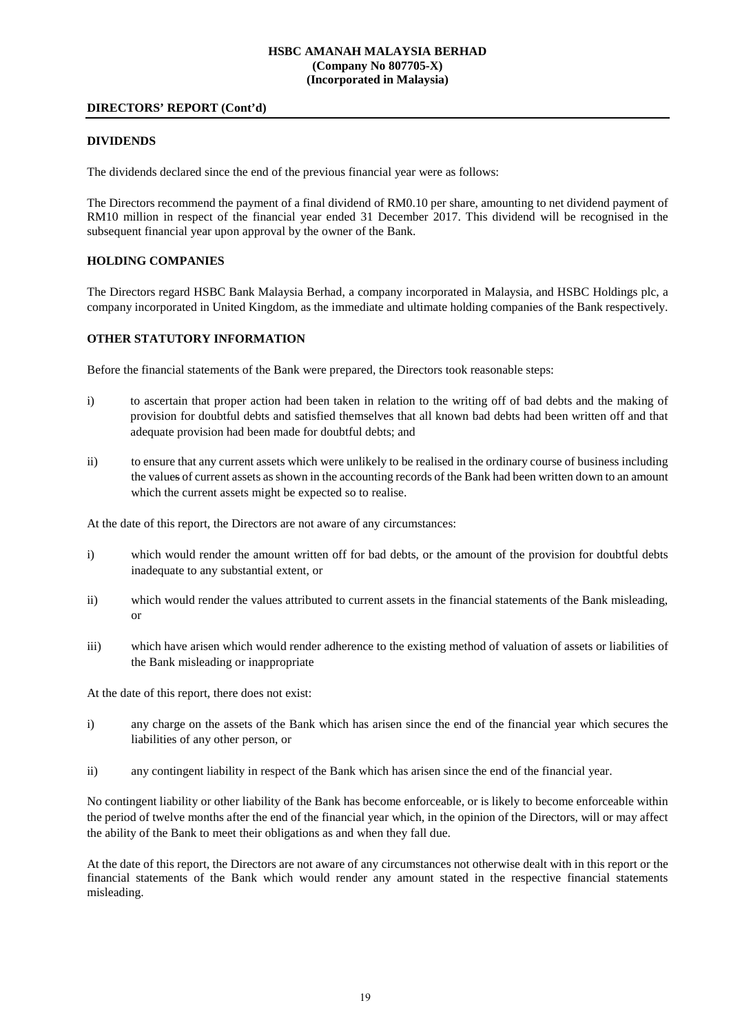**DIRECTORS' REPORT (Cont'd)**

## DIVIDENDS

The dividends declared since the end of the previous financial year were as follows:

The Directors recommend the payment of a final dividend of RM0.10 per share, amounting to net dividend payment of RM10 million in respect of the financial year ended 31 December 2017. This dividend will be recognised in the subsequent financial year upon approval by the owner of the Bank.

## HOLDING COMPANIES

The Directors regard HSBC Bank Malaysia Berhad, a company incorporated in Malaysia, and HSBC Holdings plc, a company incorporated in United Kingdom, as the immediate and ultimate holding companies of the Bank respectively.

## OTHER STATUTORY INFORMATION

Before the financial statements of the Bank were prepared, the Directors took reasonable steps:

i) to ascertain that proper action had been taken in relation to the writing off of bad debts and the making of provision for doubtful debts and satisfied themselves that all known bad debts had been written off and that adequate provision had been made for doubtful debts; and

ii) to ensure that any current assets which were unlikely to be realised in the ordinary course of business including the values of current assets as shown in the accounting records of the Bank had been written down to an amount which the current assets might be expected so to realise.

At the date of this report, the Directors are not aware of any circumstances:

i) which would render the amount written off for bad debts, or the amount of the provision for doubtful debts inadequate to any substantial extent, or

ii) which would render the values attributed to current assets in the financial statements of the Bank misleading, or

iii) which have arisen which would render adherence to the existing method of valuation of assets or liabilities of the Bank misleading or inappropriate

At the date of this report, there does not exist:

i) any charge on the assets of the Bank which has arisen since the end of the financial year which secures the liabilities of any other person, or

ii) any contingent liability in respect of the Bank which has arisen since the end of the financial year.

No contingent liability or other liability of the Bank has become enforceable, or is likely to become enforceable within the period of twelve months after the end of the financial year which, in the opinion of the Directors, will or may affect the ability of the Bank to meet their obligations as and when they fall due.

At the date of this report, the Directors are not aware of any circumstances not otherwise dealt with in this report or the financial statements of the Bank which would render any amount stated in the respective financial statements misleading.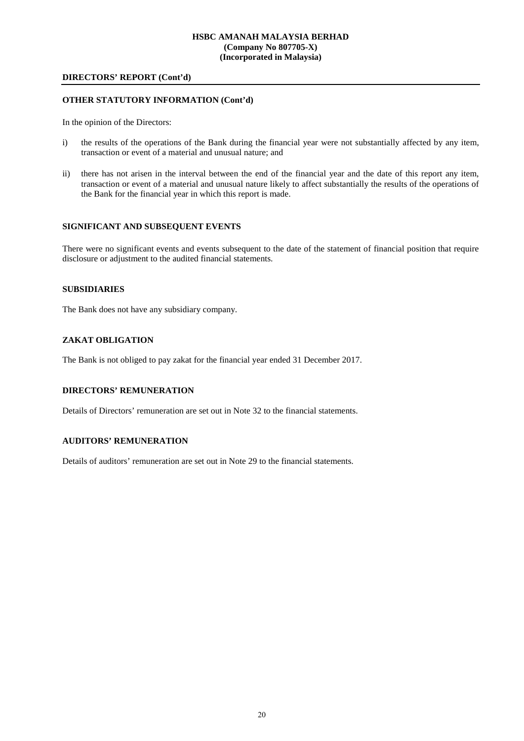## DIRECTORS' REPORT (Cont'd)

### OTHER STATUTORY INFORMATION (Cont'd)

In the opinion of the Directors:

i) the results of the operations of the Bank during the financial year were not substantially affected by any item, transaction or event of a material and unusual nature; and

ii) there has not arisen in the interval between the end of the financial year and the date of this report any item, transaction or event of a material and unusual nature likely to affect substantially the results of the operations of the Bank for the financial year in which this report is made.

### SIGNIFICANT AND SUBSEQUENT EVENTS

There were no significant events and events subsequent to the date of the statement of financial position that require disclosure or adjustment to the audited financial statements.

### SUBSIDIARIES

The Bank does not have any subsidiary company.

### ZAKAT OBLIGATION

The Bank is not obliged to pay zakat for the financial year ended 31 December 2017.

### DIRECTORS' REMUNERATION

Details of Directors' remuneration are set out in Note 32 to the financial statements.

### AUDITORS' REMUNERATION

Details of auditors' remuneration are set out in Note 29 to the financial statements.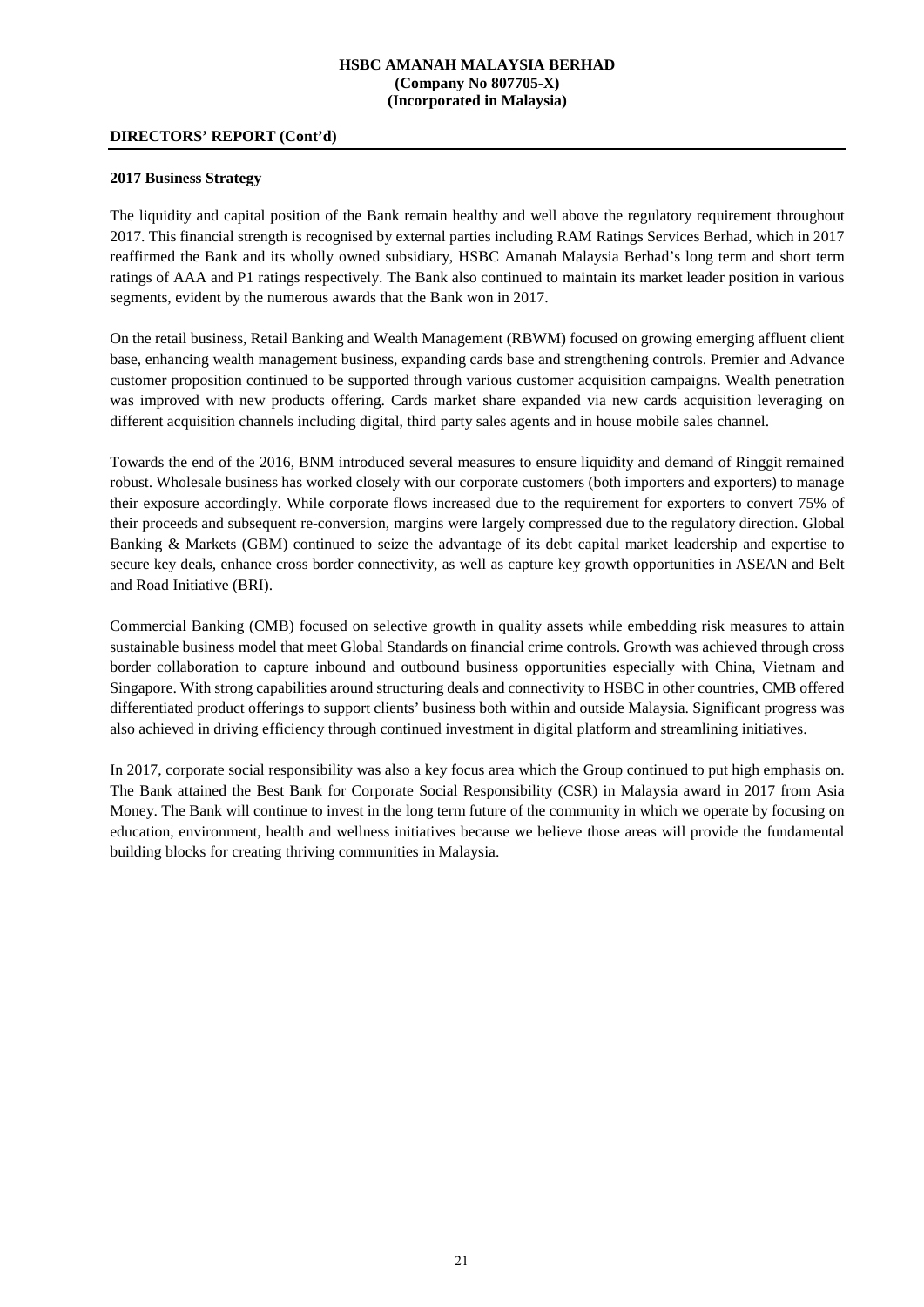**DIRECTORS' REPORT (Cont'd)**

**2017 Business Strategy**

The liquidity and capital position of the Bank remain healthy and well above the regulatory requirement throughout 2017. This financial strength is recognised by external parties including RAM Ratings Services Berhad, which in 2017 reaffirmed the Bank and its wholly owned subsidiary, HSBC Amanah Malaysia Berhad's long term and short term ratings of AAA and P1 ratings respectively. The Bank also continued to maintain its market leader position in various segments, evident by the numerous awards that the Bank won in 2017.

On the retail business, Retail Banking and Wealth Management (RBWM) focused on growing emerging affluent client base, enhancing wealth management business, expanding cards base and strengthening controls. Premier and Advance customer proposition continued to be supported through various customer acquisition campaigns. Wealth penetration was improved with new products offering. Cards market share expanded via new cards acquisition leveraging on different acquisition channels including digital, third party sales agents and in house mobile sales channel.

Towards the end of the 2016, BNM introduced several measures to ensure liquidity and demand of Ringgit remained robust. Wholesale business has worked closely with our corporate customers (both importers and exporters) to manage their exposure accordingly. While corporate flows increased due to the requirement for exporters to convert 75% of their proceeds and subsequent re-conversion, margins were largely compressed due to the regulatory direction. Global Banking & Markets (GBM) continued to seize the advantage of its debt capital market leadership and expertise to secure key deals, enhance cross border connectivity, as well as capture key growth opportunities in ASEAN and Belt and Road Initiative (BRI).

Commercial Banking (CMB) focused on selective growth in quality assets while embedding risk measures to attain sustainable business model that meet Global Standards on financial crime controls. Growth was achieved through cross border collaboration to capture inbound and outbound business opportunities especially with China, Vietnam and Singapore. With strong capabilities around structuring deals and connectivity to HSBC in other countries, CMB offered differentiated product offerings to support clients' business both within and outside Malaysia. Significant progress was also achieved in driving efficiency through continued investment in digital platform and streamlining initiatives.

In 2017, corporate social responsibility was also a key focus area which the Group continued to put high emphasis on. The Bank attained the Best Bank for Corporate Social Responsibility (CSR) in Malaysia award in 2017 from Asia Money. The Bank will continue to invest in the long term future of the community in which we operate by focusing on education, environment, health and wellness initiatives because we believe those areas will provide the fundamental building blocks for creating thriving communities in Malaysia.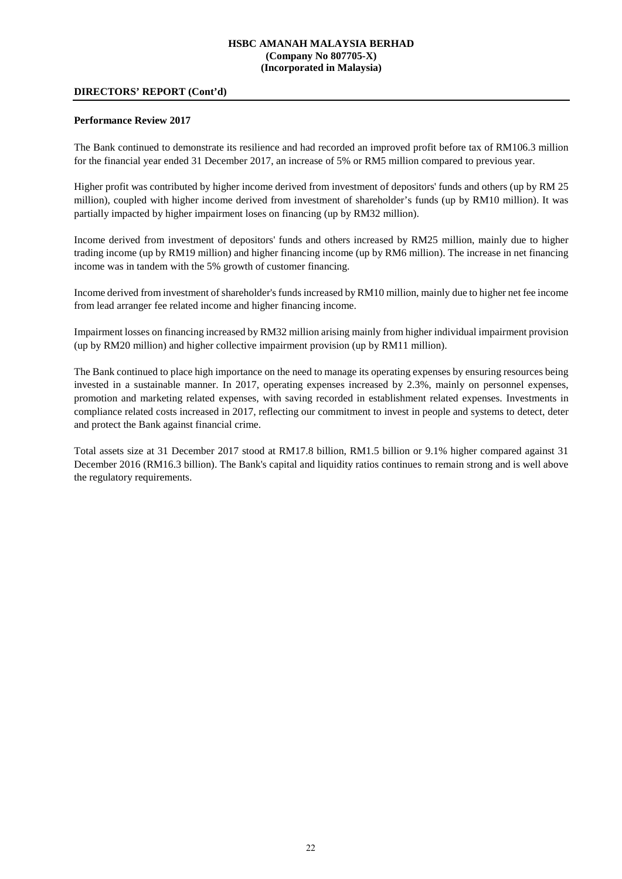**DIRECTORS' REPORT (Cont'd)**

**Performance Review 2017**

The Bank continued to demonstrate its resilience and had recorded an improved profit before tax of RM106.3 million for the financial year ended 31 December 2017, an increase of 5% or RM5 million compared to previous year.

Higher profit was contributed by higher income derived from investment of depositors' funds and others (up by RM 25 million), coupled with higher income derived from investment of shareholder's funds (up by RM10 million). It was partially impacted by higher impairment loses on financing (up by RM32 million).

Income derived from investment of depositors' funds and others increased by RM25 million, mainly due to higher trading income (up by RM19 million) and higher financing income (up by RM6 million). The increase in net financing income was in tandem with the 5% growth of customer financing.

Income derived from investment of shareholder's funds increased by RM10 million, mainly due to higher net fee income from lead arranger fee related income and higher financing income.

Impairment losses on financing increased by RM32 million arising mainly from higher individual impairment provision (up by RM20 million) and higher collective impairment provision (up by RM11 million).

The Bank continued to place high importance on the need to manage its operating expenses by ensuring resources being invested in a sustainable manner. In 2017, operating expenses increased by 2.3%, mainly on personnel expenses, promotion and marketing related expenses, with saving recorded in establishment related expenses. Investments in compliance related costs increased in 2017, reflecting our commitment to invest in people and systems to detect, deter and protect the Bank against financial crime.

Total assets size at 31 December 2017 stood at RM17.8 billion, RM1.5 billion or 9.1% higher compared against 31 December 2016 (RM16.3 billion). The Bank's capital and liquidity ratios continues to remain strong and is well above the regulatory requirements.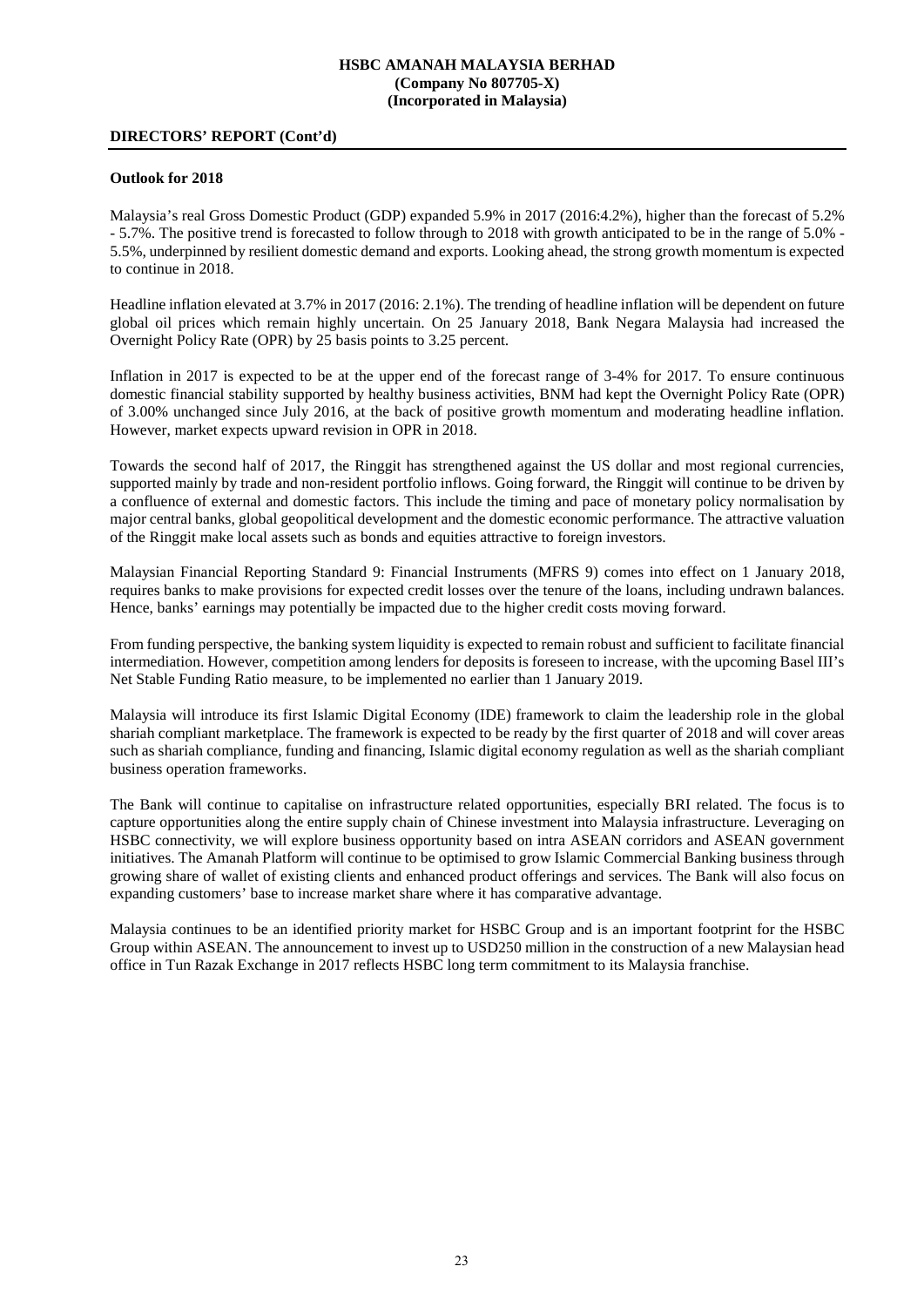**DIRECTORS' REPORT (Cont'd)**

**Outlook for 2018**

Malaysia's real Gross Domestic Product (GDP) expanded 5.9% in 2017 (2016:4.2%), higher than the forecast of 5.2% - 5.7%. The positive trend is forecasted to follow through to 2018 with growth anticipated to be in the range of 5.0% - 5.5%, underpinned by resilient domestic demand and exports. Looking ahead, the strong growth momentum is expected to continue in 2018.

Headline inflation elevated at 3.7% in 2017 (2016: 2.1%). The trending of headline inflation will be dependent on future global oil prices which remain highly uncertain. On 25 January 2018, Bank Negara Malaysia had increased the Overnight Policy Rate (OPR) by 25 basis points to 3.25 percent.

Inflation in 2017 is expected to be at the upper end of the forecast range of 3-4% for 2017. To ensure continuous domestic financial stability supported by healthy business activities, BNM had kept the Overnight Policy Rate (OPR) of 3.00% unchanged since July 2016, at the back of positive growth momentum and moderating headline inflation. However, market expects upward revision in OPR in 2018.

Towards the second half of 2017, the Ringgit has strengthened against the US dollar and most regional currencies, supported mainly by trade and non-resident portfolio inflows. Going forward, the Ringgit will continue to be driven by a confluence of external and domestic factors. This include the timing and pace of monetary policy normalisation by major central banks, global geopolitical development and the domestic economic performance. The attractive valuation of the Ringgit make local assets such as bonds and equities attractive to foreign investors.

Malaysian Financial Reporting Standard 9: Financial Instruments (MFRS 9) comes into effect on 1 January 2018, requires banks to make provisions for expected credit losses over the tenure of the loans, including undrawn balances. Hence, banks' earnings may potentially be impacted due to the higher credit costs moving forward.

From funding perspective, the banking system liquidity is expected to remain robust and sufficient to facilitate financial intermediation. However, competition among lenders for deposits is foreseen to increase, with the upcoming Basel III's Net Stable Funding Ratio measure, to be implemented no earlier than 1 January 2019.

Malaysia will introduce its first Islamic Digital Economy (IDE) framework to claim the leadership role in the global shariah compliant marketplace. The framework is expected to be ready by the first quarter of 2018 and will cover areas such as shariah compliance, funding and financing, Islamic digital economy regulation as well as the shariah compliant business operation frameworks.

The Bank will continue to capitalise on infrastructure related opportunities, especially BRI related. The focus is to capture opportunities along the entire supply chain of Chinese investment into Malaysia infrastructure. Leveraging on HSBC connectivity, we will explore business opportunity based on intra ASEAN corridors and ASEAN government initiatives. The Amanah Platform will continue to be optimised to grow Islamic Commercial Banking business through growing share of wallet of existing clients and enhanced product offerings and services. The Bank will also focus on expanding customers' base to increase market share where it has comparative advantage.

Malaysia continues to be an identified priority market for HSBC Group and is an important footprint for the HSBC Group within ASEAN. The announcement to invest up to USD250 million in the construction of a new Malaysian head office in Tun Razak Exchange in 2017 reflects HSBC long term commitment to its Malaysia franchise.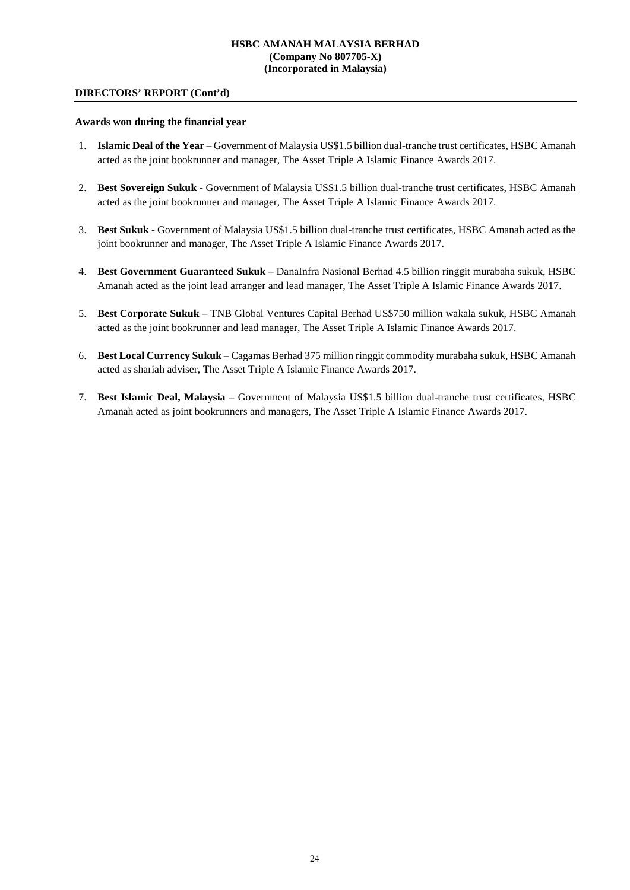## DIRECTORS' REPORT (Cont'd)

### Awards won during the financial year

1. **Islamic Deal of the Year** – Government of Malaysia US$1.5 billion dual-tranche trust certificates, HSBC Amanah acted as the joint bookrunner and manager, The Asset Triple A Islamic Finance Awards 2017.
2. **Best Sovereign Sukuk** - Government of Malaysia US$1.5 billion dual-tranche trust certificates, HSBC Amanah acted as the joint bookrunner and manager, The Asset Triple A Islamic Finance Awards 2017.
3. **Best Sukuk** - Government of Malaysia US$1.5 billion dual-tranche trust certificates, HSBC Amanah acted as the joint bookrunner and manager, The Asset Triple A Islamic Finance Awards 2017.
4. **Best Government Guaranteed Sukuk** – DanaInfra Nasional Berhad 4.5 billion ringgit murabaha sukuk, HSBC Amanah acted as the joint lead arranger and lead manager, The Asset Triple A Islamic Finance Awards 2017.
5. **Best Corporate Sukuk** – TNB Global Ventures Capital Berhad US$750 million wakala sukuk, HSBC Amanah acted as the joint bookrunner and lead manager, The Asset Triple A Islamic Finance Awards 2017.
6. **Best Local Currency Sukuk** – Cagamas Berhad 375 million ringgit commodity murabaha sukuk, HSBC Amanah acted as shariah adviser, The Asset Triple A Islamic Finance Awards 2017.
7. **Best Islamic Deal, Malaysia** – Government of Malaysia US$1.5 billion dual-tranche trust certificates, HSBC Amanah acted as joint bookrunners and managers, The Asset Triple A Islamic Finance Awards 2017.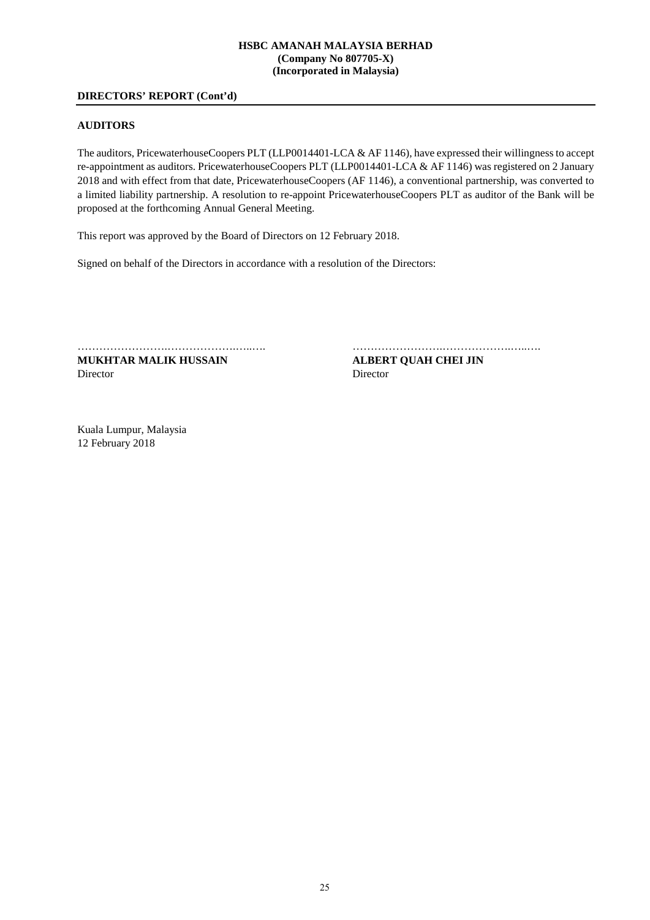**DIRECTORS' REPORT (Cont'd)**

## AUDITORS

The auditors, PricewaterhouseCoopers PLT (LLP0014401-LCA & AF 1146), have expressed their willingness to accept re-appointment as auditors. PricewaterhouseCoopers PLT (LLP0014401-LCA & AF 1146) was registered on 2 January 2018 and with effect from that date, PricewaterhouseCoopers (AF 1146), a conventional partnership, was converted to a limited liability partnership. A resolution to re-appoint PricewaterhouseCoopers PLT as auditor of the Bank will be proposed at the forthcoming Annual General Meeting.

This report was approved by the Board of Directors on 12 February 2018.

Signed on behalf of the Directors in accordance with a resolution of the Directors:

……………………………………………

**MUKHTAR MALIK HUSSAIN**
Director

……………………………………………

**ALBERT QUAH CHEI JIN**
Director

Kuala Lumpur, Malaysia
12 February 2018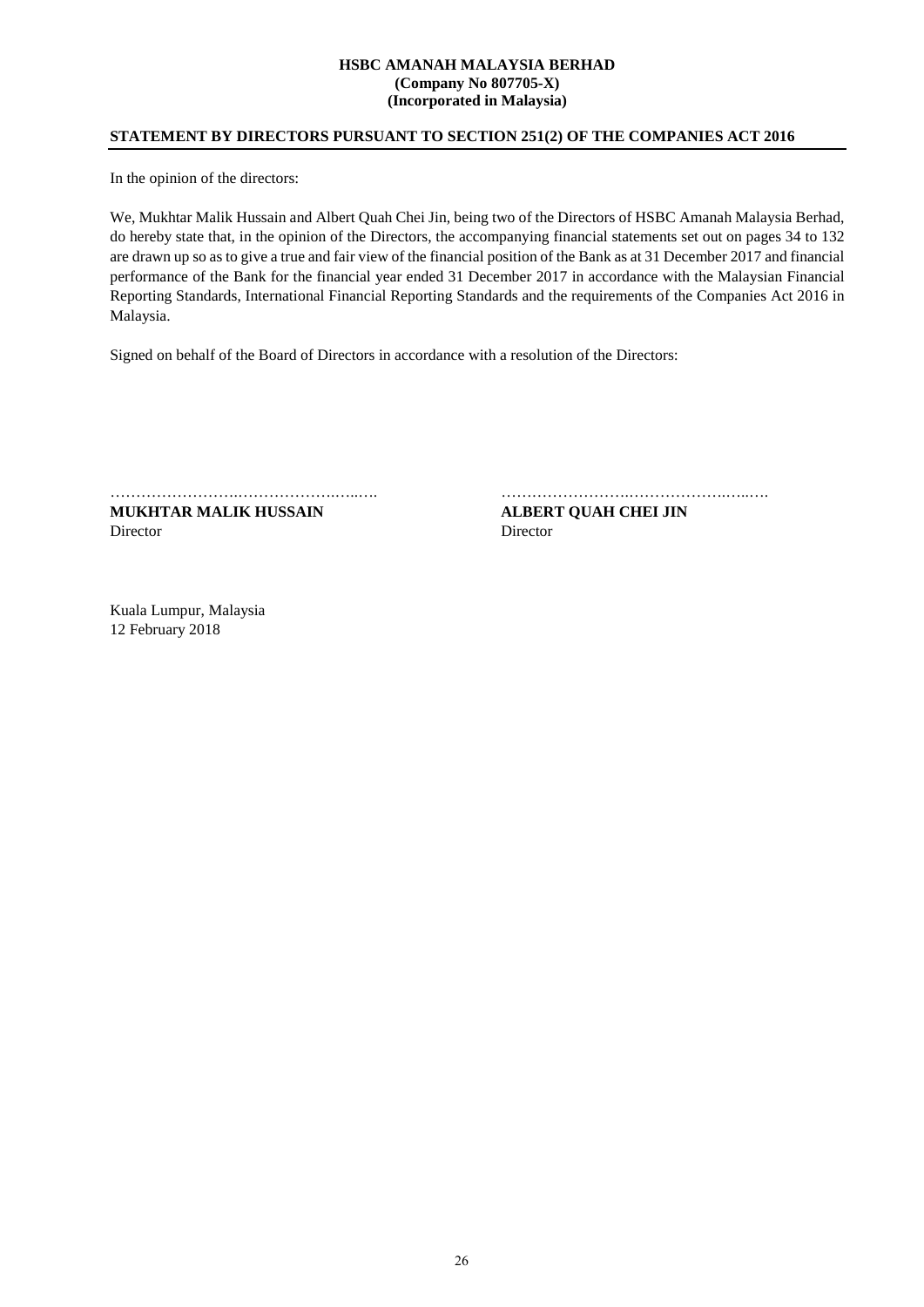**HSBC AMANAH MALAYSIA BERHAD**
**(Company No 807705-X)**
**(Incorporated in Malaysia)**

## STATEMENT BY DIRECTORS PURSUANT TO SECTION 251(2) OF THE COMPANIES ACT 2016

In the opinion of the directors:

We, Mukhtar Malik Hussain and Albert Quah Chei Jin, being two of the Directors of HSBC Amanah Malaysia Berhad, do hereby state that, in the opinion of the Directors, the accompanying financial statements set out on pages 34 to 132 are drawn up so as to give a true and fair view of the financial position of the Bank as at 31 December 2017 and financial performance of the Bank for the financial year ended 31 December 2017 in accordance with the Malaysian Financial Reporting Standards, International Financial Reporting Standards and the requirements of the Companies Act 2016 in Malaysia.

Signed on behalf of the Board of Directors in accordance with a resolution of the Directors:

……………………………………………

**MUKHTAR MALIK HUSSAIN**
Director

……………………………………………

**ALBERT QUAH CHEI JIN**
Director

Kuala Lumpur, Malaysia
12 February 2018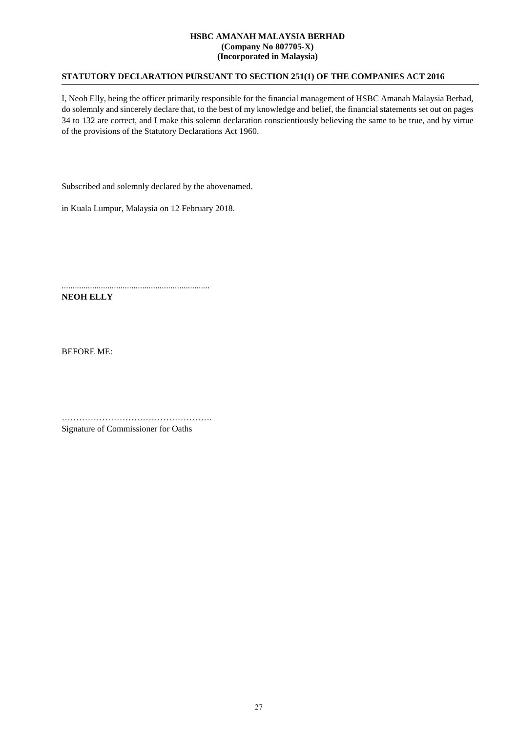**HSBC AMANAH MALAYSIA BERHAD**
**(Company No 807705-X)**
**(Incorporated in Malaysia)**

## STATUTORY DECLARATION PURSUANT TO SECTION 251(1) OF THE COMPANIES ACT 2016

I, Neoh Elly, being the officer primarily responsible for the financial management of HSBC Amanah Malaysia Berhad, do solemnly and sincerely declare that, to the best of my knowledge and belief, the financial statements set out on pages 34 to 132 are correct, and I make this solemn declaration conscientiously believing the same to be true, and by virtue of the provisions of the Statutory Declarations Act 1960.

Subscribed and solemnly declared by the abovenamed.

in Kuala Lumpur, Malaysia on 12 February 2018.

....................................................................
**NEOH ELLY**

BEFORE ME:

…………………………………………….
Signature of Commissioner for Oaths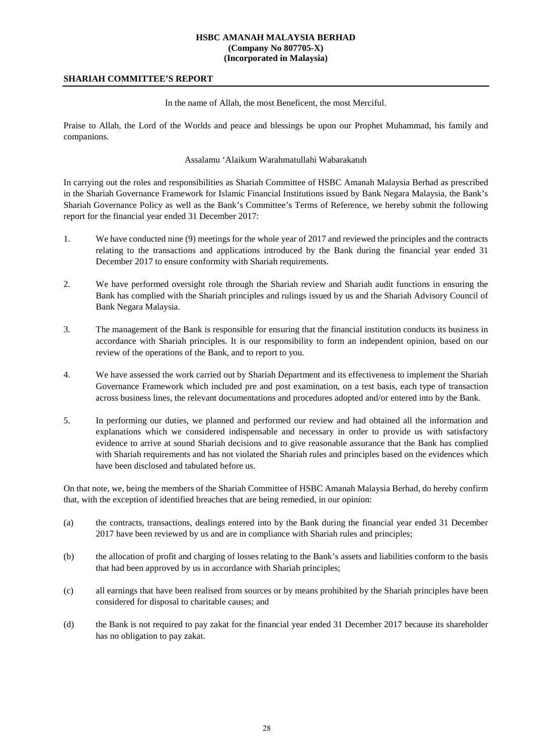**HSBC AMANAH MALAYSIA BERHAD**
**(Company No 807705-X)**
**(Incorporated in Malaysia)**

## SHARIAH COMMITTEE'S REPORT

In the name of Allah, the most Beneficent, the most Merciful.

Praise to Allah, the Lord of the Worlds and peace and blessings be upon our Prophet Muhammad, his family and companions.

Assalamu 'Alaikum Warahmatullahi Wabarakatuh

In carrying out the roles and responsibilities as Shariah Committee of HSBC Amanah Malaysia Berhad as prescribed in the Shariah Governance Framework for Islamic Financial Institutions issued by Bank Negara Malaysia, the Bank's Shariah Governance Policy as well as the Bank's Committee's Terms of Reference, we hereby submit the following report for the financial year ended 31 December 2017:

1. We have conducted nine (9) meetings for the whole year of 2017 and reviewed the principles and the contracts relating to the transactions and applications introduced by the Bank during the financial year ended 31 December 2017 to ensure conformity with Shariah requirements.

2. We have performed oversight role through the Shariah review and Shariah audit functions in ensuring the Bank has complied with the Shariah principles and rulings issued by us and the Shariah Advisory Council of Bank Negara Malaysia.

3. The management of the Bank is responsible for ensuring that the financial institution conducts its business in accordance with Shariah principles. It is our responsibility to form an independent opinion, based on our review of the operations of the Bank, and to report to you.

4. We have assessed the work carried out by Shariah Department and its effectiveness to implement the Shariah Governance Framework which included pre and post examination, on a test basis, each type of transaction across business lines, the relevant documentations and procedures adopted and/or entered into by the Bank.

5. In performing our duties, we planned and performed our review and had obtained all the information and explanations which we considered indispensable and necessary in order to provide us with satisfactory evidence to arrive at sound Shariah decisions and to give reasonable assurance that the Bank has complied with Shariah requirements and has not violated the Shariah rules and principles based on the evidences which have been disclosed and tabulated before us.

On that note, we, being the members of the Shariah Committee of HSBC Amanah Malaysia Berhad, do hereby confirm that, with the exception of identified breaches that are being remedied, in our opinion:

(a) the contracts, transactions, dealings entered into by the Bank during the financial year ended 31 December 2017 have been reviewed by us and are in compliance with Shariah rules and principles;

(b) the allocation of profit and charging of losses relating to the Bank's assets and liabilities conform to the basis that had been approved by us in accordance with Shariah principles;

(c) all earnings that have been realised from sources or by means prohibited by the Shariah principles have been considered for disposal to charitable causes; and

(d) the Bank is not required to pay zakat for the financial year ended 31 December 2017 because its shareholder has no obligation to pay zakat.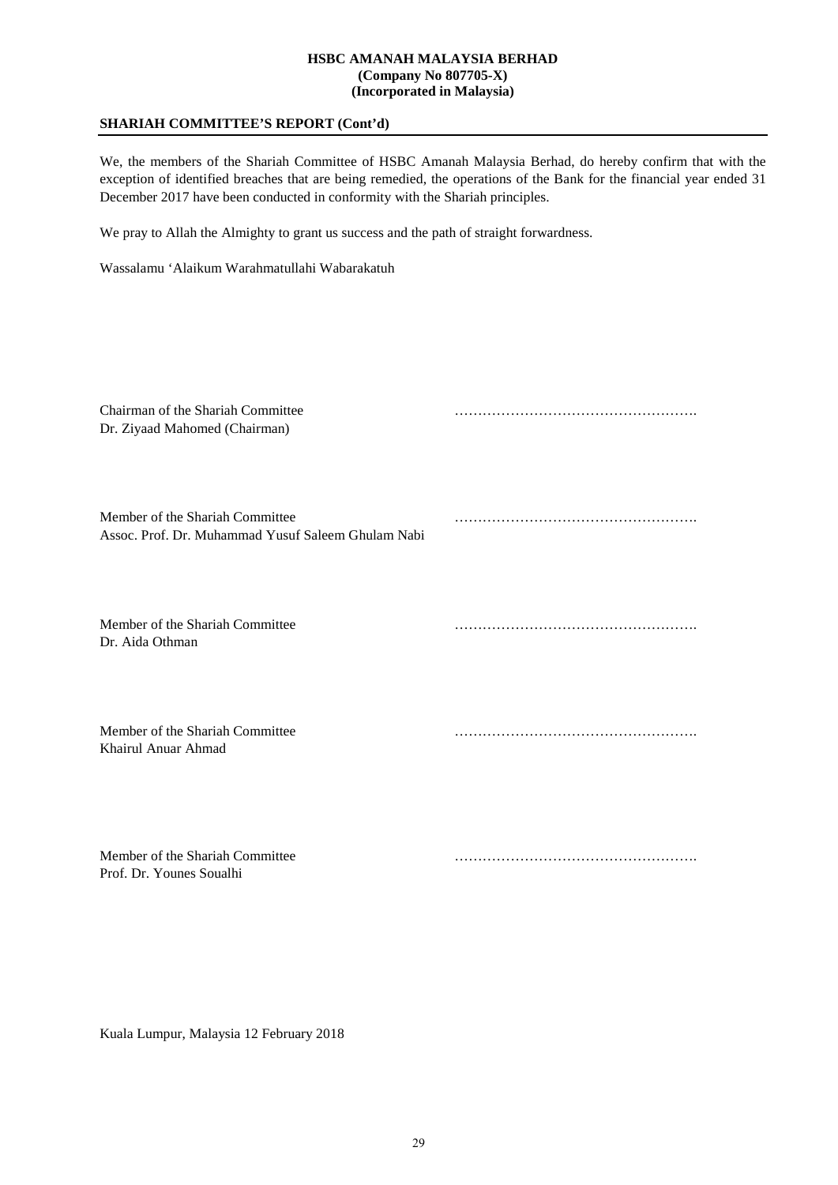## SHARIAH COMMITTEE'S REPORT (Cont'd)

We, the members of the Shariah Committee of HSBC Amanah Malaysia Berhad, do hereby confirm that with the exception of identified breaches that are being remedied, the operations of the Bank for the financial year ended 31 December 2017 have been conducted in conformity with the Shariah principles.

We pray to Allah the Almighty to grant us success and the path of straight forwardness.

Wassalamu 'Alaikum Warahmatullahi Wabarakatuh

Chairman of the Shariah Committee
Dr. Ziyaad Mahomed (Chairman)
…………………………………………….

Member of the Shariah Committee
Assoc. Prof. Dr. Muhammad Yusuf Saleem Ghulam Nabi
…………………………………………….

Member of the Shariah Committee
Dr. Aida Othman
…………………………………………….

Member of the Shariah Committee
Khairul Anuar Ahmad
…………………………………………….

Member of the Shariah Committee
Prof. Dr. Younes Soualhi
…………………………………………….

Kuala Lumpur, Malaysia 12 February 2018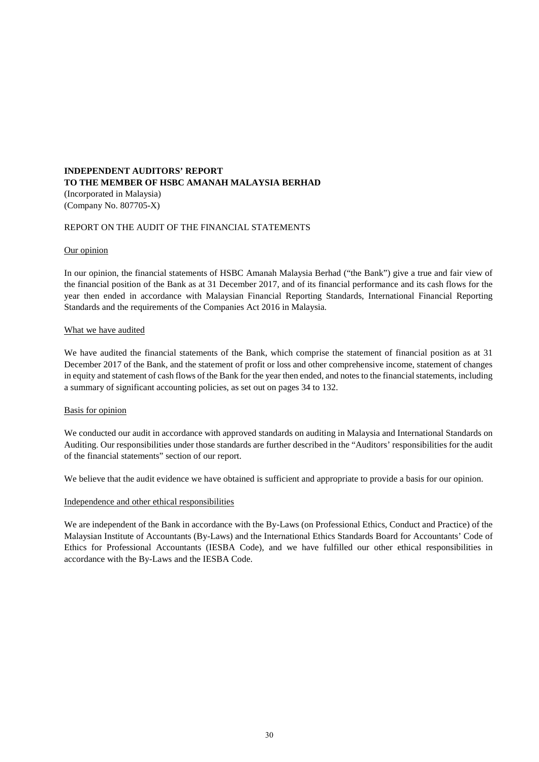**INDEPENDENT AUDITORS' REPORT**
**TO THE MEMBER OF HSBC AMANAH MALAYSIA BERHAD**
(Incorporated in Malaysia)
(Company No. 807705-X)

REPORT ON THE AUDIT OF THE FINANCIAL STATEMENTS

Our opinion

In our opinion, the financial statements of HSBC Amanah Malaysia Berhad ("the Bank") give a true and fair view of the financial position of the Bank as at 31 December 2017, and of its financial performance and its cash flows for the year then ended in accordance with Malaysian Financial Reporting Standards, International Financial Reporting Standards and the requirements of the Companies Act 2016 in Malaysia.

What we have audited

We have audited the financial statements of the Bank, which comprise the statement of financial position as at 31 December 2017 of the Bank, and the statement of profit or loss and other comprehensive income, statement of changes in equity and statement of cash flows of the Bank for the year then ended, and notes to the financial statements, including a summary of significant accounting policies, as set out on pages 34 to 132.

Basis for opinion

We conducted our audit in accordance with approved standards on auditing in Malaysia and International Standards on Auditing. Our responsibilities under those standards are further described in the "Auditors' responsibilities for the audit of the financial statements" section of our report.

We believe that the audit evidence we have obtained is sufficient and appropriate to provide a basis for our opinion.

Independence and other ethical responsibilities

We are independent of the Bank in accordance with the By-Laws (on Professional Ethics, Conduct and Practice) of the Malaysian Institute of Accountants (By-Laws) and the International Ethics Standards Board for Accountants' Code of Ethics for Professional Accountants (IESBA Code), and we have fulfilled our other ethical responsibilities in accordance with the By-Laws and the IESBA Code.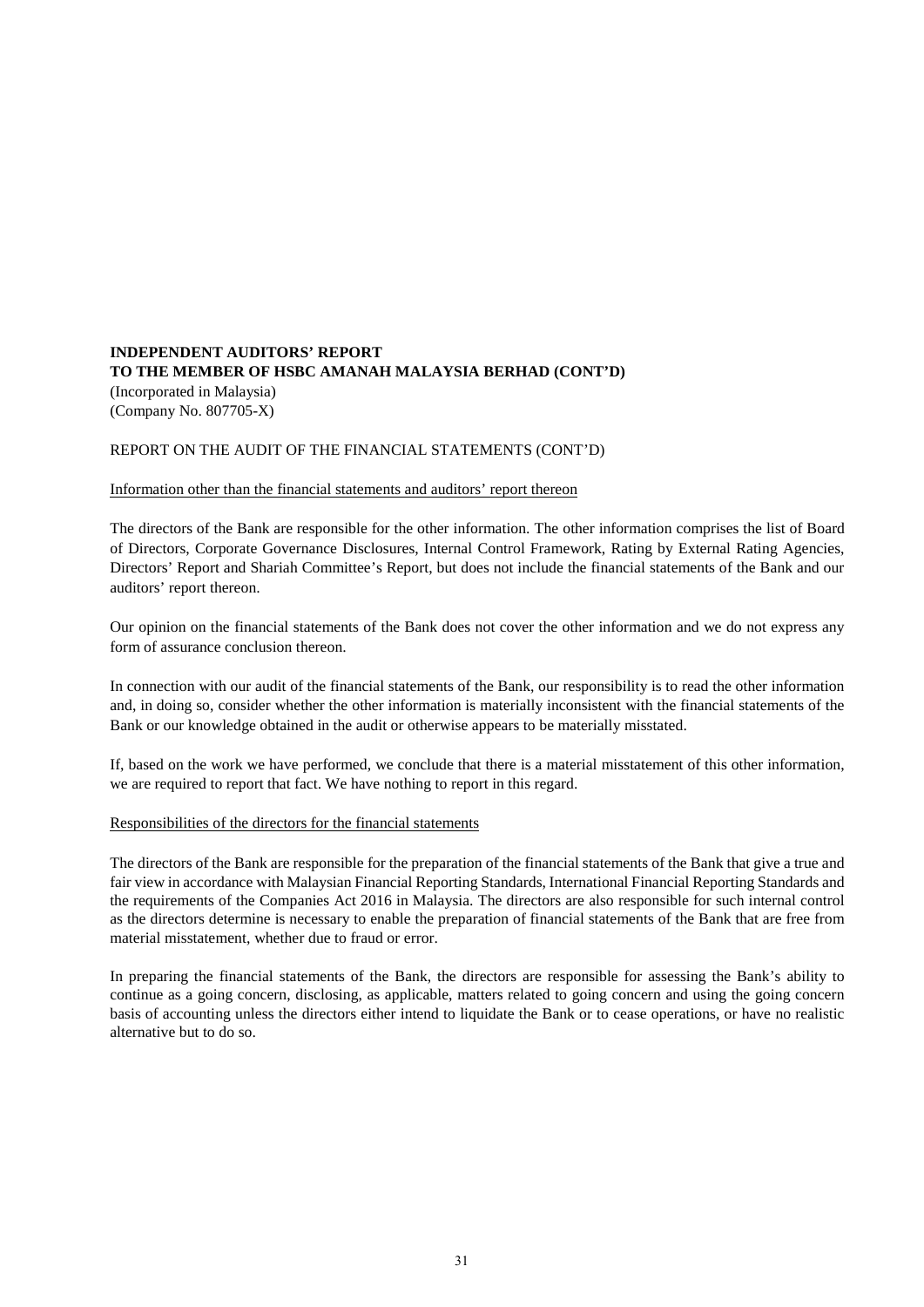**INDEPENDENT AUDITORS' REPORT**
**TO THE MEMBER OF HSBC AMANAH MALAYSIA BERHAD (CONT'D)**
(Incorporated in Malaysia)
(Company No. 807705-X)

REPORT ON THE AUDIT OF THE FINANCIAL STATEMENTS (CONT'D)

Information other than the financial statements and auditors' report thereon

The directors of the Bank are responsible for the other information. The other information comprises the list of Board of Directors, Corporate Governance Disclosures, Internal Control Framework, Rating by External Rating Agencies, Directors' Report and Shariah Committee's Report, but does not include the financial statements of the Bank and our auditors' report thereon.

Our opinion on the financial statements of the Bank does not cover the other information and we do not express any form of assurance conclusion thereon.

In connection with our audit of the financial statements of the Bank, our responsibility is to read the other information and, in doing so, consider whether the other information is materially inconsistent with the financial statements of the Bank or our knowledge obtained in the audit or otherwise appears to be materially misstated.

If, based on the work we have performed, we conclude that there is a material misstatement of this other information, we are required to report that fact. We have nothing to report in this regard.

Responsibilities of the directors for the financial statements

The directors of the Bank are responsible for the preparation of the financial statements of the Bank that give a true and fair view in accordance with Malaysian Financial Reporting Standards, International Financial Reporting Standards and the requirements of the Companies Act 2016 in Malaysia. The directors are also responsible for such internal control as the directors determine is necessary to enable the preparation of financial statements of the Bank that are free from material misstatement, whether due to fraud or error.

In preparing the financial statements of the Bank, the directors are responsible for assessing the Bank's ability to continue as a going concern, disclosing, as applicable, matters related to going concern and using the going concern basis of accounting unless the directors either intend to liquidate the Bank or to cease operations, or have no realistic alternative but to do so.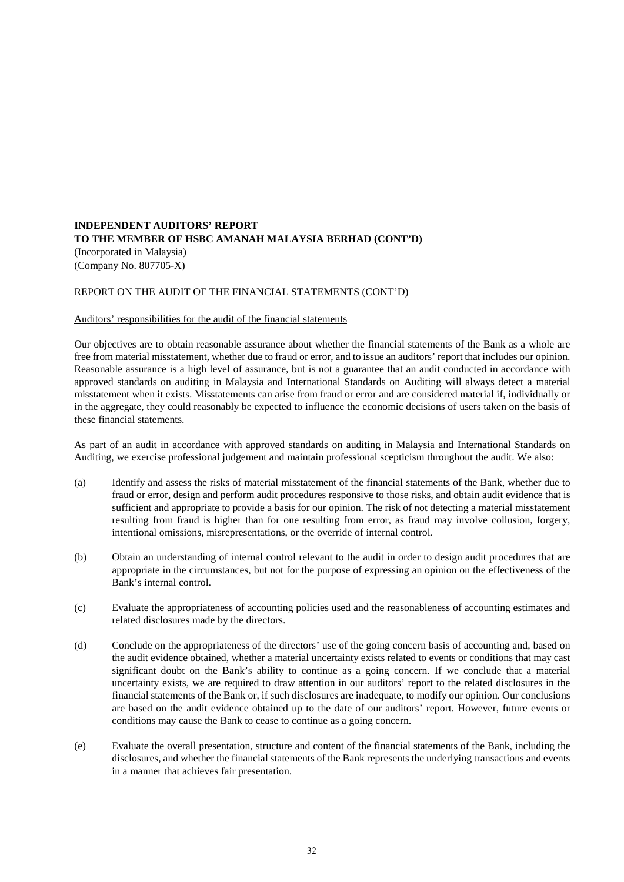**INDEPENDENT AUDITORS' REPORT**
**TO THE MEMBER OF HSBC AMANAH MALAYSIA BERHAD (CONT'D)**
(Incorporated in Malaysia)
(Company No. 807705-X)

REPORT ON THE AUDIT OF THE FINANCIAL STATEMENTS (CONT'D)

Auditors' responsibilities for the audit of the financial statements

Our objectives are to obtain reasonable assurance about whether the financial statements of the Bank as a whole are free from material misstatement, whether due to fraud or error, and to issue an auditors' report that includes our opinion. Reasonable assurance is a high level of assurance, but is not a guarantee that an audit conducted in accordance with approved standards on auditing in Malaysia and International Standards on Auditing will always detect a material misstatement when it exists. Misstatements can arise from fraud or error and are considered material if, individually or in the aggregate, they could reasonably be expected to influence the economic decisions of users taken on the basis of these financial statements.

As part of an audit in accordance with approved standards on auditing in Malaysia and International Standards on Auditing, we exercise professional judgement and maintain professional scepticism throughout the audit. We also:

(a) Identify and assess the risks of material misstatement of the financial statements of the Bank, whether due to fraud or error, design and perform audit procedures responsive to those risks, and obtain audit evidence that is sufficient and appropriate to provide a basis for our opinion. The risk of not detecting a material misstatement resulting from fraud is higher than for one resulting from error, as fraud may involve collusion, forgery, intentional omissions, misrepresentations, or the override of internal control.

(b) Obtain an understanding of internal control relevant to the audit in order to design audit procedures that are appropriate in the circumstances, but not for the purpose of expressing an opinion on the effectiveness of the Bank's internal control.

(c) Evaluate the appropriateness of accounting policies used and the reasonableness of accounting estimates and related disclosures made by the directors.

(d) Conclude on the appropriateness of the directors' use of the going concern basis of accounting and, based on the audit evidence obtained, whether a material uncertainty exists related to events or conditions that may cast significant doubt on the Bank's ability to continue as a going concern. If we conclude that a material uncertainty exists, we are required to draw attention in our auditors' report to the related disclosures in the financial statements of the Bank or, if such disclosures are inadequate, to modify our opinion. Our conclusions are based on the audit evidence obtained up to the date of our auditors' report. However, future events or conditions may cause the Bank to cease to continue as a going concern.

(e) Evaluate the overall presentation, structure and content of the financial statements of the Bank, including the disclosures, and whether the financial statements of the Bank represents the underlying transactions and events in a manner that achieves fair presentation.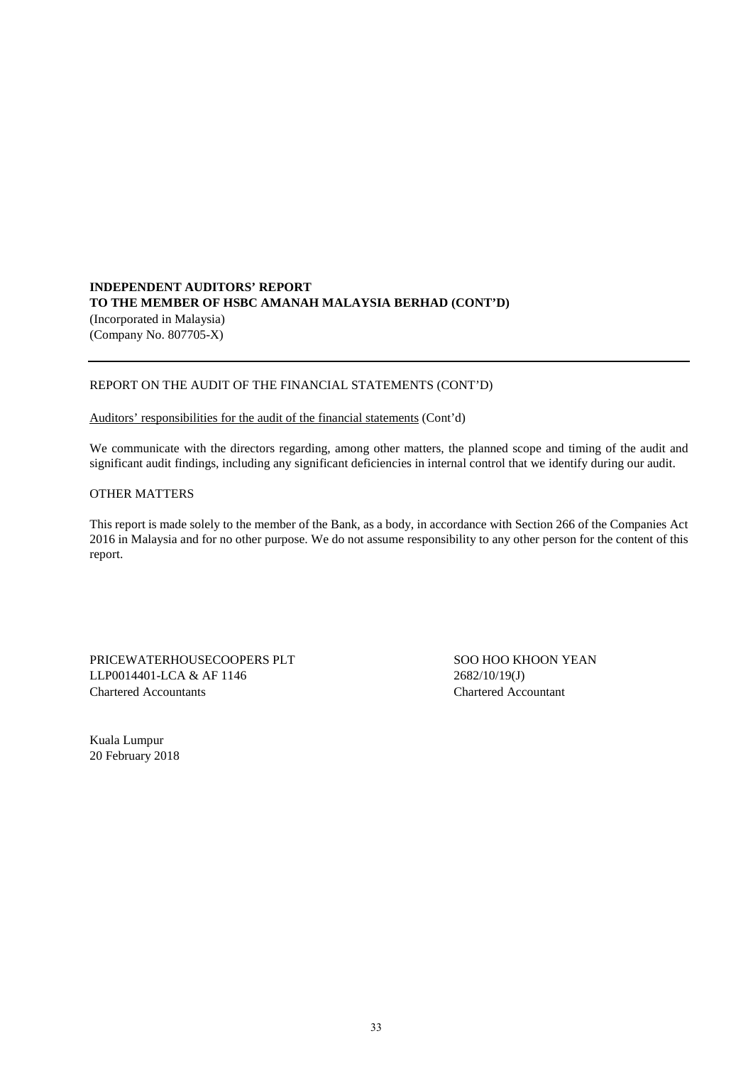**INDEPENDENT AUDITORS' REPORT**
**TO THE MEMBER OF HSBC AMANAH MALAYSIA BERHAD (CONT'D)**
(Incorporated in Malaysia)
(Company No. 807705-X)

---

REPORT ON THE AUDIT OF THE FINANCIAL STATEMENTS (CONT'D)

Auditors' responsibilities for the audit of the financial statements (Cont'd)

We communicate with the directors regarding, among other matters, the planned scope and timing of the audit and significant audit findings, including any significant deficiencies in internal control that we identify during our audit.

OTHER MATTERS

This report is made solely to the member of the Bank, as a body, in accordance with Section 266 of the Companies Act 2016 in Malaysia and for no other purpose. We do not assume responsibility to any other person for the content of this report.

PRICEWATERHOUSECOOPERS PLT
LLP0014401-LCA & AF 1146
Chartered Accountants

SOO HOO KHOON YEAN
2682/10/19(J)
Chartered Accountant

Kuala Lumpur
20 February 2018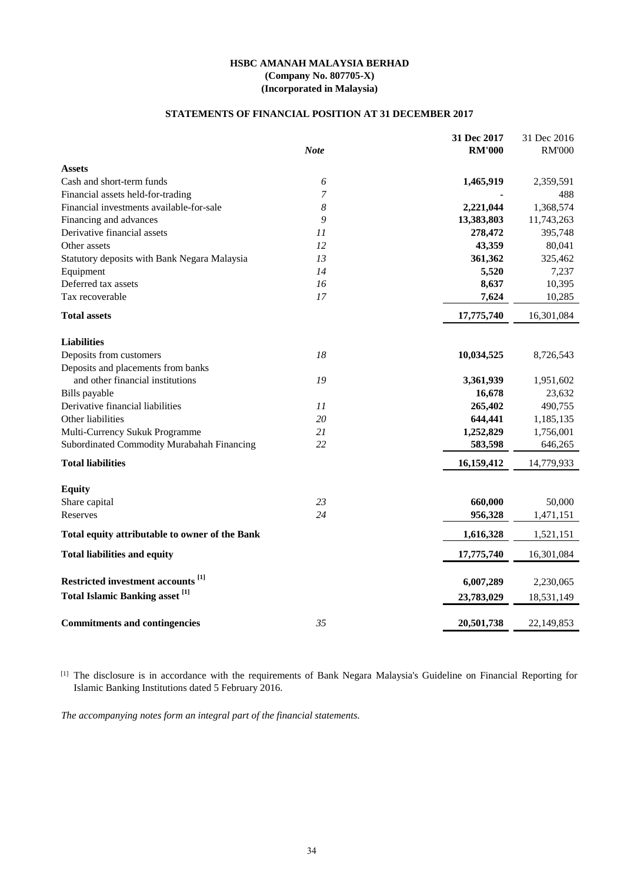# HSBC AMANAH MALAYSIA BERHAD
**(Company No. 807705-X)**
**(Incorporated in Malaysia)**

## STATEMENTS OF FINANCIAL POSITION AT 31 DECEMBER 2017

| | Note | 31 Dec 2017 RM'000 | 31 Dec 2016 RM'000 |
|---|---|---|---|
| **Assets** | | | |
| Cash and short-term funds | 6 | **1,465,919** | 2,359,591 |
| Financial assets held-for-trading | 7 | **-** | 488 |
| Financial investments available-for-sale | 8 | **2,221,044** | 1,368,574 |
| Financing and advances | 9 | **13,383,803** | 11,743,263 |
| Derivative financial assets | 11 | **278,472** | 395,748 |
| Other assets | 12 | **43,359** | 80,041 |
| Statutory deposits with Bank Negara Malaysia | 13 | **361,362** | 325,462 |
| Equipment | 14 | **5,520** | 7,237 |
| Deferred tax assets | 16 | **8,637** | 10,395 |
| Tax recoverable | 17 | **7,624** | 10,285 |
| **Total assets** | | **17,775,740** | 16,301,084 |
| **Liabilities** | | | |
| Deposits from customers | 18 | **10,034,525** | 8,726,543 |
| Deposits and placements from banks and other financial institutions | 19 | **3,361,939** | 1,951,602 |
| Bills payable | | **16,678** | 23,632 |
| Derivative financial liabilities | 11 | **265,402** | 490,755 |
| Other liabilities | 20 | **644,441** | 1,185,135 |
| Multi-Currency Sukuk Programme | 21 | **1,252,829** | 1,756,001 |
| Subordinated Commodity Murabahah Financing | 22 | **583,598** | 646,265 |
| **Total liabilities** | | **16,159,412** | 14,779,933 |
| **Equity** | | | |
| Share capital | 23 | **660,000** | 50,000 |
| Reserves | 24 | **956,328** | 1,471,151 |
| **Total equity attributable to owner of the Bank** | | **1,616,328** | 1,521,151 |
| **Total liabilities and equity** | | **17,775,740** | 16,301,084 |
| **Restricted investment accounts [1]** | | **6,007,289** | 2,230,065 |
| **Total Islamic Banking asset [1]** | | **23,783,029** | 18,531,149 |
| **Commitments and contingencies** | 35 | **20,501,738** | 22,149,853 |

[1] The disclosure is in accordance with the requirements of Bank Negara Malaysia's Guideline on Financial Reporting for Islamic Banking Institutions dated 5 February 2016.

*The accompanying notes form an integral part of the financial statements.*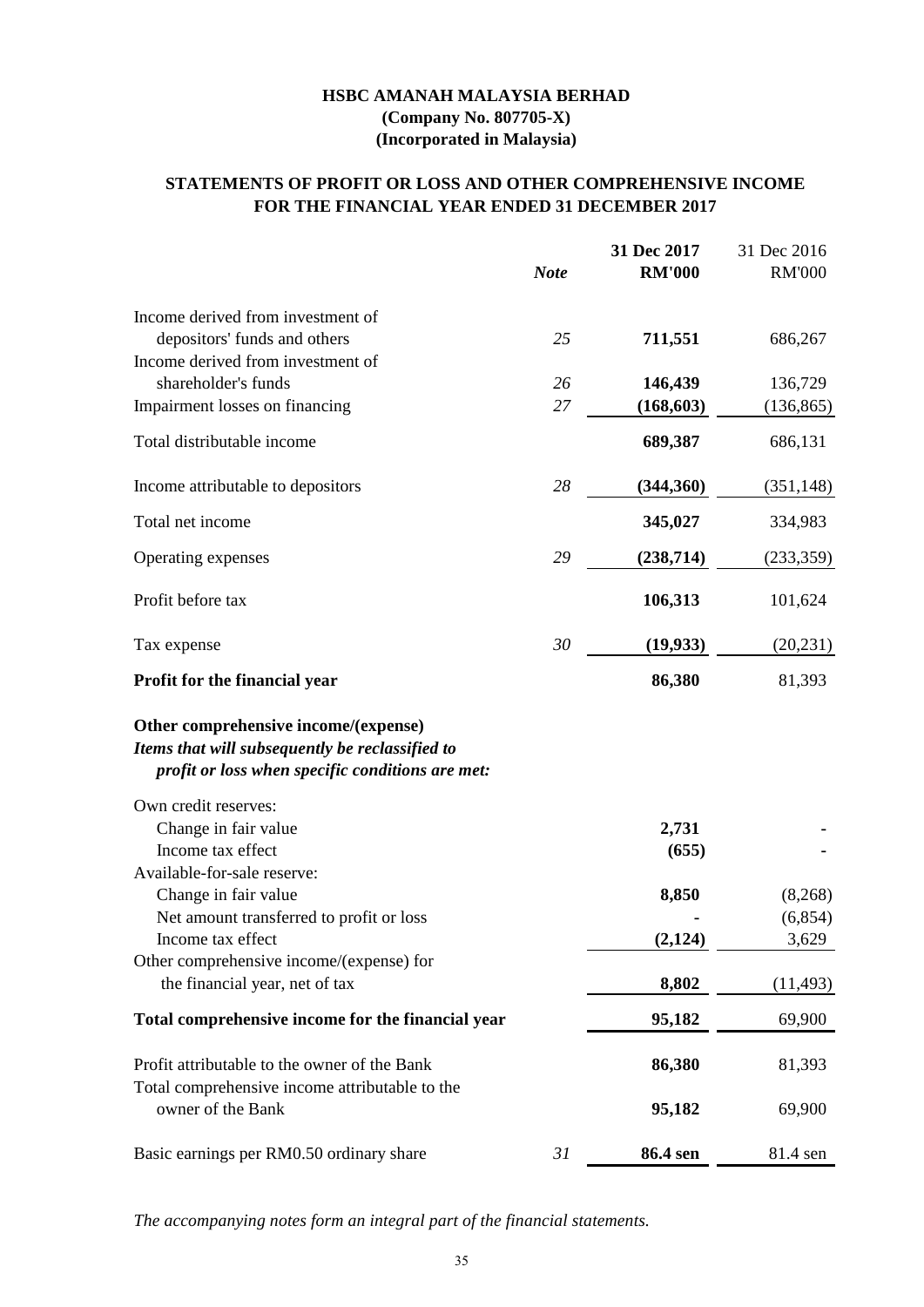**HSBC AMANAH MALAYSIA BERHAD**
**(Company No. 807705-X)**
**(Incorporated in Malaysia)**

## STATEMENTS OF PROFIT OR LOSS AND OTHER COMPREHENSIVE INCOME FOR THE FINANCIAL YEAR ENDED 31 DECEMBER 2017

| | *Note* | **31 Dec 2017 RM'000** | 31 Dec 2016 RM'000 |
|---|---|---|---|
| Income derived from investment of depositors' funds and others | 25 | **711,551** | 686,267 |
| Income derived from investment of shareholder's funds | 26 | **146,439** | 136,729 |
| Impairment losses on financing | 27 | **(168,603)** | (136,865) |
| Total distributable income | | **689,387** | 686,131 |
| Income attributable to depositors | 28 | **(344,360)** | (351,148) |
| Total net income | | **345,027** | 334,983 |
| Operating expenses | 29 | **(238,714)** | (233,359) |
| Profit before tax | | **106,313** | 101,624 |
| Tax expense | 30 | **(19,933)** | (20,231) |
| **Profit for the financial year** | | **86,380** | 81,393 |
| **Other comprehensive income/(expense)** | | | |
| ***Items that will subsequently be reclassified to profit or loss when specific conditions are met:*** | | | |
| Own credit reserves: | | | |
| Change in fair value | | **2,731** | - |
| Income tax effect | | **(655)** | - |
| Available-for-sale reserve: | | | |
| Change in fair value | | **8,850** | (8,268) |
| Net amount transferred to profit or loss | | **-** | (6,854) |
| Income tax effect | | **(2,124)** | 3,629 |
| Other comprehensive income/(expense) for the financial year, net of tax | | **8,802** | (11,493) |
| **Total comprehensive income for the financial year** | | **95,182** | 69,900 |
| Profit attributable to the owner of the Bank | | **86,380** | 81,393 |
| Total comprehensive income attributable to the owner of the Bank | | **95,182** | 69,900 |
| Basic earnings per RM0.50 ordinary share | 31 | **86.4 sen** | 81.4 sen |

*The accompanying notes form an integral part of the financial statements.*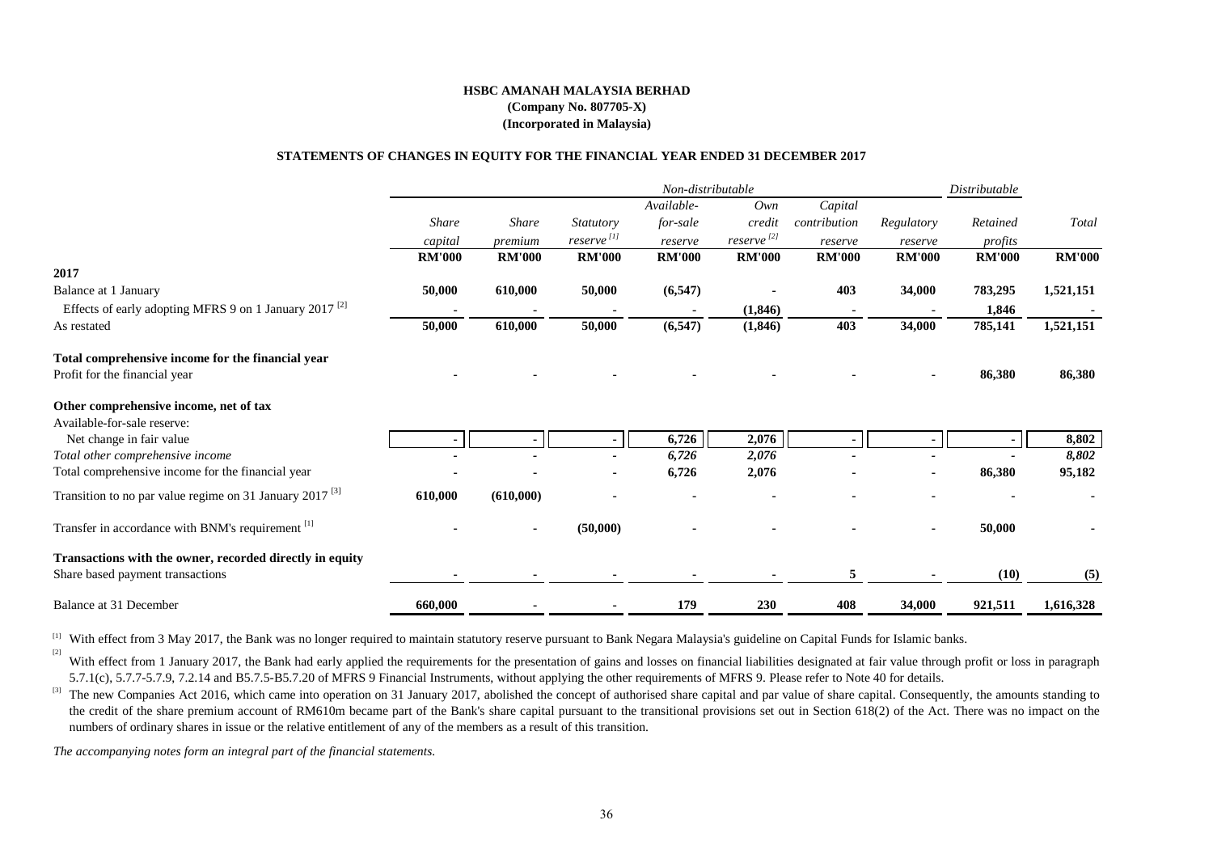**HSBC AMANAH MALAYSIA BERHAD**
**(Company No. 807705-X)**
**(Incorporated in Malaysia)**

**STATEMENTS OF CHANGES IN EQUITY FOR THE FINANCIAL YEAR ENDED 31 DECEMBER 2017**

| | *Non-distributable* | | | | | | | *Distributable* | |
|---|---|---|---|---|---|---|---|---|---|
| | *Share capital* | *Share premium* | *Statutory reserve* [1] | *Available-for-sale reserve* | *Own credit reserve* [2] | *Capital contribution reserve* | *Regulatory reserve* | *Retained profits* | *Total* |
| | **RM'000** | **RM'000** | **RM'000** | **RM'000** | **RM'000** | **RM'000** | **RM'000** | **RM'000** | **RM'000** |
| **2017** | | | | | | | | | |
| Balance at 1 January | **50,000** | **610,000** | **50,000** | **(6,547)** | **-** | **403** | **34,000** | **783,295** | **1,521,151** |
| Effects of early adopting MFRS 9 on 1 January 2017 [2] | - | - | - | - | (1,846) | - | - | 1,846 | - |
| As restated | 50,000 | 610,000 | 50,000 | (6,547) | (1,846) | 403 | 34,000 | 785,141 | 1,521,151 |
| **Total comprehensive income for the financial year** | | | | | | | | | |
| Profit for the financial year | - | - | - | - | - | - | - | 86,380 | 86,380 |
| **Other comprehensive income, net of tax** | | | | | | | | | |
| Available-for-sale reserve: | | | | | | | | | |
| Net change in fair value | - | - | - | 6,726 | 2,076 | - | - | - | 8,802 |
| *Total other comprehensive income* | - | - | - | *6,726* | *2,076* | - | - | - | *8,802* |
| Total comprehensive income for the financial year | - | - | - | 6,726 | 2,076 | - | - | 86,380 | 95,182 |
| Transition to no par value regime on 31 January 2017 [3] | 610,000 | (610,000) | - | - | - | - | - | - | - |
| Transfer in accordance with BNM's requirement [1] | - | - | (50,000) | - | - | - | - | 50,000 | - |
| **Transactions with the owner, recorded directly in equity** | | | | | | | | | |
| Share based payment transactions | - | - | - | - | - | 5 | - | (10) | (5) |
| Balance at 31 December | 660,000 | - | - | 179 | 230 | 408 | 34,000 | 921,511 | 1,616,328 |

[1] With effect from 3 May 2017, the Bank was no longer required to maintain statutory reserve pursuant to Bank Negara Malaysia's guideline on Capital Funds for Islamic banks.

[2] With effect from 1 January 2017, the Bank had early applied the requirements for the presentation of gains and losses on financial liabilities designated at fair value through profit or loss in paragraph 5.7.1(c), 5.7.7-5.7.9, 7.2.14 and B5.7.5-B5.7.20 of MFRS 9 Financial Instruments, without applying the other requirements of MFRS 9. Please refer to Note 40 for details.

[3] The new Companies Act 2016, which came into operation on 31 January 2017, abolished the concept of authorised share capital and par value of share capital. Consequently, the amounts standing to the credit of the share premium account of RM610m became part of the Bank's share capital pursuant to the transitional provisions set out in Section 618(2) of the Act. There was no impact on the numbers of ordinary shares in issue or the relative entitlement of any of the members as a result of this transition.

*The accompanying notes form an integral part of the financial statements.*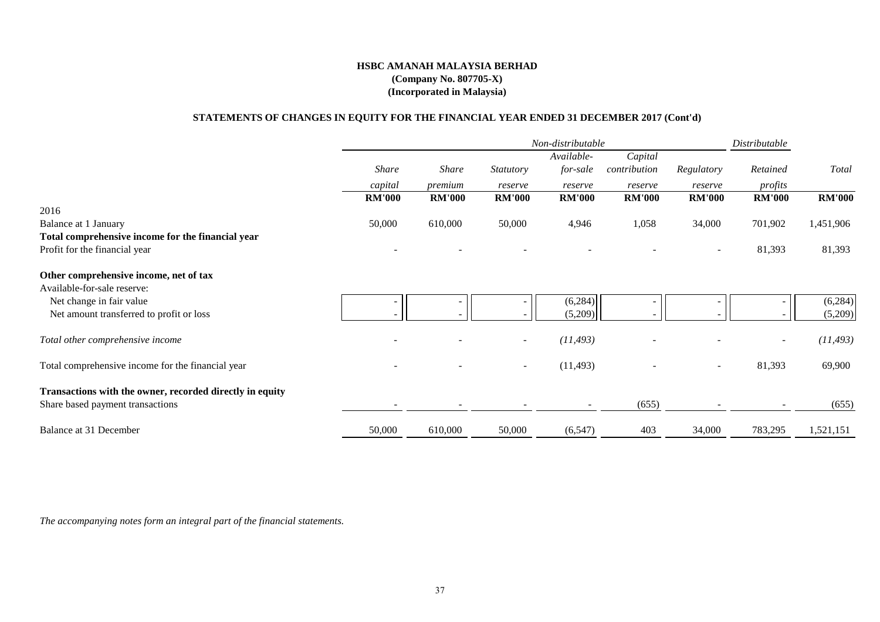**HSBC AMANAH MALAYSIA BERHAD**
**(Company No. 807705-X)**
**(Incorporated in Malaysia)**

**STATEMENTS OF CHANGES IN EQUITY FOR THE FINANCIAL YEAR ENDED 31 DECEMBER 2017 (Cont'd)**

| | *Non-distributable* | | | | | | *Distributable* | |
|---|---|---|---|---|---|---|---|---|
| | *Share capital* | *Share premium* | *Statutory reserve* | *Available-for-sale reserve* | *Capital contribution reserve* | *Regulatory reserve* | *Retained profits* | *Total* |
| | **RM'000** | **RM'000** | **RM'000** | **RM'000** | **RM'000** | **RM'000** | **RM'000** | **RM'000** |
| 2016 | | | | | | | | |
| Balance at 1 January | 50,000 | 610,000 | 50,000 | 4,946 | 1,058 | 34,000 | 701,902 | 1,451,906 |
| **Total comprehensive income for the financial year** | | | | | | | | |
| Profit for the financial year | - | - | - | - | - | - | 81,393 | 81,393 |
| **Other comprehensive income, net of tax** | | | | | | | | |
| Available-for-sale reserve: | | | | | | | | |
| Net change in fair value | - | - | - | (6,284) | - | - | - | (6,284) |
| Net amount transferred to profit or loss | - | - | - | (5,209) | - | - | - | (5,209) |
| *Total other comprehensive income* | - | - | - | *(11,493)* | - | - | - | *(11,493)* |
| Total comprehensive income for the financial year | - | - | - | (11,493) | - | - | 81,393 | 69,900 |
| **Transactions with the owner, recorded directly in equity** | | | | | | | | |
| Share based payment transactions | - | - | - | - | (655) | - | - | (655) |
| Balance at 31 December | 50,000 | 610,000 | 50,000 | (6,547) | 403 | 34,000 | 783,295 | 1,521,151 |

*The accompanying notes form an integral part of the financial statements.*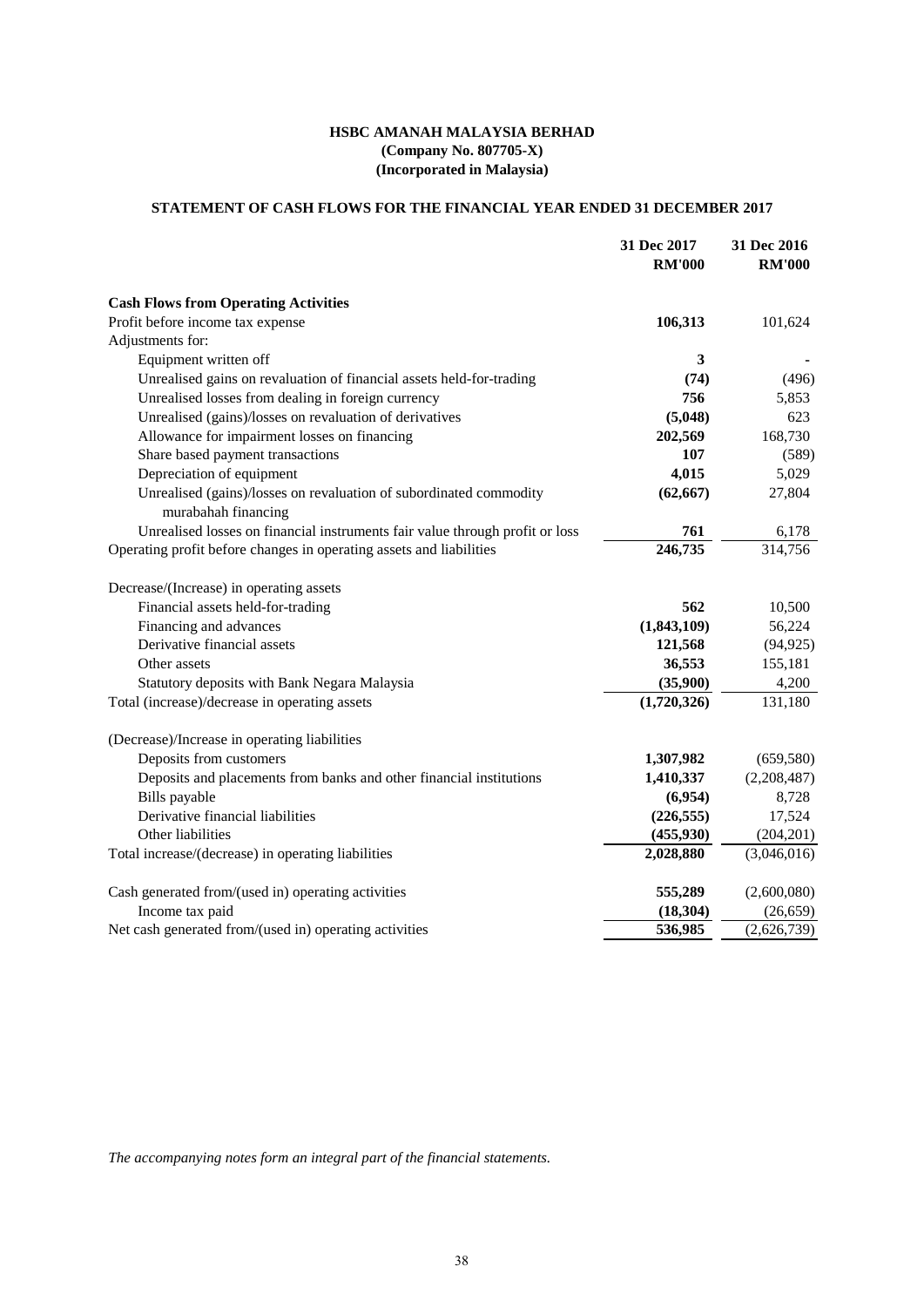**HSBC AMANAH MALAYSIA BERHAD**
**(Company No. 807705-X)**
**(Incorporated in Malaysia)**

## STATEMENT OF CASH FLOWS FOR THE FINANCIAL YEAR ENDED 31 DECEMBER 2017

| | 31 Dec 2017 RM'000 | 31 Dec 2016 RM'000 |
|---|---|---|
| **Cash Flows from Operating Activities** | | |
| Profit before income tax expense | **106,313** | 101,624 |
| Adjustments for: | | |
| Equipment written off | **3** | - |
| Unrealised gains on revaluation of financial assets held-for-trading | **(74)** | (496) |
| Unrealised losses from dealing in foreign currency | **756** | 5,853 |
| Unrealised (gains)/losses on revaluation of derivatives | **(5,048)** | 623 |
| Allowance for impairment losses on financing | **202,569** | 168,730 |
| Share based payment transactions | **107** | (589) |
| Depreciation of equipment | **4,015** | 5,029 |
| Unrealised (gains)/losses on revaluation of subordinated commodity murabahah financing | **(62,667)** | 27,804 |
| Unrealised losses on financial instruments fair value through profit or loss | **761** | 6,178 |
| Operating profit before changes in operating assets and liabilities | **246,735** | 314,756 |
| | | |
| Decrease/(Increase) in operating assets | | |
| Financial assets held-for-trading | **562** | 10,500 |
| Financing and advances | **(1,843,109)** | 56,224 |
| Derivative financial assets | **121,568** | (94,925) |
| Other assets | **36,553** | 155,181 |
| Statutory deposits with Bank Negara Malaysia | **(35,900)** | 4,200 |
| Total (increase)/decrease in operating assets | **(1,720,326)** | 131,180 |
| | | |
| (Decrease)/Increase in operating liabilities | | |
| Deposits from customers | **1,307,982** | (659,580) |
| Deposits and placements from banks and other financial institutions | **1,410,337** | (2,208,487) |
| Bills payable | **(6,954)** | 8,728 |
| Derivative financial liabilities | **(226,555)** | 17,524 |
| Other liabilities | **(455,930)** | (204,201) |
| Total increase/(decrease) in operating liabilities | **2,028,880** | (3,046,016) |
| | | |
| Cash generated from/(used in) operating activities | **555,289** | (2,600,080) |
| Income tax paid | **(18,304)** | (26,659) |
| Net cash generated from/(used in) operating activities | **536,985** | (2,626,739) |

*The accompanying notes form an integral part of the financial statements.*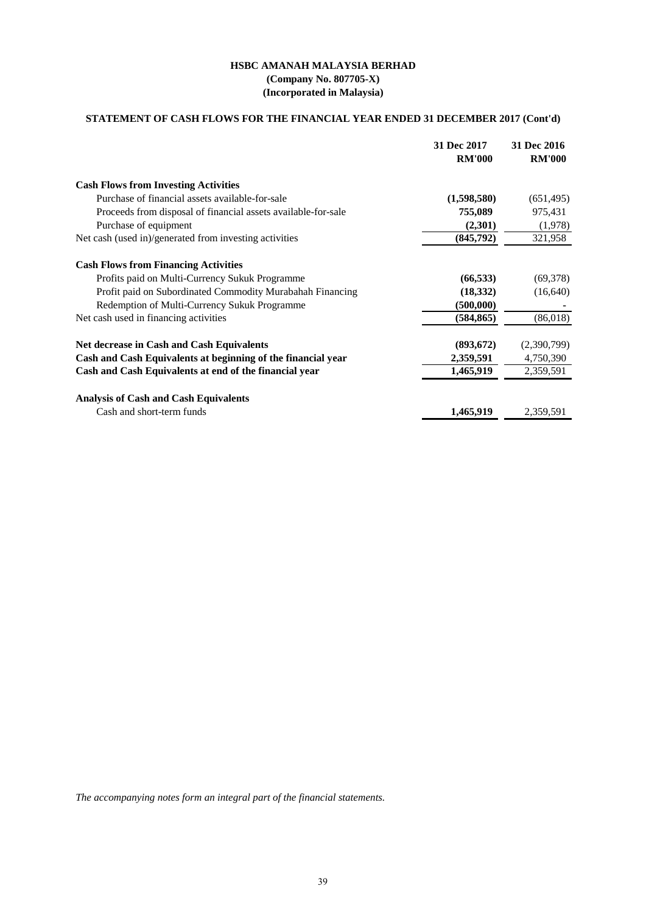**HSBC AMANAH MALAYSIA BERHAD**
**(Company No. 807705-X)**
**(Incorporated in Malaysia)**

## STATEMENT OF CASH FLOWS FOR THE FINANCIAL YEAR ENDED 31 DECEMBER 2017 (Cont'd)

| | 31 Dec 2017 RM'000 | 31 Dec 2016 RM'000 |
|---|---|---|
| **Cash Flows from Investing Activities** | | |
| Purchase of financial assets available-for-sale | **(1,598,580)** | (651,495) |
| Proceeds from disposal of financial assets available-for-sale | **755,089** | 975,431 |
| Purchase of equipment | **(2,301)** | (1,978) |
| Net cash (used in)/generated from investing activities | **(845,792)** | 321,958 |
| **Cash Flows from Financing Activities** | | |
| Profits paid on Multi-Currency Sukuk Programme | **(66,533)** | (69,378) |
| Profit paid on Subordinated Commodity Murabahah Financing | **(18,332)** | (16,640) |
| Redemption of Multi-Currency Sukuk Programme | **(500,000)** | - |
| Net cash used in financing activities | **(584,865)** | (86,018) |
| **Net decrease in Cash and Cash Equivalents** | **(893,672)** | (2,390,799) |
| **Cash and Cash Equivalents at beginning of the financial year** | **2,359,591** | 4,750,390 |
| **Cash and Cash Equivalents at end of the financial year** | **1,465,919** | 2,359,591 |
| **Analysis of Cash and Cash Equivalents** | | |
| Cash and short-term funds | **1,465,919** | 2,359,591 |

*The accompanying notes form an integral part of the financial statements.*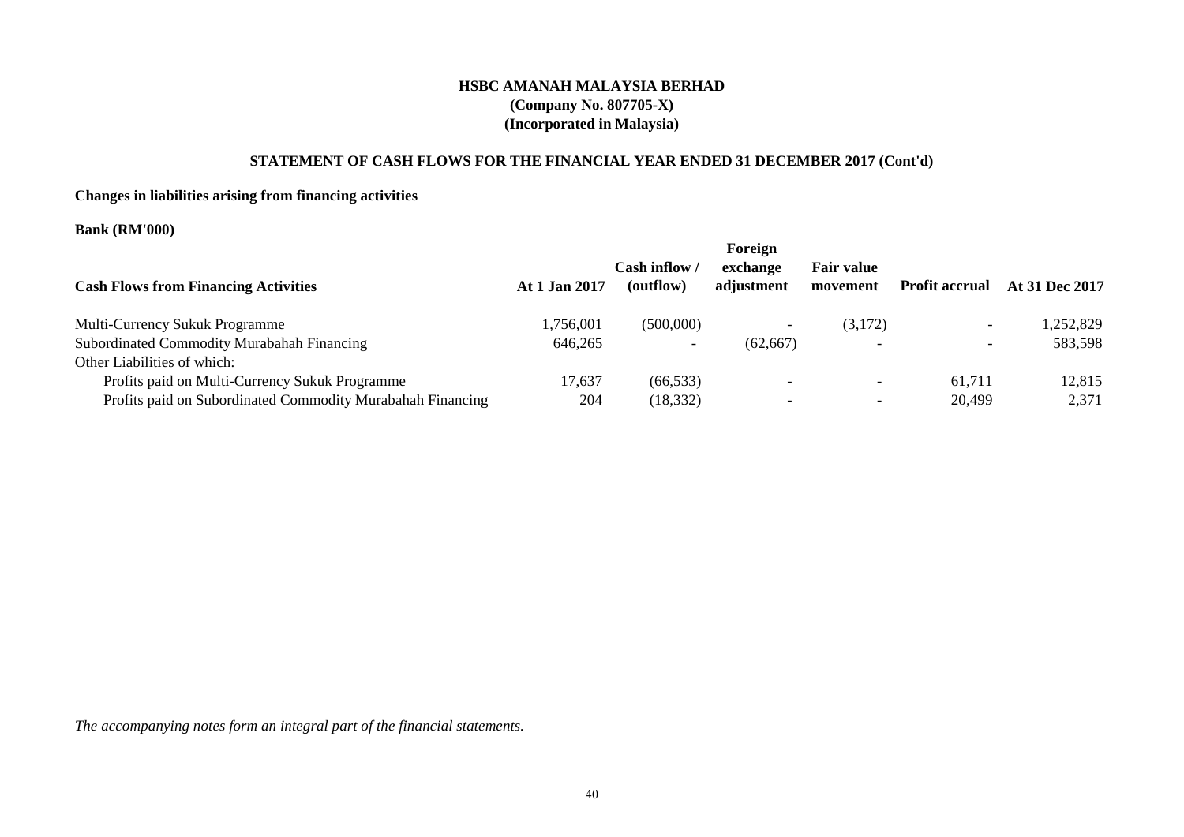**HSBC AMANAH MALAYSIA BERHAD**
**(Company No. 807705-X)**
**(Incorporated in Malaysia)**

**STATEMENT OF CASH FLOWS FOR THE FINANCIAL YEAR ENDED 31 DECEMBER 2017 (Cont'd)**

**Changes in liabilities arising from financing activities**

**Bank (RM'000)**

| Cash Flows from Financing Activities | At 1 Jan 2017 | Cash inflow / (outflow) | Foreign exchange adjustment | Fair value movement | Profit accrual | At 31 Dec 2017 |
|---|---|---|---|---|---|---|
| Multi-Currency Sukuk Programme | 1,756,001 | (500,000) | - | (3,172) | - | 1,252,829 |
| Subordinated Commodity Murabahah Financing | 646,265 | - | (62,667) | - | - | 583,598 |
| Other Liabilities of which: | | | | | | |
| Profits paid on Multi-Currency Sukuk Programme | 17,637 | (66,533) | - | - | 61,711 | 12,815 |
| Profits paid on Subordinated Commodity Murabahah Financing | 204 | (18,332) | - | - | 20,499 | 2,371 |

*The accompanying notes form an integral part of the financial statements.*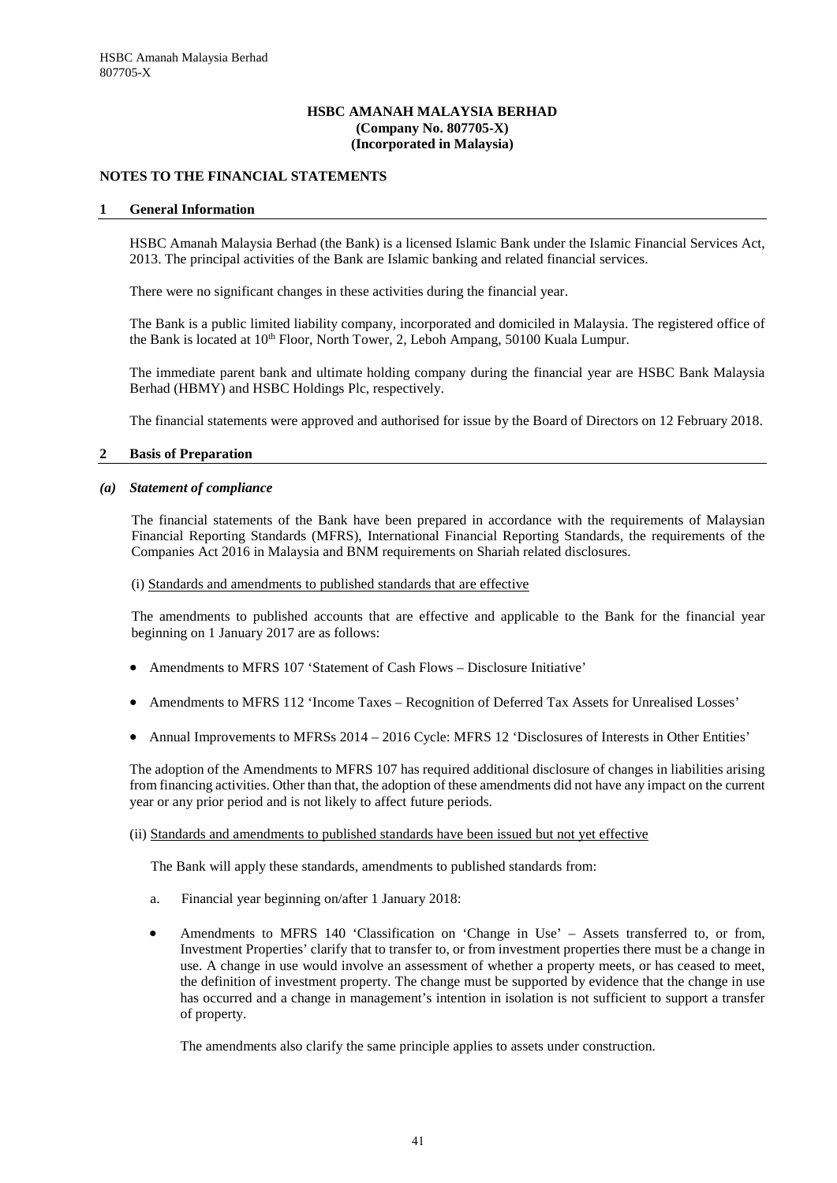**HSBC AMANAH MALAYSIA BERHAD**
**(Company No. 807705-X)**
**(Incorporated in Malaysia)**

## NOTES TO THE FINANCIAL STATEMENTS

### 1 General Information

HSBC Amanah Malaysia Berhad (the Bank) is a licensed Islamic Bank under the Islamic Financial Services Act, 2013. The principal activities of the Bank are Islamic banking and related financial services.

There were no significant changes in these activities during the financial year.

The Bank is a public limited liability company, incorporated and domiciled in Malaysia. The registered office of the Bank is located at 10th Floor, North Tower, 2, Leboh Ampang, 50100 Kuala Lumpur.

The immediate parent bank and ultimate holding company during the financial year are HSBC Bank Malaysia Berhad (HBMY) and HSBC Holdings Plc, respectively.

The financial statements were approved and authorised for issue by the Board of Directors on 12 February 2018.

### 2 Basis of Preparation

#### *(a) Statement of compliance*

The financial statements of the Bank have been prepared in accordance with the requirements of Malaysian Financial Reporting Standards (MFRS), International Financial Reporting Standards, the requirements of the Companies Act 2016 in Malaysia and BNM requirements on Shariah related disclosures.

(i) Standards and amendments to published standards that are effective

The amendments to published accounts that are effective and applicable to the Bank for the financial year beginning on 1 January 2017 are as follows:

- Amendments to MFRS 107 'Statement of Cash Flows – Disclosure Initiative'
- Amendments to MFRS 112 'Income Taxes – Recognition of Deferred Tax Assets for Unrealised Losses'
- Annual Improvements to MFRSs 2014 – 2016 Cycle: MFRS 12 'Disclosures of Interests in Other Entities'

The adoption of the Amendments to MFRS 107 has required additional disclosure of changes in liabilities arising from financing activities. Other than that, the adoption of these amendments did not have any impact on the current year or any prior period and is not likely to affect future periods.

(ii) Standards and amendments to published standards have been issued but not yet effective

The Bank will apply these standards, amendments to published standards from:

a. Financial year beginning on/after 1 January 2018:

- Amendments to MFRS 140 'Classification on 'Change in Use' – Assets transferred to, or from, Investment Properties' clarify that to transfer to, or from investment properties there must be a change in use. A change in use would involve an assessment of whether a property meets, or has ceased to meet, the definition of investment property. The change must be supported by evidence that the change in use has occurred and a change in management's intention in isolation is not sufficient to support a transfer of property.

  The amendments also clarify the same principle applies to assets under construction.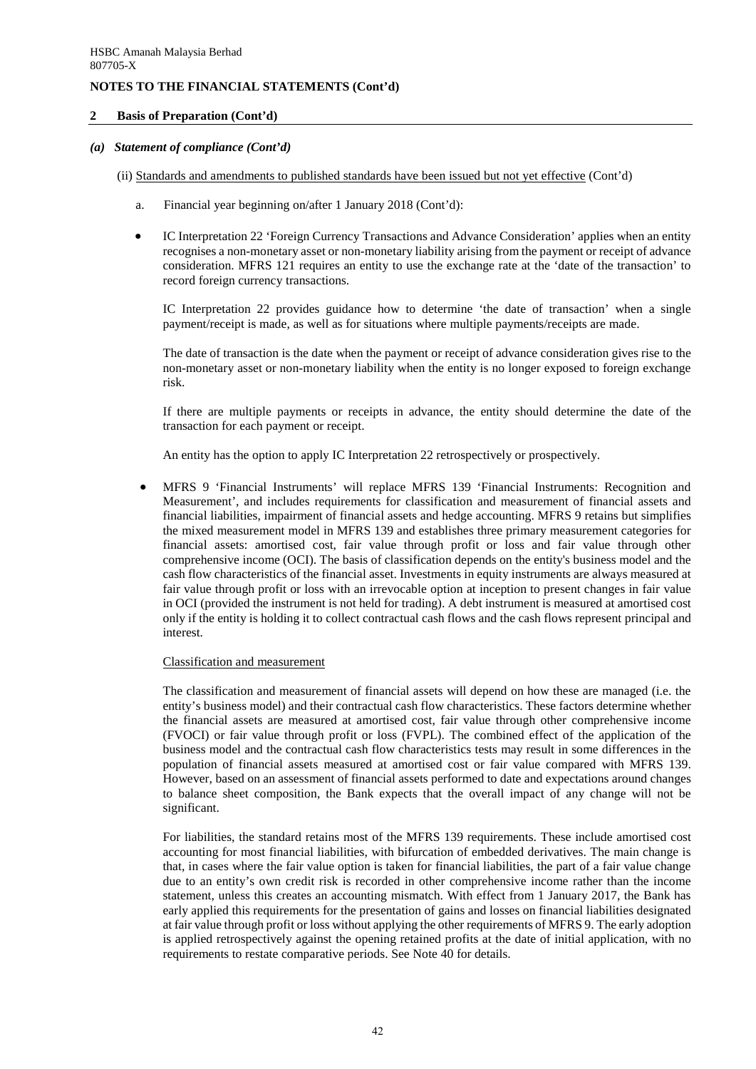## 2 Basis of Preparation (Cont'd)

### *(a) Statement of compliance (Cont'd)*

(ii) Standards and amendments to published standards have been issued but not yet effective (Cont'd)

a. Financial year beginning on/after 1 January 2018 (Cont'd):

- IC Interpretation 22 'Foreign Currency Transactions and Advance Consideration' applies when an entity recognises a non-monetary asset or non-monetary liability arising from the payment or receipt of advance consideration. MFRS 121 requires an entity to use the exchange rate at the 'date of the transaction' to record foreign currency transactions.

  IC Interpretation 22 provides guidance how to determine 'the date of transaction' when a single payment/receipt is made, as well as for situations where multiple payments/receipts are made.

  The date of transaction is the date when the payment or receipt of advance consideration gives rise to the non-monetary asset or non-monetary liability when the entity is no longer exposed to foreign exchange risk.

  If there are multiple payments or receipts in advance, the entity should determine the date of the transaction for each payment or receipt.

  An entity has the option to apply IC Interpretation 22 retrospectively or prospectively.

- MFRS 9 'Financial Instruments' will replace MFRS 139 'Financial Instruments: Recognition and Measurement', and includes requirements for classification and measurement of financial assets and financial liabilities, impairment of financial assets and hedge accounting. MFRS 9 retains but simplifies the mixed measurement model in MFRS 139 and establishes three primary measurement categories for financial assets: amortised cost, fair value through profit or loss and fair value through other comprehensive income (OCI). The basis of classification depends on the entity's business model and the cash flow characteristics of the financial asset. Investments in equity instruments are always measured at fair value through profit or loss with an irrevocable option at inception to present changes in fair value in OCI (provided the instrument is not held for trading). A debt instrument is measured at amortised cost only if the entity is holding it to collect contractual cash flows and the cash flows represent principal and interest.

  Classification and measurement

  The classification and measurement of financial assets will depend on how these are managed (i.e. the entity's business model) and their contractual cash flow characteristics. These factors determine whether the financial assets are measured at amortised cost, fair value through other comprehensive income (FVOCI) or fair value through profit or loss (FVPL). The combined effect of the application of the business model and the contractual cash flow characteristics tests may result in some differences in the population of financial assets measured at amortised cost or fair value compared with MFRS 139. However, based on an assessment of financial assets performed to date and expectations around changes to balance sheet composition, the Bank expects that the overall impact of any change will not be significant.

  For liabilities, the standard retains most of the MFRS 139 requirements. These include amortised cost accounting for most financial liabilities, with bifurcation of embedded derivatives. The main change is that, in cases where the fair value option is taken for financial liabilities, the part of a fair value change due to an entity's own credit risk is recorded in other comprehensive income rather than the income statement, unless this creates an accounting mismatch. With effect from 1 January 2017, the Bank has early applied this requirements for the presentation of gains and losses on financial liabilities designated at fair value through profit or loss without applying the other requirements of MFRS 9. The early adoption is applied retrospectively against the opening retained profits at the date of initial application, with no requirements to restate comparative periods. See Note 40 for details.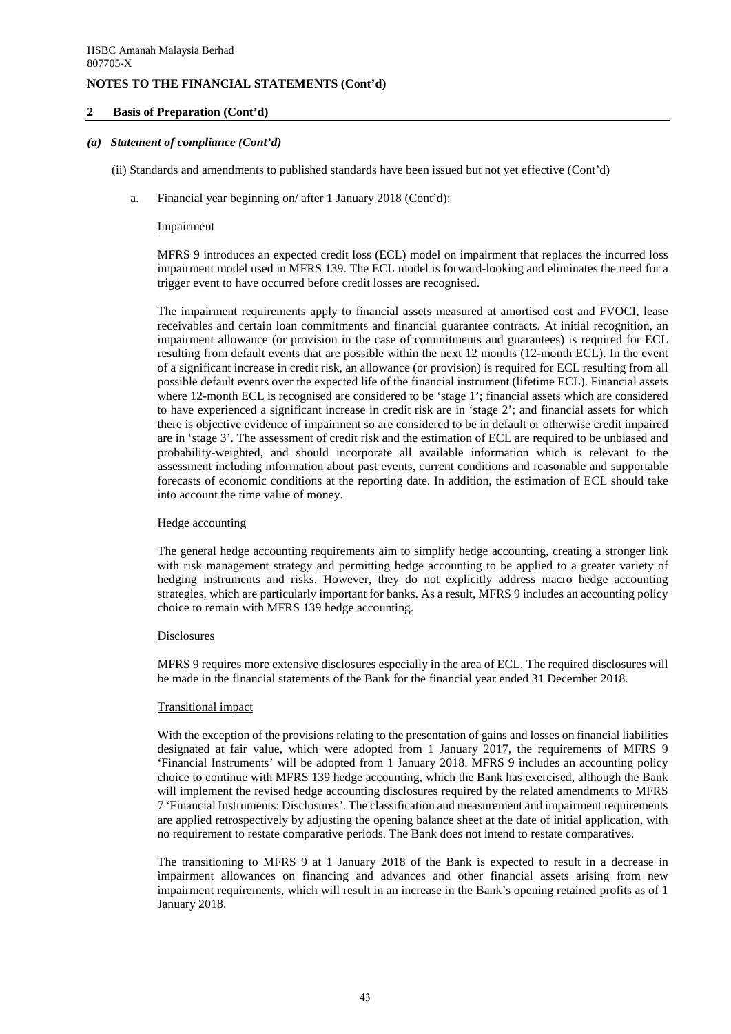HSBC Amanah Malaysia Berhad
807705-X

**NOTES TO THE FINANCIAL STATEMENTS (Cont'd)**

## 2 Basis of Preparation (Cont'd)

### *(a) Statement of compliance (Cont'd)*

(ii) Standards and amendments to published standards have been issued but not yet effective (Cont'd)

a. Financial year beginning on/ after 1 January 2018 (Cont'd):

Impairment

MFRS 9 introduces an expected credit loss (ECL) model on impairment that replaces the incurred loss impairment model used in MFRS 139. The ECL model is forward-looking and eliminates the need for a trigger event to have occurred before credit losses are recognised.

The impairment requirements apply to financial assets measured at amortised cost and FVOCI, lease receivables and certain loan commitments and financial guarantee contracts. At initial recognition, an impairment allowance (or provision in the case of commitments and guarantees) is required for ECL resulting from default events that are possible within the next 12 months (12-month ECL). In the event of a significant increase in credit risk, an allowance (or provision) is required for ECL resulting from all possible default events over the expected life of the financial instrument (lifetime ECL). Financial assets where 12-month ECL is recognised are considered to be 'stage 1'; financial assets which are considered to have experienced a significant increase in credit risk are in 'stage 2'; and financial assets for which there is objective evidence of impairment so are considered to be in default or otherwise credit impaired are in 'stage 3'. The assessment of credit risk and the estimation of ECL are required to be unbiased and probability-weighted, and should incorporate all available information which is relevant to the assessment including information about past events, current conditions and reasonable and supportable forecasts of economic conditions at the reporting date. In addition, the estimation of ECL should take into account the time value of money.

Hedge accounting

The general hedge accounting requirements aim to simplify hedge accounting, creating a stronger link with risk management strategy and permitting hedge accounting to be applied to a greater variety of hedging instruments and risks. However, they do not explicitly address macro hedge accounting strategies, which are particularly important for banks. As a result, MFRS 9 includes an accounting policy choice to remain with MFRS 139 hedge accounting.

Disclosures

MFRS 9 requires more extensive disclosures especially in the area of ECL. The required disclosures will be made in the financial statements of the Bank for the financial year ended 31 December 2018.

Transitional impact

With the exception of the provisions relating to the presentation of gains and losses on financial liabilities designated at fair value, which were adopted from 1 January 2017, the requirements of MFRS 9 'Financial Instruments' will be adopted from 1 January 2018. MFRS 9 includes an accounting policy choice to continue with MFRS 139 hedge accounting, which the Bank has exercised, although the Bank will implement the revised hedge accounting disclosures required by the related amendments to MFRS 7 'Financial Instruments: Disclosures'. The classification and measurement and impairment requirements are applied retrospectively by adjusting the opening balance sheet at the date of initial application, with no requirement to restate comparative periods. The Bank does not intend to restate comparatives.

The transitioning to MFRS 9 at 1 January 2018 of the Bank is expected to result in a decrease in impairment allowances on financing and advances and other financial assets arising from new impairment requirements, which will result in an increase in the Bank's opening retained profits as of 1 January 2018.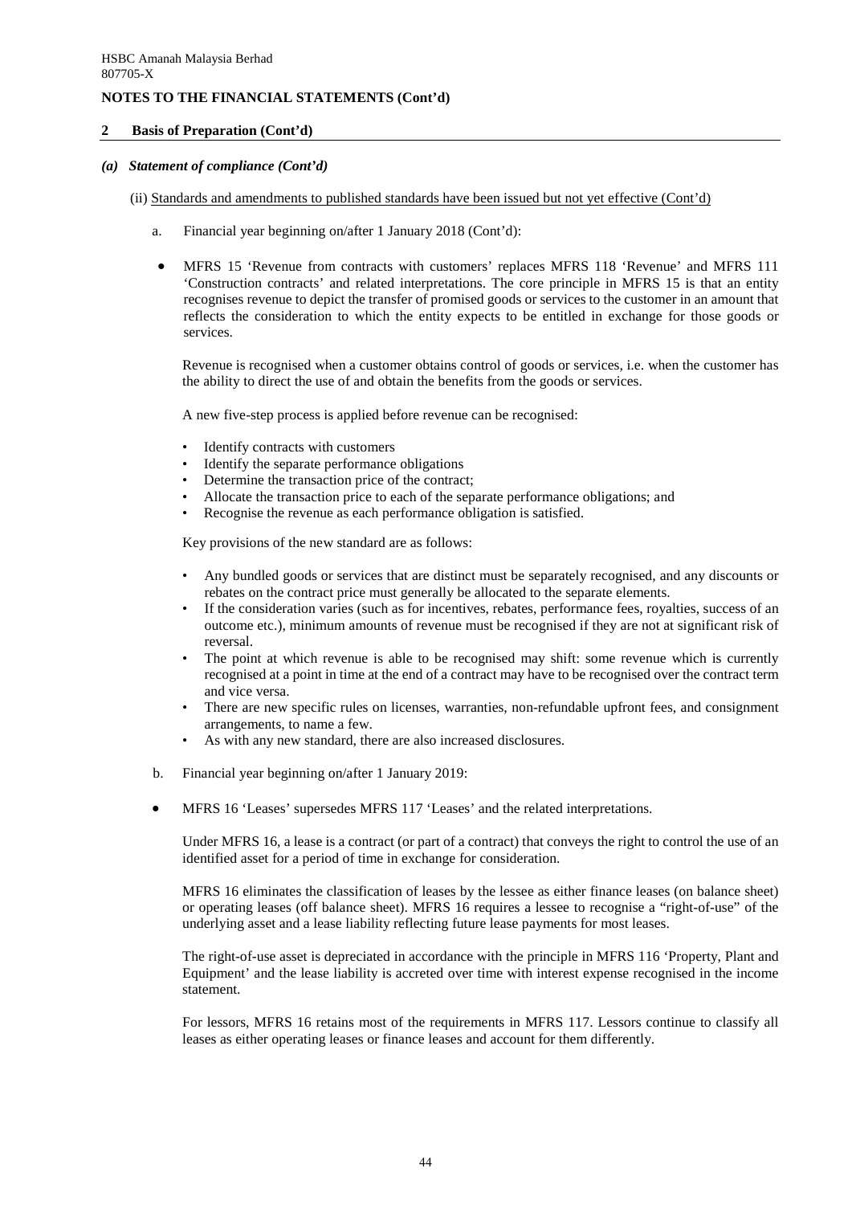HSBC Amanah Malaysia Berhad
807705-X

**NOTES TO THE FINANCIAL STATEMENTS (Cont'd)**

## 2 Basis of Preparation (Cont'd)

### *(a) Statement of compliance (Cont'd)*

(ii) Standards and amendments to published standards have been issued but not yet effective (Cont'd)

a. Financial year beginning on/after 1 January 2018 (Cont'd):

- MFRS 15 'Revenue from contracts with customers' replaces MFRS 118 'Revenue' and MFRS 111 'Construction contracts' and related interpretations. The core principle in MFRS 15 is that an entity recognises revenue to depict the transfer of promised goods or services to the customer in an amount that reflects the consideration to which the entity expects to be entitled in exchange for those goods or services.

  Revenue is recognised when a customer obtains control of goods or services, i.e. when the customer has the ability to direct the use of and obtain the benefits from the goods or services.

  A new five-step process is applied before revenue can be recognised:

  - Identify contracts with customers
  - Identify the separate performance obligations
  - Determine the transaction price of the contract;
  - Allocate the transaction price to each of the separate performance obligations; and
  - Recognise the revenue as each performance obligation is satisfied.

  Key provisions of the new standard are as follows:

  - Any bundled goods or services that are distinct must be separately recognised, and any discounts or rebates on the contract price must generally be allocated to the separate elements.
  - If the consideration varies (such as for incentives, rebates, performance fees, royalties, success of an outcome etc.), minimum amounts of revenue must be recognised if they are not at significant risk of reversal.
  - The point at which revenue is able to be recognised may shift: some revenue which is currently recognised at a point in time at the end of a contract may have to be recognised over the contract term and vice versa.
  - There are new specific rules on licenses, warranties, non-refundable upfront fees, and consignment arrangements, to name a few.
  - As with any new standard, there are also increased disclosures.

b. Financial year beginning on/after 1 January 2019:

- MFRS 16 'Leases' supersedes MFRS 117 'Leases' and the related interpretations.

  Under MFRS 16, a lease is a contract (or part of a contract) that conveys the right to control the use of an identified asset for a period of time in exchange for consideration.

  MFRS 16 eliminates the classification of leases by the lessee as either finance leases (on balance sheet) or operating leases (off balance sheet). MFRS 16 requires a lessee to recognise a "right-of-use" of the underlying asset and a lease liability reflecting future lease payments for most leases.

  The right-of-use asset is depreciated in accordance with the principle in MFRS 116 'Property, Plant and Equipment' and the lease liability is accreted over time with interest expense recognised in the income statement.

  For lessors, MFRS 16 retains most of the requirements in MFRS 117. Lessors continue to classify all leases as either operating leases or finance leases and account for them differently.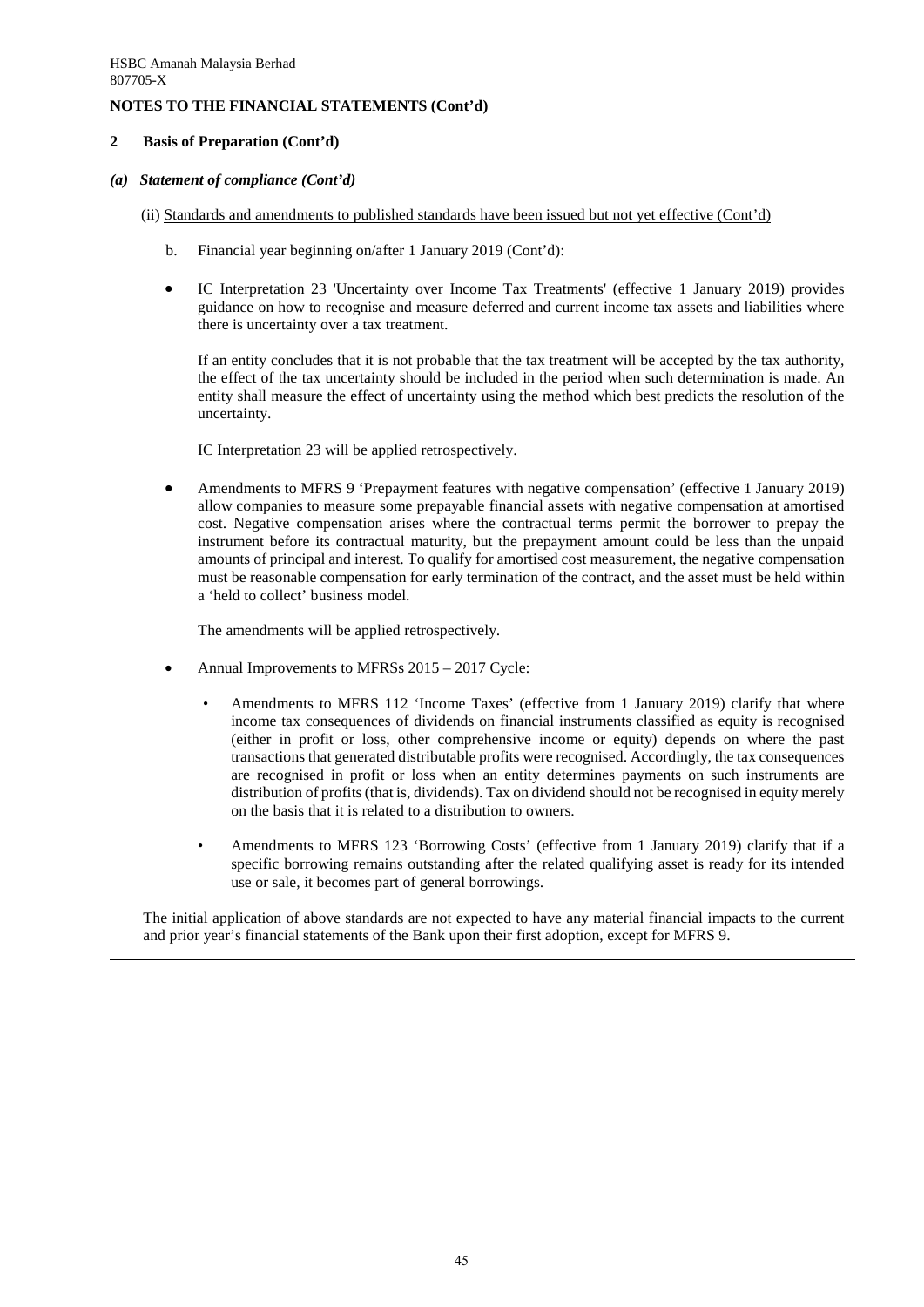## NOTES TO THE FINANCIAL STATEMENTS (Cont'd)

### 2 Basis of Preparation (Cont'd)

#### *(a) Statement of compliance (Cont'd)*

(ii) Standards and amendments to published standards have been issued but not yet effective (Cont'd)

b. Financial year beginning on/after 1 January 2019 (Cont'd):

- IC Interpretation 23 'Uncertainty over Income Tax Treatments' (effective 1 January 2019) provides guidance on how to recognise and measure deferred and current income tax assets and liabilities where there is uncertainty over a tax treatment.

  If an entity concludes that it is not probable that the tax treatment will be accepted by the tax authority, the effect of the tax uncertainty should be included in the period when such determination is made. An entity shall measure the effect of uncertainty using the method which best predicts the resolution of the uncertainty.

  IC Interpretation 23 will be applied retrospectively.

- Amendments to MFRS 9 'Prepayment features with negative compensation' (effective 1 January 2019) allow companies to measure some prepayable financial assets with negative compensation at amortised cost. Negative compensation arises where the contractual terms permit the borrower to prepay the instrument before its contractual maturity, but the prepayment amount could be less than the unpaid amounts of principal and interest. To qualify for amortised cost measurement, the negative compensation must be reasonable compensation for early termination of the contract, and the asset must be held within a 'held to collect' business model.

  The amendments will be applied retrospectively.

- Annual Improvements to MFRSs 2015 – 2017 Cycle:

  - Amendments to MFRS 112 'Income Taxes' (effective from 1 January 2019) clarify that where income tax consequences of dividends on financial instruments classified as equity is recognised (either in profit or loss, other comprehensive income or equity) depends on where the past transactions that generated distributable profits were recognised. Accordingly, the tax consequences are recognised in profit or loss when an entity determines payments on such instruments are distribution of profits (that is, dividends). Tax on dividend should not be recognised in equity merely on the basis that it is related to a distribution to owners.

  - Amendments to MFRS 123 'Borrowing Costs' (effective from 1 January 2019) clarify that if a specific borrowing remains outstanding after the related qualifying asset is ready for its intended use or sale, it becomes part of general borrowings.

The initial application of above standards are not expected to have any material financial impacts to the current and prior year's financial statements of the Bank upon their first adoption, except for MFRS 9.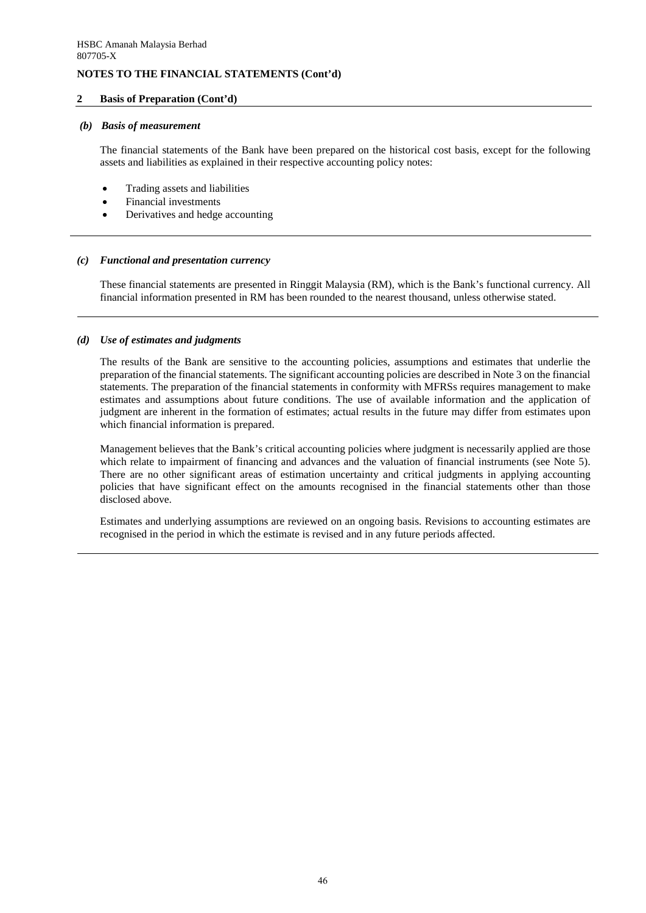## NOTES TO THE FINANCIAL STATEMENTS (Cont'd)

### 2 Basis of Preparation (Cont'd)

#### *(b) Basis of measurement*

The financial statements of the Bank have been prepared on the historical cost basis, except for the following assets and liabilities as explained in their respective accounting policy notes:

- Trading assets and liabilities
- Financial investments
- Derivatives and hedge accounting

#### *(c) Functional and presentation currency*

These financial statements are presented in Ringgit Malaysia (RM), which is the Bank's functional currency. All financial information presented in RM has been rounded to the nearest thousand, unless otherwise stated.

#### *(d) Use of estimates and judgments*

The results of the Bank are sensitive to the accounting policies, assumptions and estimates that underlie the preparation of the financial statements. The significant accounting policies are described in Note 3 on the financial statements. The preparation of the financial statements in conformity with MFRSs requires management to make estimates and assumptions about future conditions. The use of available information and the application of judgment are inherent in the formation of estimates; actual results in the future may differ from estimates upon which financial information is prepared.

Management believes that the Bank's critical accounting policies where judgment is necessarily applied are those which relate to impairment of financing and advances and the valuation of financial instruments (see Note 5). There are no other significant areas of estimation uncertainty and critical judgments in applying accounting policies that have significant effect on the amounts recognised in the financial statements other than those disclosed above.

Estimates and underlying assumptions are reviewed on an ongoing basis. Revisions to accounting estimates are recognised in the period in which the estimate is revised and in any future periods affected.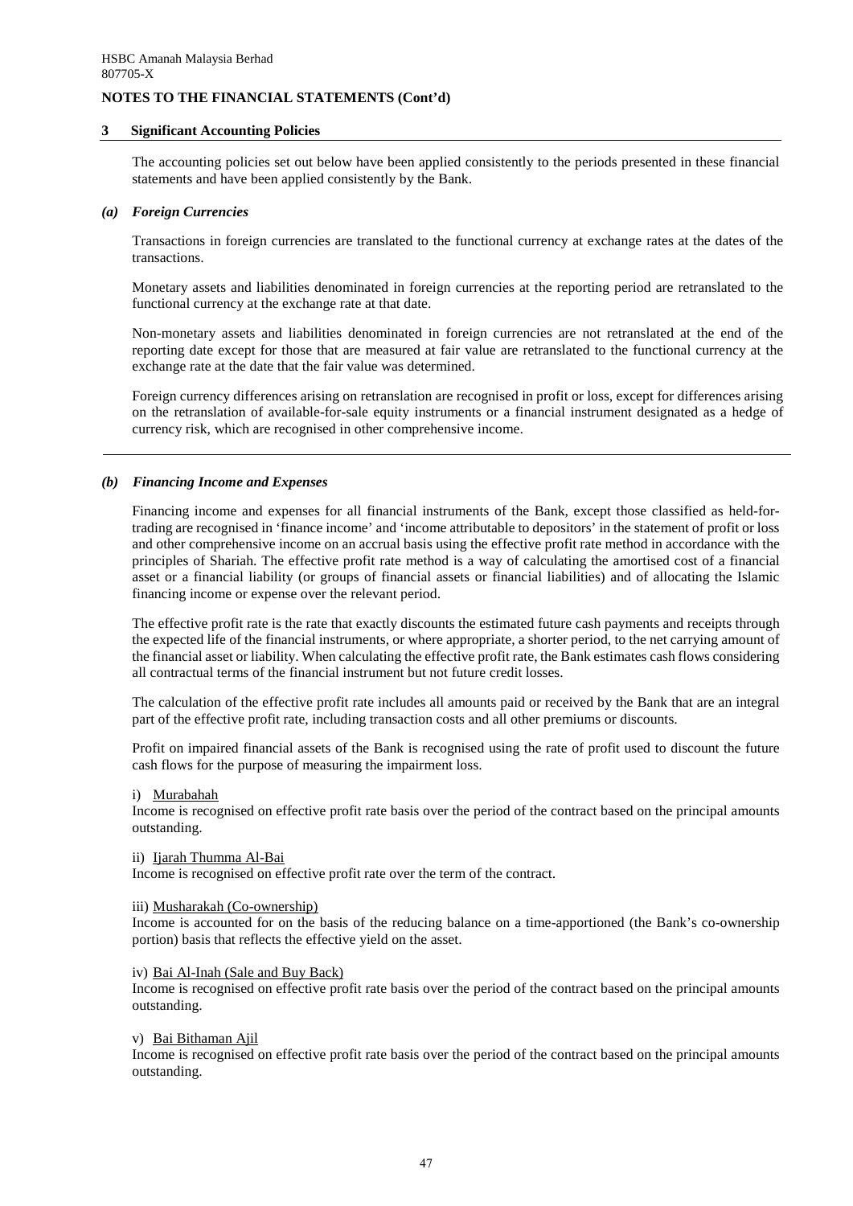HSBC Amanah Malaysia Berhad
807705-X

**NOTES TO THE FINANCIAL STATEMENTS (Cont'd)**

## 3 Significant Accounting Policies

The accounting policies set out below have been applied consistently to the periods presented in these financial statements and have been applied consistently by the Bank.

### *(a) Foreign Currencies*

Transactions in foreign currencies are translated to the functional currency at exchange rates at the dates of the transactions.

Monetary assets and liabilities denominated in foreign currencies at the reporting period are retranslated to the functional currency at the exchange rate at that date.

Non-monetary assets and liabilities denominated in foreign currencies are not retranslated at the end of the reporting date except for those that are measured at fair value are retranslated to the functional currency at the exchange rate at the date that the fair value was determined.

Foreign currency differences arising on retranslation are recognised in profit or loss, except for differences arising on the retranslation of available-for-sale equity instruments or a financial instrument designated as a hedge of currency risk, which are recognised in other comprehensive income.

### *(b) Financing Income and Expenses*

Financing income and expenses for all financial instruments of the Bank, except those classified as held-for-trading are recognised in 'finance income' and 'income attributable to depositors' in the statement of profit or loss and other comprehensive income on an accrual basis using the effective profit rate method in accordance with the principles of Shariah. The effective profit rate method is a way of calculating the amortised cost of a financial asset or a financial liability (or groups of financial assets or financial liabilities) and of allocating the Islamic financing income or expense over the relevant period.

The effective profit rate is the rate that exactly discounts the estimated future cash payments and receipts through the expected life of the financial instruments, or where appropriate, a shorter period, to the net carrying amount of the financial asset or liability. When calculating the effective profit rate, the Bank estimates cash flows considering all contractual terms of the financial instrument but not future credit losses.

The calculation of the effective profit rate includes all amounts paid or received by the Bank that are an integral part of the effective profit rate, including transaction costs and all other premiums or discounts.

Profit on impaired financial assets of the Bank is recognised using the rate of profit used to discount the future cash flows for the purpose of measuring the impairment loss.

i) Murabahah
Income is recognised on effective profit rate basis over the period of the contract based on the principal amounts outstanding.

ii) Ijarah Thumma Al-Bai
Income is recognised on effective profit rate over the term of the contract.

iii) Musharakah (Co-ownership)
Income is accounted for on the basis of the reducing balance on a time-apportioned (the Bank's co-ownership portion) basis that reflects the effective yield on the asset.

iv) Bai Al-Inah (Sale and Buy Back)
Income is recognised on effective profit rate basis over the period of the contract based on the principal amounts outstanding.

v) Bai Bithaman Ajil
Income is recognised on effective profit rate basis over the period of the contract based on the principal amounts outstanding.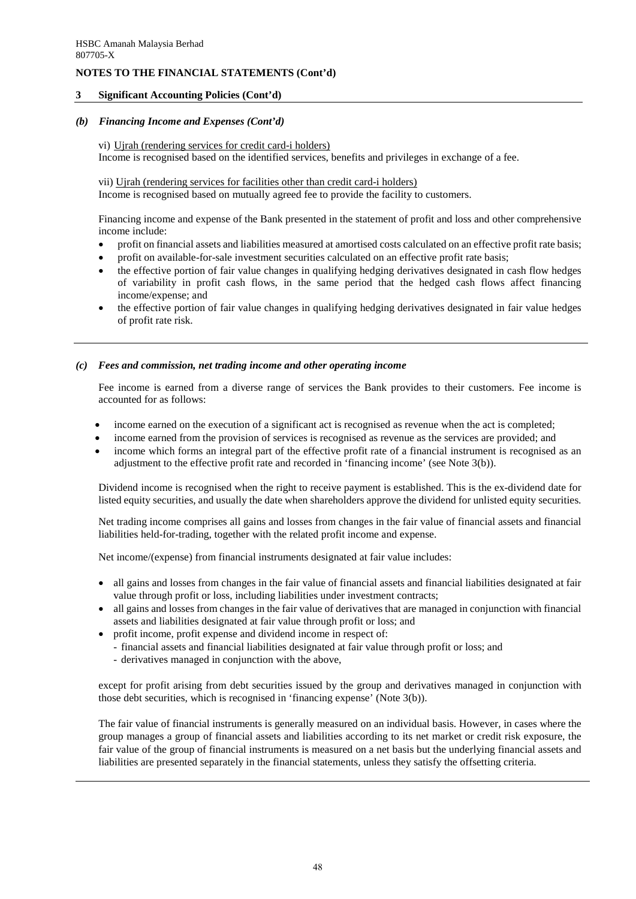## NOTES TO THE FINANCIAL STATEMENTS (Cont'd)

### 3 Significant Accounting Policies (Cont'd)

#### *(b) Financing Income and Expenses (Cont'd)*

vi) Ujrah (rendering services for credit card-i holders)
Income is recognised based on the identified services, benefits and privileges in exchange of a fee.

vii) Ujrah (rendering services for facilities other than credit card-i holders)
Income is recognised based on mutually agreed fee to provide the facility to customers.

Financing income and expense of the Bank presented in the statement of profit and loss and other comprehensive income include:

- profit on financial assets and liabilities measured at amortised costs calculated on an effective profit rate basis;
- profit on available-for-sale investment securities calculated on an effective profit rate basis;
- the effective portion of fair value changes in qualifying hedging derivatives designated in cash flow hedges of variability in profit cash flows, in the same period that the hedged cash flows affect financing income/expense; and
- the effective portion of fair value changes in qualifying hedging derivatives designated in fair value hedges of profit rate risk.

#### *(c) Fees and commission, net trading income and other operating income*

Fee income is earned from a diverse range of services the Bank provides to their customers. Fee income is accounted for as follows:

- income earned on the execution of a significant act is recognised as revenue when the act is completed;
- income earned from the provision of services is recognised as revenue as the services are provided; and
- income which forms an integral part of the effective profit rate of a financial instrument is recognised as an adjustment to the effective profit rate and recorded in 'financing income' (see Note 3(b)).

Dividend income is recognised when the right to receive payment is established. This is the ex-dividend date for listed equity securities, and usually the date when shareholders approve the dividend for unlisted equity securities.

Net trading income comprises all gains and losses from changes in the fair value of financial assets and financial liabilities held-for-trading, together with the related profit income and expense.

Net income/(expense) from financial instruments designated at fair value includes:

- all gains and losses from changes in the fair value of financial assets and financial liabilities designated at fair value through profit or loss, including liabilities under investment contracts;
- all gains and losses from changes in the fair value of derivatives that are managed in conjunction with financial assets and liabilities designated at fair value through profit or loss; and
- profit income, profit expense and dividend income in respect of:
  - financial assets and financial liabilities designated at fair value through profit or loss; and
  - derivatives managed in conjunction with the above,

except for profit arising from debt securities issued by the group and derivatives managed in conjunction with those debt securities, which is recognised in 'financing expense' (Note 3(b)).

The fair value of financial instruments is generally measured on an individual basis. However, in cases where the group manages a group of financial assets and liabilities according to its net market or credit risk exposure, the fair value of the group of financial instruments is measured on a net basis but the underlying financial assets and liabilities are presented separately in the financial statements, unless they satisfy the offsetting criteria.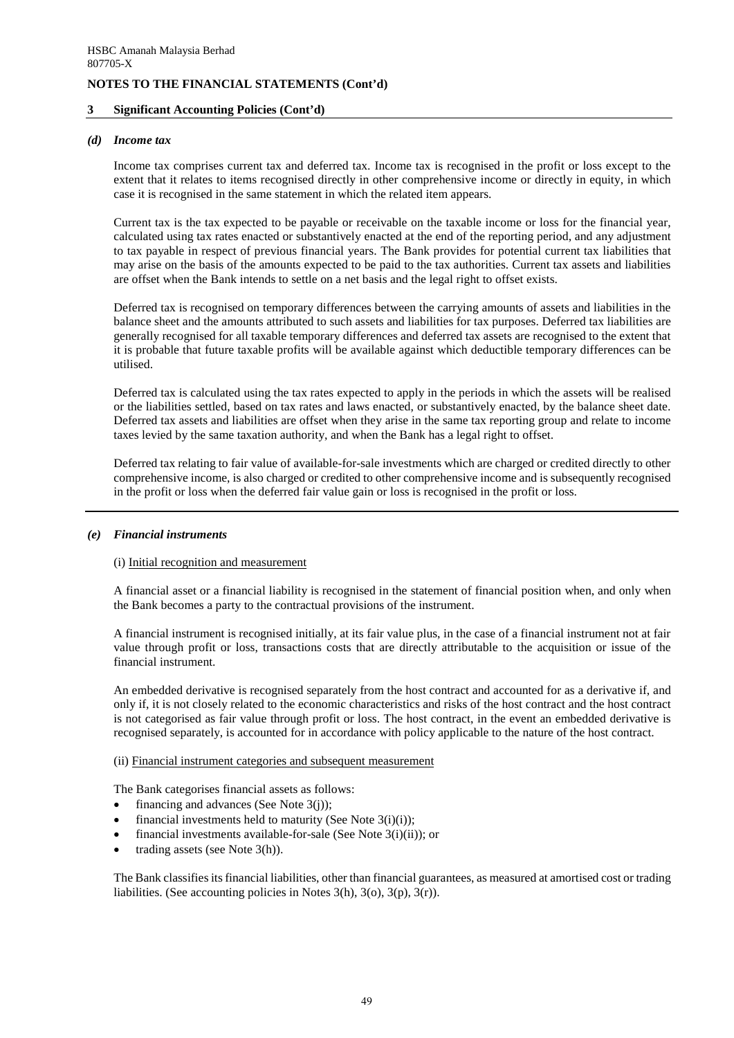## 3 Significant Accounting Policies (Cont'd)

### *(d) Income tax*

Income tax comprises current tax and deferred tax. Income tax is recognised in the profit or loss except to the extent that it relates to items recognised directly in other comprehensive income or directly in equity, in which case it is recognised in the same statement in which the related item appears.

Current tax is the tax expected to be payable or receivable on the taxable income or loss for the financial year, calculated using tax rates enacted or substantively enacted at the end of the reporting period, and any adjustment to tax payable in respect of previous financial years. The Bank provides for potential current tax liabilities that may arise on the basis of the amounts expected to be paid to the tax authorities. Current tax assets and liabilities are offset when the Bank intends to settle on a net basis and the legal right to offset exists.

Deferred tax is recognised on temporary differences between the carrying amounts of assets and liabilities in the balance sheet and the amounts attributed to such assets and liabilities for tax purposes. Deferred tax liabilities are generally recognised for all taxable temporary differences and deferred tax assets are recognised to the extent that it is probable that future taxable profits will be available against which deductible temporary differences can be utilised.

Deferred tax is calculated using the tax rates expected to apply in the periods in which the assets will be realised or the liabilities settled, based on tax rates and laws enacted, or substantively enacted, by the balance sheet date. Deferred tax assets and liabilities are offset when they arise in the same tax reporting group and relate to income taxes levied by the same taxation authority, and when the Bank has a legal right to offset.

Deferred tax relating to fair value of available-for-sale investments which are charged or credited directly to other comprehensive income, is also charged or credited to other comprehensive income and is subsequently recognised in the profit or loss when the deferred fair value gain or loss is recognised in the profit or loss.

### *(e) Financial instruments*

(i) Initial recognition and measurement

A financial asset or a financial liability is recognised in the statement of financial position when, and only when the Bank becomes a party to the contractual provisions of the instrument.

A financial instrument is recognised initially, at its fair value plus, in the case of a financial instrument not at fair value through profit or loss, transactions costs that are directly attributable to the acquisition or issue of the financial instrument.

An embedded derivative is recognised separately from the host contract and accounted for as a derivative if, and only if, it is not closely related to the economic characteristics and risks of the host contract and the host contract is not categorised as fair value through profit or loss. The host contract, in the event an embedded derivative is recognised separately, is accounted for in accordance with policy applicable to the nature of the host contract.

(ii) Financial instrument categories and subsequent measurement

The Bank categorises financial assets as follows:

- financing and advances (See Note 3(j));
- financial investments held to maturity (See Note 3(i)(i));
- financial investments available-for-sale (See Note 3(i)(ii)); or
- trading assets (see Note 3(h)).

The Bank classifies its financial liabilities, other than financial guarantees, as measured at amortised cost or trading liabilities. (See accounting policies in Notes 3(h), 3(o), 3(p), 3(r)).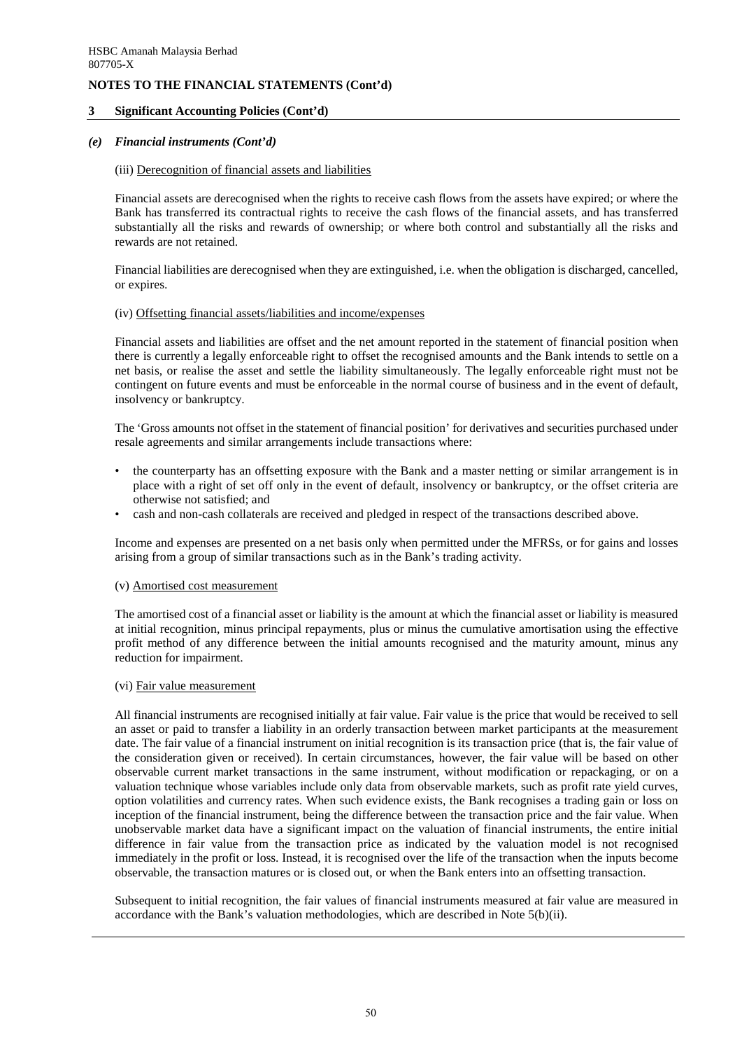**NOTES TO THE FINANCIAL STATEMENTS (Cont'd)**

## 3 Significant Accounting Policies (Cont'd)

### *(e) Financial instruments (Cont'd)*

(iii) Derecognition of financial assets and liabilities

Financial assets are derecognised when the rights to receive cash flows from the assets have expired; or where the Bank has transferred its contractual rights to receive the cash flows of the financial assets, and has transferred substantially all the risks and rewards of ownership; or where both control and substantially all the risks and rewards are not retained.

Financial liabilities are derecognised when they are extinguished, i.e. when the obligation is discharged, cancelled, or expires.

(iv) Offsetting financial assets/liabilities and income/expenses

Financial assets and liabilities are offset and the net amount reported in the statement of financial position when there is currently a legally enforceable right to offset the recognised amounts and the Bank intends to settle on a net basis, or realise the asset and settle the liability simultaneously. The legally enforceable right must not be contingent on future events and must be enforceable in the normal course of business and in the event of default, insolvency or bankruptcy.

The 'Gross amounts not offset in the statement of financial position' for derivatives and securities purchased under resale agreements and similar arrangements include transactions where:

- the counterparty has an offsetting exposure with the Bank and a master netting or similar arrangement is in place with a right of set off only in the event of default, insolvency or bankruptcy, or the offset criteria are otherwise not satisfied; and
- cash and non-cash collaterals are received and pledged in respect of the transactions described above.

Income and expenses are presented on a net basis only when permitted under the MFRSs, or for gains and losses arising from a group of similar transactions such as in the Bank's trading activity.

(v) Amortised cost measurement

The amortised cost of a financial asset or liability is the amount at which the financial asset or liability is measured at initial recognition, minus principal repayments, plus or minus the cumulative amortisation using the effective profit method of any difference between the initial amounts recognised and the maturity amount, minus any reduction for impairment.

(vi) Fair value measurement

All financial instruments are recognised initially at fair value. Fair value is the price that would be received to sell an asset or paid to transfer a liability in an orderly transaction between market participants at the measurement date. The fair value of a financial instrument on initial recognition is its transaction price (that is, the fair value of the consideration given or received). In certain circumstances, however, the fair value will be based on other observable current market transactions in the same instrument, without modification or repackaging, or on a valuation technique whose variables include only data from observable markets, such as profit rate yield curves, option volatilities and currency rates. When such evidence exists, the Bank recognises a trading gain or loss on inception of the financial instrument, being the difference between the transaction price and the fair value. When unobservable market data have a significant impact on the valuation of financial instruments, the entire initial difference in fair value from the transaction price as indicated by the valuation model is not recognised immediately in the profit or loss. Instead, it is recognised over the life of the transaction when the inputs become observable, the transaction matures or is closed out, or when the Bank enters into an offsetting transaction.

Subsequent to initial recognition, the fair values of financial instruments measured at fair value are measured in accordance with the Bank's valuation methodologies, which are described in Note 5(b)(ii).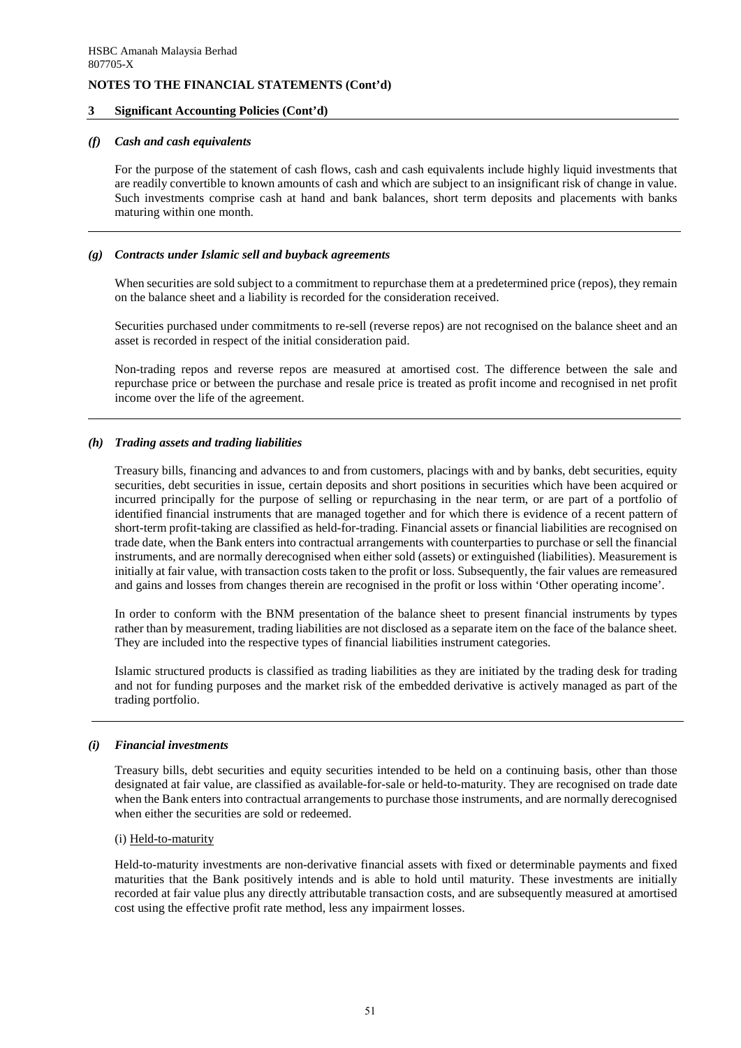## NOTES TO THE FINANCIAL STATEMENTS (Cont'd)

### 3 Significant Accounting Policies (Cont'd)

#### *(f) Cash and cash equivalents*

For the purpose of the statement of cash flows, cash and cash equivalents include highly liquid investments that are readily convertible to known amounts of cash and which are subject to an insignificant risk of change in value. Such investments comprise cash at hand and bank balances, short term deposits and placements with banks maturing within one month.

#### *(g) Contracts under Islamic sell and buyback agreements*

When securities are sold subject to a commitment to repurchase them at a predetermined price (repos), they remain on the balance sheet and a liability is recorded for the consideration received.

Securities purchased under commitments to re-sell (reverse repos) are not recognised on the balance sheet and an asset is recorded in respect of the initial consideration paid.

Non-trading repos and reverse repos are measured at amortised cost. The difference between the sale and repurchase price or between the purchase and resale price is treated as profit income and recognised in net profit income over the life of the agreement.

#### *(h) Trading assets and trading liabilities*

Treasury bills, financing and advances to and from customers, placings with and by banks, debt securities, equity securities, debt securities in issue, certain deposits and short positions in securities which have been acquired or incurred principally for the purpose of selling or repurchasing in the near term, or are part of a portfolio of identified financial instruments that are managed together and for which there is evidence of a recent pattern of short-term profit-taking are classified as held-for-trading. Financial assets or financial liabilities are recognised on trade date, when the Bank enters into contractual arrangements with counterparties to purchase or sell the financial instruments, and are normally derecognised when either sold (assets) or extinguished (liabilities). Measurement is initially at fair value, with transaction costs taken to the profit or loss. Subsequently, the fair values are remeasured and gains and losses from changes therein are recognised in the profit or loss within 'Other operating income'.

In order to conform with the BNM presentation of the balance sheet to present financial instruments by types rather than by measurement, trading liabilities are not disclosed as a separate item on the face of the balance sheet. They are included into the respective types of financial liabilities instrument categories.

Islamic structured products is classified as trading liabilities as they are initiated by the trading desk for trading and not for funding purposes and the market risk of the embedded derivative is actively managed as part of the trading portfolio.

#### *(i) Financial investments*

Treasury bills, debt securities and equity securities intended to be held on a continuing basis, other than those designated at fair value, are classified as available-for-sale or held-to-maturity. They are recognised on trade date when the Bank enters into contractual arrangements to purchase those instruments, and are normally derecognised when either the securities are sold or redeemed.

(i) Held-to-maturity

Held-to-maturity investments are non-derivative financial assets with fixed or determinable payments and fixed maturities that the Bank positively intends and is able to hold until maturity. These investments are initially recorded at fair value plus any directly attributable transaction costs, and are subsequently measured at amortised cost using the effective profit rate method, less any impairment losses.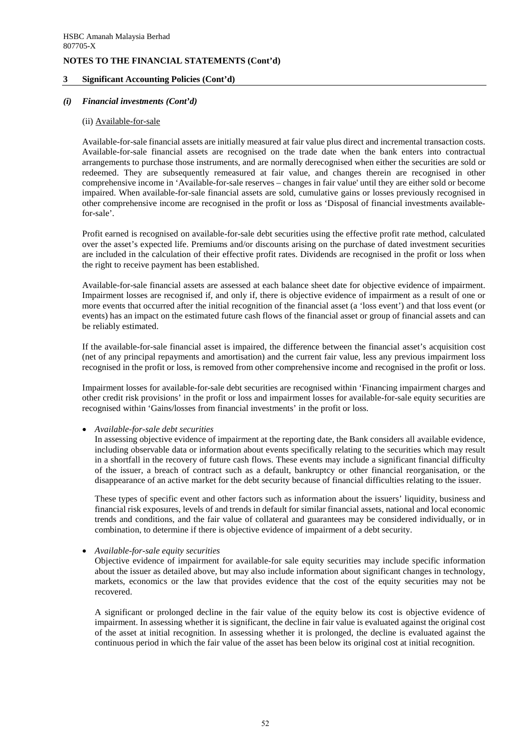## 3 Significant Accounting Policies (Cont'd)

### *(i) Financial investments (Cont'd)*

(ii) Available-for-sale

Available-for-sale financial assets are initially measured at fair value plus direct and incremental transaction costs. Available-for-sale financial assets are recognised on the trade date when the bank enters into contractual arrangements to purchase those instruments, and are normally derecognised when either the securities are sold or redeemed. They are subsequently remeasured at fair value, and changes therein are recognised in other comprehensive income in 'Available-for-sale reserves – changes in fair value' until they are either sold or become impaired. When available-for-sale financial assets are sold, cumulative gains or losses previously recognised in other comprehensive income are recognised in the profit or loss as 'Disposal of financial investments available-for-sale'.

Profit earned is recognised on available-for-sale debt securities using the effective profit rate method, calculated over the asset's expected life. Premiums and/or discounts arising on the purchase of dated investment securities are included in the calculation of their effective profit rates. Dividends are recognised in the profit or loss when the right to receive payment has been established.

Available-for-sale financial assets are assessed at each balance sheet date for objective evidence of impairment. Impairment losses are recognised if, and only if, there is objective evidence of impairment as a result of one or more events that occurred after the initial recognition of the financial asset (a 'loss event') and that loss event (or events) has an impact on the estimated future cash flows of the financial asset or group of financial assets and can be reliably estimated.

If the available-for-sale financial asset is impaired, the difference between the financial asset's acquisition cost (net of any principal repayments and amortisation) and the current fair value, less any previous impairment loss recognised in the profit or loss, is removed from other comprehensive income and recognised in the profit or loss.

Impairment losses for available-for-sale debt securities are recognised within 'Financing impairment charges and other credit risk provisions' in the profit or loss and impairment losses for available-for-sale equity securities are recognised within 'Gains/losses from financial investments' in the profit or loss.

- *Available-for-sale debt securities*

  In assessing objective evidence of impairment at the reporting date, the Bank considers all available evidence, including observable data or information about events specifically relating to the securities which may result in a shortfall in the recovery of future cash flows. These events may include a significant financial difficulty of the issuer, a breach of contract such as a default, bankruptcy or other financial reorganisation, or the disappearance of an active market for the debt security because of financial difficulties relating to the issuer.

  These types of specific event and other factors such as information about the issuers' liquidity, business and financial risk exposures, levels of and trends in default for similar financial assets, national and local economic trends and conditions, and the fair value of collateral and guarantees may be considered individually, or in combination, to determine if there is objective evidence of impairment of a debt security.

- *Available-for-sale equity securities*

  Objective evidence of impairment for available-for sale equity securities may include specific information about the issuer as detailed above, but may also include information about significant changes in technology, markets, economics or the law that provides evidence that the cost of the equity securities may not be recovered.

  A significant or prolonged decline in the fair value of the equity below its cost is objective evidence of impairment. In assessing whether it is significant, the decline in fair value is evaluated against the original cost of the asset at initial recognition. In assessing whether it is prolonged, the decline is evaluated against the continuous period in which the fair value of the asset has been below its original cost at initial recognition.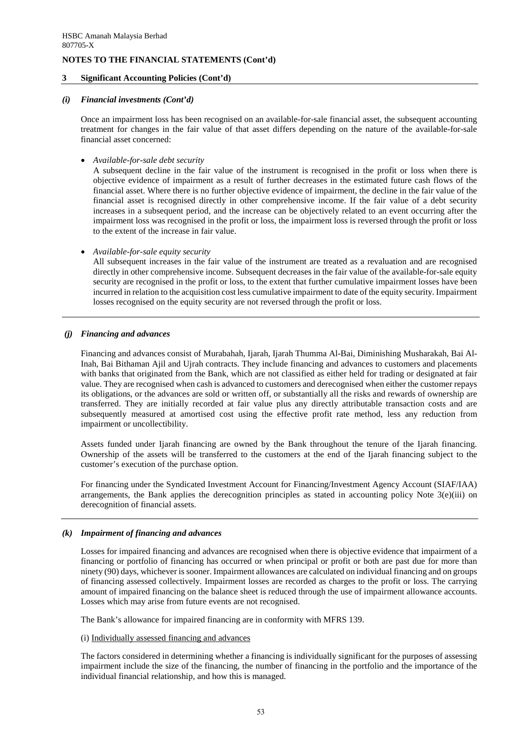## 3 Significant Accounting Policies (Cont'd)

### *(i) Financial investments (Cont'd)*

Once an impairment loss has been recognised on an available-for-sale financial asset, the subsequent accounting treatment for changes in the fair value of that asset differs depending on the nature of the available-for-sale financial asset concerned:

- *Available-for-sale debt security*

  A subsequent decline in the fair value of the instrument is recognised in the profit or loss when there is objective evidence of impairment as a result of further decreases in the estimated future cash flows of the financial asset. Where there is no further objective evidence of impairment, the decline in the fair value of the financial asset is recognised directly in other comprehensive income. If the fair value of a debt security increases in a subsequent period, and the increase can be objectively related to an event occurring after the impairment loss was recognised in the profit or loss, the impairment loss is reversed through the profit or loss to the extent of the increase in fair value.

- *Available-for-sale equity security*

  All subsequent increases in the fair value of the instrument are treated as a revaluation and are recognised directly in other comprehensive income. Subsequent decreases in the fair value of the available-for-sale equity security are recognised in the profit or loss, to the extent that further cumulative impairment losses have been incurred in relation to the acquisition cost less cumulative impairment to date of the equity security. Impairment losses recognised on the equity security are not reversed through the profit or loss.

### *(j) Financing and advances*

Financing and advances consist of Murabahah, Ijarah, Ijarah Thumma Al-Bai, Diminishing Musharakah, Bai Al-Inah, Bai Bithaman Ajil and Ujrah contracts. They include financing and advances to customers and placements with banks that originated from the Bank, which are not classified as either held for trading or designated at fair value. They are recognised when cash is advanced to customers and derecognised when either the customer repays its obligations, or the advances are sold or written off, or substantially all the risks and rewards of ownership are transferred. They are initially recorded at fair value plus any directly attributable transaction costs and are subsequently measured at amortised cost using the effective profit rate method, less any reduction from impairment or uncollectibility.

Assets funded under Ijarah financing are owned by the Bank throughout the tenure of the Ijarah financing. Ownership of the assets will be transferred to the customers at the end of the Ijarah financing subject to the customer's execution of the purchase option.

For financing under the Syndicated Investment Account for Financing/Investment Agency Account (SIAF/IAA) arrangements, the Bank applies the derecognition principles as stated in accounting policy Note 3(e)(iii) on derecognition of financial assets.

### *(k) Impairment of financing and advances*

Losses for impaired financing and advances are recognised when there is objective evidence that impairment of a financing or portfolio of financing has occurred or when principal or profit or both are past due for more than ninety (90) days, whichever is sooner. Impairment allowances are calculated on individual financing and on groups of financing assessed collectively. Impairment losses are recorded as charges to the profit or loss. The carrying amount of impaired financing on the balance sheet is reduced through the use of impairment allowance accounts. Losses which may arise from future events are not recognised.

The Bank's allowance for impaired financing are in conformity with MFRS 139.

(i) Individually assessed financing and advances

The factors considered in determining whether a financing is individually significant for the purposes of assessing impairment include the size of the financing, the number of financing in the portfolio and the importance of the individual financial relationship, and how this is managed.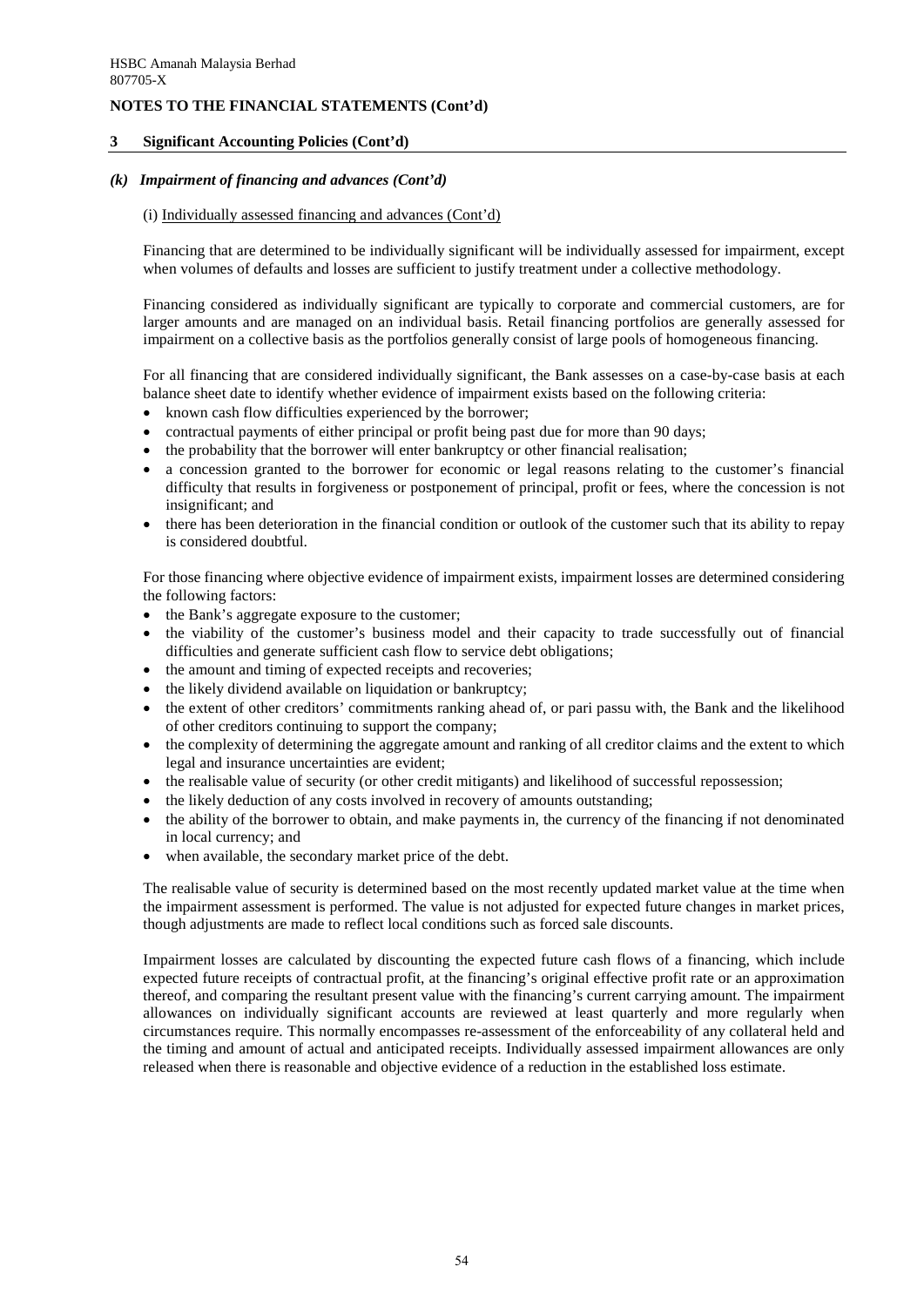## NOTES TO THE FINANCIAL STATEMENTS (Cont'd)

### 3 Significant Accounting Policies (Cont'd)

#### *(k) Impairment of financing and advances (Cont'd)*

(i) Individually assessed financing and advances (Cont'd)

Financing that are determined to be individually significant will be individually assessed for impairment, except when volumes of defaults and losses are sufficient to justify treatment under a collective methodology.

Financing considered as individually significant are typically to corporate and commercial customers, are for larger amounts and are managed on an individual basis. Retail financing portfolios are generally assessed for impairment on a collective basis as the portfolios generally consist of large pools of homogeneous financing.

For all financing that are considered individually significant, the Bank assesses on a case-by-case basis at each balance sheet date to identify whether evidence of impairment exists based on the following criteria:

- known cash flow difficulties experienced by the borrower;
- contractual payments of either principal or profit being past due for more than 90 days;
- the probability that the borrower will enter bankruptcy or other financial realisation;
- a concession granted to the borrower for economic or legal reasons relating to the customer's financial difficulty that results in forgiveness or postponement of principal, profit or fees, where the concession is not insignificant; and
- there has been deterioration in the financial condition or outlook of the customer such that its ability to repay is considered doubtful.

For those financing where objective evidence of impairment exists, impairment losses are determined considering the following factors:

- the Bank's aggregate exposure to the customer;
- the viability of the customer's business model and their capacity to trade successfully out of financial difficulties and generate sufficient cash flow to service debt obligations;
- the amount and timing of expected receipts and recoveries;
- the likely dividend available on liquidation or bankruptcy;
- the extent of other creditors' commitments ranking ahead of, or pari passu with, the Bank and the likelihood of other creditors continuing to support the company;
- the complexity of determining the aggregate amount and ranking of all creditor claims and the extent to which legal and insurance uncertainties are evident;
- the realisable value of security (or other credit mitigants) and likelihood of successful repossession;
- the likely deduction of any costs involved in recovery of amounts outstanding;
- the ability of the borrower to obtain, and make payments in, the currency of the financing if not denominated in local currency; and
- when available, the secondary market price of the debt.

The realisable value of security is determined based on the most recently updated market value at the time when the impairment assessment is performed. The value is not adjusted for expected future changes in market prices, though adjustments are made to reflect local conditions such as forced sale discounts.

Impairment losses are calculated by discounting the expected future cash flows of a financing, which include expected future receipts of contractual profit, at the financing's original effective profit rate or an approximation thereof, and comparing the resultant present value with the financing's current carrying amount. The impairment allowances on individually significant accounts are reviewed at least quarterly and more regularly when circumstances require. This normally encompasses re-assessment of the enforceability of any collateral held and the timing and amount of actual and anticipated receipts. Individually assessed impairment allowances are only released when there is reasonable and objective evidence of a reduction in the established loss estimate.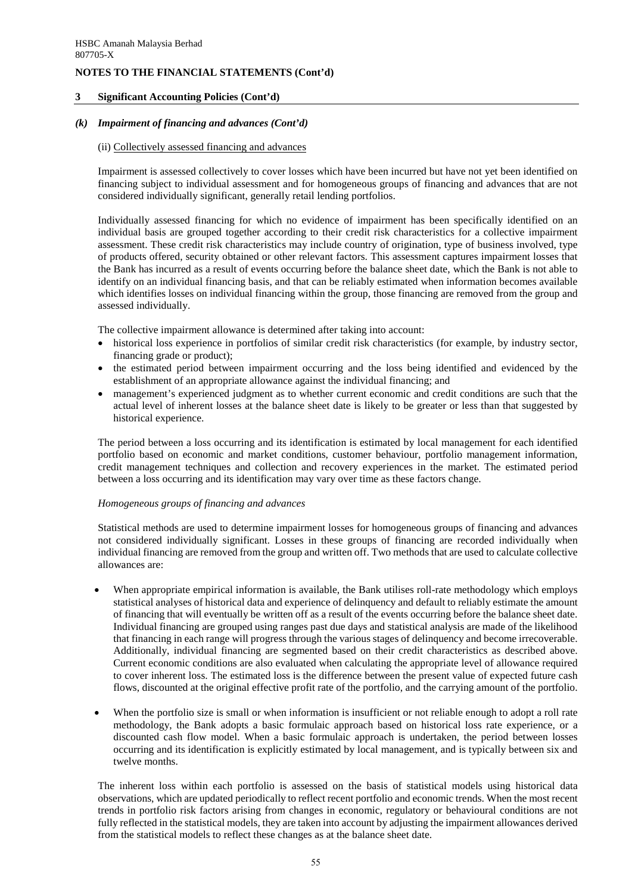## 3 Significant Accounting Policies (Cont'd)

### *(k) Impairment of financing and advances (Cont'd)*

(ii) Collectively assessed financing and advances

Impairment is assessed collectively to cover losses which have been incurred but have not yet been identified on financing subject to individual assessment and for homogeneous groups of financing and advances that are not considered individually significant, generally retail lending portfolios.

Individually assessed financing for which no evidence of impairment has been specifically identified on an individual basis are grouped together according to their credit risk characteristics for a collective impairment assessment. These credit risk characteristics may include country of origination, type of business involved, type of products offered, security obtained or other relevant factors. This assessment captures impairment losses that the Bank has incurred as a result of events occurring before the balance sheet date, which the Bank is not able to identify on an individual financing basis, and that can be reliably estimated when information becomes available which identifies losses on individual financing within the group, those financing are removed from the group and assessed individually.

The collective impairment allowance is determined after taking into account:

- historical loss experience in portfolios of similar credit risk characteristics (for example, by industry sector, financing grade or product);
- the estimated period between impairment occurring and the loss being identified and evidenced by the establishment of an appropriate allowance against the individual financing; and
- management's experienced judgment as to whether current economic and credit conditions are such that the actual level of inherent losses at the balance sheet date is likely to be greater or less than that suggested by historical experience.

The period between a loss occurring and its identification is estimated by local management for each identified portfolio based on economic and market conditions, customer behaviour, portfolio management information, credit management techniques and collection and recovery experiences in the market. The estimated period between a loss occurring and its identification may vary over time as these factors change.

*Homogeneous groups of financing and advances*

Statistical methods are used to determine impairment losses for homogeneous groups of financing and advances not considered individually significant. Losses in these groups of financing are recorded individually when individual financing are removed from the group and written off. Two methods that are used to calculate collective allowances are:

- When appropriate empirical information is available, the Bank utilises roll-rate methodology which employs statistical analyses of historical data and experience of delinquency and default to reliably estimate the amount of financing that will eventually be written off as a result of the events occurring before the balance sheet date. Individual financing are grouped using ranges past due days and statistical analysis are made of the likelihood that financing in each range will progress through the various stages of delinquency and become irrecoverable. Additionally, individual financing are segmented based on their credit characteristics as described above. Current economic conditions are also evaluated when calculating the appropriate level of allowance required to cover inherent loss. The estimated loss is the difference between the present value of expected future cash flows, discounted at the original effective profit rate of the portfolio, and the carrying amount of the portfolio.

- When the portfolio size is small or when information is insufficient or not reliable enough to adopt a roll rate methodology, the Bank adopts a basic formulaic approach based on historical loss rate experience, or a discounted cash flow model. When a basic formulaic approach is undertaken, the period between losses occurring and its identification is explicitly estimated by local management, and is typically between six and twelve months.

The inherent loss within each portfolio is assessed on the basis of statistical models using historical data observations, which are updated periodically to reflect recent portfolio and economic trends. When the most recent trends in portfolio risk factors arising from changes in economic, regulatory or behavioural conditions are not fully reflected in the statistical models, they are taken into account by adjusting the impairment allowances derived from the statistical models to reflect these changes as at the balance sheet date.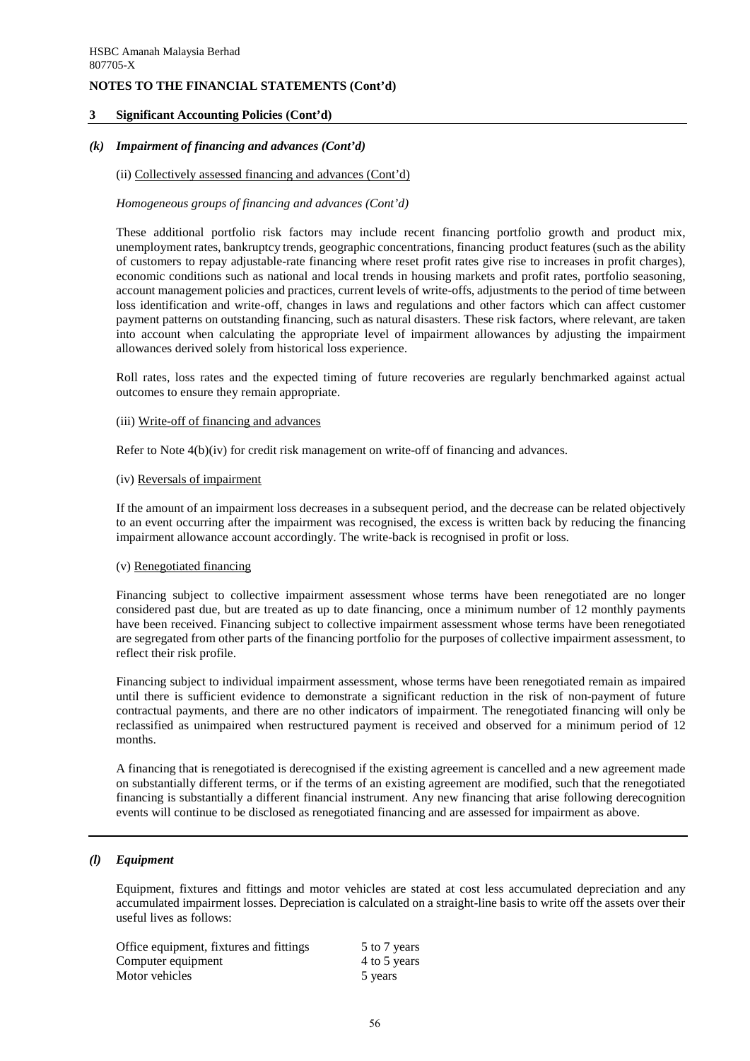## NOTES TO THE FINANCIAL STATEMENTS (Cont'd)

### 3 Significant Accounting Policies (Cont'd)

#### *(k) Impairment of financing and advances (Cont'd)*

(ii) Collectively assessed financing and advances (Cont'd)

*Homogeneous groups of financing and advances (Cont'd)*

These additional portfolio risk factors may include recent financing portfolio growth and product mix, unemployment rates, bankruptcy trends, geographic concentrations, financing product features (such as the ability of customers to repay adjustable-rate financing where reset profit rates give rise to increases in profit charges), economic conditions such as national and local trends in housing markets and profit rates, portfolio seasoning, account management policies and practices, current levels of write-offs, adjustments to the period of time between loss identification and write-off, changes in laws and regulations and other factors which can affect customer payment patterns on outstanding financing, such as natural disasters. These risk factors, where relevant, are taken into account when calculating the appropriate level of impairment allowances by adjusting the impairment allowances derived solely from historical loss experience.

Roll rates, loss rates and the expected timing of future recoveries are regularly benchmarked against actual outcomes to ensure they remain appropriate.

(iii) Write-off of financing and advances

Refer to Note 4(b)(iv) for credit risk management on write-off of financing and advances.

(iv) Reversals of impairment

If the amount of an impairment loss decreases in a subsequent period, and the decrease can be related objectively to an event occurring after the impairment was recognised, the excess is written back by reducing the financing impairment allowance account accordingly. The write-back is recognised in profit or loss.

(v) Renegotiated financing

Financing subject to collective impairment assessment whose terms have been renegotiated are no longer considered past due, but are treated as up to date financing, once a minimum number of 12 monthly payments have been received. Financing subject to collective impairment assessment whose terms have been renegotiated are segregated from other parts of the financing portfolio for the purposes of collective impairment assessment, to reflect their risk profile.

Financing subject to individual impairment assessment, whose terms have been renegotiated remain as impaired until there is sufficient evidence to demonstrate a significant reduction in the risk of non-payment of future contractual payments, and there are no other indicators of impairment. The renegotiated financing will only be reclassified as unimpaired when restructured payment is received and observed for a minimum period of 12 months.

A financing that is renegotiated is derecognised if the existing agreement is cancelled and a new agreement made on substantially different terms, or if the terms of an existing agreement are modified, such that the renegotiated financing is substantially a different financial instrument. Any new financing that arise following derecognition events will continue to be disclosed as renegotiated financing and are assessed for impairment as above.

#### *(l) Equipment*

Equipment, fixtures and fittings and motor vehicles are stated at cost less accumulated depreciation and any accumulated impairment losses. Depreciation is calculated on a straight-line basis to write off the assets over their useful lives as follows:

| | |
|---|---|
| Office equipment, fixtures and fittings | 5 to 7 years |
| Computer equipment | 4 to 5 years |
| Motor vehicles | 5 years |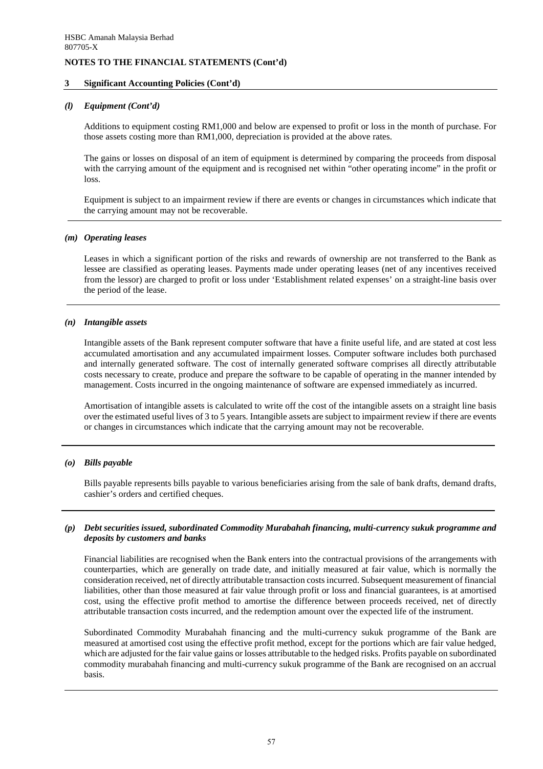## NOTES TO THE FINANCIAL STATEMENTS (Cont'd)

### 3 Significant Accounting Policies (Cont'd)

#### *(l) Equipment (Cont'd)*

Additions to equipment costing RM1,000 and below are expensed to profit or loss in the month of purchase. For those assets costing more than RM1,000, depreciation is provided at the above rates.

The gains or losses on disposal of an item of equipment is determined by comparing the proceeds from disposal with the carrying amount of the equipment and is recognised net within "other operating income" in the profit or loss.

Equipment is subject to an impairment review if there are events or changes in circumstances which indicate that the carrying amount may not be recoverable.

#### *(m) Operating leases*

Leases in which a significant portion of the risks and rewards of ownership are not transferred to the Bank as lessee are classified as operating leases. Payments made under operating leases (net of any incentives received from the lessor) are charged to profit or loss under 'Establishment related expenses' on a straight-line basis over the period of the lease.

#### *(n) Intangible assets*

Intangible assets of the Bank represent computer software that have a finite useful life, and are stated at cost less accumulated amortisation and any accumulated impairment losses. Computer software includes both purchased and internally generated software. The cost of internally generated software comprises all directly attributable costs necessary to create, produce and prepare the software to be capable of operating in the manner intended by management. Costs incurred in the ongoing maintenance of software are expensed immediately as incurred.

Amortisation of intangible assets is calculated to write off the cost of the intangible assets on a straight line basis over the estimated useful lives of 3 to 5 years. Intangible assets are subject to impairment review if there are events or changes in circumstances which indicate that the carrying amount may not be recoverable.

#### *(o) Bills payable*

Bills payable represents bills payable to various beneficiaries arising from the sale of bank drafts, demand drafts, cashier's orders and certified cheques.

#### *(p) Debt securities issued, subordinated Commodity Murabahah financing, multi-currency sukuk programme and deposits by customers and banks*

Financial liabilities are recognised when the Bank enters into the contractual provisions of the arrangements with counterparties, which are generally on trade date, and initially measured at fair value, which is normally the consideration received, net of directly attributable transaction costs incurred. Subsequent measurement of financial liabilities, other than those measured at fair value through profit or loss and financial guarantees, is at amortised cost, using the effective profit method to amortise the difference between proceeds received, net of directly attributable transaction costs incurred, and the redemption amount over the expected life of the instrument.

Subordinated Commodity Murabahah financing and the multi-currency sukuk programme of the Bank are measured at amortised cost using the effective profit method, except for the portions which are fair value hedged, which are adjusted for the fair value gains or losses attributable to the hedged risks. Profits payable on subordinated commodity murabahah financing and multi-currency sukuk programme of the Bank are recognised on an accrual basis.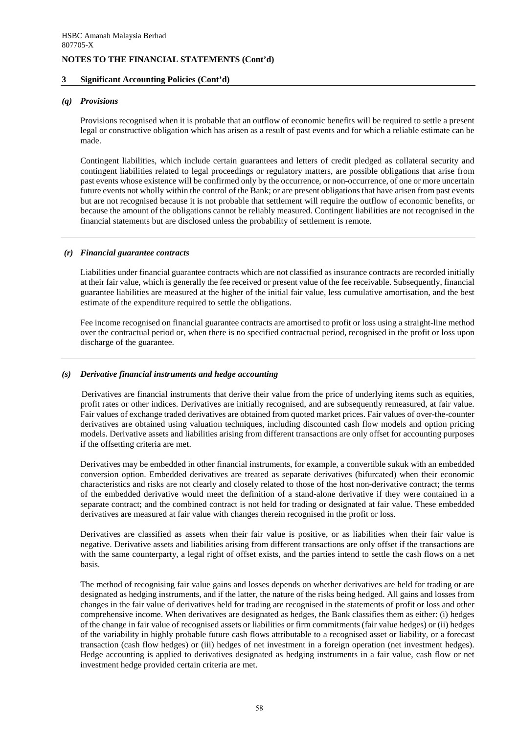## 3 Significant Accounting Policies (Cont'd)

### *(q) Provisions*

Provisions recognised when it is probable that an outflow of economic benefits will be required to settle a present legal or constructive obligation which has arisen as a result of past events and for which a reliable estimate can be made.

Contingent liabilities, which include certain guarantees and letters of credit pledged as collateral security and contingent liabilities related to legal proceedings or regulatory matters, are possible obligations that arise from past events whose existence will be confirmed only by the occurrence, or non-occurrence, of one or more uncertain future events not wholly within the control of the Bank; or are present obligations that have arisen from past events but are not recognised because it is not probable that settlement will require the outflow of economic benefits, or because the amount of the obligations cannot be reliably measured. Contingent liabilities are not recognised in the financial statements but are disclosed unless the probability of settlement is remote.

### *(r) Financial guarantee contracts*

Liabilities under financial guarantee contracts which are not classified as insurance contracts are recorded initially at their fair value, which is generally the fee received or present value of the fee receivable. Subsequently, financial guarantee liabilities are measured at the higher of the initial fair value, less cumulative amortisation, and the best estimate of the expenditure required to settle the obligations.

Fee income recognised on financial guarantee contracts are amortised to profit or loss using a straight-line method over the contractual period or, when there is no specified contractual period, recognised in the profit or loss upon discharge of the guarantee.

### *(s) Derivative financial instruments and hedge accounting*

Derivatives are financial instruments that derive their value from the price of underlying items such as equities, profit rates or other indices. Derivatives are initially recognised, and are subsequently remeasured, at fair value. Fair values of exchange traded derivatives are obtained from quoted market prices. Fair values of over-the-counter derivatives are obtained using valuation techniques, including discounted cash flow models and option pricing models. Derivative assets and liabilities arising from different transactions are only offset for accounting purposes if the offsetting criteria are met.

Derivatives may be embedded in other financial instruments, for example, a convertible sukuk with an embedded conversion option. Embedded derivatives are treated as separate derivatives (bifurcated) when their economic characteristics and risks are not clearly and closely related to those of the host non-derivative contract; the terms of the embedded derivative would meet the definition of a stand-alone derivative if they were contained in a separate contract; and the combined contract is not held for trading or designated at fair value. These embedded derivatives are measured at fair value with changes therein recognised in the profit or loss.

Derivatives are classified as assets when their fair value is positive, or as liabilities when their fair value is negative. Derivative assets and liabilities arising from different transactions are only offset if the transactions are with the same counterparty, a legal right of offset exists, and the parties intend to settle the cash flows on a net basis.

The method of recognising fair value gains and losses depends on whether derivatives are held for trading or are designated as hedging instruments, and if the latter, the nature of the risks being hedged. All gains and losses from changes in the fair value of derivatives held for trading are recognised in the statements of profit or loss and other comprehensive income. When derivatives are designated as hedges, the Bank classifies them as either: (i) hedges of the change in fair value of recognised assets or liabilities or firm commitments (fair value hedges) or (ii) hedges of the variability in highly probable future cash flows attributable to a recognised asset or liability, or a forecast transaction (cash flow hedges) or (iii) hedges of net investment in a foreign operation (net investment hedges). Hedge accounting is applied to derivatives designated as hedging instruments in a fair value, cash flow or net investment hedge provided certain criteria are met.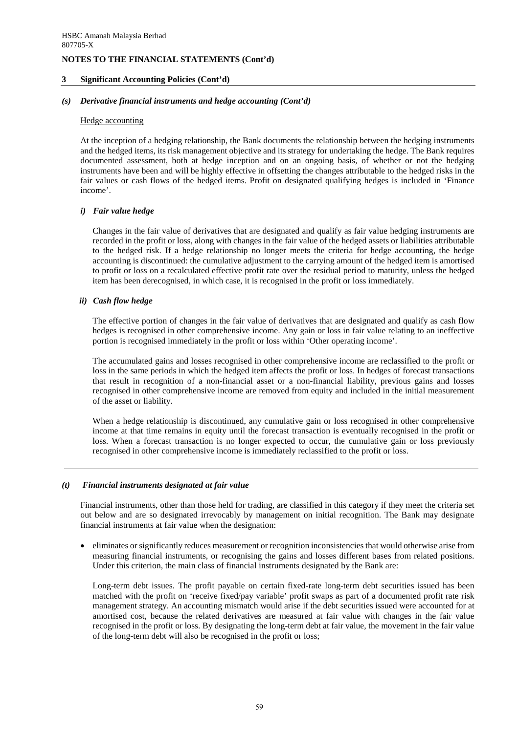HSBC Amanah Malaysia Berhad
807705-X

**NOTES TO THE FINANCIAL STATEMENTS (Cont'd)**

## 3 Significant Accounting Policies (Cont'd)

### *(s) Derivative financial instruments and hedge accounting (Cont'd)*

Hedge accounting

At the inception of a hedging relationship, the Bank documents the relationship between the hedging instruments and the hedged items, its risk management objective and its strategy for undertaking the hedge. The Bank requires documented assessment, both at hedge inception and on an ongoing basis, of whether or not the hedging instruments have been and will be highly effective in offsetting the changes attributable to the hedged risks in the fair values or cash flows of the hedged items. Profit on designated qualifying hedges is included in 'Finance income'.

#### *i) Fair value hedge*

Changes in the fair value of derivatives that are designated and qualify as fair value hedging instruments are recorded in the profit or loss, along with changes in the fair value of the hedged assets or liabilities attributable to the hedged risk. If a hedge relationship no longer meets the criteria for hedge accounting, the hedge accounting is discontinued: the cumulative adjustment to the carrying amount of the hedged item is amortised to profit or loss on a recalculated effective profit rate over the residual period to maturity, unless the hedged item has been derecognised, in which case, it is recognised in the profit or loss immediately.

#### *ii) Cash flow hedge*

The effective portion of changes in the fair value of derivatives that are designated and qualify as cash flow hedges is recognised in other comprehensive income. Any gain or loss in fair value relating to an ineffective portion is recognised immediately in the profit or loss within 'Other operating income'.

The accumulated gains and losses recognised in other comprehensive income are reclassified to the profit or loss in the same periods in which the hedged item affects the profit or loss. In hedges of forecast transactions that result in recognition of a non-financial asset or a non-financial liability, previous gains and losses recognised in other comprehensive income are removed from equity and included in the initial measurement of the asset or liability.

When a hedge relationship is discontinued, any cumulative gain or loss recognised in other comprehensive income at that time remains in equity until the forecast transaction is eventually recognised in the profit or loss. When a forecast transaction is no longer expected to occur, the cumulative gain or loss previously recognised in other comprehensive income is immediately reclassified to the profit or loss.

---

### *(t) Financial instruments designated at fair value*

Financial instruments, other than those held for trading, are classified in this category if they meet the criteria set out below and are so designated irrevocably by management on initial recognition. The Bank may designate financial instruments at fair value when the designation:

- eliminates or significantly reduces measurement or recognition inconsistencies that would otherwise arise from measuring financial instruments, or recognising the gains and losses different bases from related positions. Under this criterion, the main class of financial instruments designated by the Bank are:

  Long-term debt issues. The profit payable on certain fixed-rate long-term debt securities issued has been matched with the profit on 'receive fixed/pay variable' profit swaps as part of a documented profit rate risk management strategy. An accounting mismatch would arise if the debt securities issued were accounted for at amortised cost, because the related derivatives are measured at fair value with changes in the fair value recognised in the profit or loss. By designating the long-term debt at fair value, the movement in the fair value of the long-term debt will also be recognised in the profit or loss;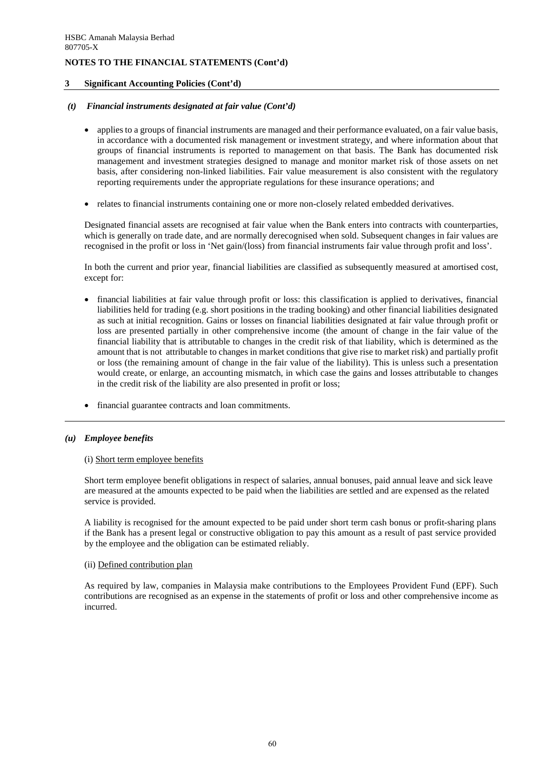## NOTES TO THE FINANCIAL STATEMENTS (Cont'd)

### 3 Significant Accounting Policies (Cont'd)

#### *(t) Financial instruments designated at fair value (Cont'd)*

- applies to a groups of financial instruments are managed and their performance evaluated, on a fair value basis, in accordance with a documented risk management or investment strategy, and where information about that groups of financial instruments is reported to management on that basis. The Bank has documented risk management and investment strategies designed to manage and monitor market risk of those assets on net basis, after considering non-linked liabilities. Fair value measurement is also consistent with the regulatory reporting requirements under the appropriate regulations for these insurance operations; and

- relates to financial instruments containing one or more non-closely related embedded derivatives.

Designated financial assets are recognised at fair value when the Bank enters into contracts with counterparties, which is generally on trade date, and are normally derecognised when sold. Subsequent changes in fair values are recognised in the profit or loss in 'Net gain/(loss) from financial instruments fair value through profit and loss'.

In both the current and prior year, financial liabilities are classified as subsequently measured at amortised cost, except for:

- financial liabilities at fair value through profit or loss: this classification is applied to derivatives, financial liabilities held for trading (e.g. short positions in the trading booking) and other financial liabilities designated as such at initial recognition. Gains or losses on financial liabilities designated at fair value through profit or loss are presented partially in other comprehensive income (the amount of change in the fair value of the financial liability that is attributable to changes in the credit risk of that liability, which is determined as the amount that is not attributable to changes in market conditions that give rise to market risk) and partially profit or loss (the remaining amount of change in the fair value of the liability). This is unless such a presentation would create, or enlarge, an accounting mismatch, in which case the gains and losses attributable to changes in the credit risk of the liability are also presented in profit or loss;

- financial guarantee contracts and loan commitments.

#### *(u) Employee benefits*

(i) Short term employee benefits

Short term employee benefit obligations in respect of salaries, annual bonuses, paid annual leave and sick leave are measured at the amounts expected to be paid when the liabilities are settled and are expensed as the related service is provided.

A liability is recognised for the amount expected to be paid under short term cash bonus or profit-sharing plans if the Bank has a present legal or constructive obligation to pay this amount as a result of past service provided by the employee and the obligation can be estimated reliably.

(ii) Defined contribution plan

As required by law, companies in Malaysia make contributions to the Employees Provident Fund (EPF). Such contributions are recognised as an expense in the statements of profit or loss and other comprehensive income as incurred.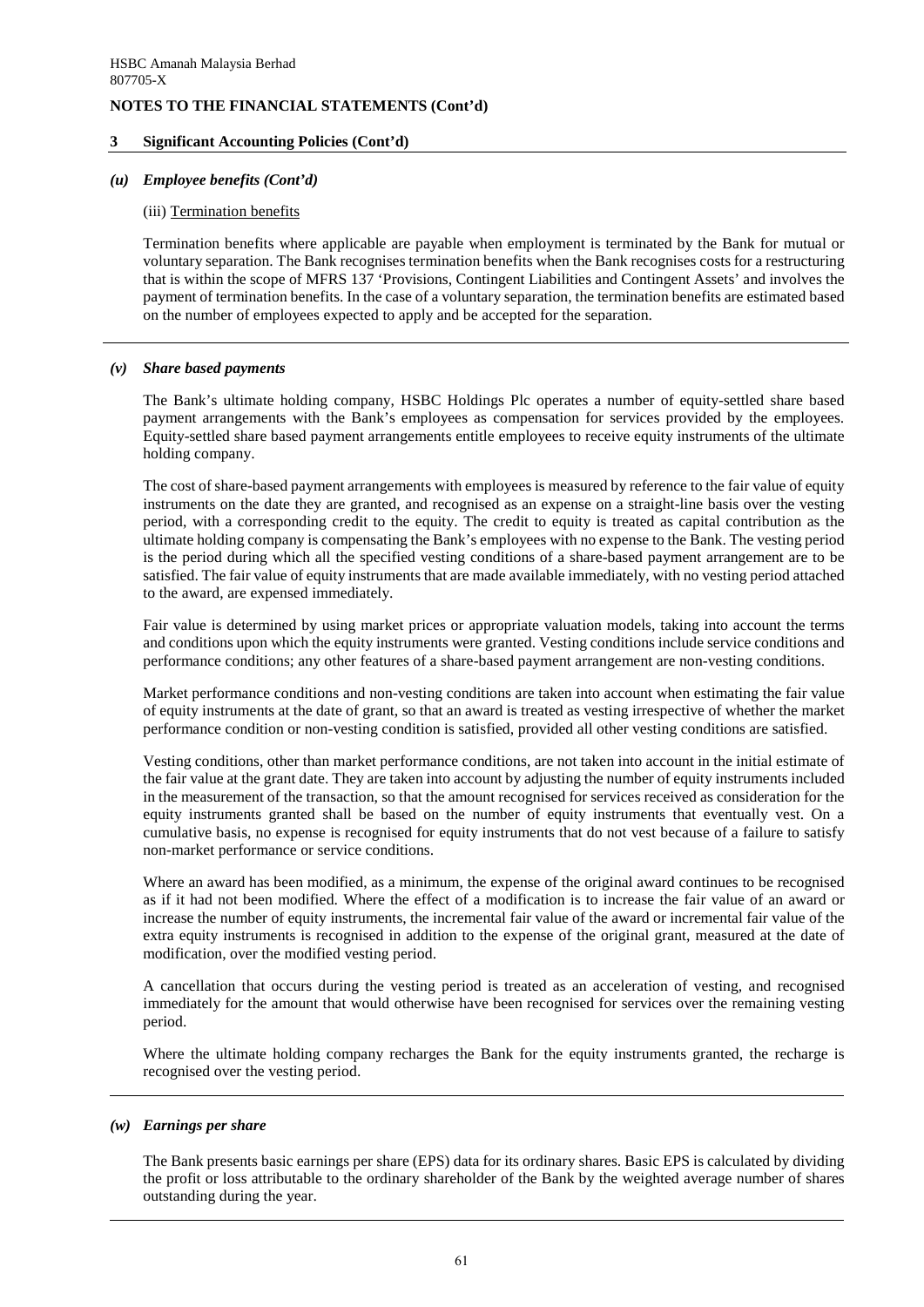## 3 Significant Accounting Policies (Cont'd)

### *(u) Employee benefits (Cont'd)*

(iii) Termination benefits

Termination benefits where applicable are payable when employment is terminated by the Bank for mutual or voluntary separation. The Bank recognises termination benefits when the Bank recognises costs for a restructuring that is within the scope of MFRS 137 'Provisions, Contingent Liabilities and Contingent Assets' and involves the payment of termination benefits. In the case of a voluntary separation, the termination benefits are estimated based on the number of employees expected to apply and be accepted for the separation.

### *(v) Share based payments*

The Bank's ultimate holding company, HSBC Holdings Plc operates a number of equity-settled share based payment arrangements with the Bank's employees as compensation for services provided by the employees. Equity-settled share based payment arrangements entitle employees to receive equity instruments of the ultimate holding company.

The cost of share-based payment arrangements with employees is measured by reference to the fair value of equity instruments on the date they are granted, and recognised as an expense on a straight-line basis over the vesting period, with a corresponding credit to the equity. The credit to equity is treated as capital contribution as the ultimate holding company is compensating the Bank's employees with no expense to the Bank. The vesting period is the period during which all the specified vesting conditions of a share-based payment arrangement are to be satisfied. The fair value of equity instruments that are made available immediately, with no vesting period attached to the award, are expensed immediately.

Fair value is determined by using market prices or appropriate valuation models, taking into account the terms and conditions upon which the equity instruments were granted. Vesting conditions include service conditions and performance conditions; any other features of a share-based payment arrangement are non-vesting conditions.

Market performance conditions and non-vesting conditions are taken into account when estimating the fair value of equity instruments at the date of grant, so that an award is treated as vesting irrespective of whether the market performance condition or non-vesting condition is satisfied, provided all other vesting conditions are satisfied.

Vesting conditions, other than market performance conditions, are not taken into account in the initial estimate of the fair value at the grant date. They are taken into account by adjusting the number of equity instruments included in the measurement of the transaction, so that the amount recognised for services received as consideration for the equity instruments granted shall be based on the number of equity instruments that eventually vest. On a cumulative basis, no expense is recognised for equity instruments that do not vest because of a failure to satisfy non-market performance or service conditions.

Where an award has been modified, as a minimum, the expense of the original award continues to be recognised as if it had not been modified. Where the effect of a modification is to increase the fair value of an award or increase the number of equity instruments, the incremental fair value of the award or incremental fair value of the extra equity instruments is recognised in addition to the expense of the original grant, measured at the date of modification, over the modified vesting period.

A cancellation that occurs during the vesting period is treated as an acceleration of vesting, and recognised immediately for the amount that would otherwise have been recognised for services over the remaining vesting period.

Where the ultimate holding company recharges the Bank for the equity instruments granted, the recharge is recognised over the vesting period.

### *(w) Earnings per share*

The Bank presents basic earnings per share (EPS) data for its ordinary shares. Basic EPS is calculated by dividing the profit or loss attributable to the ordinary shareholder of the Bank by the weighted average number of shares outstanding during the year.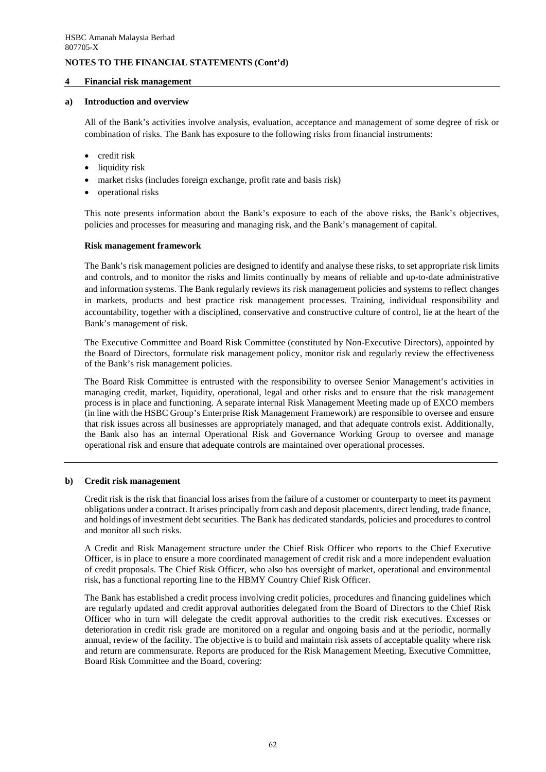## NOTES TO THE FINANCIAL STATEMENTS (Cont'd)

### 4 Financial risk management

#### a) Introduction and overview

All of the Bank's activities involve analysis, evaluation, acceptance and management of some degree of risk or combination of risks. The Bank has exposure to the following risks from financial instruments:

- credit risk
- liquidity risk
- market risks (includes foreign exchange, profit rate and basis risk)
- operational risks

This note presents information about the Bank's exposure to each of the above risks, the Bank's objectives, policies and processes for measuring and managing risk, and the Bank's management of capital.

**Risk management framework**

The Bank's risk management policies are designed to identify and analyse these risks, to set appropriate risk limits and controls, and to monitor the risks and limits continually by means of reliable and up-to-date administrative and information systems. The Bank regularly reviews its risk management policies and systems to reflect changes in markets, products and best practice risk management processes. Training, individual responsibility and accountability, together with a disciplined, conservative and constructive culture of control, lie at the heart of the Bank's management of risk.

The Executive Committee and Board Risk Committee (constituted by Non-Executive Directors), appointed by the Board of Directors, formulate risk management policy, monitor risk and regularly review the effectiveness of the Bank's risk management policies.

The Board Risk Committee is entrusted with the responsibility to oversee Senior Management's activities in managing credit, market, liquidity, operational, legal and other risks and to ensure that the risk management process is in place and functioning. A separate internal Risk Management Meeting made up of EXCO members (in line with the HSBC Group's Enterprise Risk Management Framework) are responsible to oversee and ensure that risk issues across all businesses are appropriately managed, and that adequate controls exist. Additionally, the Bank also has an internal Operational Risk and Governance Working Group to oversee and manage operational risk and ensure that adequate controls are maintained over operational processes.

#### b) Credit risk management

Credit risk is the risk that financial loss arises from the failure of a customer or counterparty to meet its payment obligations under a contract. It arises principally from cash and deposit placements, direct lending, trade finance, and holdings of investment debt securities. The Bank has dedicated standards, policies and procedures to control and monitor all such risks.

A Credit and Risk Management structure under the Chief Risk Officer who reports to the Chief Executive Officer, is in place to ensure a more coordinated management of credit risk and a more independent evaluation of credit proposals. The Chief Risk Officer, who also has oversight of market, operational and environmental risk, has a functional reporting line to the HBMY Country Chief Risk Officer.

The Bank has established a credit process involving credit policies, procedures and financing guidelines which are regularly updated and credit approval authorities delegated from the Board of Directors to the Chief Risk Officer who in turn will delegate the credit approval authorities to the credit risk executives. Excesses or deterioration in credit risk grade are monitored on a regular and ongoing basis and at the periodic, normally annual, review of the facility. The objective is to build and maintain risk assets of acceptable quality where risk and return are commensurate. Reports are produced for the Risk Management Meeting, Executive Committee, Board Risk Committee and the Board, covering: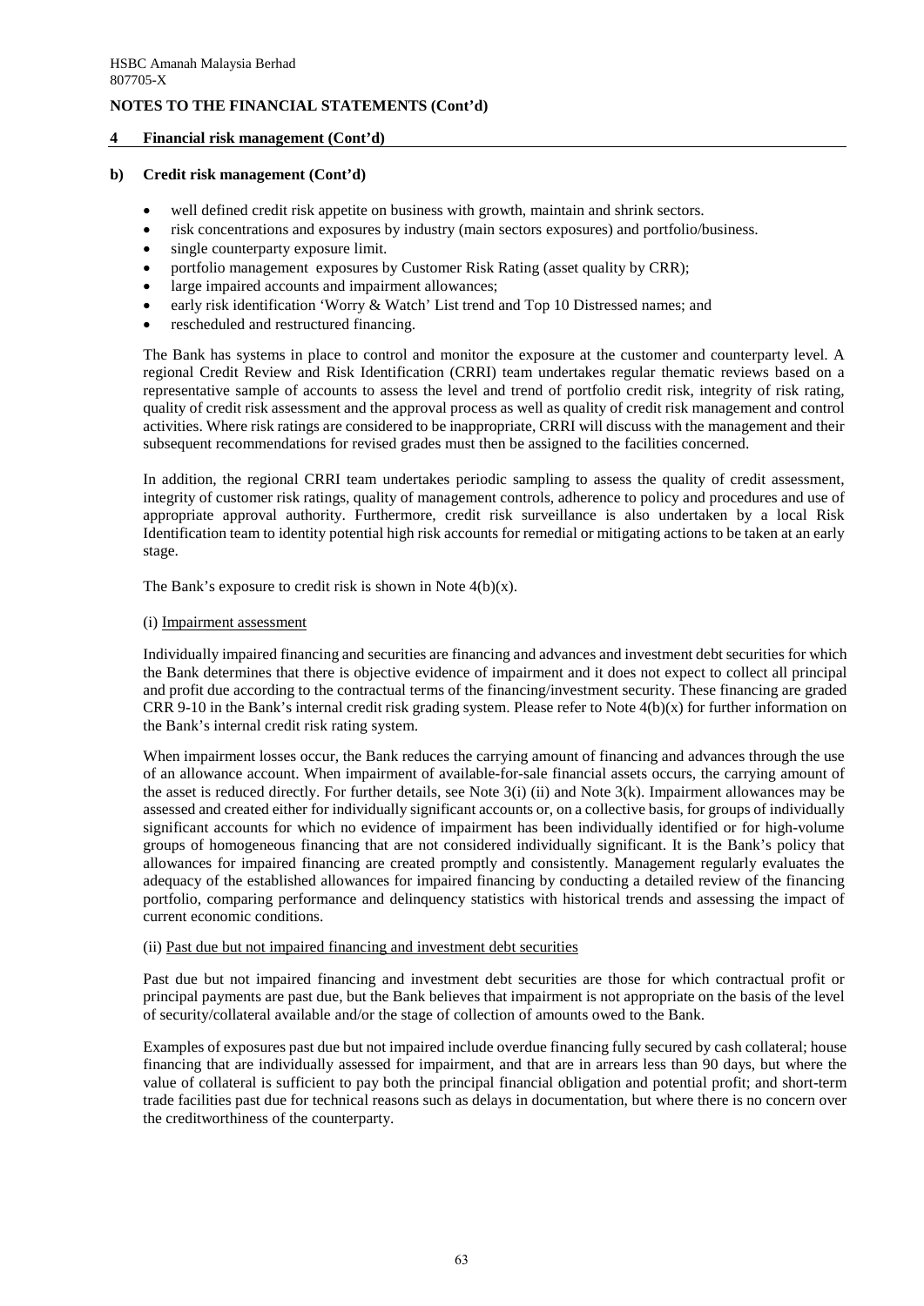**NOTES TO THE FINANCIAL STATEMENTS (Cont'd)**

**4 Financial risk management (Cont'd)**

**b) Credit risk management (Cont'd)**

- well defined credit risk appetite on business with growth, maintain and shrink sectors.
- risk concentrations and exposures by industry (main sectors exposures) and portfolio/business.
- single counterparty exposure limit.
- portfolio management exposures by Customer Risk Rating (asset quality by CRR);
- large impaired accounts and impairment allowances;
- early risk identification 'Worry & Watch' List trend and Top 10 Distressed names; and
- rescheduled and restructured financing.

The Bank has systems in place to control and monitor the exposure at the customer and counterparty level. A regional Credit Review and Risk Identification (CRRI) team undertakes regular thematic reviews based on a representative sample of accounts to assess the level and trend of portfolio credit risk, integrity of risk rating, quality of credit risk assessment and the approval process as well as quality of credit risk management and control activities. Where risk ratings are considered to be inappropriate, CRRI will discuss with the management and their subsequent recommendations for revised grades must then be assigned to the facilities concerned.

In addition, the regional CRRI team undertakes periodic sampling to assess the quality of credit assessment, integrity of customer risk ratings, quality of management controls, adherence to policy and procedures and use of appropriate approval authority. Furthermore, credit risk surveillance is also undertaken by a local Risk Identification team to identity potential high risk accounts for remedial or mitigating actions to be taken at an early stage.

The Bank's exposure to credit risk is shown in Note 4(b)(x).

(i) Impairment assessment

Individually impaired financing and securities are financing and advances and investment debt securities for which the Bank determines that there is objective evidence of impairment and it does not expect to collect all principal and profit due according to the contractual terms of the financing/investment security. These financing are graded CRR 9-10 in the Bank's internal credit risk grading system. Please refer to Note 4(b)(x) for further information on the Bank's internal credit risk rating system.

When impairment losses occur, the Bank reduces the carrying amount of financing and advances through the use of an allowance account. When impairment of available-for-sale financial assets occurs, the carrying amount of the asset is reduced directly. For further details, see Note 3(i) (ii) and Note 3(k). Impairment allowances may be assessed and created either for individually significant accounts or, on a collective basis, for groups of individually significant accounts for which no evidence of impairment has been individually identified or for high-volume groups of homogeneous financing that are not considered individually significant. It is the Bank's policy that allowances for impaired financing are created promptly and consistently. Management regularly evaluates the adequacy of the established allowances for impaired financing by conducting a detailed review of the financing portfolio, comparing performance and delinquency statistics with historical trends and assessing the impact of current economic conditions.

(ii) Past due but not impaired financing and investment debt securities

Past due but not impaired financing and investment debt securities are those for which contractual profit or principal payments are past due, but the Bank believes that impairment is not appropriate on the basis of the level of security/collateral available and/or the stage of collection of amounts owed to the Bank.

Examples of exposures past due but not impaired include overdue financing fully secured by cash collateral; house financing that are individually assessed for impairment, and that are in arrears less than 90 days, but where the value of collateral is sufficient to pay both the principal financial obligation and potential profit; and short-term trade facilities past due for technical reasons such as delays in documentation, but where there is no concern over the creditworthiness of the counterparty.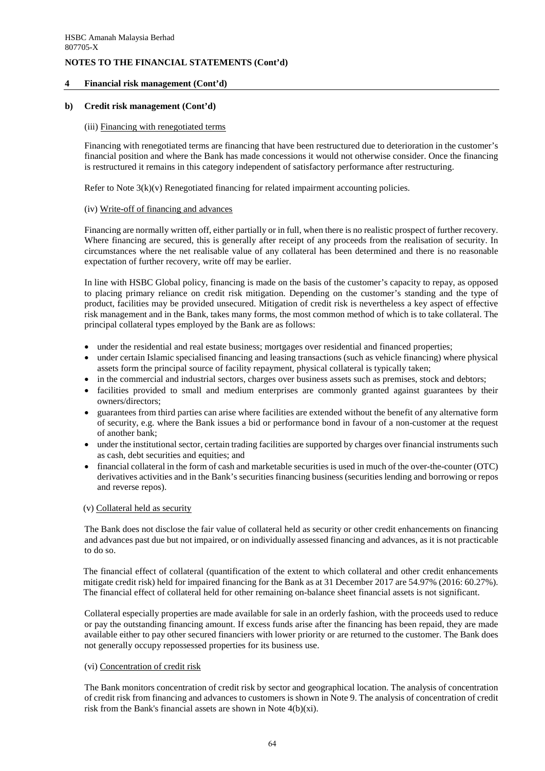## NOTES TO THE FINANCIAL STATEMENTS (Cont'd)

### 4 Financial risk management (Cont'd)

#### b) Credit risk management (Cont'd)

(iii) Financing with renegotiated terms

Financing with renegotiated terms are financing that have been restructured due to deterioration in the customer's financial position and where the Bank has made concessions it would not otherwise consider. Once the financing is restructured it remains in this category independent of satisfactory performance after restructuring.

Refer to Note 3(k)(v) Renegotiated financing for related impairment accounting policies.

(iv) Write-off of financing and advances

Financing are normally written off, either partially or in full, when there is no realistic prospect of further recovery. Where financing are secured, this is generally after receipt of any proceeds from the realisation of security. In circumstances where the net realisable value of any collateral has been determined and there is no reasonable expectation of further recovery, write off may be earlier.

In line with HSBC Global policy, financing is made on the basis of the customer's capacity to repay, as opposed to placing primary reliance on credit risk mitigation. Depending on the customer's standing and the type of product, facilities may be provided unsecured. Mitigation of credit risk is nevertheless a key aspect of effective risk management and in the Bank, takes many forms, the most common method of which is to take collateral. The principal collateral types employed by the Bank are as follows:

- under the residential and real estate business; mortgages over residential and financed properties;
- under certain Islamic specialised financing and leasing transactions (such as vehicle financing) where physical assets form the principal source of facility repayment, physical collateral is typically taken;
- in the commercial and industrial sectors, charges over business assets such as premises, stock and debtors;
- facilities provided to small and medium enterprises are commonly granted against guarantees by their owners/directors;
- guarantees from third parties can arise where facilities are extended without the benefit of any alternative form of security, e.g. where the Bank issues a bid or performance bond in favour of a non-customer at the request of another bank;
- under the institutional sector, certain trading facilities are supported by charges over financial instruments such as cash, debt securities and equities; and
- financial collateral in the form of cash and marketable securities is used in much of the over-the-counter (OTC) derivatives activities and in the Bank's securities financing business (securities lending and borrowing or repos and reverse repos).

(v) Collateral held as security

The Bank does not disclose the fair value of collateral held as security or other credit enhancements on financing and advances past due but not impaired, or on individually assessed financing and advances, as it is not practicable to do so.

The financial effect of collateral (quantification of the extent to which collateral and other credit enhancements mitigate credit risk) held for impaired financing for the Bank as at 31 December 2017 are 54.97% (2016: 60.27%). The financial effect of collateral held for other remaining on-balance sheet financial assets is not significant.

Collateral especially properties are made available for sale in an orderly fashion, with the proceeds used to reduce or pay the outstanding financing amount. If excess funds arise after the financing has been repaid, they are made available either to pay other secured financiers with lower priority or are returned to the customer. The Bank does not generally occupy repossessed properties for its business use.

(vi) Concentration of credit risk

The Bank monitors concentration of credit risk by sector and geographical location. The analysis of concentration of credit risk from financing and advances to customers is shown in Note 9. The analysis of concentration of credit risk from the Bank's financial assets are shown in Note 4(b)(xi).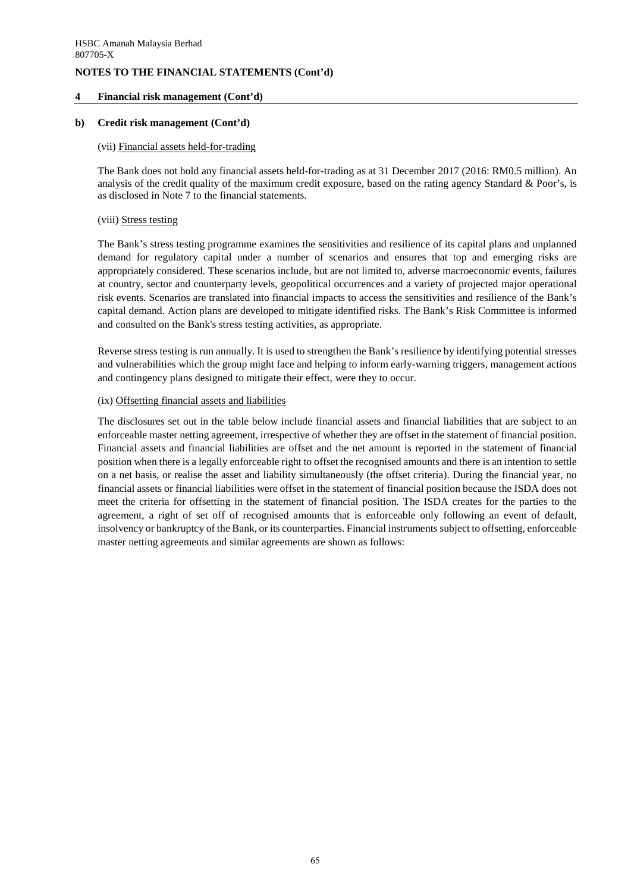HSBC Amanah Malaysia Berhad
807705-X

**NOTES TO THE FINANCIAL STATEMENTS (Cont'd)**

## 4 Financial risk management (Cont'd)

### b) Credit risk management (Cont'd)

(vii) Financial assets held-for-trading

The Bank does not hold any financial assets held-for-trading as at 31 December 2017 (2016: RM0.5 million). An analysis of the credit quality of the maximum credit exposure, based on the rating agency Standard & Poor's, is as disclosed in Note 7 to the financial statements.

(viii) Stress testing

The Bank's stress testing programme examines the sensitivities and resilience of its capital plans and unplanned demand for regulatory capital under a number of scenarios and ensures that top and emerging risks are appropriately considered. These scenarios include, but are not limited to, adverse macroeconomic events, failures at country, sector and counterparty levels, geopolitical occurrences and a variety of projected major operational risk events. Scenarios are translated into financial impacts to access the sensitivities and resilience of the Bank's capital demand. Action plans are developed to mitigate identified risks. The Bank's Risk Committee is informed and consulted on the Bank's stress testing activities, as appropriate.

Reverse stress testing is run annually. It is used to strengthen the Bank's resilience by identifying potential stresses and vulnerabilities which the group might face and helping to inform early-warning triggers, management actions and contingency plans designed to mitigate their effect, were they to occur.

(ix) Offsetting financial assets and liabilities

The disclosures set out in the table below include financial assets and financial liabilities that are subject to an enforceable master netting agreement, irrespective of whether they are offset in the statement of financial position. Financial assets and financial liabilities are offset and the net amount is reported in the statement of financial position when there is a legally enforceable right to offset the recognised amounts and there is an intention to settle on a net basis, or realise the asset and liability simultaneously (the offset criteria). During the financial year, no financial assets or financial liabilities were offset in the statement of financial position because the ISDA does not meet the criteria for offsetting in the statement of financial position. The ISDA creates for the parties to the agreement, a right of set off of recognised amounts that is enforceable only following an event of default, insolvency or bankruptcy of the Bank, or its counterparties. Financial instruments subject to offsetting, enforceable master netting agreements and similar agreements are shown as follows: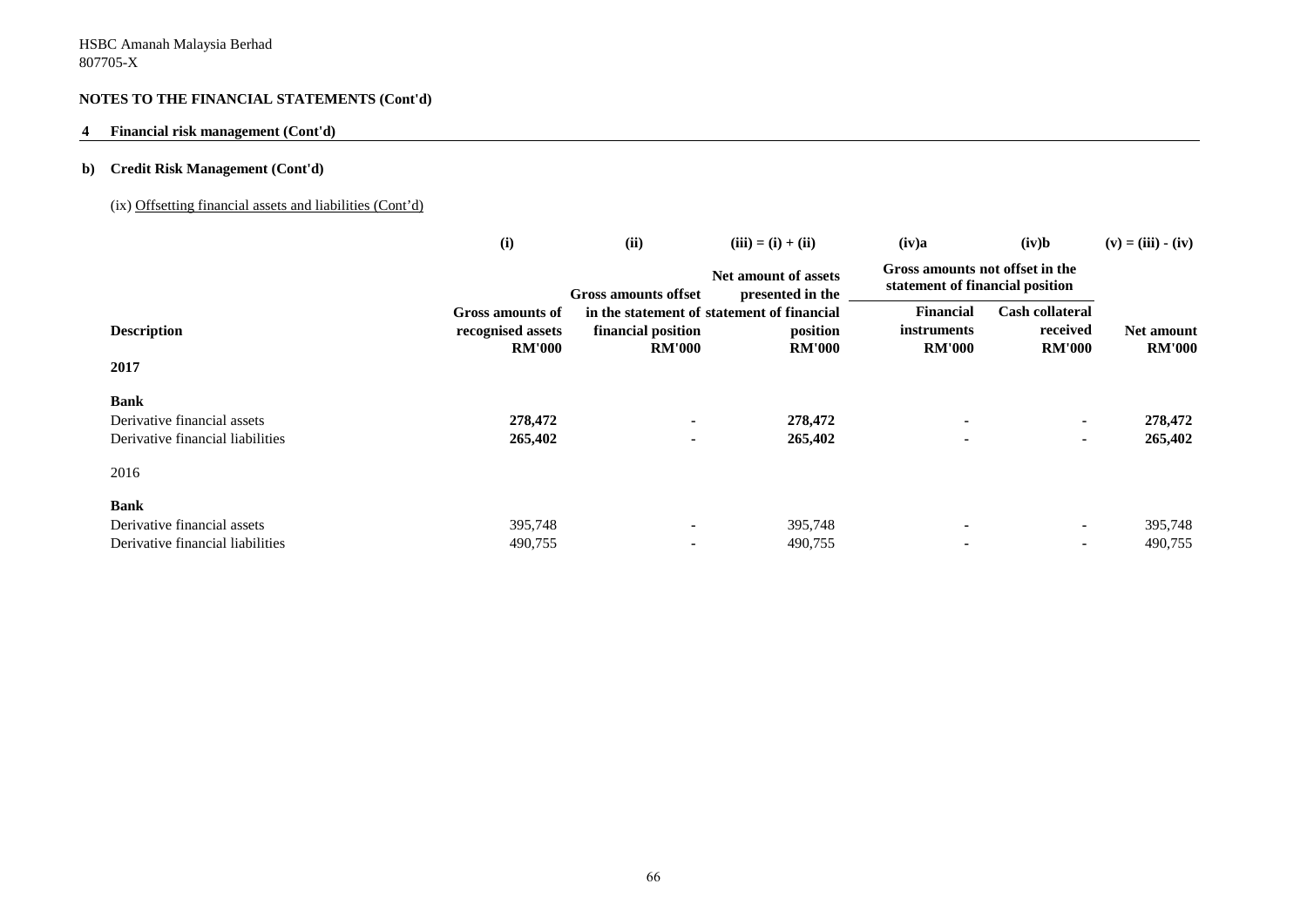HSBC Amanah Malaysia Berhad
807705-X

**NOTES TO THE FINANCIAL STATEMENTS (Cont'd)**

**4 Financial risk management (Cont'd)**

**b) Credit Risk Management (Cont'd)**

(ix) Offsetting financial assets and liabilities (Cont'd)

| | (i) | (ii) | (iii) = (i) + (ii) | (iv)a | (iv)b | (v) = (iii) - (iv) |
|---|---|---|---|---|---|---|
| | | | | Gross amounts not offset in the statement of financial position | | |
| **Description** | **Gross amounts of recognised assets RM'000** | **Gross amounts offset in the statement of financial position RM'000** | **Net amount of assets presented in the statement of financial position RM'000** | **Financial instruments RM'000** | **Cash collateral received RM'000** | **Net amount RM'000** |
| **2017** | | | | | | |
| **Bank** | | | | | | |
| Derivative financial assets | **278,472** | **-** | **278,472** | **-** | **-** | **278,472** |
| Derivative financial liabilities | **265,402** | **-** | **265,402** | **-** | **-** | **265,402** |
| 2016 | | | | | | |
| **Bank** | | | | | | |
| Derivative financial assets | 395,748 | - | 395,748 | - | - | 395,748 |
| Derivative financial liabilities | 490,755 | - | 490,755 | - | - | 490,755 |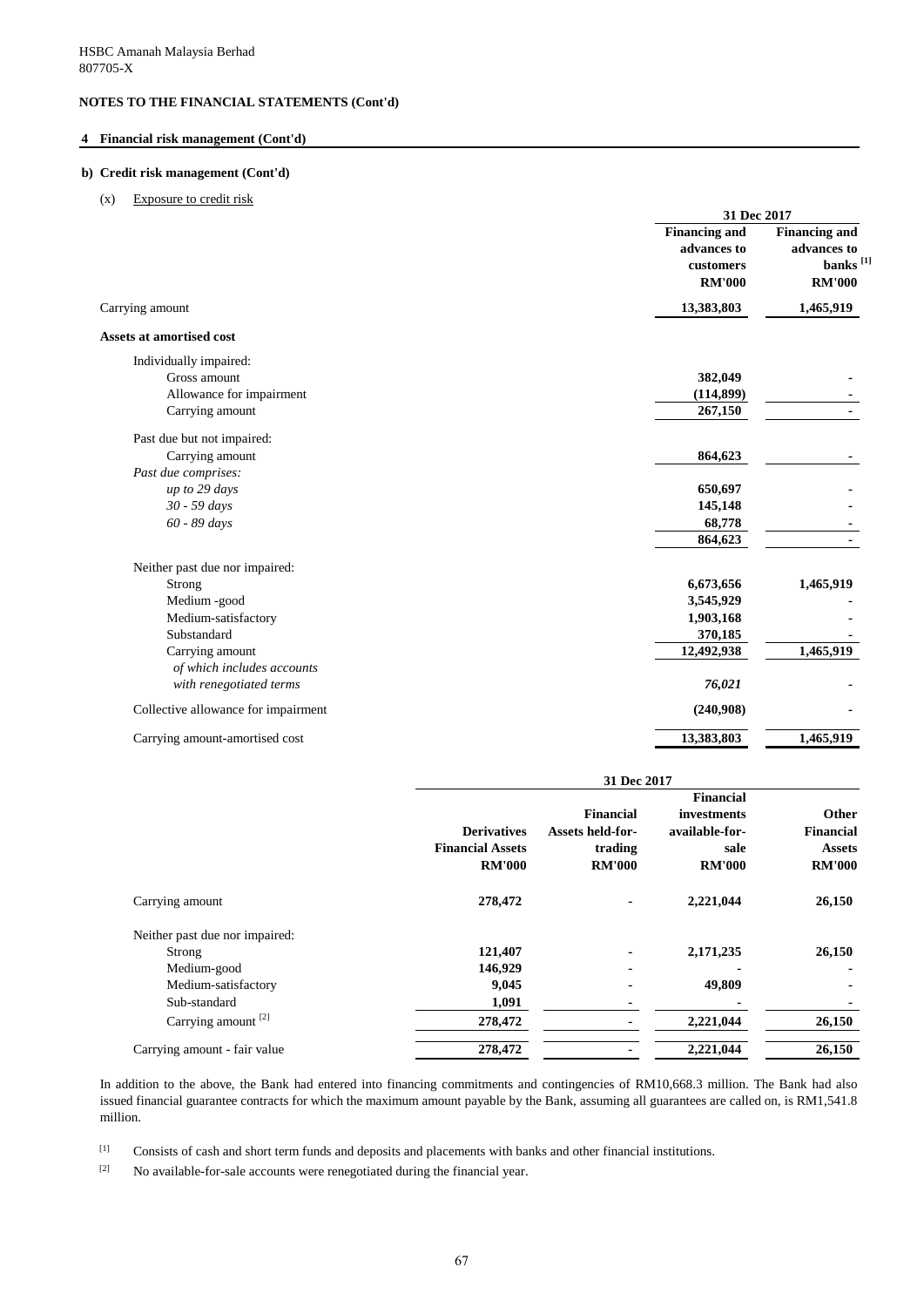HSBC Amanah Malaysia Berhad
807705-X

**NOTES TO THE FINANCIAL STATEMENTS (Cont'd)**

## 4 Financial risk management (Cont'd)

### b) Credit risk management (Cont'd)

(x) Exposure to credit risk

| | 31 Dec 2017 | |
|---|---|---|
| | **Financing and advances to customers RM'000** | **Financing and advances to banks [1] RM'000** |
| Carrying amount | **13,383,803** | **1,465,919** |
| **Assets at amortised cost** | | |
| Individually impaired: | | |
| Gross amount | **382,049** | - |
| Allowance for impairment | **(114,899)** | - |
| Carrying amount | **267,150** | - |
| Past due but not impaired: | | |
| Carrying amount | **864,623** | - |
| *Past due comprises:* | | |
| *up to 29 days* | **650,697** | - |
| *30 - 59 days* | **145,148** | - |
| *60 - 89 days* | **68,778** | - |
| | **864,623** | - |
| Neither past due nor impaired: | | |
| Strong | **6,673,656** | **1,465,919** |
| Medium -good | **3,545,929** | - |
| Medium-satisfactory | **1,903,168** | - |
| Substandard | **370,185** | - |
| Carrying amount | **12,492,938** | **1,465,919** |
| *of which includes accounts with renegotiated terms* | ***76,021*** | - |
| Collective allowance for impairment | **(240,908)** | - |
| Carrying amount-amortised cost | **13,383,803** | **1,465,919** |

| | 31 Dec 2017 | | | |
|---|---|---|---|---|
| | **Derivatives Financial Assets RM'000** | **Financial Assets held-for-trading RM'000** | **Financial investments available-for-sale RM'000** | **Other Financial Assets RM'000** |
| Carrying amount | **278,472** | - | **2,221,044** | **26,150** |
| Neither past due nor impaired: | | | | |
| Strong | **121,407** | - | **2,171,235** | **26,150** |
| Medium-good | **146,929** | - | - | - |
| Medium-satisfactory | **9,045** | - | **49,809** | - |
| Sub-standard | **1,091** | - | - | - |
| Carrying amount [2] | **278,472** | - | **2,221,044** | **26,150** |
| Carrying amount - fair value | **278,472** | - | **2,221,044** | **26,150** |

In addition to the above, the Bank had entered into financing commitments and contingencies of RM10,668.3 million. The Bank had also issued financial guarantee contracts for which the maximum amount payable by the Bank, assuming all guarantees are called on, is RM1,541.8 million.

[1] Consists of cash and short term funds and deposits and placements with banks and other financial institutions.

[2] No available-for-sale accounts were renegotiated during the financial year.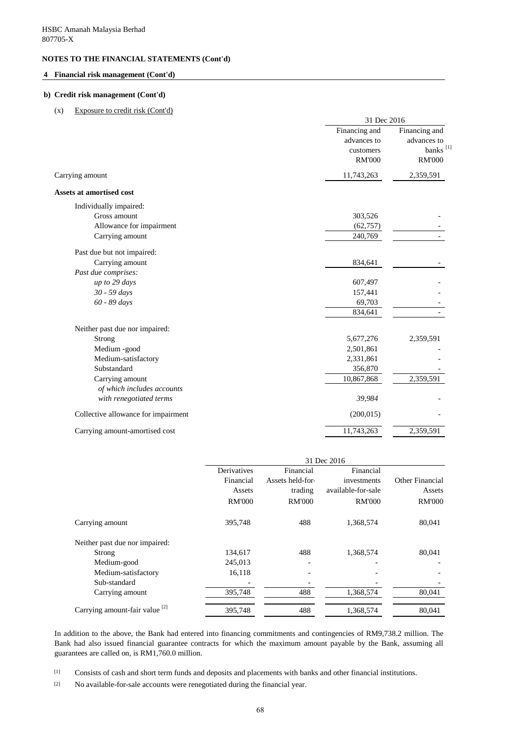HSBC Amanah Malaysia Berhad
807705-X

**NOTES TO THE FINANCIAL STATEMENTS (Cont'd)**

**4 Financial risk management (Cont'd)**

**b) Credit risk management (Cont'd)**

(x) Exposure to credit risk (Cont'd)

| | 31 Dec 2016 | |
|---|---|---|
| | Financing and advances to customers RM'000 | Financing and advances to banks [1] RM'000 |
| Carrying amount | 11,743,263 | 2,359,591 |
| **Assets at amortised cost** | | |
| Individually impaired: | | |
| Gross amount | 303,526 | - |
| Allowance for impairment | (62,757) | - |
| Carrying amount | 240,769 | - |
| Past due but not impaired: | | |
| Carrying amount | 834,641 | - |
| *Past due comprises:* | | |
| *up to 29 days* | 607,497 | - |
| *30 - 59 days* | 157,441 | - |
| *60 - 89 days* | 69,703 | - |
| | 834,641 | - |
| Neither past due nor impaired: | | |
| Strong | 5,677,276 | 2,359,591 |
| Medium -good | 2,501,861 | - |
| Medium-satisfactory | 2,331,861 | - |
| Substandard | 356,870 | - |
| Carrying amount | 10,867,868 | 2,359,591 |
| *of which includes accounts with renegotiated terms* | *39,984* | - |
| Collective allowance for impairment | (200,015) | - |
| Carrying amount-amortised cost | 11,743,263 | 2,359,591 |

| | 31 Dec 2016 | | | |
|---|---|---|---|---|
| | Derivatives Financial Assets RM'000 | Financial Assets held-for-trading RM'000 | Financial investments available-for-sale RM'000 | Other Financial Assets RM'000 |
| Carrying amount | 395,748 | 488 | 1,368,574 | 80,041 |
| Neither past due nor impaired: | | | | |
| Strong | 134,617 | 488 | 1,368,574 | 80,041 |
| Medium-good | 245,013 | - | - | - |
| Medium-satisfactory | 16,118 | - | - | - |
| Sub-standard | - | - | - | - |
| Carrying amount | 395,748 | 488 | 1,368,574 | 80,041 |
| Carrying amount-fair value [2] | 395,748 | 488 | 1,368,574 | 80,041 |

In addition to the above, the Bank had entered into financing commitments and contingencies of RM9,738.2 million. The Bank had also issued financial guarantee contracts for which the maximum amount payable by the Bank, assuming all guarantees are called on, is RM1,760.0 million.

[1] Consists of cash and short term funds and deposits and placements with banks and other financial institutions.

[2] No available-for-sale accounts were renegotiated during the financial year.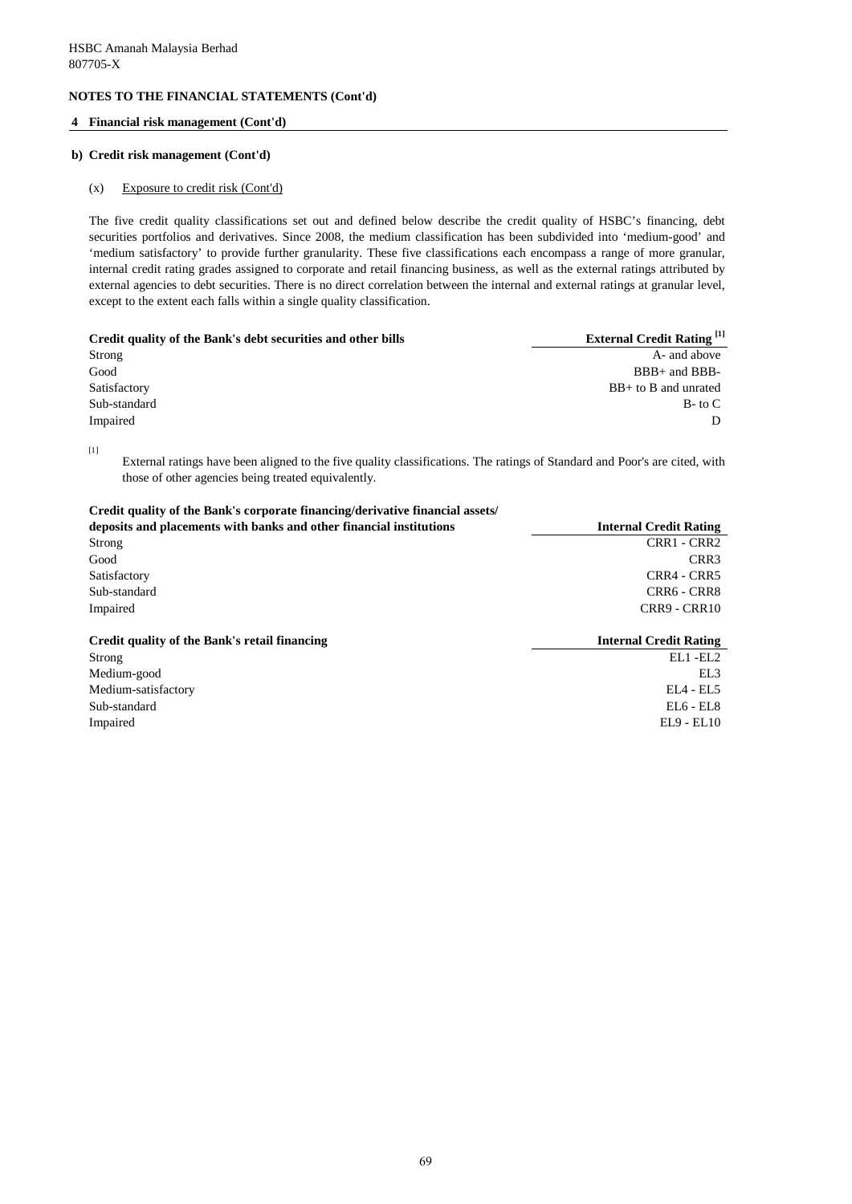HSBC Amanah Malaysia Berhad
807705-X

## NOTES TO THE FINANCIAL STATEMENTS (Cont'd)

### 4 Financial risk management (Cont'd)

#### b) Credit risk management (Cont'd)

(x) Exposure to credit risk (Cont'd)

The five credit quality classifications set out and defined below describe the credit quality of HSBC's financing, debt securities portfolios and derivatives. Since 2008, the medium classification has been subdivided into 'medium-good' and 'medium satisfactory' to provide further granularity. These five classifications each encompass a range of more granular, internal credit rating grades assigned to corporate and retail financing business, as well as the external ratings attributed by external agencies to debt securities. There is no direct correlation between the internal and external ratings at granular level, except to the extent each falls within a single quality classification.

| Credit quality of the Bank's debt securities and other bills | External Credit Rating [1] |
|---|---|
| Strong | A- and above |
| Good | BBB+ and BBB- |
| Satisfactory | BB+ to B and unrated |
| Sub-standard | B- to C |
| Impaired | D |

[1] External ratings have been aligned to the five quality classifications. The ratings of Standard and Poor's are cited, with those of other agencies being treated equivalently.

| Credit quality of the Bank's corporate financing/derivative financial assets/ deposits and placements with banks and other financial institutions | Internal Credit Rating |
|---|---|
| Strong | CRR1 - CRR2 |
| Good | CRR3 |
| Satisfactory | CRR4 - CRR5 |
| Sub-standard | CRR6 - CRR8 |
| Impaired | CRR9 - CRR10 |

| Credit quality of the Bank's retail financing | Internal Credit Rating |
|---|---|
| Strong | EL1 -EL2 |
| Medium-good | EL3 |
| Medium-satisfactory | EL4 - EL5 |
| Sub-standard | EL6 - EL8 |
| Impaired | EL9 - EL10 |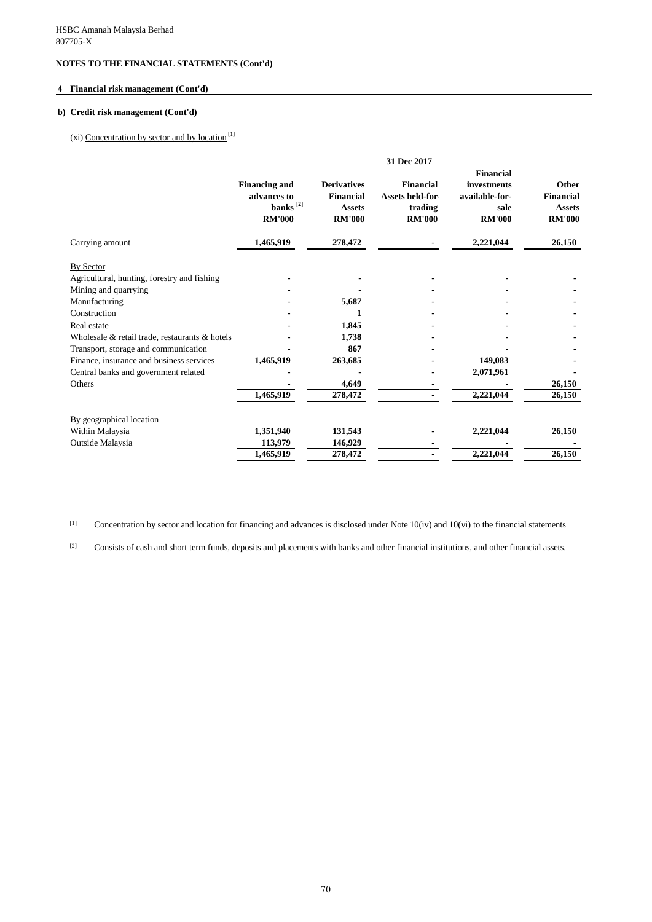HSBC Amanah Malaysia Berhad
807705-X

**NOTES TO THE FINANCIAL STATEMENTS (Cont'd)**

## 4 Financial risk management (Cont'd)

### b) Credit risk management (Cont'd)

(xi) Concentration by sector and by location [1]

| | 31 Dec 2017 | | | | |
|---|---|---|---|---|---|
| | **Financing and advances to banks [2] RM'000** | **Derivatives Financial Assets RM'000** | **Financial Assets held-for-trading RM'000** | **Financial investments available-for-sale RM'000** | **Other Financial Assets RM'000** |
| Carrying amount | **1,465,919** | **278,472** | **-** | **2,221,044** | **26,150** |
| By Sector | | | | | |
| Agricultural, hunting, forestry and fishing | - | - | - | - | - |
| Mining and quarrying | - | - | - | - | - |
| Manufacturing | - | 5,687 | - | - | - |
| Construction | - | 1 | - | - | - |
| Real estate | - | 1,845 | - | - | - |
| Wholesale & retail trade, restaurants & hotels | - | 1,738 | - | - | - |
| Transport, storage and communication | - | 867 | - | - | - |
| Finance, insurance and business services | 1,465,919 | 263,685 | - | 149,083 | - |
| Central banks and government related | - | - | - | 2,071,961 | - |
| Others | - | 4,649 | - | - | 26,150 |
| | **1,465,919** | **278,472** | **-** | **2,221,044** | **26,150** |
| By geographical location | | | | | |
| Within Malaysia | 1,351,940 | 131,543 | - | 2,221,044 | 26,150 |
| Outside Malaysia | 113,979 | 146,929 | - | - | - |
| | **1,465,919** | **278,472** | **-** | **2,221,044** | **26,150** |

[1] Concentration by sector and location for financing and advances is disclosed under Note 10(iv) and 10(vi) to the financial statements

[2] Consists of cash and short term funds, deposits and placements with banks and other financial institutions, and other financial assets.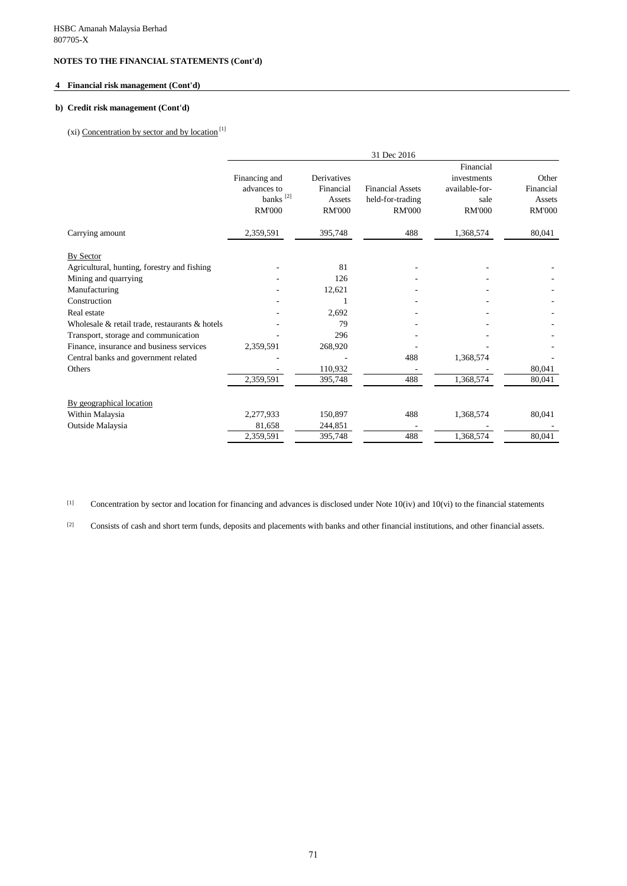HSBC Amanah Malaysia Berhad
807705-X

**NOTES TO THE FINANCIAL STATEMENTS (Cont'd)**

**4 Financial risk management (Cont'd)**

**b) Credit risk management (Cont'd)**

(xi) Concentration by sector and by location [1]

| | 31 Dec 2016 | | | | |
|---|---|---|---|---|---|
| | Financing and advances to banks [2] RM'000 | Derivatives Financial Assets RM'000 | Financial Assets held-for-trading RM'000 | Financial investments available-for-sale RM'000 | Other Financial Assets RM'000 |
| Carrying amount | 2,359,591 | 395,748 | 488 | 1,368,574 | 80,041 |
| **By Sector** | | | | | |
| Agricultural, hunting, forestry and fishing | - | 81 | - | - | - |
| Mining and quarrying | - | 126 | - | - | - |
| Manufacturing | - | 12,621 | - | - | - |
| Construction | - | 1 | - | - | - |
| Real estate | - | 2,692 | - | - | - |
| Wholesale & retail trade, restaurants & hotels | - | 79 | - | - | - |
| Transport, storage and communication | - | 296 | - | - | - |
| Finance, insurance and business services | 2,359,591 | 268,920 | - | - | - |
| Central banks and government related | - | - | 488 | 1,368,574 | - |
| Others | - | 110,932 | - | - | 80,041 |
| | 2,359,591 | 395,748 | 488 | 1,368,574 | 80,041 |
| **By geographical location** | | | | | |
| Within Malaysia | 2,277,933 | 150,897 | 488 | 1,368,574 | 80,041 |
| Outside Malaysia | 81,658 | 244,851 | - | - | - |
| | 2,359,591 | 395,748 | 488 | 1,368,574 | 80,041 |

[1] Concentration by sector and location for financing and advances is disclosed under Note 10(iv) and 10(vi) to the financial statements

[2] Consists of cash and short term funds, deposits and placements with banks and other financial institutions, and other financial assets.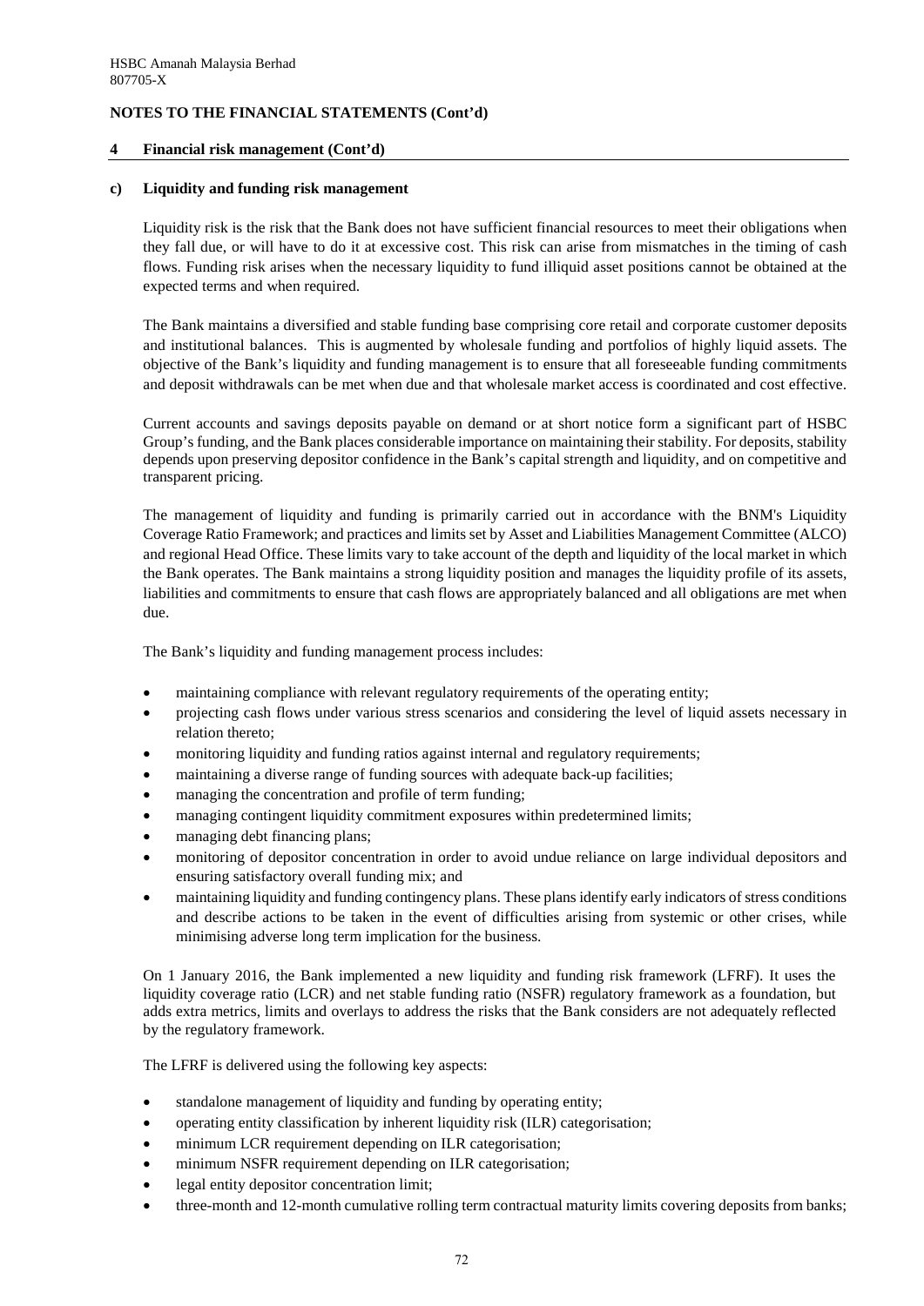## NOTES TO THE FINANCIAL STATEMENTS (Cont'd)

### 4 Financial risk management (Cont'd)

#### c) Liquidity and funding risk management

Liquidity risk is the risk that the Bank does not have sufficient financial resources to meet their obligations when they fall due, or will have to do it at excessive cost. This risk can arise from mismatches in the timing of cash flows. Funding risk arises when the necessary liquidity to fund illiquid asset positions cannot be obtained at the expected terms and when required.

The Bank maintains a diversified and stable funding base comprising core retail and corporate customer deposits and institutional balances. This is augmented by wholesale funding and portfolios of highly liquid assets. The objective of the Bank's liquidity and funding management is to ensure that all foreseeable funding commitments and deposit withdrawals can be met when due and that wholesale market access is coordinated and cost effective.

Current accounts and savings deposits payable on demand or at short notice form a significant part of HSBC Group's funding, and the Bank places considerable importance on maintaining their stability. For deposits, stability depends upon preserving depositor confidence in the Bank's capital strength and liquidity, and on competitive and transparent pricing.

The management of liquidity and funding is primarily carried out in accordance with the BNM's Liquidity Coverage Ratio Framework; and practices and limits set by Asset and Liabilities Management Committee (ALCO) and regional Head Office. These limits vary to take account of the depth and liquidity of the local market in which the Bank operates. The Bank maintains a strong liquidity position and manages the liquidity profile of its assets, liabilities and commitments to ensure that cash flows are appropriately balanced and all obligations are met when due.

The Bank's liquidity and funding management process includes:

- maintaining compliance with relevant regulatory requirements of the operating entity;
- projecting cash flows under various stress scenarios and considering the level of liquid assets necessary in relation thereto;
- monitoring liquidity and funding ratios against internal and regulatory requirements;
- maintaining a diverse range of funding sources with adequate back-up facilities;
- managing the concentration and profile of term funding;
- managing contingent liquidity commitment exposures within predetermined limits;
- managing debt financing plans;
- monitoring of depositor concentration in order to avoid undue reliance on large individual depositors and ensuring satisfactory overall funding mix; and
- maintaining liquidity and funding contingency plans. These plans identify early indicators of stress conditions and describe actions to be taken in the event of difficulties arising from systemic or other crises, while minimising adverse long term implication for the business.

On 1 January 2016, the Bank implemented a new liquidity and funding risk framework (LFRF). It uses the liquidity coverage ratio (LCR) and net stable funding ratio (NSFR) regulatory framework as a foundation, but adds extra metrics, limits and overlays to address the risks that the Bank considers are not adequately reflected by the regulatory framework.

The LFRF is delivered using the following key aspects:

- standalone management of liquidity and funding by operating entity;
- operating entity classification by inherent liquidity risk (ILR) categorisation;
- minimum LCR requirement depending on ILR categorisation;
- minimum NSFR requirement depending on ILR categorisation;
- legal entity depositor concentration limit;
- three-month and 12-month cumulative rolling term contractual maturity limits covering deposits from banks;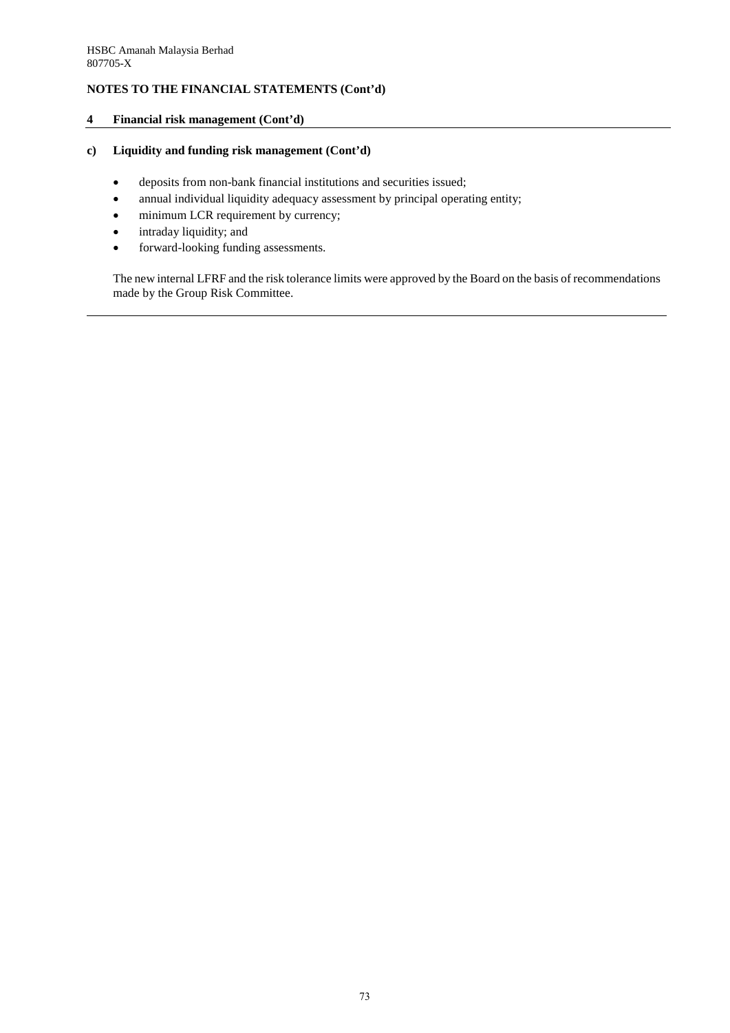## NOTES TO THE FINANCIAL STATEMENTS (Cont'd)

### 4 Financial risk management (Cont'd)

#### c) Liquidity and funding risk management (Cont'd)

- deposits from non-bank financial institutions and securities issued;
- annual individual liquidity adequacy assessment by principal operating entity;
- minimum LCR requirement by currency;
- intraday liquidity; and
- forward-looking funding assessments.

The new internal LFRF and the risk tolerance limits were approved by the Board on the basis of recommendations made by the Group Risk Committee.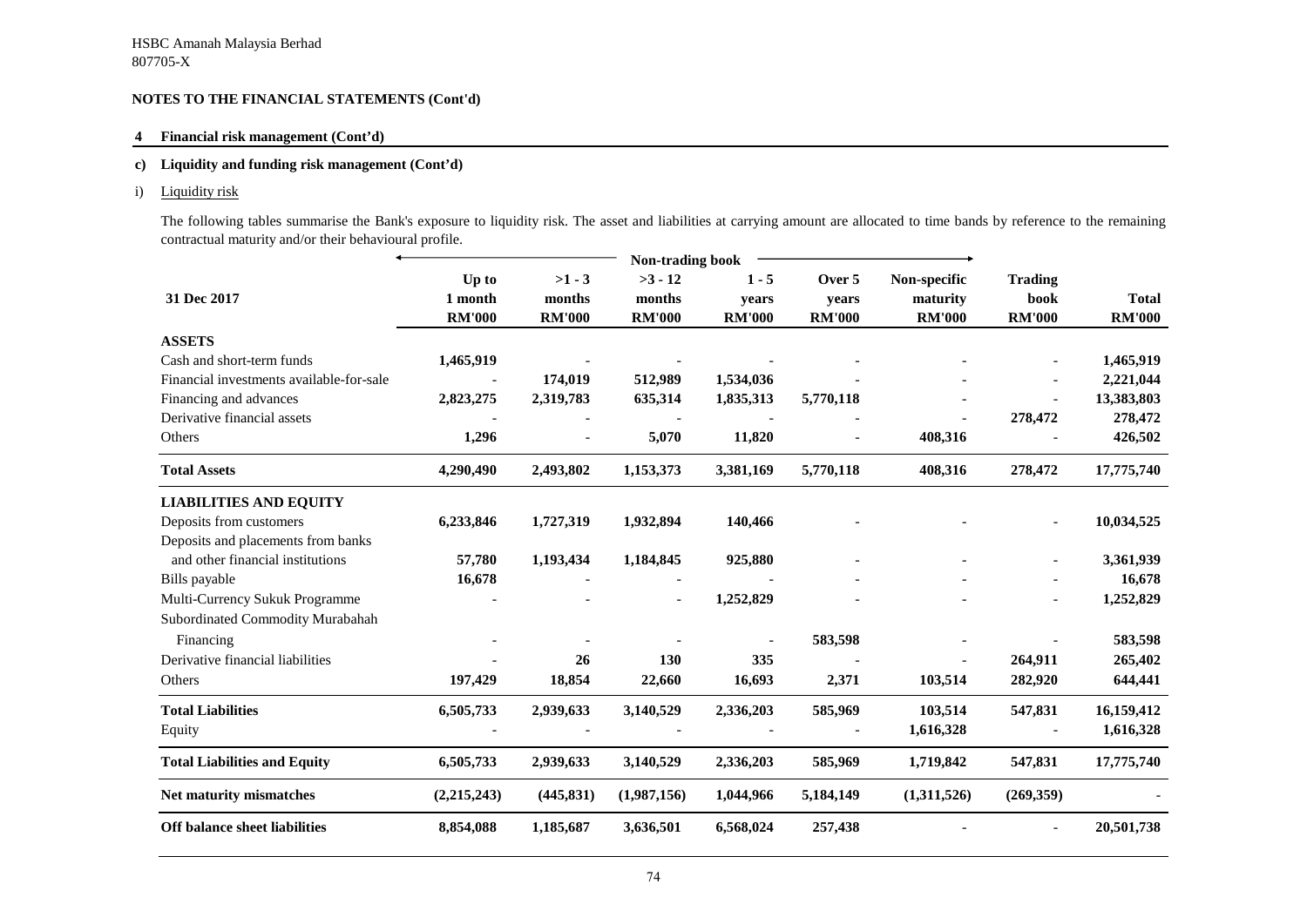HSBC Amanah Malaysia Berhad
807705-X

**NOTES TO THE FINANCIAL STATEMENTS (Cont'd)**

**4 Financial risk management (Cont'd)**

**c) Liquidity and funding risk management (Cont'd)**

i) Liquidity risk

The following tables summarise the Bank's exposure to liquidity risk. The asset and liabilities at carrying amount are allocated to time bands by reference to the remaining contractual maturity and/or their behavioural profile.

| | Non-trading book | | | | | | | |
|---|---|---|---|---|---|---|---|---|
| **31 Dec 2017** | **Up to 1 month RM'000** | **>1 - 3 months RM'000** | **>3 - 12 months RM'000** | **1 - 5 years RM'000** | **Over 5 years RM'000** | **Non-specific maturity RM'000** | **Trading book RM'000** | **Total RM'000** |
| **ASSETS** | | | | | | | | |
| Cash and short-term funds | 1,465,919 | - | - | - | - | - | - | 1,465,919 |
| Financial investments available-for-sale | - | 174,019 | 512,989 | 1,534,036 | - | - | - | 2,221,044 |
| Financing and advances | 2,823,275 | 2,319,783 | 635,314 | 1,835,313 | 5,770,118 | - | - | 13,383,803 |
| Derivative financial assets | - | - | - | - | - | - | 278,472 | 278,472 |
| Others | 1,296 | - | 5,070 | 11,820 | - | 408,316 | - | 426,502 |
| **Total Assets** | 4,290,490 | 2,493,802 | 1,153,373 | 3,381,169 | 5,770,118 | 408,316 | 278,472 | 17,775,740 |
| **LIABILITIES AND EQUITY** | | | | | | | | |
| Deposits from customers | 6,233,846 | 1,727,319 | 1,932,894 | 140,466 | - | - | - | 10,034,525 |
| Deposits and placements from banks and other financial institutions | 57,780 | 1,193,434 | 1,184,845 | 925,880 | - | - | - | 3,361,939 |
| Bills payable | 16,678 | - | - | - | - | - | - | 16,678 |
| Multi-Currency Sukuk Programme | - | - | - | 1,252,829 | - | - | - | 1,252,829 |
| Subordinated Commodity Murabahah Financing | - | - | - | - | 583,598 | - | - | 583,598 |
| Derivative financial liabilities | - | 26 | 130 | 335 | - | - | 264,911 | 265,402 |
| Others | 197,429 | 18,854 | 22,660 | 16,693 | 2,371 | 103,514 | 282,920 | 644,441 |
| **Total Liabilities** | 6,505,733 | 2,939,633 | 3,140,529 | 2,336,203 | 585,969 | 103,514 | 547,831 | 16,159,412 |
| Equity | - | - | - | - | - | 1,616,328 | - | 1,616,328 |
| **Total Liabilities and Equity** | 6,505,733 | 2,939,633 | 3,140,529 | 2,336,203 | 585,969 | 1,719,842 | 547,831 | 17,775,740 |
| **Net maturity mismatches** | (2,215,243) | (445,831) | (1,987,156) | 1,044,966 | 5,184,149 | (1,311,526) | (269,359) | - |
| **Off balance sheet liabilities** | 8,854,088 | 1,185,687 | 3,636,501 | 6,568,024 | 257,438 | - | - | 20,501,738 |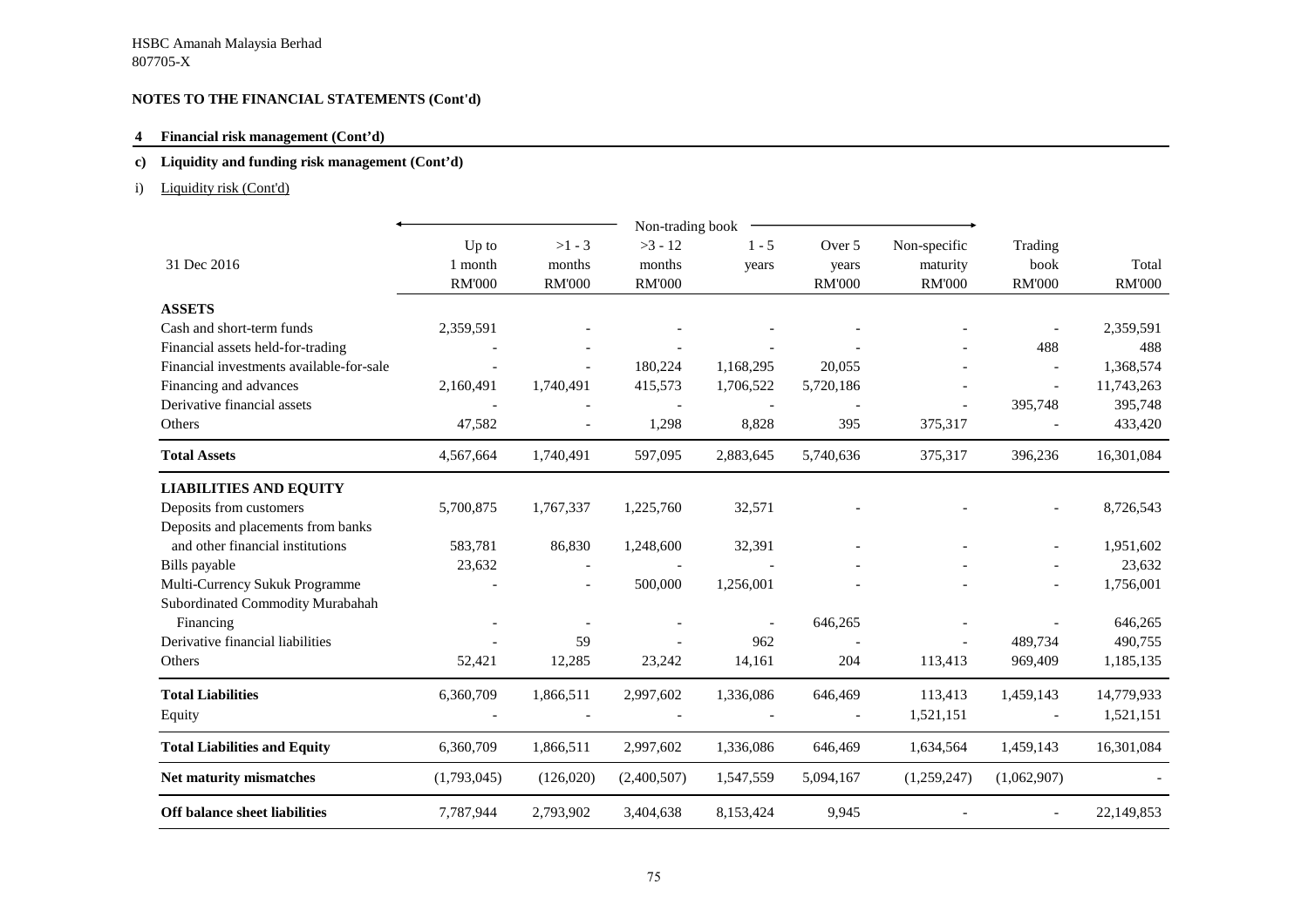HSBC Amanah Malaysia Berhad
807705-X

**NOTES TO THE FINANCIAL STATEMENTS (Cont'd)**

**4 Financial risk management (Cont'd)**

**c) Liquidity and funding risk management (Cont'd)**

i) Liquidity risk (Cont'd)

| 31 Dec 2016 | Non-trading book | | | | | | | |
|---|---|---|---|---|---|---|---|---|
| | Up to 1 month RM'000 | >1 - 3 months RM'000 | >3 - 12 months RM'000 | 1 - 5 years | Over 5 years RM'000 | Non-specific maturity RM'000 | Trading book RM'000 | Total RM'000 |
| **ASSETS** | | | | | | | | |
| Cash and short-term funds | 2,359,591 | - | - | - | - | - | - | 2,359,591 |
| Financial assets held-for-trading | - | - | - | - | - | - | 488 | 488 |
| Financial investments available-for-sale | - | - | 180,224 | 1,168,295 | 20,055 | - | - | 1,368,574 |
| Financing and advances | 2,160,491 | 1,740,491 | 415,573 | 1,706,522 | 5,720,186 | - | - | 11,743,263 |
| Derivative financial assets | - | - | - | - | - | - | 395,748 | 395,748 |
| Others | 47,582 | - | 1,298 | 8,828 | 395 | 375,317 | - | 433,420 |
| **Total Assets** | 4,567,664 | 1,740,491 | 597,095 | 2,883,645 | 5,740,636 | 375,317 | 396,236 | 16,301,084 |
| **LIABILITIES AND EQUITY** | | | | | | | | |
| Deposits from customers | 5,700,875 | 1,767,337 | 1,225,760 | 32,571 | - | - | - | 8,726,543 |
| Deposits and placements from banks and other financial institutions | 583,781 | 86,830 | 1,248,600 | 32,391 | - | - | - | 1,951,602 |
| Bills payable | 23,632 | - | - | - | - | - | - | 23,632 |
| Multi-Currency Sukuk Programme | - | - | 500,000 | 1,256,001 | - | - | - | 1,756,001 |
| Subordinated Commodity Murabahah Financing | - | - | - | - | 646,265 | - | - | 646,265 |
| Derivative financial liabilities | - | 59 | - | 962 | - | - | 489,734 | 490,755 |
| Others | 52,421 | 12,285 | 23,242 | 14,161 | 204 | 113,413 | 969,409 | 1,185,135 |
| **Total Liabilities** | 6,360,709 | 1,866,511 | 2,997,602 | 1,336,086 | 646,469 | 113,413 | 1,459,143 | 14,779,933 |
| Equity | - | - | - | - | - | 1,521,151 | - | 1,521,151 |
| **Total Liabilities and Equity** | 6,360,709 | 1,866,511 | 2,997,602 | 1,336,086 | 646,469 | 1,634,564 | 1,459,143 | 16,301,084 |
| **Net maturity mismatches** | (1,793,045) | (126,020) | (2,400,507) | 1,547,559 | 5,094,167 | (1,259,247) | (1,062,907) | - |
| **Off balance sheet liabilities** | 7,787,944 | 2,793,902 | 3,404,638 | 8,153,424 | 9,945 | - | - | 22,149,853 |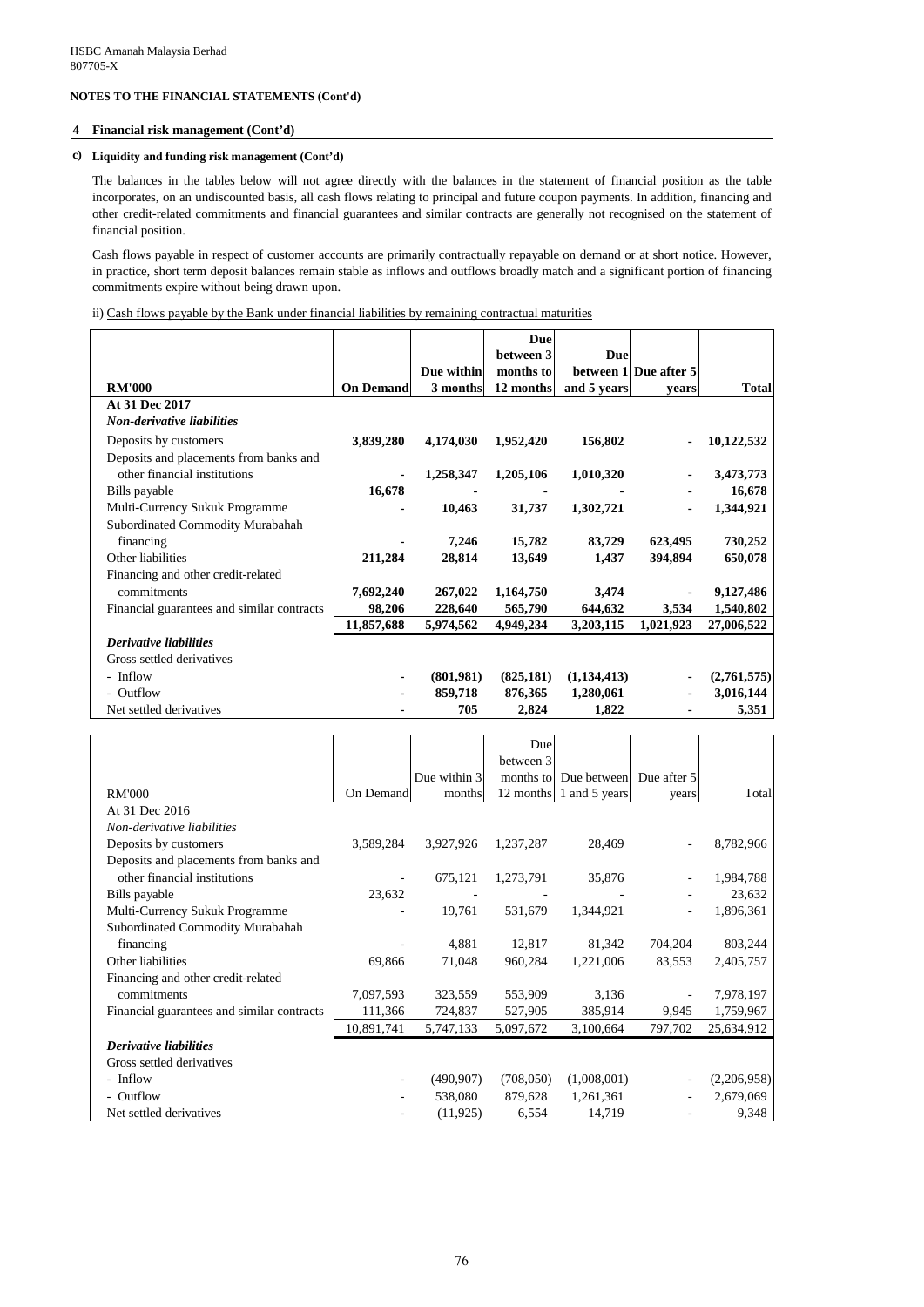HSBC Amanah Malaysia Berhad
807705-X

**NOTES TO THE FINANCIAL STATEMENTS (Cont'd)**

**4 Financial risk management (Cont'd)**

**c) Liquidity and funding risk management (Cont'd)**

The balances in the tables below will not agree directly with the balances in the statement of financial position as the table incorporates, on an undiscounted basis, all cash flows relating to principal and future coupon payments. In addition, financing and other credit-related commitments and financial guarantees and similar contracts are generally not recognised on the statement of financial position.

Cash flows payable in respect of customer accounts are primarily contractually repayable on demand or at short notice. However, in practice, short term deposit balances remain stable as inflows and outflows broadly match and a significant portion of financing commitments expire without being drawn upon.

ii) Cash flows payable by the Bank under financial liabilities by remaining contractual maturities

| **RM'000** | **On Demand** | **Due within 3 months** | **Due between 3 months to 12 months** | **Due between 1 and 5 years** | **Due after 5 years** | **Total** |
|---|---|---|---|---|---|---|
| **At 31 Dec 2017** | | | | | | |
| ***Non-derivative liabilities*** | | | | | | |
| Deposits by customers | **3,839,280** | **4,174,030** | **1,952,420** | **156,802** | **-** | **10,122,532** |
| Deposits and placements from banks and other financial institutions | **-** | **1,258,347** | **1,205,106** | **1,010,320** | **-** | **3,473,773** |
| Bills payable | **16,678** | **-** | **-** | **-** | **-** | **16,678** |
| Multi-Currency Sukuk Programme | **-** | **10,463** | **31,737** | **1,302,721** | **-** | **1,344,921** |
| Subordinated Commodity Murabahah financing | **-** | **7,246** | **15,782** | **83,729** | **623,495** | **730,252** |
| Other liabilities | **211,284** | **28,814** | **13,649** | **1,437** | **394,894** | **650,078** |
| Financing and other credit-related commitments | **7,692,240** | **267,022** | **1,164,750** | **3,474** | **-** | **9,127,486** |
| Financial guarantees and similar contracts | **98,206** | **228,640** | **565,790** | **644,632** | **3,534** | **1,540,802** |
| | **11,857,688** | **5,974,562** | **4,949,234** | **3,203,115** | **1,021,923** | **27,006,522** |
| ***Derivative liabilities*** | | | | | | |
| Gross settled derivatives | | | | | | |
| - Inflow | **-** | **(801,981)** | **(825,181)** | **(1,134,413)** | **-** | **(2,761,575)** |
| - Outflow | **-** | **859,718** | **876,365** | **1,280,061** | **-** | **3,016,144** |
| Net settled derivatives | **-** | **705** | **2,824** | **1,822** | **-** | **5,351** |

| RM'000 | On Demand | Due within 3 months | Due between 3 months to 12 months | Due between 1 and 5 years | Due after 5 years | Total |
|---|---|---|---|---|---|---|
| At 31 Dec 2016 | | | | | | |
| *Non-derivative liabilities* | | | | | | |
| Deposits by customers | 3,589,284 | 3,927,926 | 1,237,287 | 28,469 | - | 8,782,966 |
| Deposits and placements from banks and other financial institutions | - | 675,121 | 1,273,791 | 35,876 | - | 1,984,788 |
| Bills payable | 23,632 | - | - | - | - | 23,632 |
| Multi-Currency Sukuk Programme | - | 19,761 | 531,679 | 1,344,921 | - | 1,896,361 |
| Subordinated Commodity Murabahah financing | - | 4,881 | 12,817 | 81,342 | 704,204 | 803,244 |
| Other liabilities | 69,866 | 71,048 | 960,284 | 1,221,006 | 83,553 | 2,405,757 |
| Financing and other credit-related commitments | 7,097,593 | 323,559 | 553,909 | 3,136 | - | 7,978,197 |
| Financial guarantees and similar contracts | 111,366 | 724,837 | 527,905 | 385,914 | 9,945 | 1,759,967 |
| | 10,891,741 | 5,747,133 | 5,097,672 | 3,100,664 | 797,702 | 25,634,912 |
| ***Derivative liabilities*** | | | | | | |
| Gross settled derivatives | | | | | | |
| - Inflow | - | (490,907) | (708,050) | (1,008,001) | - | (2,206,958) |
| - Outflow | - | 538,080 | 879,628 | 1,261,361 | - | 2,679,069 |
| Net settled derivatives | - | (11,925) | 6,554 | 14,719 | - | 9,348 |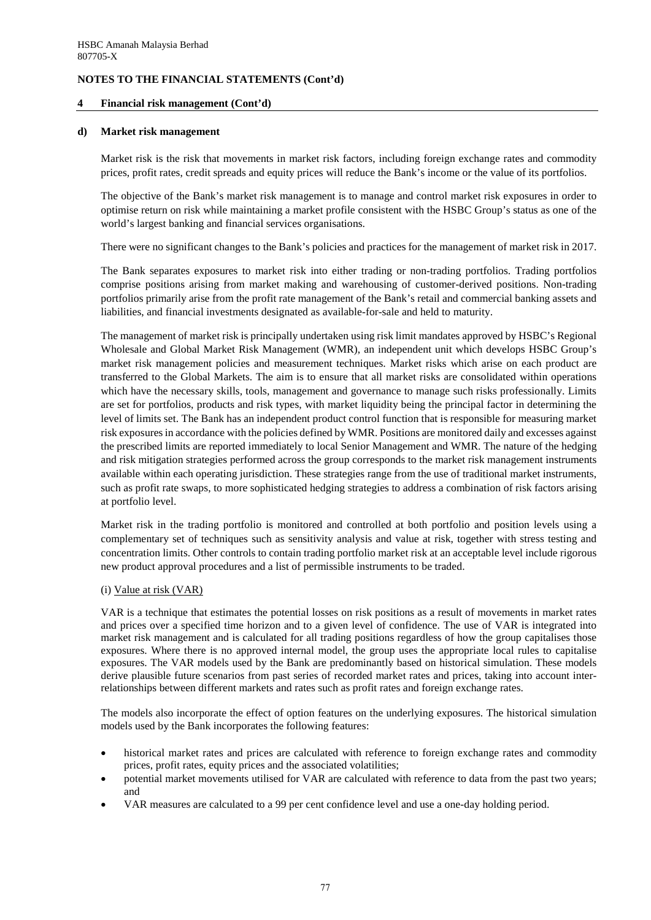## NOTES TO THE FINANCIAL STATEMENTS (Cont'd)

### 4 Financial risk management (Cont'd)

#### d) Market risk management

Market risk is the risk that movements in market risk factors, including foreign exchange rates and commodity prices, profit rates, credit spreads and equity prices will reduce the Bank's income or the value of its portfolios.

The objective of the Bank's market risk management is to manage and control market risk exposures in order to optimise return on risk while maintaining a market profile consistent with the HSBC Group's status as one of the world's largest banking and financial services organisations.

There were no significant changes to the Bank's policies and practices for the management of market risk in 2017.

The Bank separates exposures to market risk into either trading or non-trading portfolios. Trading portfolios comprise positions arising from market making and warehousing of customer-derived positions. Non-trading portfolios primarily arise from the profit rate management of the Bank's retail and commercial banking assets and liabilities, and financial investments designated as available-for-sale and held to maturity.

The management of market risk is principally undertaken using risk limit mandates approved by HSBC's Regional Wholesale and Global Market Risk Management (WMR), an independent unit which develops HSBC Group's market risk management policies and measurement techniques. Market risks which arise on each product are transferred to the Global Markets. The aim is to ensure that all market risks are consolidated within operations which have the necessary skills, tools, management and governance to manage such risks professionally. Limits are set for portfolios, products and risk types, with market liquidity being the principal factor in determining the level of limits set. The Bank has an independent product control function that is responsible for measuring market risk exposures in accordance with the policies defined by WMR. Positions are monitored daily and excesses against the prescribed limits are reported immediately to local Senior Management and WMR. The nature of the hedging and risk mitigation strategies performed across the group corresponds to the market risk management instruments available within each operating jurisdiction. These strategies range from the use of traditional market instruments, such as profit rate swaps, to more sophisticated hedging strategies to address a combination of risk factors arising at portfolio level.

Market risk in the trading portfolio is monitored and controlled at both portfolio and position levels using a complementary set of techniques such as sensitivity analysis and value at risk, together with stress testing and concentration limits. Other controls to contain trading portfolio market risk at an acceptable level include rigorous new product approval procedures and a list of permissible instruments to be traded.

(i) Value at risk (VAR)

VAR is a technique that estimates the potential losses on risk positions as a result of movements in market rates and prices over a specified time horizon and to a given level of confidence. The use of VAR is integrated into market risk management and is calculated for all trading positions regardless of how the group capitalises those exposures. Where there is no approved internal model, the group uses the appropriate local rules to capitalise exposures. The VAR models used by the Bank are predominantly based on historical simulation. These models derive plausible future scenarios from past series of recorded market rates and prices, taking into account inter-relationships between different markets and rates such as profit rates and foreign exchange rates.

The models also incorporate the effect of option features on the underlying exposures. The historical simulation models used by the Bank incorporates the following features:

- historical market rates and prices are calculated with reference to foreign exchange rates and commodity prices, profit rates, equity prices and the associated volatilities;
- potential market movements utilised for VAR are calculated with reference to data from the past two years; and
- VAR measures are calculated to a 99 per cent confidence level and use a one-day holding period.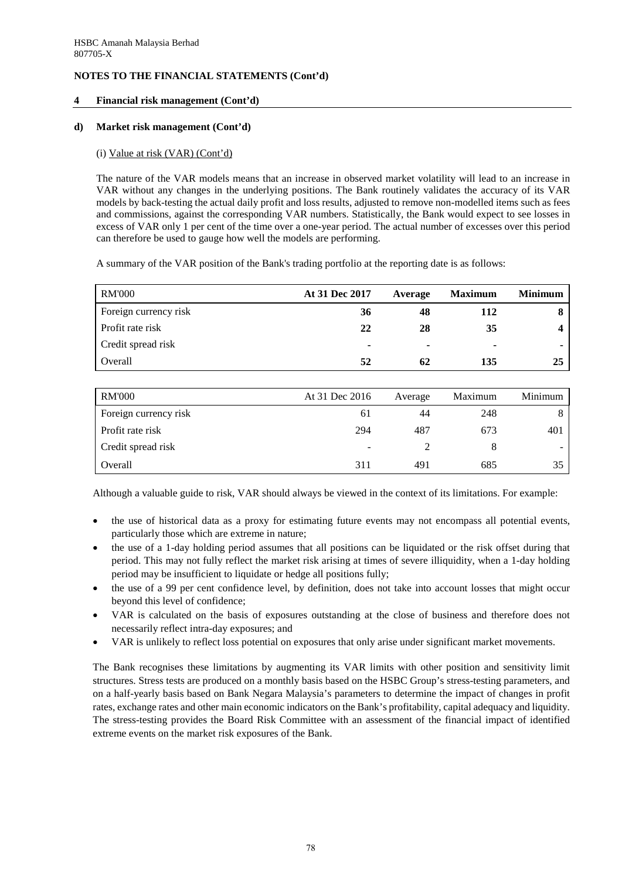HSBC Amanah Malaysia Berhad
807705-X

**NOTES TO THE FINANCIAL STATEMENTS (Cont'd)**

**4 Financial risk management (Cont'd)**

**d) Market risk management (Cont'd)**

(i) Value at risk (VAR) (Cont'd)

The nature of the VAR models means that an increase in observed market volatility will lead to an increase in VAR without any changes in the underlying positions. The Bank routinely validates the accuracy of its VAR models by back-testing the actual daily profit and loss results, adjusted to remove non-modelled items such as fees and commissions, against the corresponding VAR numbers. Statistically, the Bank would expect to see losses in excess of VAR only 1 per cent of the time over a one-year period. The actual number of excesses over this period can therefore be used to gauge how well the models are performing.

A summary of the VAR position of the Bank's trading portfolio at the reporting date is as follows:

| RM'000 | **At 31 Dec 2017** | **Average** | **Maximum** | **Minimum** |
|---|---|---|---|---|
| Foreign currency risk | **36** | **48** | **112** | **8** |
| Profit rate risk | **22** | **28** | **35** | **4** |
| Credit spread risk | **-** | **-** | **-** | **-** |
| Overall | **52** | **62** | **135** | **25** |

| RM'000 | At 31 Dec 2016 | Average | Maximum | Minimum |
|---|---|---|---|---|
| Foreign currency risk | 61 | 44 | 248 | 8 |
| Profit rate risk | 294 | 487 | 673 | 401 |
| Credit spread risk | - | 2 | 8 | - |
| Overall | 311 | 491 | 685 | 35 |

Although a valuable guide to risk, VAR should always be viewed in the context of its limitations. For example:

- the use of historical data as a proxy for estimating future events may not encompass all potential events, particularly those which are extreme in nature;
- the use of a 1-day holding period assumes that all positions can be liquidated or the risk offset during that period. This may not fully reflect the market risk arising at times of severe illiquidity, when a 1-day holding period may be insufficient to liquidate or hedge all positions fully;
- the use of a 99 per cent confidence level, by definition, does not take into account losses that might occur beyond this level of confidence;
- VAR is calculated on the basis of exposures outstanding at the close of business and therefore does not necessarily reflect intra-day exposures; and
- VAR is unlikely to reflect loss potential on exposures that only arise under significant market movements.

The Bank recognises these limitations by augmenting its VAR limits with other position and sensitivity limit structures. Stress tests are produced on a monthly basis based on the HSBC Group's stress-testing parameters, and on a half-yearly basis based on Bank Negara Malaysia's parameters to determine the impact of changes in profit rates, exchange rates and other main economic indicators on the Bank's profitability, capital adequacy and liquidity. The stress-testing provides the Board Risk Committee with an assessment of the financial impact of identified extreme events on the market risk exposures of the Bank.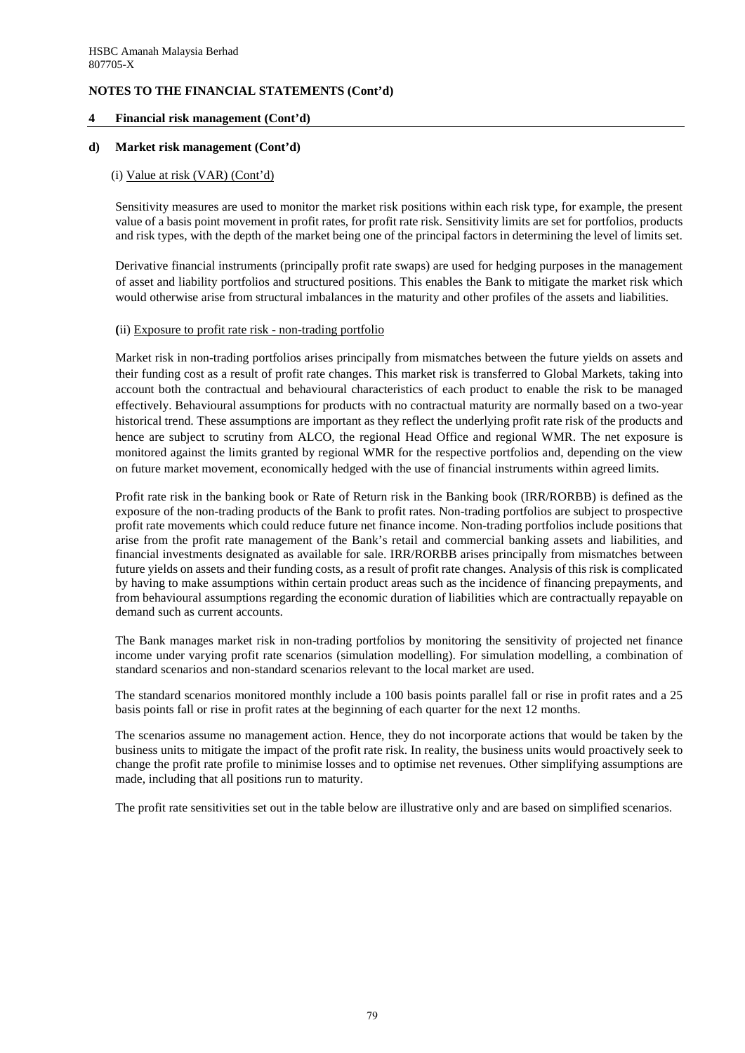## NOTES TO THE FINANCIAL STATEMENTS (Cont'd)

### 4 Financial risk management (Cont'd)

#### d) Market risk management (Cont'd)

(i) Value at risk (VAR) (Cont'd)

Sensitivity measures are used to monitor the market risk positions within each risk type, for example, the present value of a basis point movement in profit rates, for profit rate risk. Sensitivity limits are set for portfolios, products and risk types, with the depth of the market being one of the principal factors in determining the level of limits set.

Derivative financial instruments (principally profit rate swaps) are used for hedging purposes in the management of asset and liability portfolios and structured positions. This enables the Bank to mitigate the market risk which would otherwise arise from structural imbalances in the maturity and other profiles of the assets and liabilities.

(ii) Exposure to profit rate risk - non-trading portfolio

Market risk in non-trading portfolios arises principally from mismatches between the future yields on assets and their funding cost as a result of profit rate changes. This market risk is transferred to Global Markets, taking into account both the contractual and behavioural characteristics of each product to enable the risk to be managed effectively. Behavioural assumptions for products with no contractual maturity are normally based on a two-year historical trend. These assumptions are important as they reflect the underlying profit rate risk of the products and hence are subject to scrutiny from ALCO, the regional Head Office and regional WMR. The net exposure is monitored against the limits granted by regional WMR for the respective portfolios and, depending on the view on future market movement, economically hedged with the use of financial instruments within agreed limits.

Profit rate risk in the banking book or Rate of Return risk in the Banking book (IRR/RORBB) is defined as the exposure of the non-trading products of the Bank to profit rates. Non-trading portfolios are subject to prospective profit rate movements which could reduce future net finance income. Non-trading portfolios include positions that arise from the profit rate management of the Bank's retail and commercial banking assets and liabilities, and financial investments designated as available for sale. IRR/RORBB arises principally from mismatches between future yields on assets and their funding costs, as a result of profit rate changes. Analysis of this risk is complicated by having to make assumptions within certain product areas such as the incidence of financing prepayments, and from behavioural assumptions regarding the economic duration of liabilities which are contractually repayable on demand such as current accounts.

The Bank manages market risk in non-trading portfolios by monitoring the sensitivity of projected net finance income under varying profit rate scenarios (simulation modelling). For simulation modelling, a combination of standard scenarios and non-standard scenarios relevant to the local market are used.

The standard scenarios monitored monthly include a 100 basis points parallel fall or rise in profit rates and a 25 basis points fall or rise in profit rates at the beginning of each quarter for the next 12 months.

The scenarios assume no management action. Hence, they do not incorporate actions that would be taken by the business units to mitigate the impact of the profit rate risk. In reality, the business units would proactively seek to change the profit rate profile to minimise losses and to optimise net revenues. Other simplifying assumptions are made, including that all positions run to maturity.

The profit rate sensitivities set out in the table below are illustrative only and are based on simplified scenarios.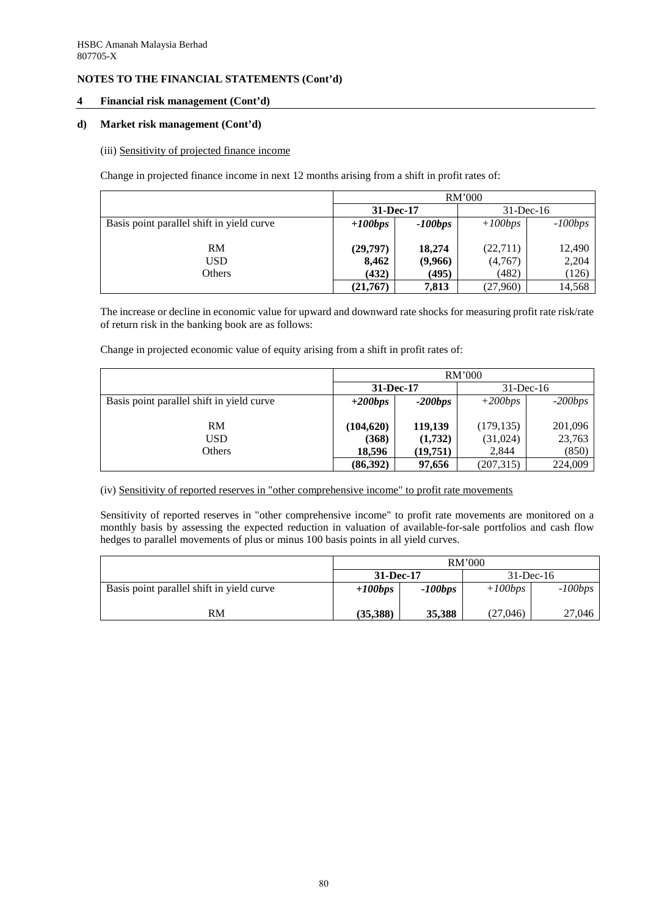HSBC Amanah Malaysia Berhad
807705-X

**NOTES TO THE FINANCIAL STATEMENTS (Cont'd)**

**4 Financial risk management (Cont'd)**

**d) Market risk management (Cont'd)**

(iii) Sensitivity of projected finance income

Change in projected finance income in next 12 months arising from a shift in profit rates of:

| | RM'000 | | | |
|---|---|---|---|---|
| | **31-Dec-17** | | 31-Dec-16 | |
| Basis point parallel shift in yield curve | ***+100bps*** | ***-100bps*** | *+100bps* | *-100bps* |
| RM | **(29,797)** | **18,274** | (22,711) | 12,490 |
| USD | **8,462** | **(9,966)** | (4,767) | 2,204 |
| Others | **(432)** | **(495)** | (482) | (126) |
| | **(21,767)** | **7,813** | (27,960) | 14,568 |

The increase or decline in economic value for upward and downward rate shocks for measuring profit rate risk/rate of return risk in the banking book are as follows:

Change in projected economic value of equity arising from a shift in profit rates of:

| | RM'000 | | | |
|---|---|---|---|---|
| | **31-Dec-17** | | 31-Dec-16 | |
| Basis point parallel shift in yield curve | ***+200bps*** | ***-200bps*** | *+200bps* | *-200bps* |
| RM | **(104,620)** | **119,139** | (179,135) | 201,096 |
| USD | **(368)** | **(1,732)** | (31,024) | 23,763 |
| Others | **18,596** | **(19,751)** | 2,844 | (850) |
| | **(86,392)** | **97,656** | (207,315) | 224,009 |

(iv) Sensitivity of reported reserves in "other comprehensive income" to profit rate movements

Sensitivity of reported reserves in "other comprehensive income" to profit rate movements are monitored on a monthly basis by assessing the expected reduction in valuation of available-for-sale portfolios and cash flow hedges to parallel movements of plus or minus 100 basis points in all yield curves.

| | RM'000 | | | |
|---|---|---|---|---|
| | **31-Dec-17** | | 31-Dec-16 | |
| Basis point parallel shift in yield curve | ***+100bps*** | ***-100bps*** | *+100bps* | *-100bps* |
| RM | **(35,388)** | **35,388** | (27,046) | 27,046 |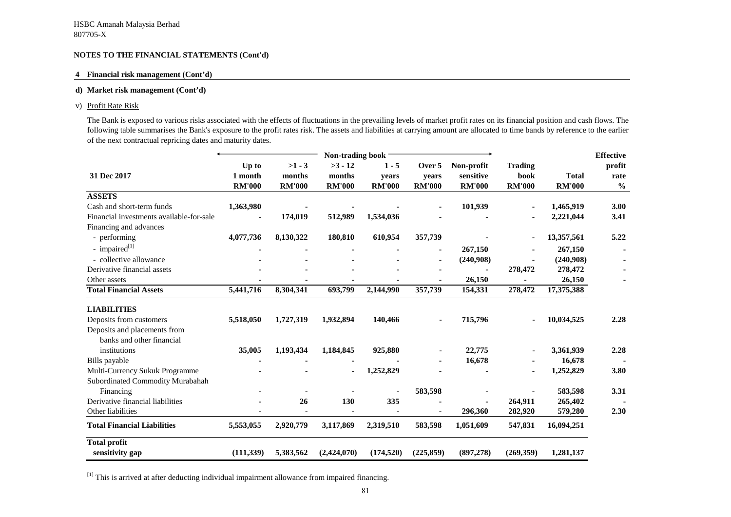HSBC Amanah Malaysia Berhad
807705-X

**NOTES TO THE FINANCIAL STATEMENTS (Cont'd)**

**4 Financial risk management (Cont'd)**

**d) Market risk management (Cont'd)**

v) Profit Rate Risk

The Bank is exposed to various risks associated with the effects of fluctuations in the prevailing levels of market profit rates on its financial position and cash flows. The following table summarises the Bank's exposure to the profit rates risk. The assets and liabilities at carrying amount are allocated to time bands by reference to the earlier of the next contractual repricing dates and maturity dates.

| | Non-trading book | | | | | | | | |
|---|---|---|---|---|---|---|---|---|---|
| **31 Dec 2017** | **Up to 1 month RM'000** | **>1 - 3 months RM'000** | **>3 - 12 months RM'000** | **1 - 5 years RM'000** | **Over 5 years RM'000** | **Non-profit sensitive RM'000** | **Trading book RM'000** | **Total RM'000** | **Effective profit rate %** |
| **ASSETS** | | | | | | | | | |
| Cash and short-term funds | 1,363,980 | - | - | - | - | 101,939 | - | 1,465,919 | 3.00 |
| Financial investments available-for-sale | - | 174,019 | 512,989 | 1,534,036 | - | - | - | 2,221,044 | 3.41 |
| Financing and advances | | | | | | | | | |
| - performing | 4,077,736 | 8,130,322 | 180,810 | 610,954 | 357,739 | - | - | 13,357,561 | 5.22 |
| - impaired[1] | - | - | - | - | - | 267,150 | - | 267,150 | - |
| - collective allowance | - | - | - | - | - | (240,908) | - | (240,908) | - |
| Derivative financial assets | - | - | - | - | - | - | 278,472 | 278,472 | - |
| Other assets | - | - | - | - | - | 26,150 | - | 26,150 | - |
| **Total Financial Assets** | 5,441,716 | 8,304,341 | 693,799 | 2,144,990 | 357,739 | 154,331 | 278,472 | 17,375,388 | |
| **LIABILITIES** | | | | | | | | | |
| Deposits from customers | 5,518,050 | 1,727,319 | 1,932,894 | 140,466 | - | 715,796 | - | 10,034,525 | 2.28 |
| Deposits and placements from banks and other financial institutions | 35,005 | 1,193,434 | 1,184,845 | 925,880 | - | 22,775 | - | 3,361,939 | 2.28 |
| Bills payable | - | - | - | - | - | 16,678 | - | 16,678 | - |
| Multi-Currency Sukuk Programme | - | - | - | 1,252,829 | - | - | - | 1,252,829 | 3.80 |
| Subordinated Commodity Murabahah Financing | - | - | - | - | 583,598 | - | - | 583,598 | 3.31 |
| Derivative financial liabilities | - | 26 | 130 | 335 | - | - | 264,911 | 265,402 | - |
| Other liabilities | - | - | - | - | - | 296,360 | 282,920 | 579,280 | 2.30 |
| **Total Financial Liabilities** | 5,553,055 | 2,920,779 | 3,117,869 | 2,319,510 | 583,598 | 1,051,609 | 547,831 | 16,094,251 | |
| **Total profit sensitivity gap** | (111,339) | 5,383,562 | (2,424,070) | (174,520) | (225,859) | (897,278) | (269,359) | 1,281,137 | |

[1] This is arrived at after deducting individual impairment allowance from impaired financing.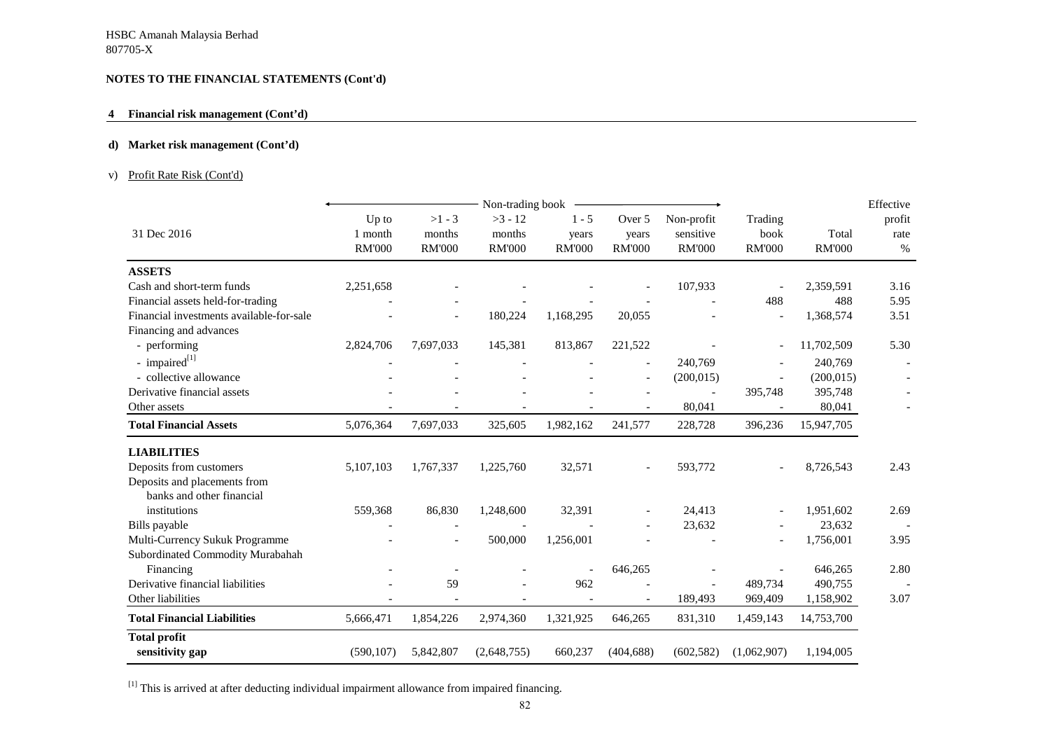HSBC Amanah Malaysia Berhad
807705-X

**NOTES TO THE FINANCIAL STATEMENTS (Cont'd)**

**4 Financial risk management (Cont'd)**

**d) Market risk management (Cont'd)**

v) Profit Rate Risk (Cont'd)

| | Non-trading book | | | | | | | | Effective |
|---|---|---|---|---|---|---|---|---|---|
| 31 Dec 2016 | Up to 1 month RM'000 | >1 - 3 months RM'000 | >3 - 12 months RM'000 | 1 - 5 years RM'000 | Over 5 years RM'000 | Non-profit sensitive RM'000 | Trading book RM'000 | Total RM'000 | profit rate % |
| **ASSETS** | | | | | | | | | |
| Cash and short-term funds | 2,251,658 | - | - | - | - | 107,933 | - | 2,359,591 | 3.16 |
| Financial assets held-for-trading | - | - | - | - | - | - | 488 | 488 | 5.95 |
| Financial investments available-for-sale | - | - | 180,224 | 1,168,295 | 20,055 | - | - | 1,368,574 | 3.51 |
| Financing and advances | | | | | | | | | |
| - performing | 2,824,706 | 7,697,033 | 145,381 | 813,867 | 221,522 | - | - | 11,702,509 | 5.30 |
| - impaired[1] | - | - | - | - | - | 240,769 | - | 240,769 | - |
| - collective allowance | - | - | - | - | - | (200,015) | - | (200,015) | - |
| Derivative financial assets | - | - | - | - | - | - | 395,748 | 395,748 | - |
| Other assets | - | - | - | - | - | 80,041 | - | 80,041 | - |
| **Total Financial Assets** | 5,076,364 | 7,697,033 | 325,605 | 1,982,162 | 241,577 | 228,728 | 396,236 | 15,947,705 | |
| **LIABILITIES** | | | | | | | | | |
| Deposits from customers | 5,107,103 | 1,767,337 | 1,225,760 | 32,571 | - | 593,772 | - | 8,726,543 | 2.43 |
| Deposits and placements from banks and other financial institutions | 559,368 | 86,830 | 1,248,600 | 32,391 | - | 24,413 | - | 1,951,602 | 2.69 |
| Bills payable | - | - | - | - | - | 23,632 | - | 23,632 | - |
| Multi-Currency Sukuk Programme | - | - | 500,000 | 1,256,001 | - | - | - | 1,756,001 | 3.95 |
| Subordinated Commodity Murabahah Financing | - | - | - | - | 646,265 | - | - | 646,265 | 2.80 |
| Derivative financial liabilities | - | 59 | - | 962 | - | - | 489,734 | 490,755 | - |
| Other liabilities | - | - | - | - | - | 189,493 | 969,409 | 1,158,902 | 3.07 |
| **Total Financial Liabilities** | 5,666,471 | 1,854,226 | 2,974,360 | 1,321,925 | 646,265 | 831,310 | 1,459,143 | 14,753,700 | |
| **Total profit sensitivity gap** | (590,107) | 5,842,807 | (2,648,755) | 660,237 | (404,688) | (602,582) | (1,062,907) | 1,194,005 | |

[1] This is arrived at after deducting individual impairment allowance from impaired financing.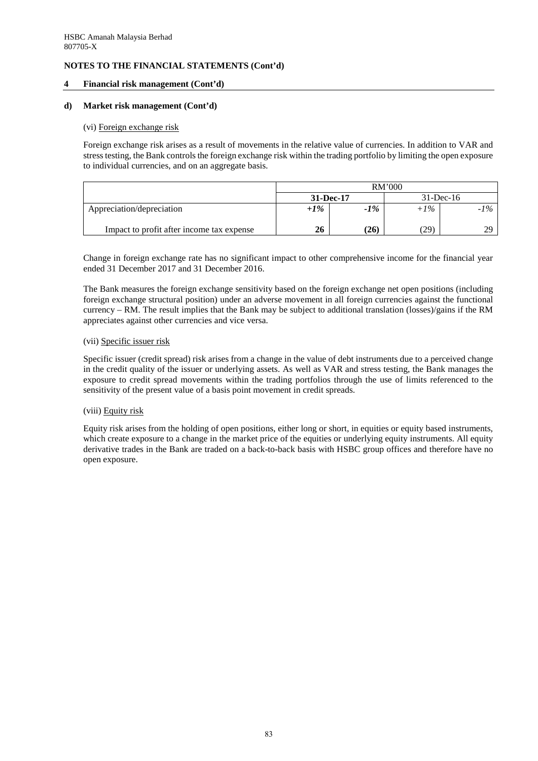HSBC Amanah Malaysia Berhad
807705-X

## NOTES TO THE FINANCIAL STATEMENTS (Cont'd)

### 4 Financial risk management (Cont'd)

#### d) Market risk management (Cont'd)

(vi) Foreign exchange risk

Foreign exchange risk arises as a result of movements in the relative value of currencies. In addition to VAR and stress testing, the Bank controls the foreign exchange risk within the trading portfolio by limiting the open exposure to individual currencies, and on an aggregate basis.

| | RM'000 | | | |
|---|---|---|---|---|
| | **31-Dec-17** | | 31-Dec-16 | |
| Appreciation/depreciation | ***+1%*** | ***-1%*** | *+1%* | *-1%* |
| Impact to profit after income tax expense | **26** | **(26)** | (29) | 29 |

Change in foreign exchange rate has no significant impact to other comprehensive income for the financial year ended 31 December 2017 and 31 December 2016.

The Bank measures the foreign exchange sensitivity based on the foreign exchange net open positions (including foreign exchange structural position) under an adverse movement in all foreign currencies against the functional currency – RM. The result implies that the Bank may be subject to additional translation (losses)/gains if the RM appreciates against other currencies and vice versa.

(vii) Specific issuer risk

Specific issuer (credit spread) risk arises from a change in the value of debt instruments due to a perceived change in the credit quality of the issuer or underlying assets. As well as VAR and stress testing, the Bank manages the exposure to credit spread movements within the trading portfolios through the use of limits referenced to the sensitivity of the present value of a basis point movement in credit spreads.

(viii) Equity risk

Equity risk arises from the holding of open positions, either long or short, in equities or equity based instruments, which create exposure to a change in the market price of the equities or underlying equity instruments. All equity derivative trades in the Bank are traded on a back-to-back basis with HSBC group offices and therefore have no open exposure.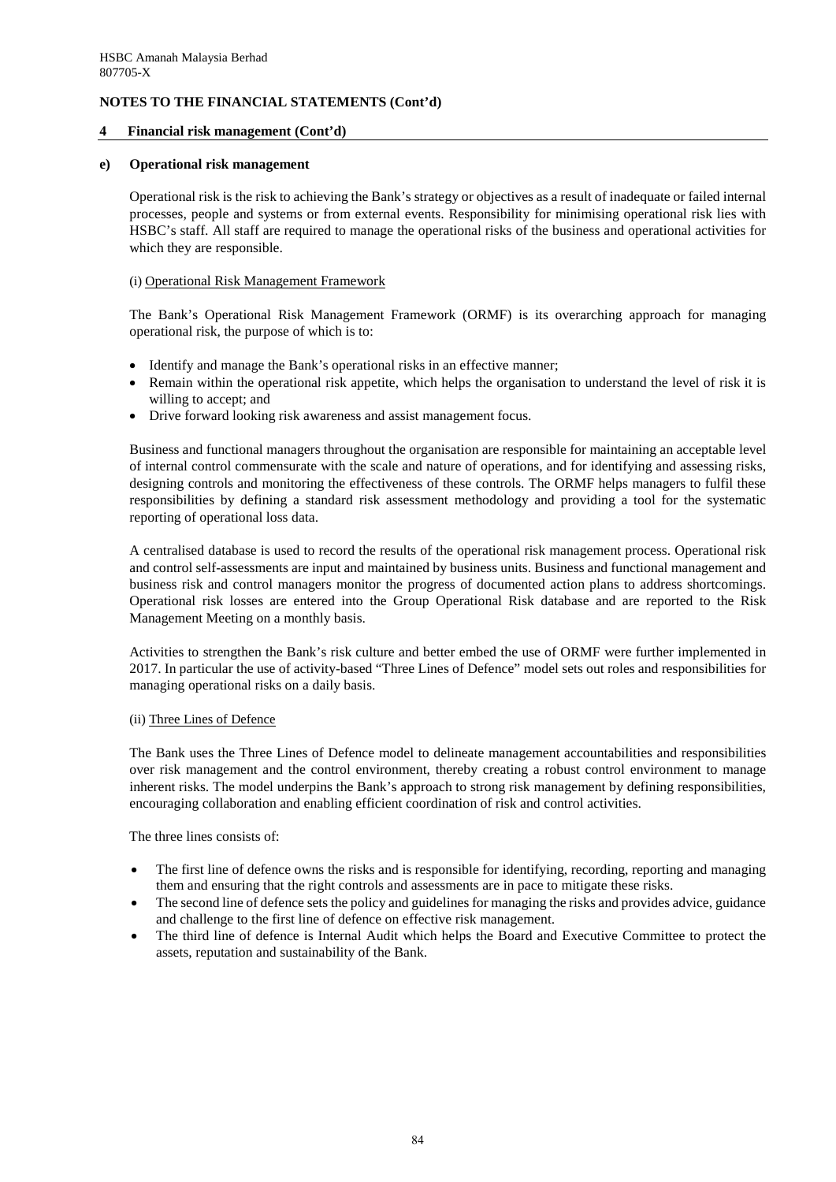**NOTES TO THE FINANCIAL STATEMENTS (Cont'd)**

## 4 Financial risk management (Cont'd)

### e) Operational risk management

Operational risk is the risk to achieving the Bank's strategy or objectives as a result of inadequate or failed internal processes, people and systems or from external events. Responsibility for minimising operational risk lies with HSBC's staff. All staff are required to manage the operational risks of the business and operational activities for which they are responsible.

(i) Operational Risk Management Framework

The Bank's Operational Risk Management Framework (ORMF) is its overarching approach for managing operational risk, the purpose of which is to:

- Identify and manage the Bank's operational risks in an effective manner;
- Remain within the operational risk appetite, which helps the organisation to understand the level of risk it is willing to accept; and
- Drive forward looking risk awareness and assist management focus.

Business and functional managers throughout the organisation are responsible for maintaining an acceptable level of internal control commensurate with the scale and nature of operations, and for identifying and assessing risks, designing controls and monitoring the effectiveness of these controls. The ORMF helps managers to fulfil these responsibilities by defining a standard risk assessment methodology and providing a tool for the systematic reporting of operational loss data.

A centralised database is used to record the results of the operational risk management process. Operational risk and control self-assessments are input and maintained by business units. Business and functional management and business risk and control managers monitor the progress of documented action plans to address shortcomings. Operational risk losses are entered into the Group Operational Risk database and are reported to the Risk Management Meeting on a monthly basis.

Activities to strengthen the Bank's risk culture and better embed the use of ORMF were further implemented in 2017. In particular the use of activity-based "Three Lines of Defence" model sets out roles and responsibilities for managing operational risks on a daily basis.

(ii) Three Lines of Defence

The Bank uses the Three Lines of Defence model to delineate management accountabilities and responsibilities over risk management and the control environment, thereby creating a robust control environment to manage inherent risks. The model underpins the Bank's approach to strong risk management by defining responsibilities, encouraging collaboration and enabling efficient coordination of risk and control activities.

The three lines consists of:

- The first line of defence owns the risks and is responsible for identifying, recording, reporting and managing them and ensuring that the right controls and assessments are in pace to mitigate these risks.
- The second line of defence sets the policy and guidelines for managing the risks and provides advice, guidance and challenge to the first line of defence on effective risk management.
- The third line of defence is Internal Audit which helps the Board and Executive Committee to protect the assets, reputation and sustainability of the Bank.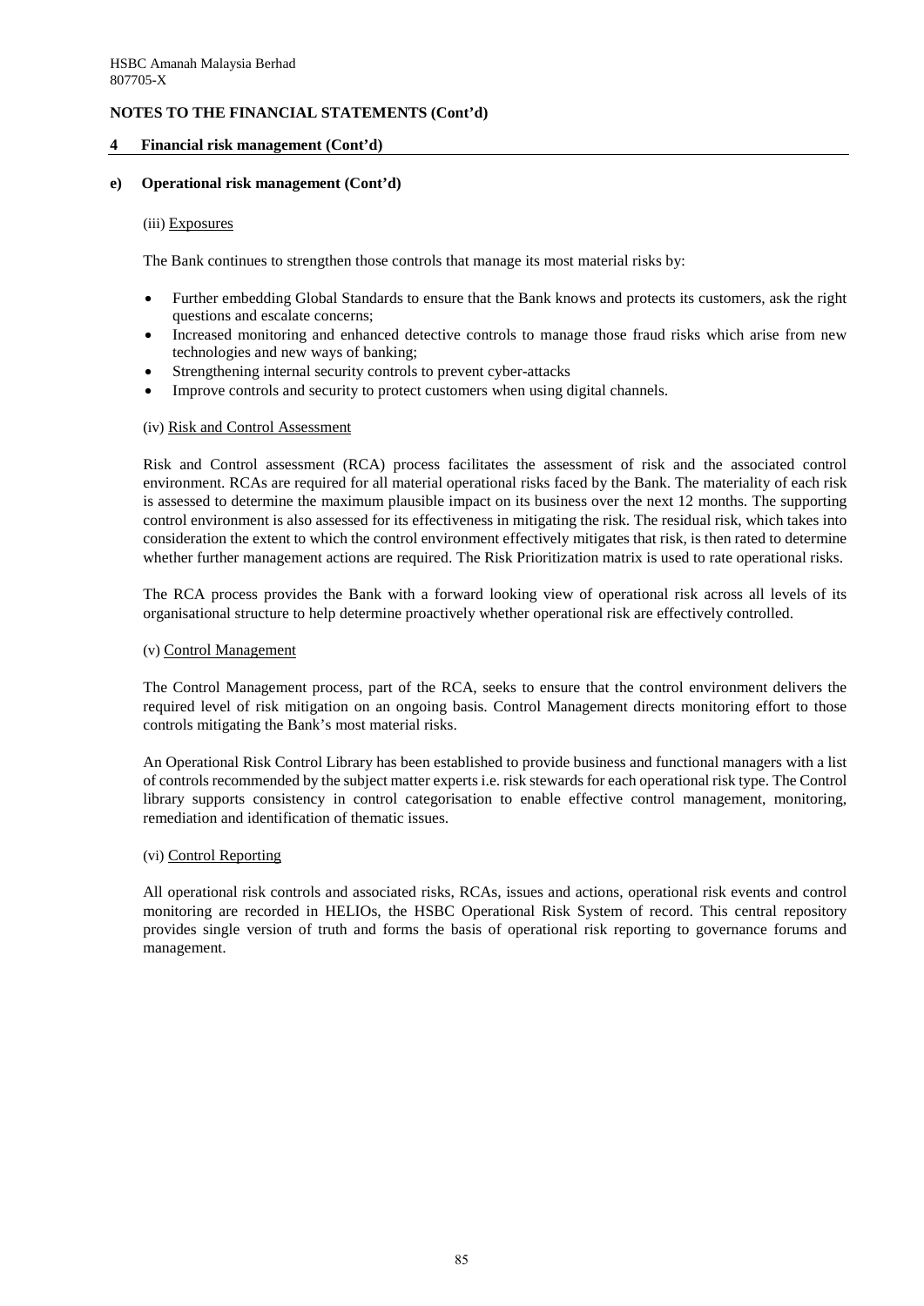## NOTES TO THE FINANCIAL STATEMENTS (Cont'd)

### 4 Financial risk management (Cont'd)

#### e) Operational risk management (Cont'd)

(iii) Exposures

The Bank continues to strengthen those controls that manage its most material risks by:

- Further embedding Global Standards to ensure that the Bank knows and protects its customers, ask the right questions and escalate concerns;
- Increased monitoring and enhanced detective controls to manage those fraud risks which arise from new technologies and new ways of banking;
- Strengthening internal security controls to prevent cyber-attacks
- Improve controls and security to protect customers when using digital channels.

(iv) Risk and Control Assessment

Risk and Control assessment (RCA) process facilitates the assessment of risk and the associated control environment. RCAs are required for all material operational risks faced by the Bank. The materiality of each risk is assessed to determine the maximum plausible impact on its business over the next 12 months. The supporting control environment is also assessed for its effectiveness in mitigating the risk. The residual risk, which takes into consideration the extent to which the control environment effectively mitigates that risk, is then rated to determine whether further management actions are required. The Risk Prioritization matrix is used to rate operational risks.

The RCA process provides the Bank with a forward looking view of operational risk across all levels of its organisational structure to help determine proactively whether operational risk are effectively controlled.

(v) Control Management

The Control Management process, part of the RCA, seeks to ensure that the control environment delivers the required level of risk mitigation on an ongoing basis. Control Management directs monitoring effort to those controls mitigating the Bank's most material risks.

An Operational Risk Control Library has been established to provide business and functional managers with a list of controls recommended by the subject matter experts i.e. risk stewards for each operational risk type. The Control library supports consistency in control categorisation to enable effective control management, monitoring, remediation and identification of thematic issues.

(vi) Control Reporting

All operational risk controls and associated risks, RCAs, issues and actions, operational risk events and control monitoring are recorded in HELIOs, the HSBC Operational Risk System of record. This central repository provides single version of truth and forms the basis of operational risk reporting to governance forums and management.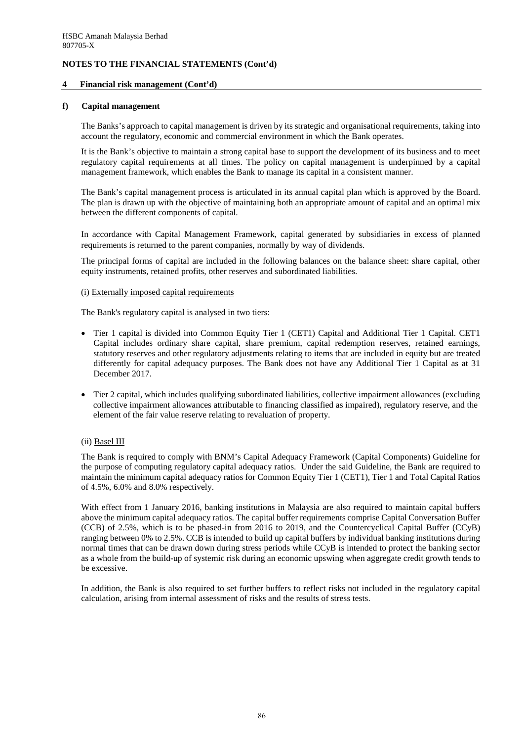HSBC Amanah Malaysia Berhad
807705-X

## NOTES TO THE FINANCIAL STATEMENTS (Cont'd)

### 4 Financial risk management (Cont'd)

#### f) Capital management

The Banks's approach to capital management is driven by its strategic and organisational requirements, taking into account the regulatory, economic and commercial environment in which the Bank operates.

It is the Bank's objective to maintain a strong capital base to support the development of its business and to meet regulatory capital requirements at all times. The policy on capital management is underpinned by a capital management framework, which enables the Bank to manage its capital in a consistent manner.

The Bank's capital management process is articulated in its annual capital plan which is approved by the Board. The plan is drawn up with the objective of maintaining both an appropriate amount of capital and an optimal mix between the different components of capital.

In accordance with Capital Management Framework, capital generated by subsidiaries in excess of planned requirements is returned to the parent companies, normally by way of dividends.

The principal forms of capital are included in the following balances on the balance sheet: share capital, other equity instruments, retained profits, other reserves and subordinated liabilities.

(i) Externally imposed capital requirements

The Bank's regulatory capital is analysed in two tiers:

- Tier 1 capital is divided into Common Equity Tier 1 (CET1) Capital and Additional Tier 1 Capital. CET1 Capital includes ordinary share capital, share premium, capital redemption reserves, retained earnings, statutory reserves and other regulatory adjustments relating to items that are included in equity but are treated differently for capital adequacy purposes. The Bank does not have any Additional Tier 1 Capital as at 31 December 2017.
- Tier 2 capital, which includes qualifying subordinated liabilities, collective impairment allowances (excluding collective impairment allowances attributable to financing classified as impaired), regulatory reserve, and the element of the fair value reserve relating to revaluation of property.

(ii) Basel III

The Bank is required to comply with BNM's Capital Adequacy Framework (Capital Components) Guideline for the purpose of computing regulatory capital adequacy ratios. Under the said Guideline, the Bank are required to maintain the minimum capital adequacy ratios for Common Equity Tier 1 (CET1), Tier 1 and Total Capital Ratios of 4.5%, 6.0% and 8.0% respectively.

With effect from 1 January 2016, banking institutions in Malaysia are also required to maintain capital buffers above the minimum capital adequacy ratios. The capital buffer requirements comprise Capital Conversation Buffer (CCB) of 2.5%, which is to be phased-in from 2016 to 2019, and the Countercyclical Capital Buffer (CCyB) ranging between 0% to 2.5%. CCB is intended to build up capital buffers by individual banking institutions during normal times that can be drawn down during stress periods while CCyB is intended to protect the banking sector as a whole from the build-up of systemic risk during an economic upswing when aggregate credit growth tends to be excessive.

In addition, the Bank is also required to set further buffers to reflect risks not included in the regulatory capital calculation, arising from internal assessment of risks and the results of stress tests.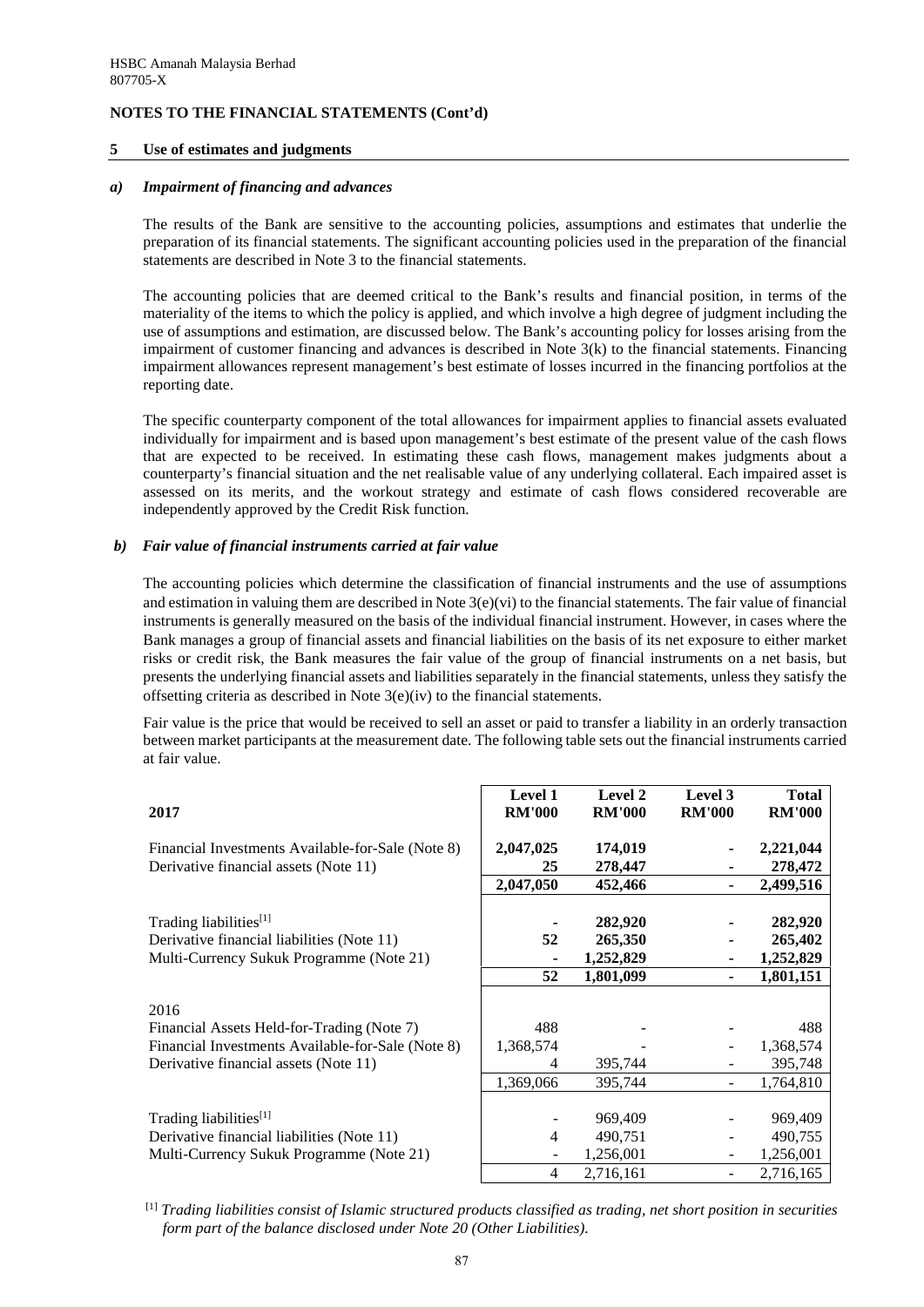HSBC Amanah Malaysia Berhad
807705-X

## NOTES TO THE FINANCIAL STATEMENTS (Cont'd)

### 5 Use of estimates and judgments

#### *a) Impairment of financing and advances*

The results of the Bank are sensitive to the accounting policies, assumptions and estimates that underlie the preparation of its financial statements. The significant accounting policies used in the preparation of the financial statements are described in Note 3 to the financial statements.

The accounting policies that are deemed critical to the Bank's results and financial position, in terms of the materiality of the items to which the policy is applied, and which involve a high degree of judgment including the use of assumptions and estimation, are discussed below. The Bank's accounting policy for losses arising from the impairment of customer financing and advances is described in Note 3(k) to the financial statements. Financing impairment allowances represent management's best estimate of losses incurred in the financing portfolios at the reporting date.

The specific counterparty component of the total allowances for impairment applies to financial assets evaluated individually for impairment and is based upon management's best estimate of the present value of the cash flows that are expected to be received. In estimating these cash flows, management makes judgments about a counterparty's financial situation and the net realisable value of any underlying collateral. Each impaired asset is assessed on its merits, and the workout strategy and estimate of cash flows considered recoverable are independently approved by the Credit Risk function.

#### *b) Fair value of financial instruments carried at fair value*

The accounting policies which determine the classification of financial instruments and the use of assumptions and estimation in valuing them are described in Note 3(e)(vi) to the financial statements. The fair value of financial instruments is generally measured on the basis of the individual financial instrument. However, in cases where the Bank manages a group of financial assets and financial liabilities on the basis of its net exposure to either market risks or credit risk, the Bank measures the fair value of the group of financial instruments on a net basis, but presents the underlying financial assets and liabilities separately in the financial statements, unless they satisfy the offsetting criteria as described in Note 3(e)(iv) to the financial statements.

Fair value is the price that would be received to sell an asset or paid to transfer a liability in an orderly transaction between market participants at the measurement date. The following table sets out the financial instruments carried at fair value.

| **2017** | **Level 1 RM'000** | **Level 2 RM'000** | **Level 3 RM'000** | **Total RM'000** |
|---|---|---|---|---|
| Financial Investments Available-for-Sale (Note 8) | **2,047,025** | **174,019** | **-** | **2,221,044** |
| Derivative financial assets (Note 11) | **25** | **278,447** | **-** | **278,472** |
| | **2,047,050** | **452,466** | **-** | **2,499,516** |
| | | | | |
| Trading liabilities[1] | **-** | **282,920** | **-** | **282,920** |
| Derivative financial liabilities (Note 11) | **52** | **265,350** | **-** | **265,402** |
| Multi-Currency Sukuk Programme (Note 21) | **-** | **1,252,829** | **-** | **1,252,829** |
| | **52** | **1,801,099** | **-** | **1,801,151** |
| | | | | |
| 2016 | | | | |
| Financial Assets Held-for-Trading (Note 7) | 488 | - | - | 488 |
| Financial Investments Available-for-Sale (Note 8) | 1,368,574 | - | - | 1,368,574 |
| Derivative financial assets (Note 11) | 4 | 395,744 | - | 395,748 |
| | 1,369,066 | 395,744 | - | 1,764,810 |
| | | | | |
| Trading liabilities[1] | - | 969,409 | - | 969,409 |
| Derivative financial liabilities (Note 11) | 4 | 490,751 | - | 490,755 |
| Multi-Currency Sukuk Programme (Note 21) | - | 1,256,001 | - | 1,256,001 |
| | 4 | 2,716,161 | - | 2,716,165 |

[1] *Trading liabilities consist of Islamic structured products classified as trading, net short position in securities form part of the balance disclosed under Note 20 (Other Liabilities).*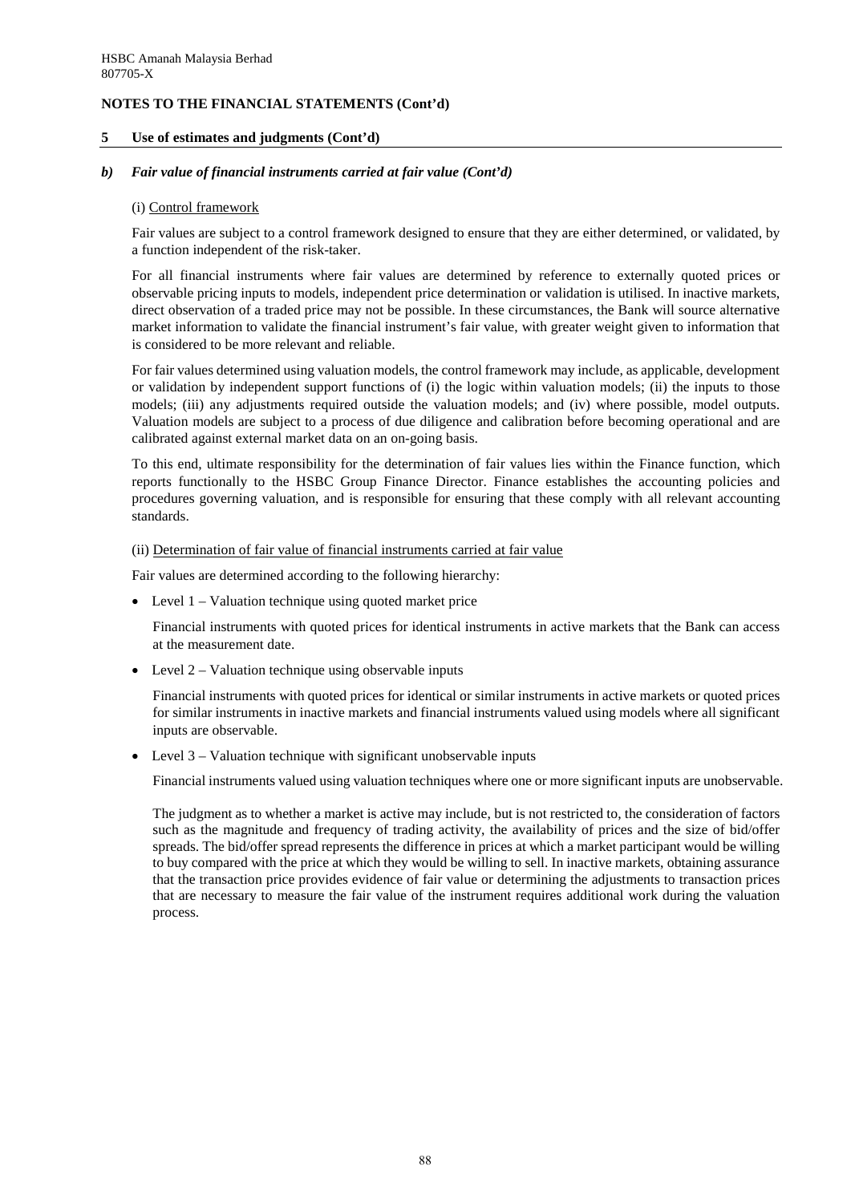HSBC Amanah Malaysia Berhad
807705-X

**NOTES TO THE FINANCIAL STATEMENTS (Cont'd)**

**5 Use of estimates and judgments (Cont'd)**

***b) Fair value of financial instruments carried at fair value (Cont'd)***

(i) Control framework

Fair values are subject to a control framework designed to ensure that they are either determined, or validated, by a function independent of the risk-taker.

For all financial instruments where fair values are determined by reference to externally quoted prices or observable pricing inputs to models, independent price determination or validation is utilised. In inactive markets, direct observation of a traded price may not be possible. In these circumstances, the Bank will source alternative market information to validate the financial instrument's fair value, with greater weight given to information that is considered to be more relevant and reliable.

For fair values determined using valuation models, the control framework may include, as applicable, development or validation by independent support functions of (i) the logic within valuation models; (ii) the inputs to those models; (iii) any adjustments required outside the valuation models; and (iv) where possible, model outputs. Valuation models are subject to a process of due diligence and calibration before becoming operational and are calibrated against external market data on an on-going basis.

To this end, ultimate responsibility for the determination of fair values lies within the Finance function, which reports functionally to the HSBC Group Finance Director. Finance establishes the accounting policies and procedures governing valuation, and is responsible for ensuring that these comply with all relevant accounting standards.

(ii) Determination of fair value of financial instruments carried at fair value

Fair values are determined according to the following hierarchy:

- Level 1 – Valuation technique using quoted market price

  Financial instruments with quoted prices for identical instruments in active markets that the Bank can access at the measurement date.

- Level 2 – Valuation technique using observable inputs

  Financial instruments with quoted prices for identical or similar instruments in active markets or quoted prices for similar instruments in inactive markets and financial instruments valued using models where all significant inputs are observable.

- Level 3 – Valuation technique with significant unobservable inputs

  Financial instruments valued using valuation techniques where one or more significant inputs are unobservable.

  The judgment as to whether a market is active may include, but is not restricted to, the consideration of factors such as the magnitude and frequency of trading activity, the availability of prices and the size of bid/offer spreads. The bid/offer spread represents the difference in prices at which a market participant would be willing to buy compared with the price at which they would be willing to sell. In inactive markets, obtaining assurance that the transaction price provides evidence of fair value or determining the adjustments to transaction prices that are necessary to measure the fair value of the instrument requires additional work during the valuation process.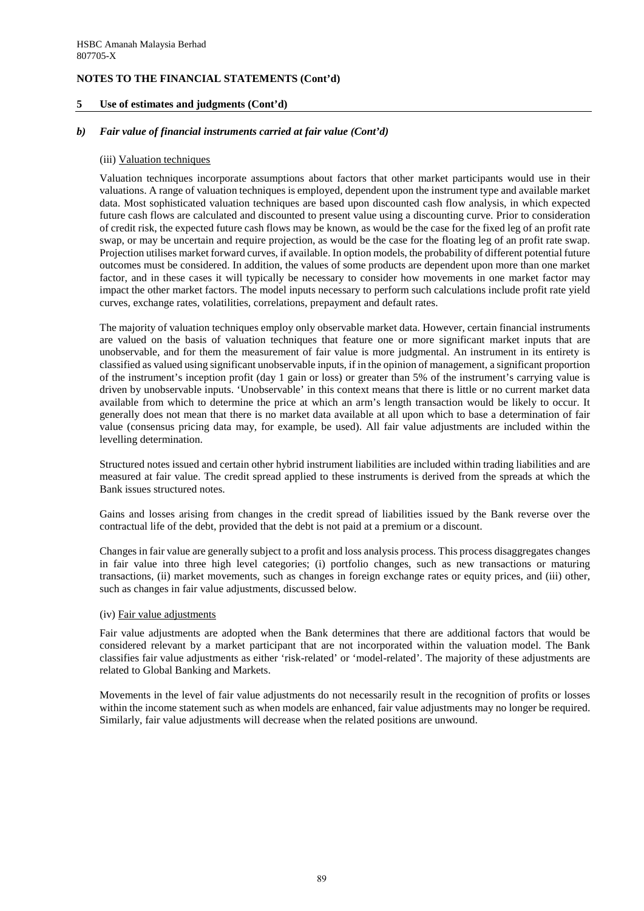## NOTES TO THE FINANCIAL STATEMENTS (Cont'd)

### 5 Use of estimates and judgments (Cont'd)

#### *b) Fair value of financial instruments carried at fair value (Cont'd)*

(iii) Valuation techniques

Valuation techniques incorporate assumptions about factors that other market participants would use in their valuations. A range of valuation techniques is employed, dependent upon the instrument type and available market data. Most sophisticated valuation techniques are based upon discounted cash flow analysis, in which expected future cash flows are calculated and discounted to present value using a discounting curve. Prior to consideration of credit risk, the expected future cash flows may be known, as would be the case for the fixed leg of an profit rate swap, or may be uncertain and require projection, as would be the case for the floating leg of an profit rate swap. Projection utilises market forward curves, if available. In option models, the probability of different potential future outcomes must be considered. In addition, the values of some products are dependent upon more than one market factor, and in these cases it will typically be necessary to consider how movements in one market factor may impact the other market factors. The model inputs necessary to perform such calculations include profit rate yield curves, exchange rates, volatilities, correlations, prepayment and default rates.

The majority of valuation techniques employ only observable market data. However, certain financial instruments are valued on the basis of valuation techniques that feature one or more significant market inputs that are unobservable, and for them the measurement of fair value is more judgmental. An instrument in its entirety is classified as valued using significant unobservable inputs, if in the opinion of management, a significant proportion of the instrument's inception profit (day 1 gain or loss) or greater than 5% of the instrument's carrying value is driven by unobservable inputs. 'Unobservable' in this context means that there is little or no current market data available from which to determine the price at which an arm's length transaction would be likely to occur. It generally does not mean that there is no market data available at all upon which to base a determination of fair value (consensus pricing data may, for example, be used). All fair value adjustments are included within the levelling determination.

Structured notes issued and certain other hybrid instrument liabilities are included within trading liabilities and are measured at fair value. The credit spread applied to these instruments is derived from the spreads at which the Bank issues structured notes.

Gains and losses arising from changes in the credit spread of liabilities issued by the Bank reverse over the contractual life of the debt, provided that the debt is not paid at a premium or a discount.

Changes in fair value are generally subject to a profit and loss analysis process. This process disaggregates changes in fair value into three high level categories; (i) portfolio changes, such as new transactions or maturing transactions, (ii) market movements, such as changes in foreign exchange rates or equity prices, and (iii) other, such as changes in fair value adjustments, discussed below.

(iv) Fair value adjustments

Fair value adjustments are adopted when the Bank determines that there are additional factors that would be considered relevant by a market participant that are not incorporated within the valuation model. The Bank classifies fair value adjustments as either 'risk-related' or 'model-related'. The majority of these adjustments are related to Global Banking and Markets.

Movements in the level of fair value adjustments do not necessarily result in the recognition of profits or losses within the income statement such as when models are enhanced, fair value adjustments may no longer be required. Similarly, fair value adjustments will decrease when the related positions are unwound.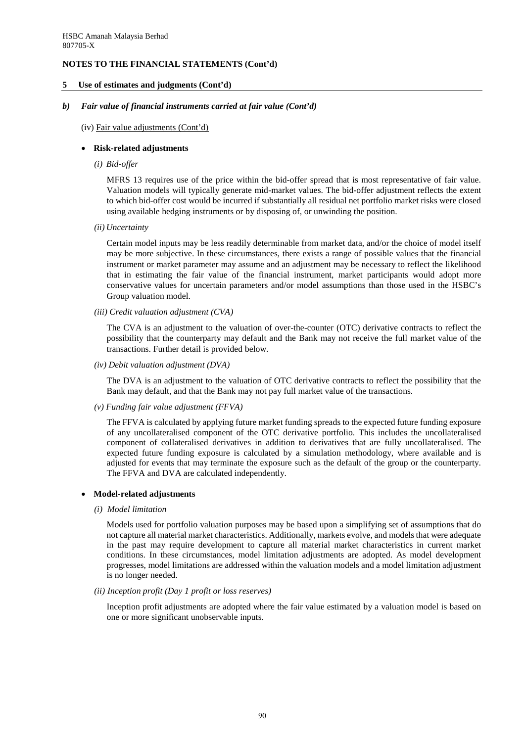## NOTES TO THE FINANCIAL STATEMENTS (Cont'd)

### 5 Use of estimates and judgments (Cont'd)

#### *b) Fair value of financial instruments carried at fair value (Cont'd)*

(iv) Fair value adjustments (Cont'd)

- **Risk-related adjustments**

  *(i) Bid-offer*

  MFRS 13 requires use of the price within the bid-offer spread that is most representative of fair value. Valuation models will typically generate mid-market values. The bid-offer adjustment reflects the extent to which bid-offer cost would be incurred if substantially all residual net portfolio market risks were closed using available hedging instruments or by disposing of, or unwinding the position.

  *(ii) Uncertainty*

  Certain model inputs may be less readily determinable from market data, and/or the choice of model itself may be more subjective. In these circumstances, there exists a range of possible values that the financial instrument or market parameter may assume and an adjustment may be necessary to reflect the likelihood that in estimating the fair value of the financial instrument, market participants would adopt more conservative values for uncertain parameters and/or model assumptions than those used in the HSBC's Group valuation model.

  *(iii) Credit valuation adjustment (CVA)*

  The CVA is an adjustment to the valuation of over-the-counter (OTC) derivative contracts to reflect the possibility that the counterparty may default and the Bank may not receive the full market value of the transactions. Further detail is provided below.

  *(iv) Debit valuation adjustment (DVA)*

  The DVA is an adjustment to the valuation of OTC derivative contracts to reflect the possibility that the Bank may default, and that the Bank may not pay full market value of the transactions.

  *(v) Funding fair value adjustment (FFVA)*

  The FFVA is calculated by applying future market funding spreads to the expected future funding exposure of any uncollateralised component of the OTC derivative portfolio. This includes the uncollateralised component of collateralised derivatives in addition to derivatives that are fully uncollateralised. The expected future funding exposure is calculated by a simulation methodology, where available and is adjusted for events that may terminate the exposure such as the default of the group or the counterparty. The FFVA and DVA are calculated independently.

- **Model-related adjustments**

  *(i) Model limitation*

  Models used for portfolio valuation purposes may be based upon a simplifying set of assumptions that do not capture all material market characteristics. Additionally, markets evolve, and models that were adequate in the past may require development to capture all material market characteristics in current market conditions. In these circumstances, model limitation adjustments are adopted. As model development progresses, model limitations are addressed within the valuation models and a model limitation adjustment is no longer needed.

  *(ii) Inception profit (Day 1 profit or loss reserves)*

  Inception profit adjustments are adopted where the fair value estimated by a valuation model is based on one or more significant unobservable inputs.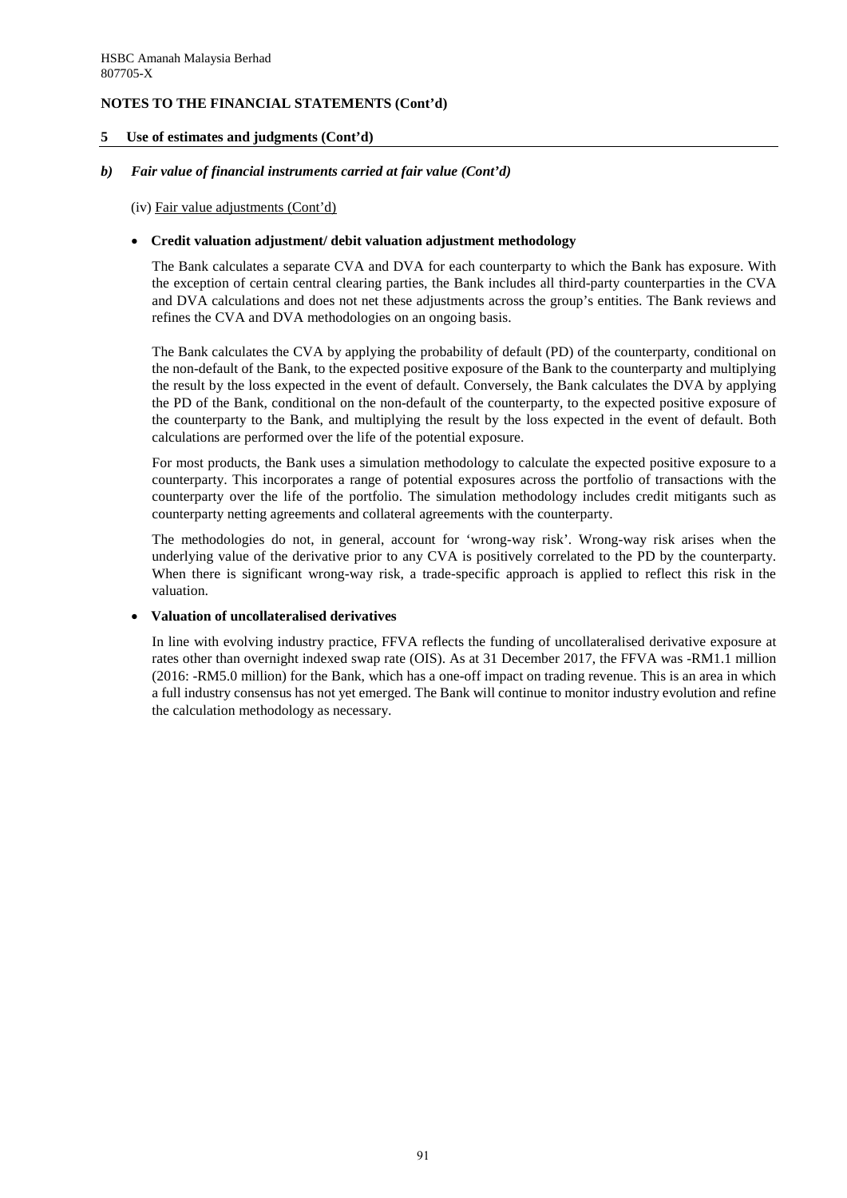**NOTES TO THE FINANCIAL STATEMENTS (Cont'd)**

**5 Use of estimates and judgments (Cont'd)**

***b) Fair value of financial instruments carried at fair value (Cont'd)***

(iv) Fair value adjustments (Cont'd)

- **Credit valuation adjustment/ debit valuation adjustment methodology**

  The Bank calculates a separate CVA and DVA for each counterparty to which the Bank has exposure. With the exception of certain central clearing parties, the Bank includes all third-party counterparties in the CVA and DVA calculations and does not net these adjustments across the group's entities. The Bank reviews and refines the CVA and DVA methodologies on an ongoing basis.

  The Bank calculates the CVA by applying the probability of default (PD) of the counterparty, conditional on the non-default of the Bank, to the expected positive exposure of the Bank to the counterparty and multiplying the result by the loss expected in the event of default. Conversely, the Bank calculates the DVA by applying the PD of the Bank, conditional on the non-default of the counterparty, to the expected positive exposure of the counterparty to the Bank, and multiplying the result by the loss expected in the event of default. Both calculations are performed over the life of the potential exposure.

  For most products, the Bank uses a simulation methodology to calculate the expected positive exposure to a counterparty. This incorporates a range of potential exposures across the portfolio of transactions with the counterparty over the life of the portfolio. The simulation methodology includes credit mitigants such as counterparty netting agreements and collateral agreements with the counterparty.

  The methodologies do not, in general, account for 'wrong-way risk'. Wrong-way risk arises when the underlying value of the derivative prior to any CVA is positively correlated to the PD by the counterparty. When there is significant wrong-way risk, a trade-specific approach is applied to reflect this risk in the valuation.

- **Valuation of uncollateralised derivatives**

  In line with evolving industry practice, FFVA reflects the funding of uncollateralised derivative exposure at rates other than overnight indexed swap rate (OIS). As at 31 December 2017, the FFVA was -RM1.1 million (2016: -RM5.0 million) for the Bank, which has a one-off impact on trading revenue. This is an area in which a full industry consensus has not yet emerged. The Bank will continue to monitor industry evolution and refine the calculation methodology as necessary.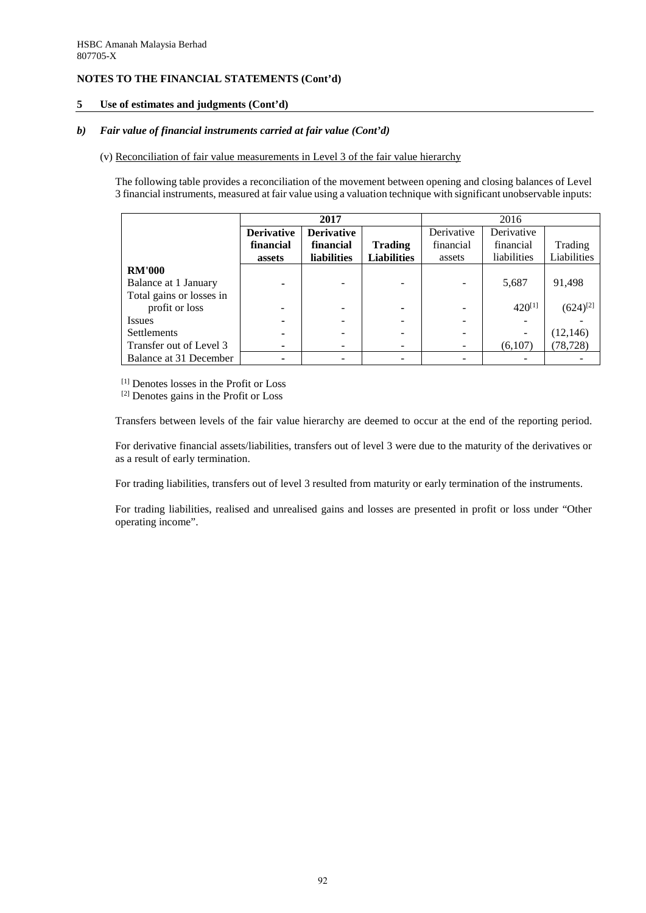HSBC Amanah Malaysia Berhad
807705-X

**NOTES TO THE FINANCIAL STATEMENTS (Cont'd)**

**5 Use of estimates and judgments (Cont'd)**

***b) Fair value of financial instruments carried at fair value (Cont'd)***

(v) Reconciliation of fair value measurements in Level 3 of the fair value hierarchy

The following table provides a reconciliation of the movement between opening and closing balances of Level 3 financial instruments, measured at fair value using a valuation technique with significant unobservable inputs:

| | **2017** | | | 2016 | | |
|---|---|---|---|---|---|---|
| | **Derivative financial assets** | **Derivative financial liabilities** | **Trading Liabilities** | Derivative financial assets | Derivative financial liabilities | Trading Liabilities |
| **RM'000** | | | | | | |
| Balance at 1 January | - | - | - | - | 5,687 | 91,498 |
| Total gains or losses in profit or loss | - | - | - | - | 420[1] | (624)[2] |
| Issues | - | - | - | - | - | - |
| Settlements | - | - | - | - | - | (12,146) |
| Transfer out of Level 3 | - | - | - | - | (6,107) | (78,728) |
| Balance at 31 December | - | - | - | - | - | - |

[1] Denotes losses in the Profit or Loss
[2] Denotes gains in the Profit or Loss

Transfers between levels of the fair value hierarchy are deemed to occur at the end of the reporting period.

For derivative financial assets/liabilities, transfers out of level 3 were due to the maturity of the derivatives or as a result of early termination.

For trading liabilities, transfers out of level 3 resulted from maturity or early termination of the instruments.

For trading liabilities, realised and unrealised gains and losses are presented in profit or loss under "Other operating income".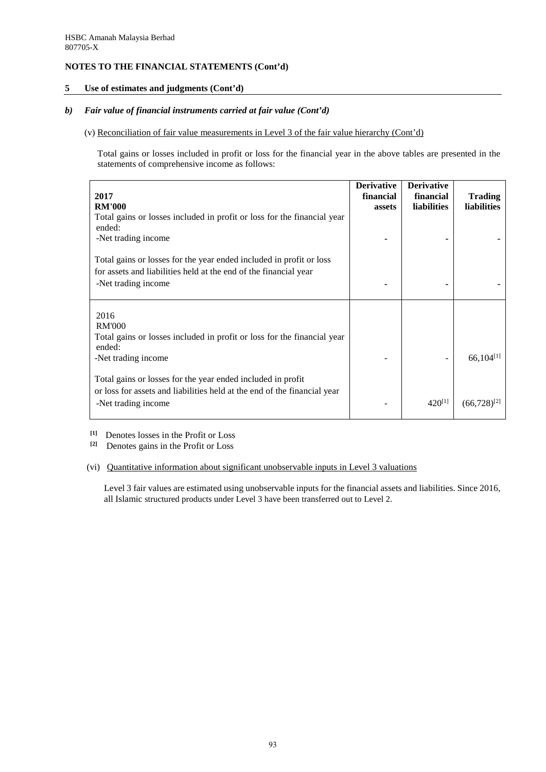HSBC Amanah Malaysia Berhad
807705-X

**NOTES TO THE FINANCIAL STATEMENTS (Cont'd)**

**5 Use of estimates and judgments (Cont'd)**

***b) Fair value of financial instruments carried at fair value (Cont'd)***

(v) Reconciliation of fair value measurements in Level 3 of the fair value hierarchy (Cont'd)

Total gains or losses included in profit or loss for the financial year in the above tables are presented in the statements of comprehensive income as follows:

| **2017**<br>**RM'000** | **Derivative financial assets** | **Derivative financial liabilities** | **Trading liabilities** |
|---|---|---|---|
| Total gains or losses included in profit or loss for the financial year ended: | | | |
| -Net trading income | - | - | - |
| Total gains or losses for the year ended included in profit or loss for assets and liabilities held at the end of the financial year | | | |
| -Net trading income | - | - | - |
| 2016<br>RM'000 | | | |
| Total gains or losses included in profit or loss for the financial year ended: | | | |
| -Net trading income | - | - | 66,104[1] |
| Total gains or losses for the year ended included in profit or loss for assets and liabilities held at the end of the financial year | | | |
| -Net trading income | - | 420[1] | (66,728)[2] |

[1] Denotes losses in the Profit or Loss
[2] Denotes gains in the Profit or Loss

(vi) Quantitative information about significant unobservable inputs in Level 3 valuations

Level 3 fair values are estimated using unobservable inputs for the financial assets and liabilities. Since 2016, all Islamic structured products under Level 3 have been transferred out to Level 2.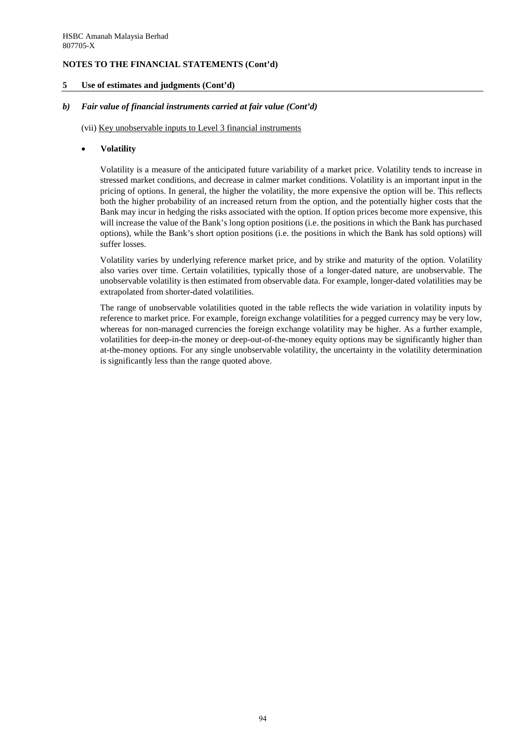HSBC Amanah Malaysia Berhad
807705-X

**NOTES TO THE FINANCIAL STATEMENTS (Cont'd)**

**5 Use of estimates and judgments (Cont'd)**

***b) Fair value of financial instruments carried at fair value (Cont'd)***

(vii) Key unobservable inputs to Level 3 financial instruments

- **Volatility**

  Volatility is a measure of the anticipated future variability of a market price. Volatility tends to increase in stressed market conditions, and decrease in calmer market conditions. Volatility is an important input in the pricing of options. In general, the higher the volatility, the more expensive the option will be. This reflects both the higher probability of an increased return from the option, and the potentially higher costs that the Bank may incur in hedging the risks associated with the option. If option prices become more expensive, this will increase the value of the Bank's long option positions (i.e. the positions in which the Bank has purchased options), while the Bank's short option positions (i.e. the positions in which the Bank has sold options) will suffer losses.

  Volatility varies by underlying reference market price, and by strike and maturity of the option. Volatility also varies over time. Certain volatilities, typically those of a longer-dated nature, are unobservable. The unobservable volatility is then estimated from observable data. For example, longer-dated volatilities may be extrapolated from shorter-dated volatilities.

  The range of unobservable volatilities quoted in the table reflects the wide variation in volatility inputs by reference to market price. For example, foreign exchange volatilities for a pegged currency may be very low, whereas for non-managed currencies the foreign exchange volatility may be higher. As a further example, volatilities for deep-in-the money or deep-out-of-the-money equity options may be significantly higher than at-the-money options. For any single unobservable volatility, the uncertainty in the volatility determination is significantly less than the range quoted above.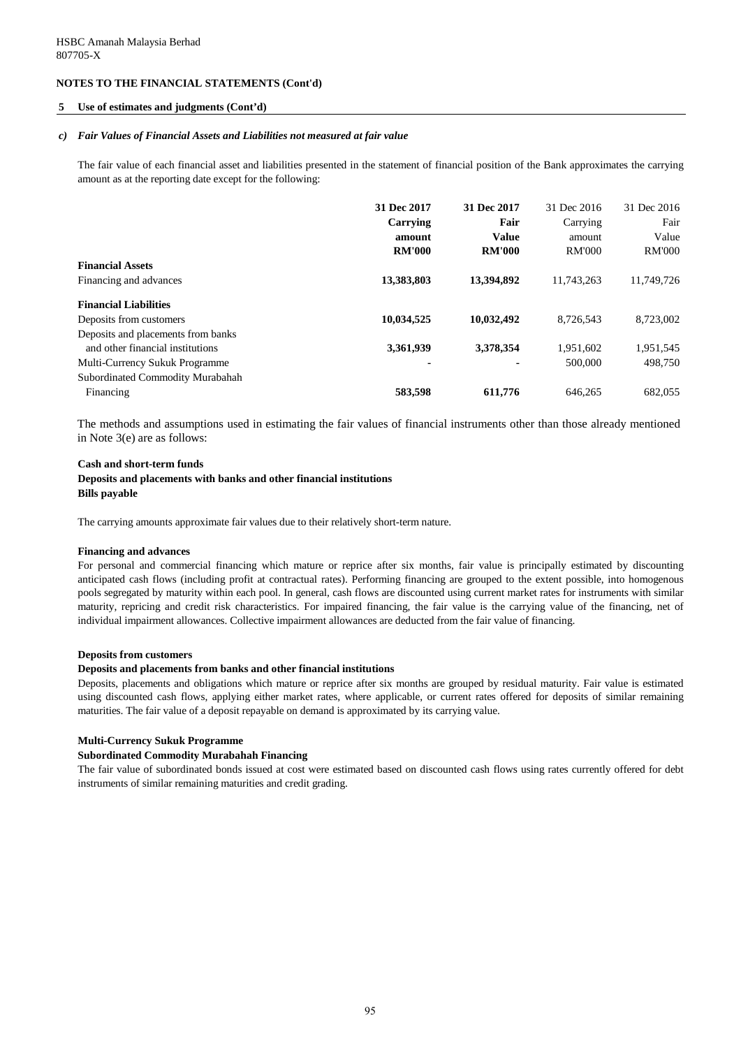HSBC Amanah Malaysia Berhad
807705-X

## NOTES TO THE FINANCIAL STATEMENTS (Cont'd)

### 5 Use of estimates and judgments (Cont'd)

#### c) *Fair Values of Financial Assets and Liabilities not measured at fair value*

The fair value of each financial asset and liabilities presented in the statement of financial position of the Bank approximates the carrying amount as at the reporting date except for the following:

| | **31 Dec 2017 Carrying amount RM'000** | **31 Dec 2017 Fair Value RM'000** | 31 Dec 2016 Carrying amount RM'000 | 31 Dec 2016 Fair Value RM'000 |
|---|---|---|---|---|
| **Financial Assets** | | | | |
| Financing and advances | **13,383,803** | **13,394,892** | 11,743,263 | 11,749,726 |
| **Financial Liabilities** | | | | |
| Deposits from customers | **10,034,525** | **10,032,492** | 8,726,543 | 8,723,002 |
| Deposits and placements from banks and other financial institutions | **3,361,939** | **3,378,354** | 1,951,602 | 1,951,545 |
| Multi-Currency Sukuk Programme | **-** | **-** | 500,000 | 498,750 |
| Subordinated Commodity Murabahah Financing | **583,598** | **611,776** | 646,265 | 682,055 |

The methods and assumptions used in estimating the fair values of financial instruments other than those already mentioned in Note 3(e) are as follows:

**Cash and short-term funds**
**Deposits and placements with banks and other financial institutions**
**Bills payable**

The carrying amounts approximate fair values due to their relatively short-term nature.

**Financing and advances**

For personal and commercial financing which mature or reprice after six months, fair value is principally estimated by discounting anticipated cash flows (including profit at contractual rates). Performing financing are grouped to the extent possible, into homogenous pools segregated by maturity within each pool. In general, cash flows are discounted using current market rates for instruments with similar maturity, repricing and credit risk characteristics. For impaired financing, the fair value is the carrying value of the financing, net of individual impairment allowances. Collective impairment allowances are deducted from the fair value of financing.

**Deposits from customers**
**Deposits and placements from banks and other financial institutions**

Deposits, placements and obligations which mature or reprice after six months are grouped by residual maturity. Fair value is estimated using discounted cash flows, applying either market rates, where applicable, or current rates offered for deposits of similar remaining maturities. The fair value of a deposit repayable on demand is approximated by its carrying value.

**Multi-Currency Sukuk Programme**
**Subordinated Commodity Murabahah Financing**

The fair value of subordinated bonds issued at cost were estimated based on discounted cash flows using rates currently offered for debt instruments of similar remaining maturities and credit grading.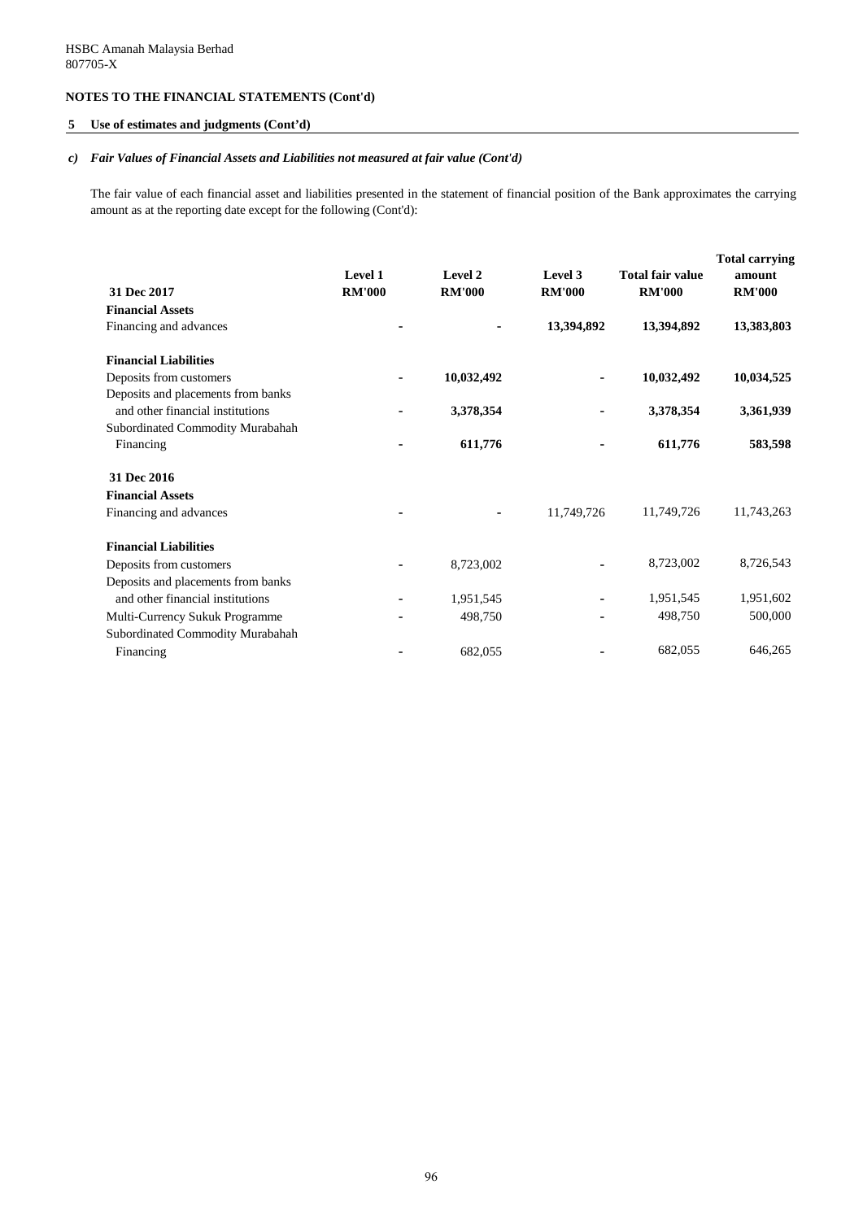HSBC Amanah Malaysia Berhad
807705-X

**NOTES TO THE FINANCIAL STATEMENTS (Cont'd)**

**5 Use of estimates and judgments (Cont'd)**

***c) Fair Values of Financial Assets and Liabilities not measured at fair value (Cont'd)***

The fair value of each financial asset and liabilities presented in the statement of financial position of the Bank approximates the carrying amount as at the reporting date except for the following (Cont'd):

| 31 Dec 2017 | Level 1 RM'000 | Level 2 RM'000 | Level 3 RM'000 | Total fair value RM'000 | Total carrying amount RM'000 |
|---|---|---|---|---|---|
| **Financial Assets** | | | | | |
| Financing and advances | **-** | **-** | **13,394,892** | **13,394,892** | **13,383,803** |
| **Financial Liabilities** | | | | | |
| Deposits from customers | **-** | **10,032,492** | **-** | **10,032,492** | **10,034,525** |
| Deposits and placements from banks and other financial institutions | **-** | **3,378,354** | **-** | **3,378,354** | **3,361,939** |
| Subordinated Commodity Murabahah Financing | **-** | **611,776** | **-** | **611,776** | **583,598** |
| **31 Dec 2016** | | | | | |
| **Financial Assets** | | | | | |
| Financing and advances | - | - | 11,749,726 | 11,749,726 | 11,743,263 |
| **Financial Liabilities** | | | | | |
| Deposits from customers | - | 8,723,002 | - | 8,723,002 | 8,726,543 |
| Deposits and placements from banks and other financial institutions | - | 1,951,545 | - | 1,951,545 | 1,951,602 |
| Multi-Currency Sukuk Programme | - | 498,750 | - | 498,750 | 500,000 |
| Subordinated Commodity Murabahah Financing | - | 682,055 | - | 682,055 | 646,265 |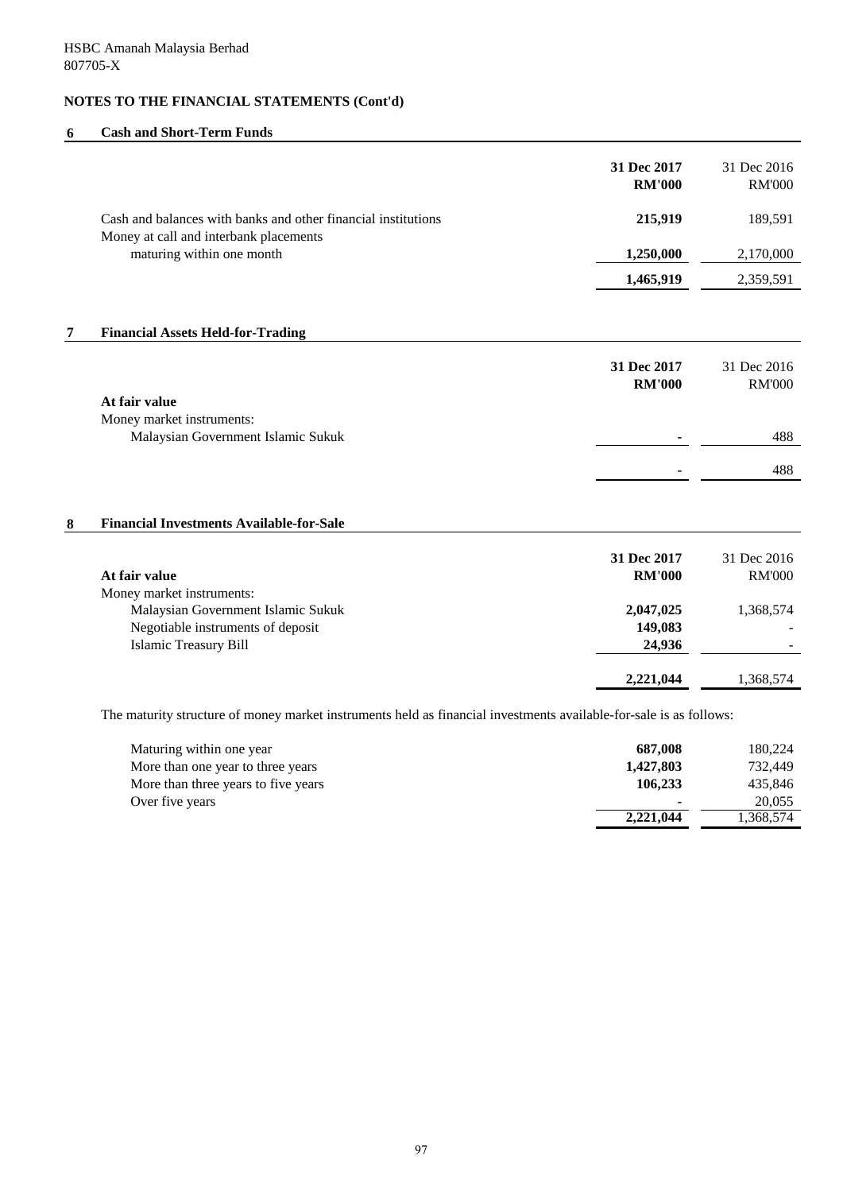HSBC Amanah Malaysia Berhad
807705-X

**NOTES TO THE FINANCIAL STATEMENTS (Cont'd)**

## 6 Cash and Short-Term Funds

| | **31 Dec 2017 RM'000** | 31 Dec 2016 RM'000 |
|---|---|---|
| Cash and balances with banks and other financial institutions | **215,919** | 189,591 |
| Money at call and interbank placements maturing within one month | **1,250,000** | 2,170,000 |
| | **1,465,919** | 2,359,591 |

## 7 Financial Assets Held-for-Trading

| | **31 Dec 2017 RM'000** | 31 Dec 2016 RM'000 |
|---|---|---|
| **At fair value** | | |
| Money market instruments: | | |
| Malaysian Government Islamic Sukuk | **-** | 488 |
| | **-** | 488 |

## 8 Financial Investments Available-for-Sale

| | **31 Dec 2017 RM'000** | 31 Dec 2016 RM'000 |
|---|---|---|
| **At fair value** | | |
| Money market instruments: | | |
| Malaysian Government Islamic Sukuk | **2,047,025** | 1,368,574 |
| Negotiable instruments of deposit | **149,083** | - |
| Islamic Treasury Bill | **24,936** | - |
| | **2,221,044** | 1,368,574 |

The maturity structure of money market instruments held as financial investments available-for-sale is as follows:

| | **31 Dec 2017 RM'000** | 31 Dec 2016 RM'000 |
|---|---|---|
| Maturing within one year | **687,008** | 180,224 |
| More than one year to three years | **1,427,803** | 732,449 |
| More than three years to five years | **106,233** | 435,846 |
| Over five years | **-** | 20,055 |
| | **2,221,044** | 1,368,574 |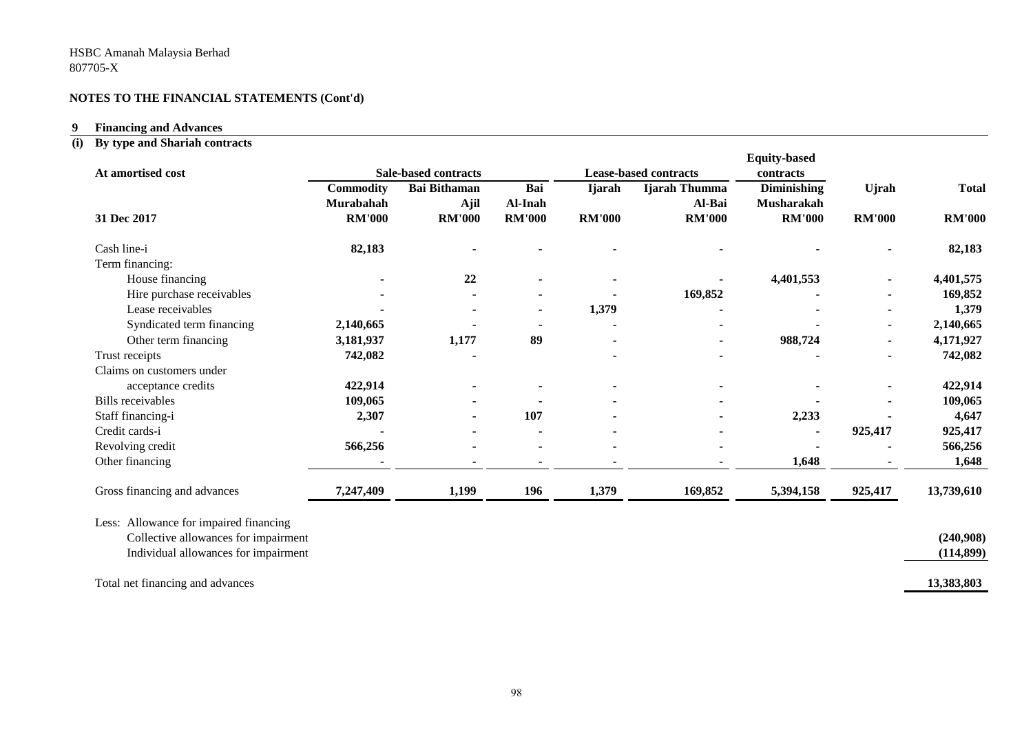HSBC Amanah Malaysia Berhad
807705-X

## NOTES TO THE FINANCIAL STATEMENTS (Cont'd)

### 9 Financing and Advances

#### (i) By type and Shariah contracts

| At amortised cost | Sale-based contracts | | | Lease-based contracts | | Equity-based contracts | | |
|---|---|---|---|---|---|---|---|---|
| | Commodity Murabahah | Bai Bithaman Ajil | Bai Al-Inah | Ijarah | Ijarah Thumma Al-Bai | Diminishing Musharakah | Ujrah | Total |
| 31 Dec 2017 | RM'000 | RM'000 | RM'000 | RM'000 | RM'000 | RM'000 | RM'000 | RM'000 |
| Cash line-i | 82,183 | - | - | - | - | - | - | 82,183 |
| Term financing: | | | | | | | | |
| House financing | - | 22 | - | - | - | 4,401,553 | - | 4,401,575 |
| Hire purchase receivables | - | - | - | - | 169,852 | - | - | 169,852 |
| Lease receivables | - | - | - | 1,379 | - | - | - | 1,379 |
| Syndicated term financing | 2,140,665 | - | - | - | - | - | - | 2,140,665 |
| Other term financing | 3,181,937 | 1,177 | 89 | - | - | 988,724 | - | 4,171,927 |
| Trust receipts | 742,082 | - | | - | - | - | - | 742,082 |
| Claims on customers under acceptance credits | 422,914 | - | - | - | - | - | - | 422,914 |
| Bills receivables | 109,065 | - | - | - | - | - | - | 109,065 |
| Staff financing-i | 2,307 | - | 107 | - | - | 2,233 | - | 4,647 |
| Credit cards-i | - | - | - | - | - | - | 925,417 | 925,417 |
| Revolving credit | 566,256 | - | - | - | - | - | - | 566,256 |
| Other financing | - | - | - | - | - | 1,648 | - | 1,648 |
| Gross financing and advances | 7,247,409 | 1,199 | 196 | 1,379 | 169,852 | 5,394,158 | 925,417 | 13,739,610 |
| Less: Allowance for impaired financing | | | | | | | | |
| Collective allowances for impairment | | | | | | | | (240,908) |
| Individual allowances for impairment | | | | | | | | (114,899) |
| Total net financing and advances | | | | | | | | 13,383,803 |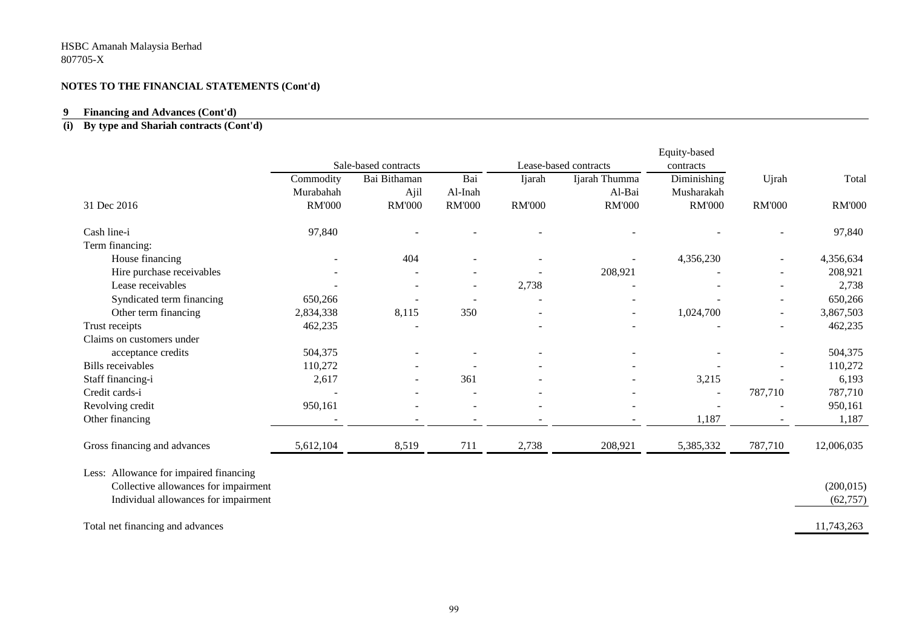HSBC Amanah Malaysia Berhad
807705-X

**NOTES TO THE FINANCIAL STATEMENTS (Cont'd)**

**9 Financing and Advances (Cont'd)**

**(i) By type and Shariah contracts (Cont'd)**

| | Sale-based contracts | | | Lease-based contracts | | Equity-based contracts | | |
|---|---|---|---|---|---|---|---|---|
| | Commodity Murabahah | Bai Bithaman Ajil | Bai Al-Inah | Ijarah | Ijarah Thumma Al-Bai | Diminishing Musharakah | Ujrah | Total |
| 31 Dec 2016 | RM'000 | RM'000 | RM'000 | RM'000 | RM'000 | RM'000 | RM'000 | RM'000 |
| Cash line-i | 97,840 | - | - | - | - | - | - | 97,840 |
| Term financing: | | | | | | | | |
| House financing | - | 404 | - | - | - | 4,356,230 | - | 4,356,634 |
| Hire purchase receivables | - | - | - | - | 208,921 | - | - | 208,921 |
| Lease receivables | - | - | - | 2,738 | - | - | - | 2,738 |
| Syndicated term financing | 650,266 | - | - | - | - | - | - | 650,266 |
| Other term financing | 2,834,338 | 8,115 | 350 | - | - | 1,024,700 | - | 3,867,503 |
| Trust receipts | 462,235 | - | | - | - | - | - | 462,235 |
| Claims on customers under acceptance credits | 504,375 | - | - | - | - | - | - | 504,375 |
| Bills receivables | 110,272 | - | - | - | - | - | - | 110,272 |
| Staff financing-i | 2,617 | - | 361 | - | - | 3,215 | - | 6,193 |
| Credit cards-i | - | - | - | - | - | - | 787,710 | 787,710 |
| Revolving credit | 950,161 | - | - | - | - | - | - | 950,161 |
| Other financing | - | - | - | - | - | 1,187 | - | 1,187 |
| Gross financing and advances | 5,612,104 | 8,519 | 711 | 2,738 | 208,921 | 5,385,332 | 787,710 | 12,006,035 |
| Less: Allowance for impaired financing | | | | | | | | |
| Collective allowances for impairment | | | | | | | | (200,015) |
| Individual allowances for impairment | | | | | | | | (62,757) |
| Total net financing and advances | | | | | | | | 11,743,263 |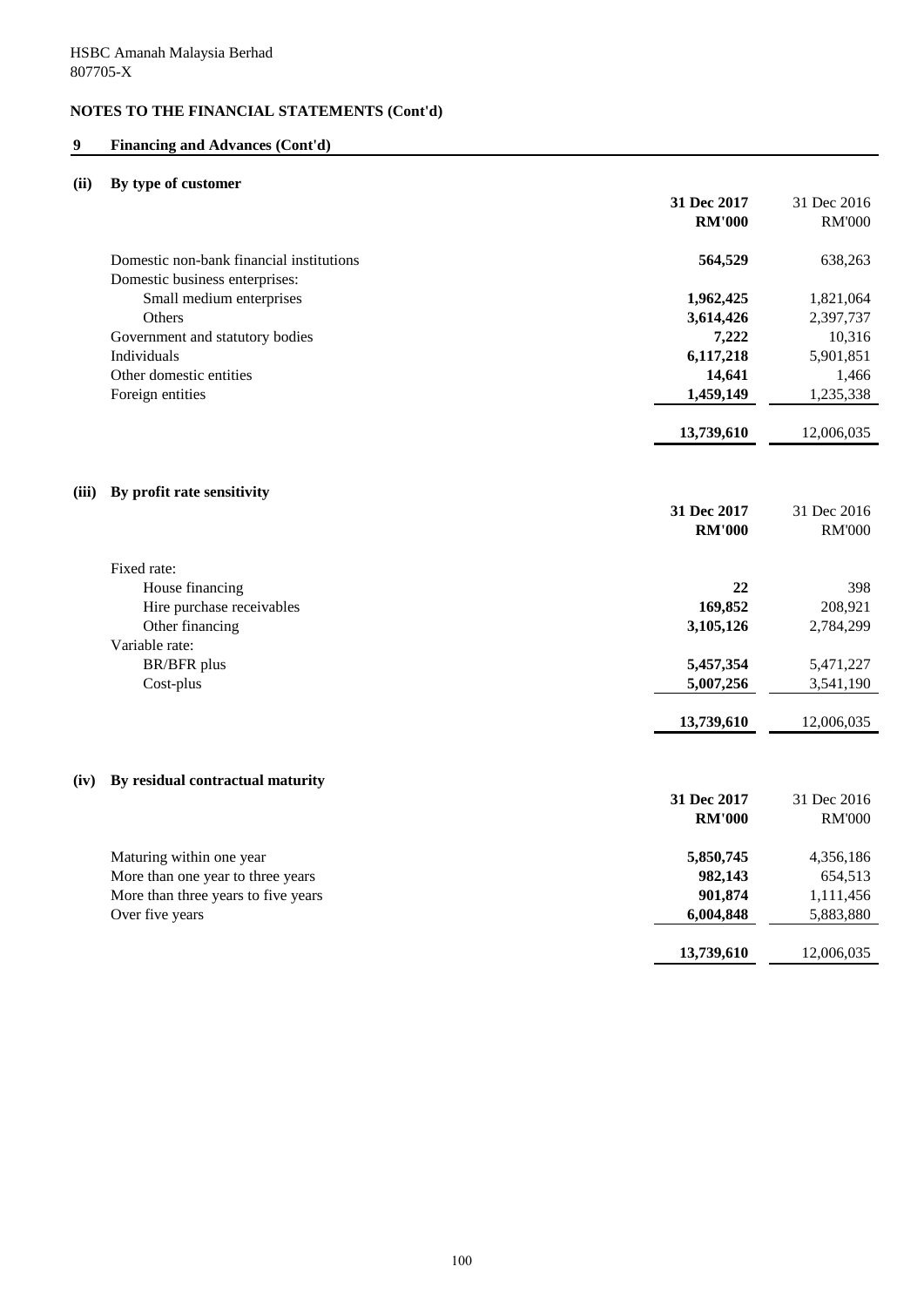HSBC Amanah Malaysia Berhad
807705-X

## NOTES TO THE FINANCIAL STATEMENTS (Cont'd)

## 9 Financing and Advances (Cont'd)

### (ii) By type of customer

| | 31 Dec 2017 RM'000 | 31 Dec 2016 RM'000 |
|---|---|---|
| Domestic non-bank financial institutions | **564,529** | 638,263 |
| Domestic business enterprises: | | |
| Small medium enterprises | **1,962,425** | 1,821,064 |
| Others | **3,614,426** | 2,397,737 |
| Government and statutory bodies | **7,222** | 10,316 |
| Individuals | **6,117,218** | 5,901,851 |
| Other domestic entities | **14,641** | 1,466 |
| Foreign entities | **1,459,149** | 1,235,338 |
| | **13,739,610** | 12,006,035 |

### (iii) By profit rate sensitivity

| | 31 Dec 2017 RM'000 | 31 Dec 2016 RM'000 |
|---|---|---|
| Fixed rate: | | |
| House financing | **22** | 398 |
| Hire purchase receivables | **169,852** | 208,921 |
| Other financing | **3,105,126** | 2,784,299 |
| Variable rate: | | |
| BR/BFR plus | **5,457,354** | 5,471,227 |
| Cost-plus | **5,007,256** | 3,541,190 |
| | **13,739,610** | 12,006,035 |

### (iv) By residual contractual maturity

| | 31 Dec 2017 RM'000 | 31 Dec 2016 RM'000 |
|---|---|---|
| Maturing within one year | **5,850,745** | 4,356,186 |
| More than one year to three years | **982,143** | 654,513 |
| More than three years to five years | **901,874** | 1,111,456 |
| Over five years | **6,004,848** | 5,883,880 |
| | **13,739,610** | 12,006,035 |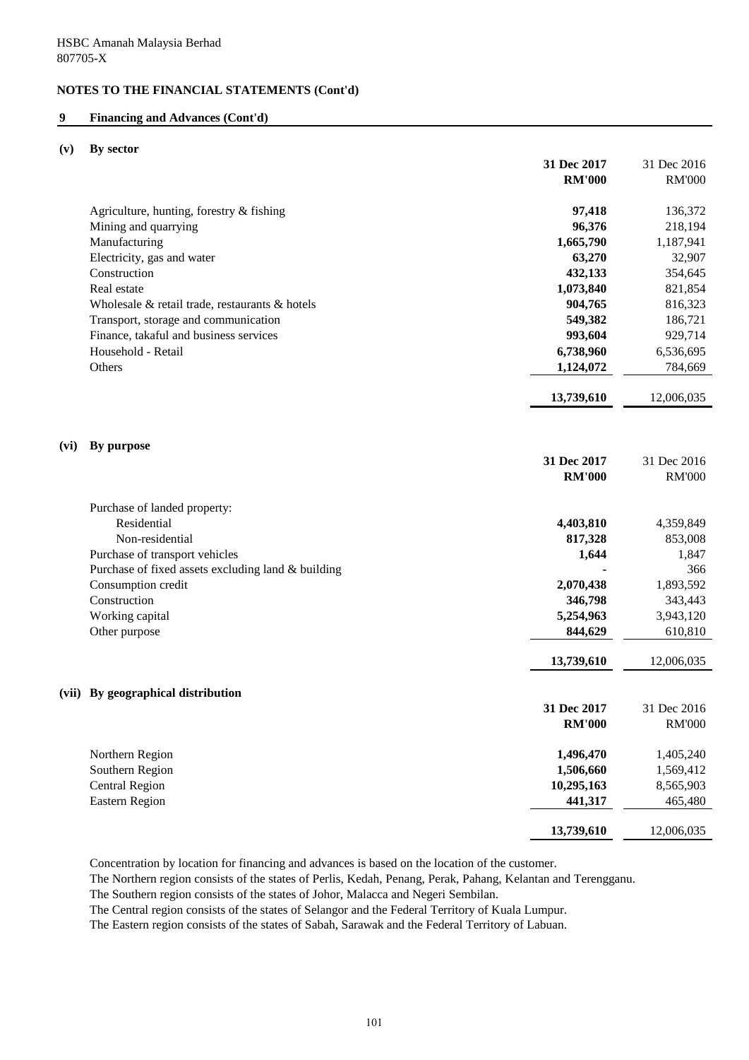HSBC Amanah Malaysia Berhad
807705-X

## NOTES TO THE FINANCIAL STATEMENTS (Cont'd)

### 9 Financing and Advances (Cont'd)

#### (v) By sector

| | 31 Dec 2017 RM'000 | 31 Dec 2016 RM'000 |
|---|---|---|
| Agriculture, hunting, forestry & fishing | **97,418** | 136,372 |
| Mining and quarrying | **96,376** | 218,194 |
| Manufacturing | **1,665,790** | 1,187,941 |
| Electricity, gas and water | **63,270** | 32,907 |
| Construction | **432,133** | 354,645 |
| Real estate | **1,073,840** | 821,854 |
| Wholesale & retail trade, restaurants & hotels | **904,765** | 816,323 |
| Transport, storage and communication | **549,382** | 186,721 |
| Finance, takaful and business services | **993,604** | 929,714 |
| Household - Retail | **6,738,960** | 6,536,695 |
| Others | **1,124,072** | 784,669 |
| | **13,739,610** | 12,006,035 |

#### (vi) By purpose

| | 31 Dec 2017 RM'000 | 31 Dec 2016 RM'000 |
|---|---|---|
| Purchase of landed property: | | |
| Residential | **4,403,810** | 4,359,849 |
| Non-residential | **817,328** | 853,008 |
| Purchase of transport vehicles | **1,644** | 1,847 |
| Purchase of fixed assets excluding land & building | **-** | 366 |
| Consumption credit | **2,070,438** | 1,893,592 |
| Construction | **346,798** | 343,443 |
| Working capital | **5,254,963** | 3,943,120 |
| Other purpose | **844,629** | 610,810 |
| | **13,739,610** | 12,006,035 |

#### (vii) By geographical distribution

| | 31 Dec 2017 RM'000 | 31 Dec 2016 RM'000 |
|---|---|---|
| Northern Region | **1,496,470** | 1,405,240 |
| Southern Region | **1,506,660** | 1,569,412 |
| Central Region | **10,295,163** | 8,565,903 |
| Eastern Region | **441,317** | 465,480 |
| | **13,739,610** | 12,006,035 |

Concentration by location for financing and advances is based on the location of the customer.
The Northern region consists of the states of Perlis, Kedah, Penang, Perak, Pahang, Kelantan and Terengganu.
The Southern region consists of the states of Johor, Malacca and Negeri Sembilan.
The Central region consists of the states of Selangor and the Federal Territory of Kuala Lumpur.
The Eastern region consists of the states of Sabah, Sarawak and the Federal Territory of Labuan.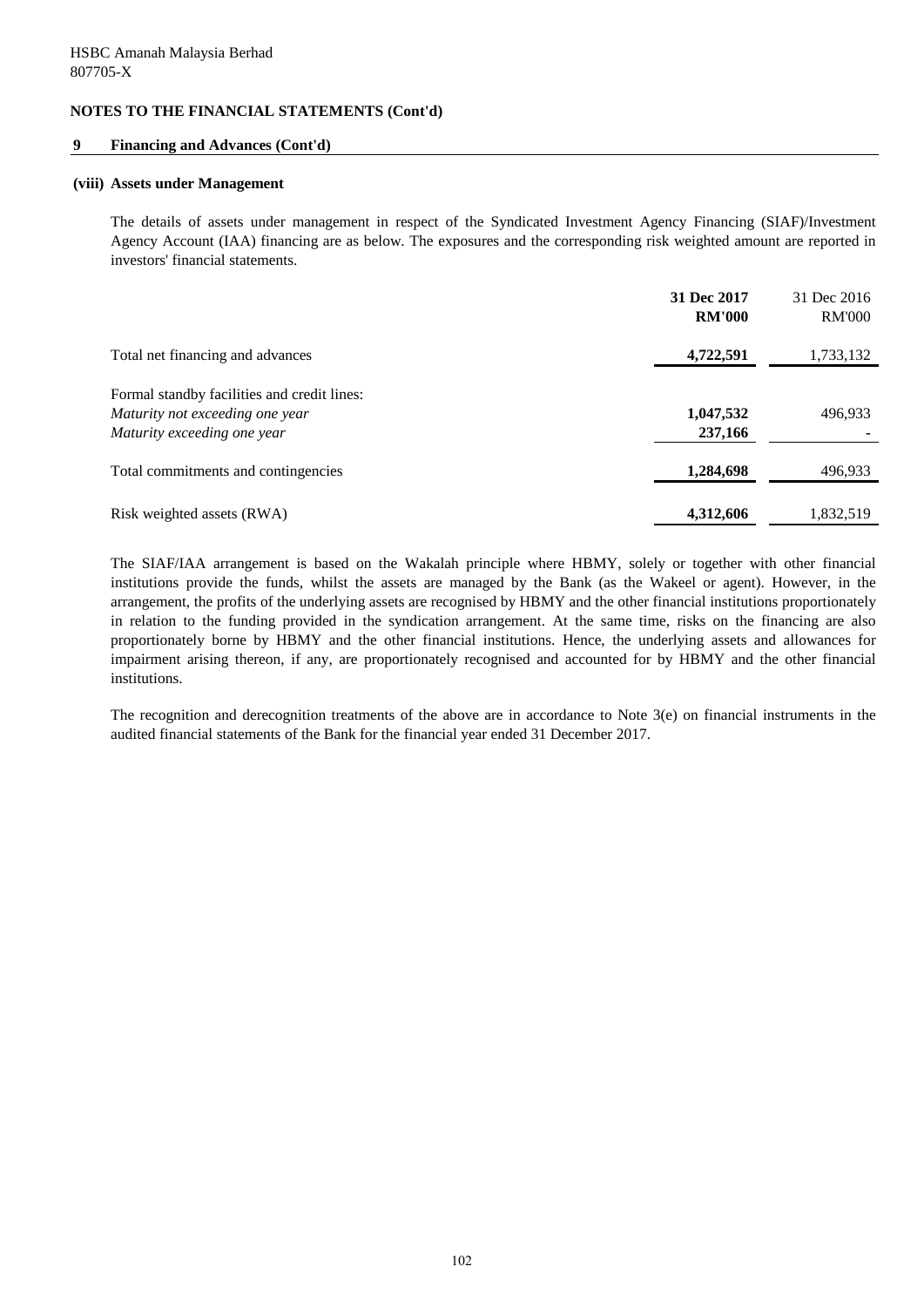HSBC Amanah Malaysia Berhad
807705-X

**NOTES TO THE FINANCIAL STATEMENTS (Cont'd)**

**9 Financing and Advances (Cont'd)**

**(viii) Assets under Management**

The details of assets under management in respect of the Syndicated Investment Agency Financing (SIAF)/Investment Agency Account (IAA) financing are as below. The exposures and the corresponding risk weighted amount are reported in investors' financial statements.

| | **31 Dec 2017 RM'000** | 31 Dec 2016 RM'000 |
|---|---|---|
| Total net financing and advances | **4,722,591** | 1,733,132 |
| Formal standby facilities and credit lines: | | |
| *Maturity not exceeding one year* | **1,047,532** | 496,933 |
| *Maturity exceeding one year* | **237,166** | - |
| Total commitments and contingencies | **1,284,698** | 496,933 |
| Risk weighted assets (RWA) | **4,312,606** | 1,832,519 |

The SIAF/IAA arrangement is based on the Wakalah principle where HBMY, solely or together with other financial institutions provide the funds, whilst the assets are managed by the Bank (as the Wakeel or agent). However, in the arrangement, the profits of the underlying assets are recognised by HBMY and the other financial institutions proportionately in relation to the funding provided in the syndication arrangement. At the same time, risks on the financing are also proportionately borne by HBMY and the other financial institutions. Hence, the underlying assets and allowances for impairment arising thereon, if any, are proportionately recognised and accounted for by HBMY and the other financial institutions.

The recognition and derecognition treatments of the above are in accordance to Note 3(e) on financial instruments in the audited financial statements of the Bank for the financial year ended 31 December 2017.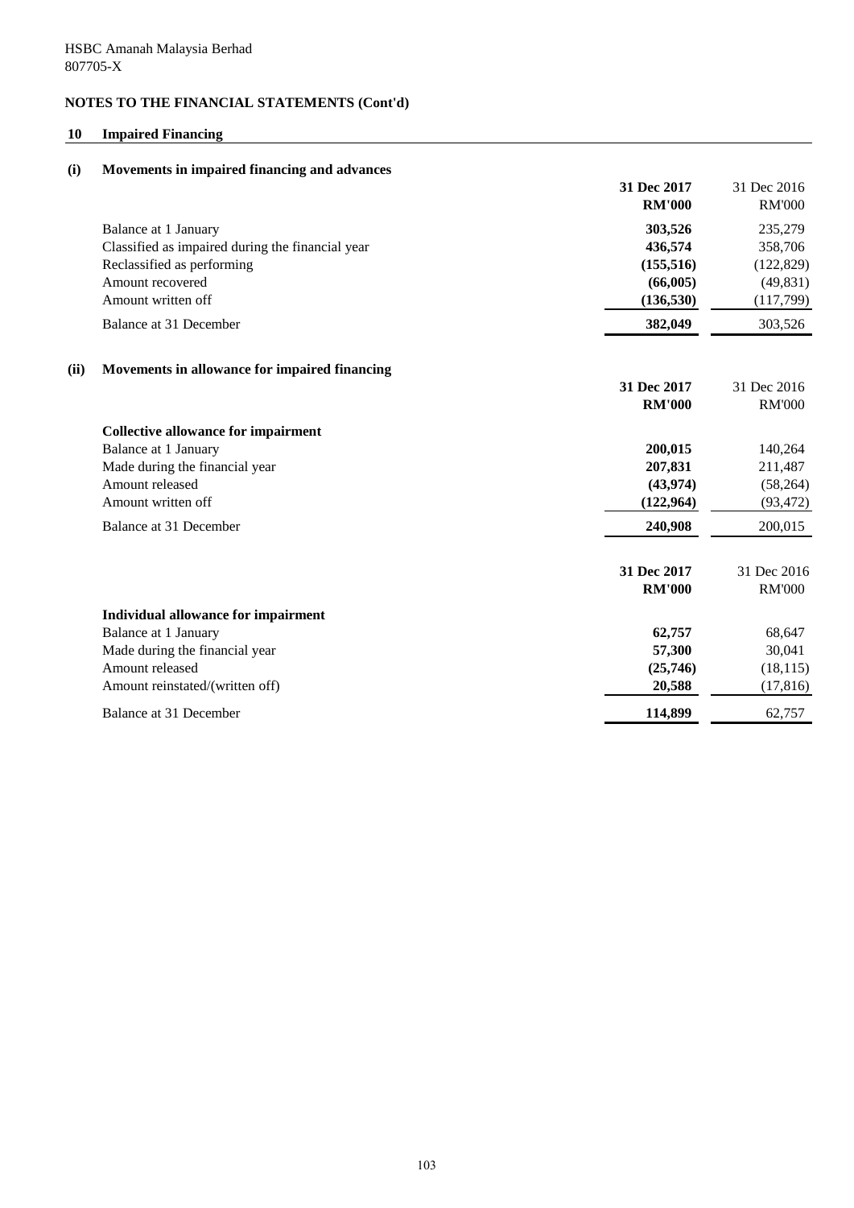HSBC Amanah Malaysia Berhad
807705-X

**NOTES TO THE FINANCIAL STATEMENTS (Cont'd)**

## 10 Impaired Financing

### (i) Movements in impaired financing and advances

| | 31 Dec 2017 RM'000 | 31 Dec 2016 RM'000 |
|---|---|---|
| Balance at 1 January | **303,526** | 235,279 |
| Classified as impaired during the financial year | **436,574** | 358,706 |
| Reclassified as performing | **(155,516)** | (122,829) |
| Amount recovered | **(66,005)** | (49,831) |
| Amount written off | **(136,530)** | (117,799) |
| Balance at 31 December | **382,049** | 303,526 |

### (ii) Movements in allowance for impaired financing

| | 31 Dec 2017 RM'000 | 31 Dec 2016 RM'000 |
|---|---|---|
| **Collective allowance for impairment** | | |
| Balance at 1 January | **200,015** | 140,264 |
| Made during the financial year | **207,831** | 211,487 |
| Amount released | **(43,974)** | (58,264) |
| Amount written off | **(122,964)** | (93,472) |
| Balance at 31 December | **240,908** | 200,015 |

| | 31 Dec 2017 RM'000 | 31 Dec 2016 RM'000 |
|---|---|---|
| **Individual allowance for impairment** | | |
| Balance at 1 January | **62,757** | 68,647 |
| Made during the financial year | **57,300** | 30,041 |
| Amount released | **(25,746)** | (18,115) |
| Amount reinstated/(written off) | **20,588** | (17,816) |
| Balance at 31 December | **114,899** | 62,757 |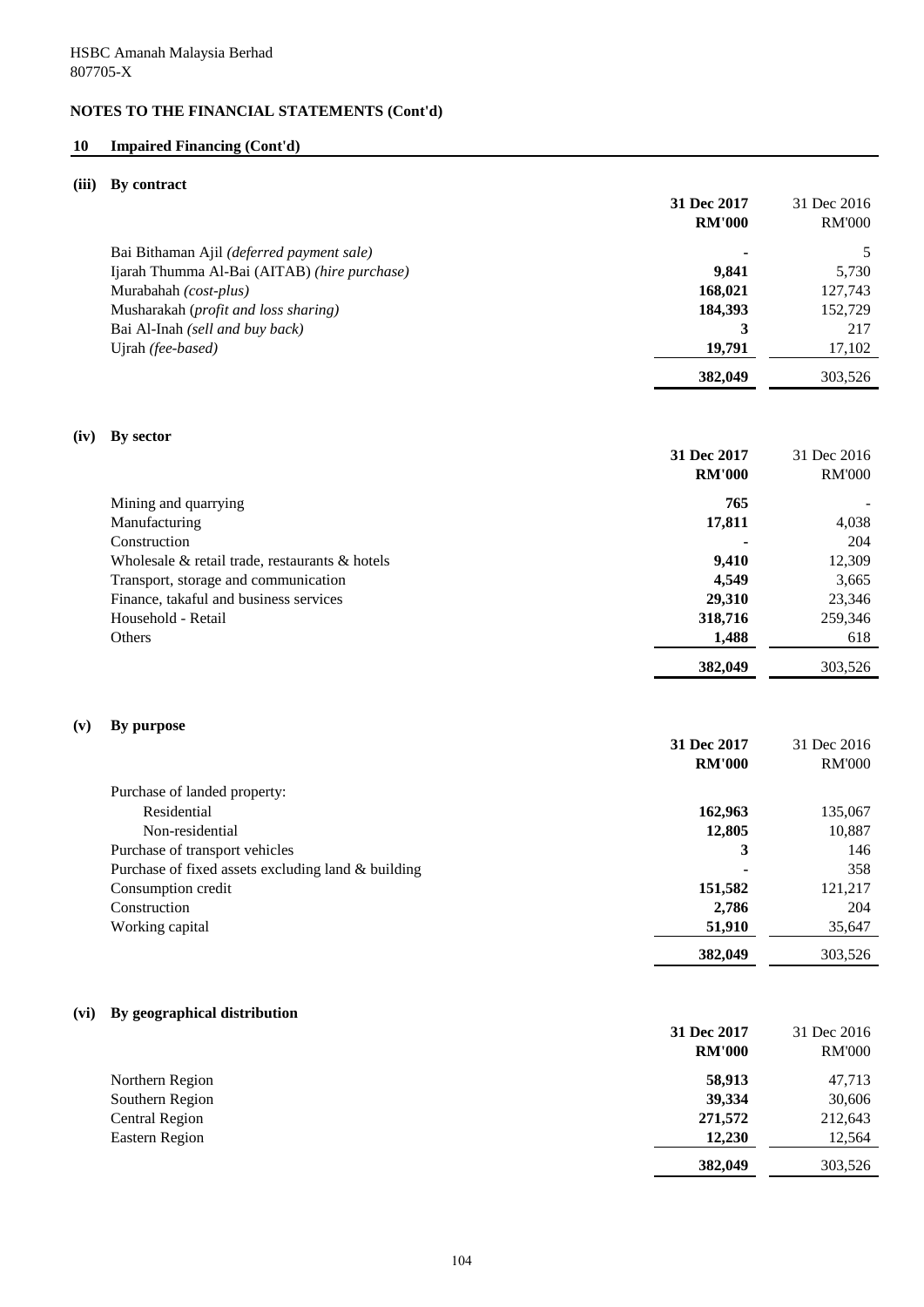HSBC Amanah Malaysia Berhad
807705-X

**NOTES TO THE FINANCIAL STATEMENTS (Cont'd)**

## 10 Impaired Financing (Cont'd)

### (iii) By contract

| | 31 Dec 2017 RM'000 | 31 Dec 2016 RM'000 |
|---|---|---|
| Bai Bithaman Ajil *(deferred payment sale)* | - | 5 |
| Ijarah Thumma Al-Bai (AITAB) *(hire purchase)* | 9,841 | 5,730 |
| Murabahah *(cost-plus)* | 168,021 | 127,743 |
| Musharakah (*profit and loss sharing)* | 184,393 | 152,729 |
| Bai Al-Inah *(sell and buy back)* | 3 | 217 |
| Ujrah *(fee-based)* | 19,791 | 17,102 |
| | **382,049** | 303,526 |

### (iv) By sector

| | 31 Dec 2017 RM'000 | 31 Dec 2016 RM'000 |
|---|---|---|
| Mining and quarrying | 765 | - |
| Manufacturing | 17,811 | 4,038 |
| Construction | - | 204 |
| Wholesale & retail trade, restaurants & hotels | 9,410 | 12,309 |
| Transport, storage and communication | 4,549 | 3,665 |
| Finance, takaful and business services | 29,310 | 23,346 |
| Household - Retail | 318,716 | 259,346 |
| Others | 1,488 | 618 |
| | **382,049** | 303,526 |

### (v) By purpose

| | 31 Dec 2017 RM'000 | 31 Dec 2016 RM'000 |
|---|---|---|
| Purchase of landed property: | | |
| Residential | 162,963 | 135,067 |
| Non-residential | 12,805 | 10,887 |
| Purchase of transport vehicles | 3 | 146 |
| Purchase of fixed assets excluding land & building | - | 358 |
| Consumption credit | 151,582 | 121,217 |
| Construction | 2,786 | 204 |
| Working capital | 51,910 | 35,647 |
| | **382,049** | 303,526 |

### (vi) By geographical distribution

| | 31 Dec 2017 RM'000 | 31 Dec 2016 RM'000 |
|---|---|---|
| Northern Region | 58,913 | 47,713 |
| Southern Region | 39,334 | 30,606 |
| Central Region | 271,572 | 212,643 |
| Eastern Region | 12,230 | 12,564 |
| | **382,049** | 303,526 |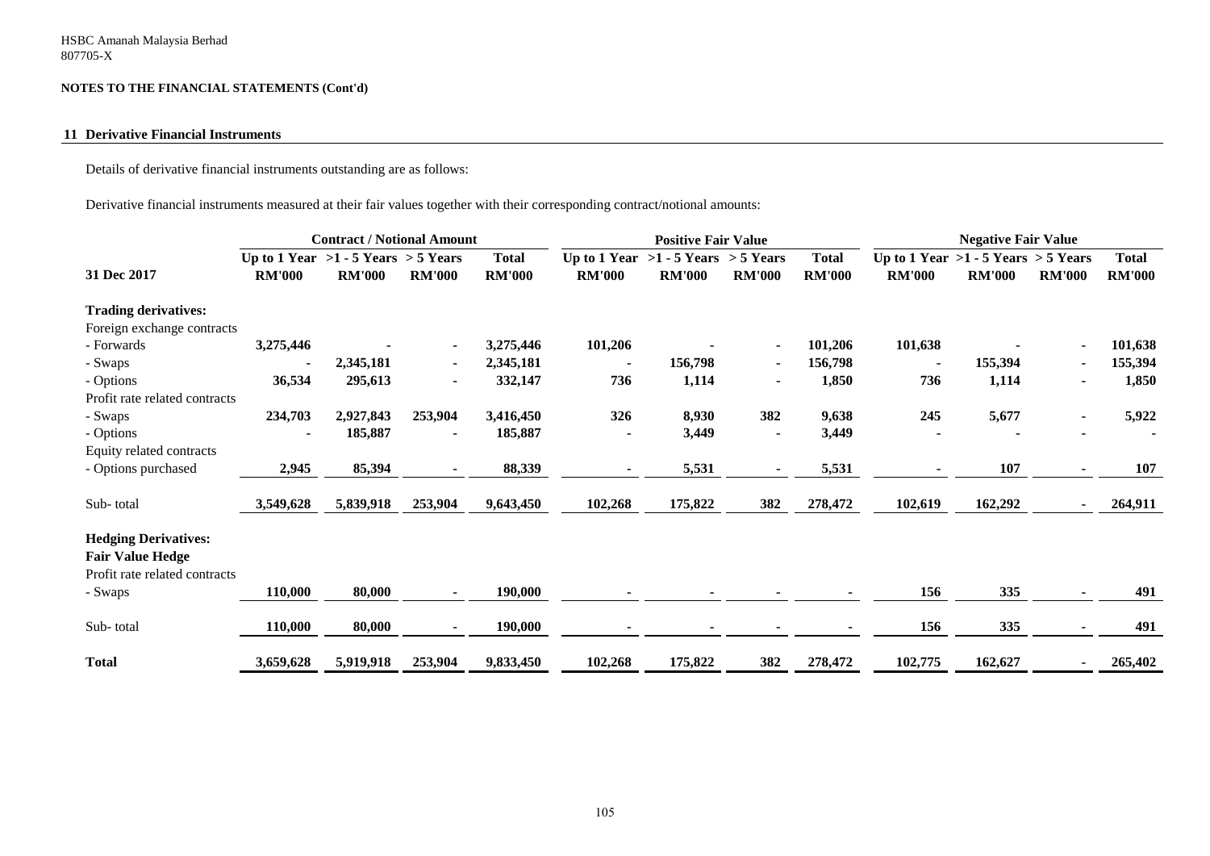HSBC Amanah Malaysia Berhad
807705-X

**NOTES TO THE FINANCIAL STATEMENTS (Cont'd)**

## 11 Derivative Financial Instruments

Details of derivative financial instruments outstanding are as follows:

Derivative financial instruments measured at their fair values together with their corresponding contract/notional amounts:

| | Contract / Notional Amount | | | | Positive Fair Value | | | | Negative Fair Value | | | |
|---|---|---|---|---|---|---|---|---|---|---|---|---|
| **31 Dec 2017** | **Up to 1 Year RM'000** | **>1 - 5 Years RM'000** | **> 5 Years RM'000** | **Total RM'000** | **Up to 1 Year RM'000** | **>1 - 5 Years RM'000** | **> 5 Years RM'000** | **Total RM'000** | **Up to 1 Year RM'000** | **>1 - 5 Years RM'000** | **> 5 Years RM'000** | **Total RM'000** |
| **Trading derivatives:** | | | | | | | | | | | | |
| Foreign exchange contracts | | | | | | | | | | | | |
| - Forwards | 3,275,446 | - | - | 3,275,446 | 101,206 | - | - | 101,206 | 101,638 | - | - | 101,638 |
| - Swaps | - | 2,345,181 | - | 2,345,181 | - | 156,798 | - | 156,798 | - | 155,394 | - | 155,394 |
| - Options | 36,534 | 295,613 | - | 332,147 | 736 | 1,114 | - | 1,850 | 736 | 1,114 | - | 1,850 |
| Profit rate related contracts | | | | | | | | | | | | |
| - Swaps | 234,703 | 2,927,843 | 253,904 | 3,416,450 | 326 | 8,930 | 382 | 9,638 | 245 | 5,677 | - | 5,922 |
| - Options | - | 185,887 | - | 185,887 | - | 3,449 | - | 3,449 | - | - | - | - |
| Equity related contracts | | | | | | | | | | | | |
| - Options purchased | 2,945 | 85,394 | - | 88,339 | - | 5,531 | - | 5,531 | - | 107 | - | 107 |
| Sub- total | 3,549,628 | 5,839,918 | 253,904 | 9,643,450 | 102,268 | 175,822 | 382 | 278,472 | 102,619 | 162,292 | - | 264,911 |
| **Hedging Derivatives:** | | | | | | | | | | | | |
| **Fair Value Hedge** | | | | | | | | | | | | |
| Profit rate related contracts | | | | | | | | | | | | |
| - Swaps | 110,000 | 80,000 | - | 190,000 | - | - | - | - | 156 | 335 | - | 491 |
| Sub- total | 110,000 | 80,000 | - | 190,000 | - | - | - | - | 156 | 335 | - | 491 |
| **Total** | 3,659,628 | 5,919,918 | 253,904 | 9,833,450 | 102,268 | 175,822 | 382 | 278,472 | 102,775 | 162,627 | - | 265,402 |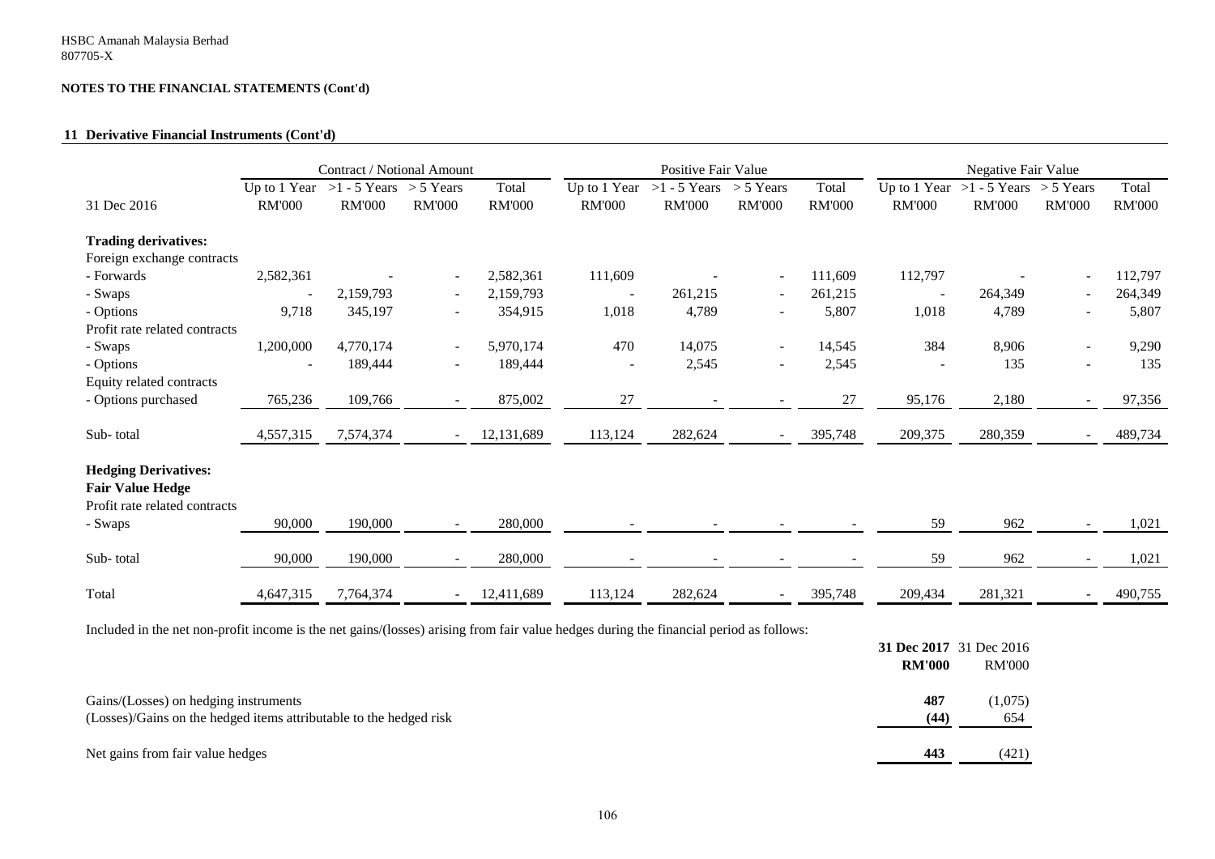HSBC Amanah Malaysia Berhad
807705-X

**NOTES TO THE FINANCIAL STATEMENTS (Cont'd)**

## 11 Derivative Financial Instruments (Cont'd)

| | Contract / Notional Amount | | | | Positive Fair Value | | | | Negative Fair Value | | | |
|---|---|---|---|---|---|---|---|---|---|---|---|---|
| | Up to 1 Year | >1 - 5 Years | > 5 Years | Total | Up to 1 Year | >1 - 5 Years | > 5 Years | Total | Up to 1 Year | >1 - 5 Years | > 5 Years | Total |
| 31 Dec 2016 | RM'000 | RM'000 | RM'000 | RM'000 | RM'000 | RM'000 | RM'000 | RM'000 | RM'000 | RM'000 | RM'000 | RM'000 |
| **Trading derivatives:** | | | | | | | | | | | | |
| Foreign exchange contracts | | | | | | | | | | | | |
| - Forwards | 2,582,361 | - | - | 2,582,361 | 111,609 | - | - | 111,609 | 112,797 | - | - | 112,797 |
| - Swaps | - | 2,159,793 | - | 2,159,793 | - | 261,215 | - | 261,215 | - | 264,349 | - | 264,349 |
| - Options | 9,718 | 345,197 | - | 354,915 | 1,018 | 4,789 | - | 5,807 | 1,018 | 4,789 | - | 5,807 |
| Profit rate related contracts | | | | | | | | | | | | |
| - Swaps | 1,200,000 | 4,770,174 | - | 5,970,174 | 470 | 14,075 | - | 14,545 | 384 | 8,906 | - | 9,290 |
| - Options | - | 189,444 | - | 189,444 | - | 2,545 | - | 2,545 | - | 135 | - | 135 |
| Equity related contracts | | | | | | | | | | | | |
| - Options purchased | 765,236 | 109,766 | - | 875,002 | 27 | - | - | 27 | 95,176 | 2,180 | - | 97,356 |
| Sub- total | 4,557,315 | 7,574,374 | - | 12,131,689 | 113,124 | 282,624 | - | 395,748 | 209,375 | 280,359 | - | 489,734 |
| **Hedging Derivatives:** | | | | | | | | | | | | |
| **Fair Value Hedge** | | | | | | | | | | | | |
| Profit rate related contracts | | | | | | | | | | | | |
| - Swaps | 90,000 | 190,000 | - | 280,000 | - | - | - | - | 59 | 962 | - | 1,021 |
| Sub- total | 90,000 | 190,000 | - | 280,000 | - | - | - | - | 59 | 962 | - | 1,021 |
| Total | 4,647,315 | 7,764,374 | - | 12,411,689 | 113,124 | 282,624 | - | 395,748 | 209,434 | 281,321 | - | 490,755 |

Included in the net non-profit income is the net gains/(losses) arising from fair value hedges during the financial period as follows:

| | **31 Dec 2017** | 31 Dec 2016 |
|---|---|---|
| | **RM'000** | RM'000 |
| Gains/(Losses) on hedging instruments | **487** | (1,075) |
| (Losses)/Gains on the hedged items attributable to the hedged risk | **(44)** | 654 |
| Net gains from fair value hedges | **443** | (421) |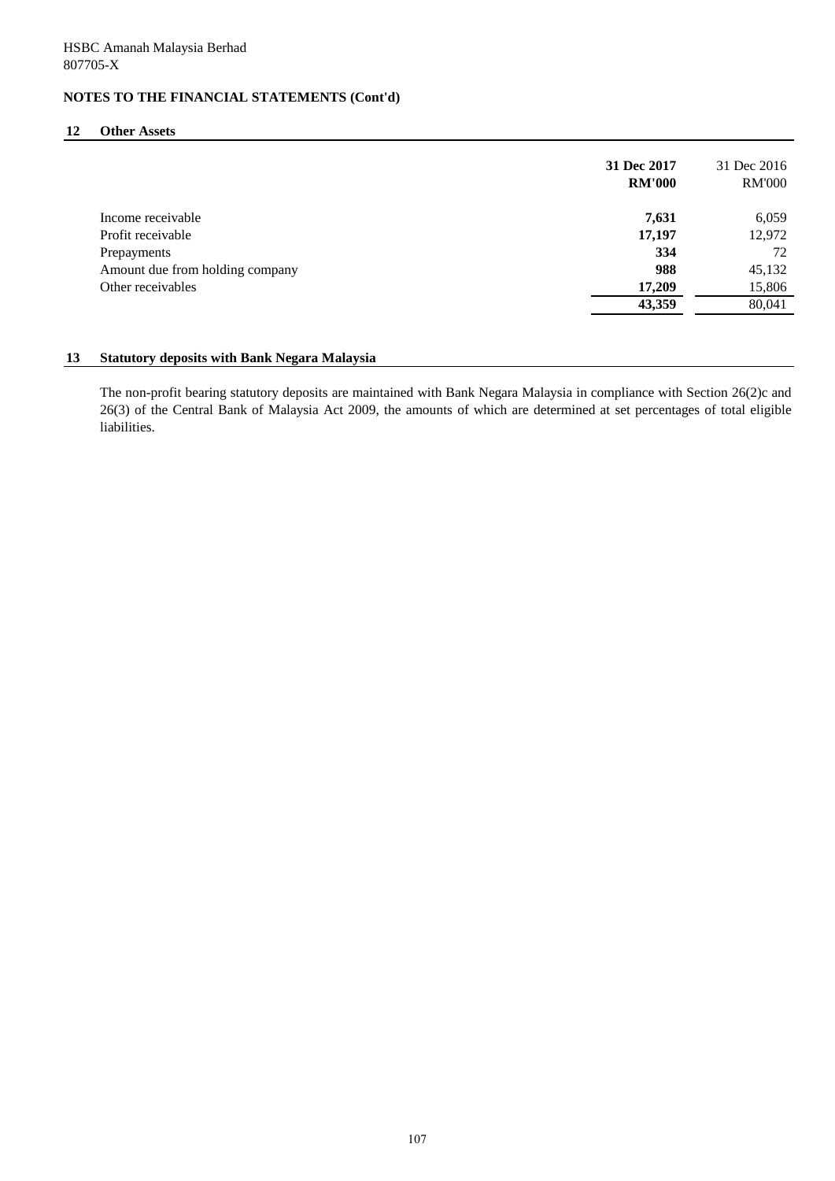HSBC Amanah Malaysia Berhad
807705-X

**NOTES TO THE FINANCIAL STATEMENTS (Cont'd)**

## 12 Other Assets

| | **31 Dec 2017** | 31 Dec 2016 |
|---|---|---|
| | **RM'000** | RM'000 |
| Income receivable | **7,631** | 6,059 |
| Profit receivable | **17,197** | 12,972 |
| Prepayments | **334** | 72 |
| Amount due from holding company | **988** | 45,132 |
| Other receivables | **17,209** | 15,806 |
| | **43,359** | 80,041 |

## 13 Statutory deposits with Bank Negara Malaysia

The non-profit bearing statutory deposits are maintained with Bank Negara Malaysia in compliance with Section 26(2)c and 26(3) of the Central Bank of Malaysia Act 2009, the amounts of which are determined at set percentages of total eligible liabilities.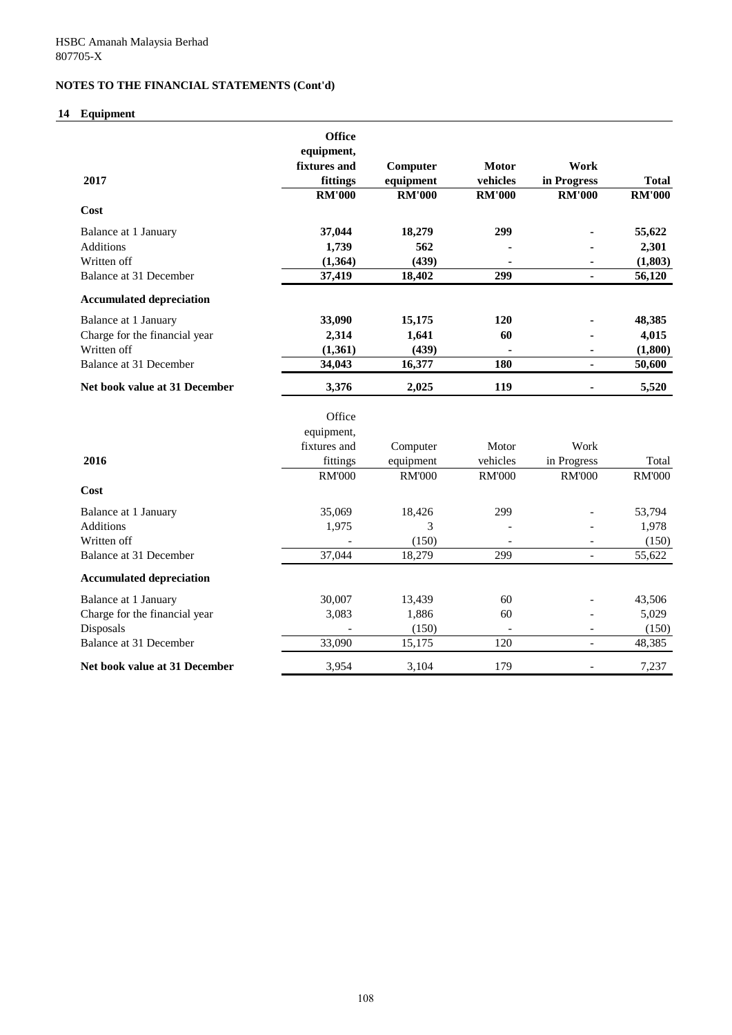HSBC Amanah Malaysia Berhad
807705-X

## NOTES TO THE FINANCIAL STATEMENTS (Cont'd)

### 14 Equipment

| 2017 | Office equipment, fixtures and fittings | Computer equipment | Motor vehicles | Work in Progress | Total |
|---|---|---|---|---|---|
| | RM'000 | RM'000 | RM'000 | RM'000 | RM'000 |
| **Cost** | | | | | |
| Balance at 1 January | 37,044 | 18,279 | 299 | - | 55,622 |
| Additions | 1,739 | 562 | - | - | 2,301 |
| Written off | (1,364) | (439) | - | - | (1,803) |
| Balance at 31 December | 37,419 | 18,402 | 299 | - | 56,120 |
| **Accumulated depreciation** | | | | | |
| Balance at 1 January | 33,090 | 15,175 | 120 | - | 48,385 |
| Charge for the financial year | 2,314 | 1,641 | 60 | - | 4,015 |
| Written off | (1,361) | (439) | - | - | (1,800) |
| Balance at 31 December | 34,043 | 16,377 | 180 | - | 50,600 |
| **Net book value at 31 December** | 3,376 | 2,025 | 119 | - | 5,520 |

| 2016 | Office equipment, fixtures and fittings | Computer equipment | Motor vehicles | Work in Progress | Total |
|---|---|---|---|---|---|
| | RM'000 | RM'000 | RM'000 | RM'000 | RM'000 |
| **Cost** | | | | | |
| Balance at 1 January | 35,069 | 18,426 | 299 | - | 53,794 |
| Additions | 1,975 | 3 | - | - | 1,978 |
| Written off | - | (150) | - | - | (150) |
| Balance at 31 December | 37,044 | 18,279 | 299 | - | 55,622 |
| **Accumulated depreciation** | | | | | |
| Balance at 1 January | 30,007 | 13,439 | 60 | - | 43,506 |
| Charge for the financial year | 3,083 | 1,886 | 60 | - | 5,029 |
| Disposals | - | (150) | - | - | (150) |
| Balance at 31 December | 33,090 | 15,175 | 120 | - | 48,385 |
| **Net book value at 31 December** | 3,954 | 3,104 | 179 | - | 7,237 |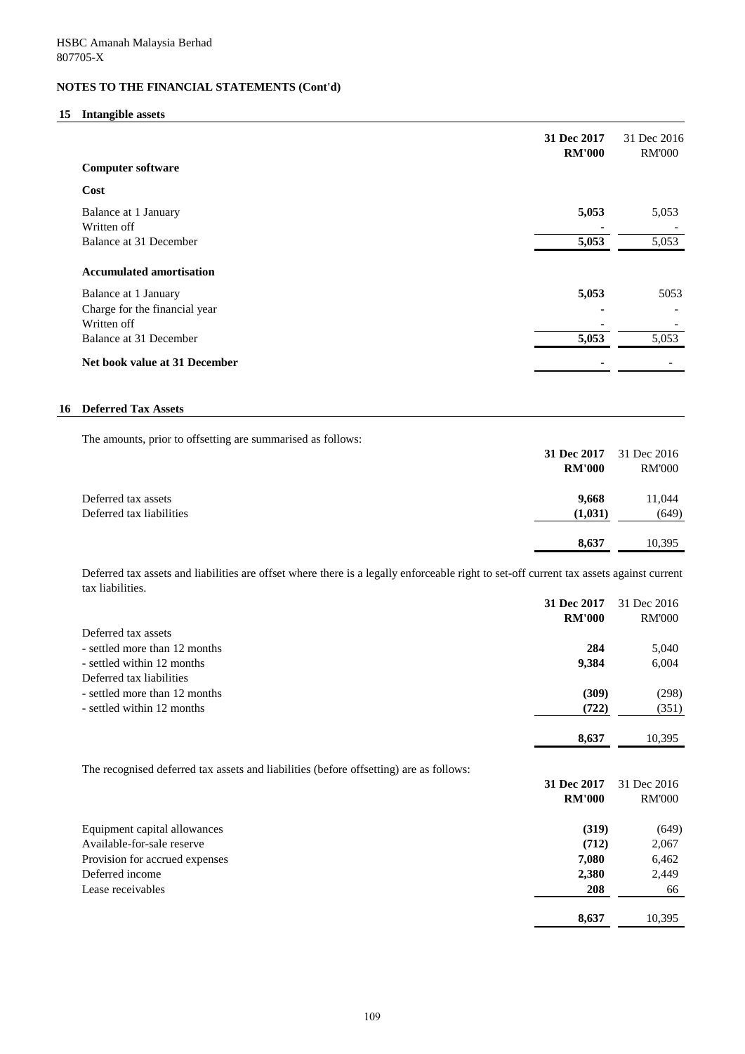HSBC Amanah Malaysia Berhad
807705-X

## NOTES TO THE FINANCIAL STATEMENTS (Cont'd)

### 15 Intangible assets

| | 31 Dec 2017 RM'000 | 31 Dec 2016 RM'000 |
|---|---|---|
| **Computer software** | | |
| **Cost** | | |
| Balance at 1 January | **5,053** | 5,053 |
| Written off | **-** | - |
| Balance at 31 December | **5,053** | 5,053 |
| **Accumulated amortisation** | | |
| Balance at 1 January | **5,053** | 5053 |
| Charge for the financial year | **-** | - |
| Written off | **-** | - |
| Balance at 31 December | **5,053** | 5,053 |
| **Net book value at 31 December** | **-** | - |

### 16 Deferred Tax Assets

The amounts, prior to offsetting are summarised as follows:

| | 31 Dec 2017 RM'000 | 31 Dec 2016 RM'000 |
|---|---|---|
| Deferred tax assets | **9,668** | 11,044 |
| Deferred tax liabilities | **(1,031)** | (649) |
| | **8,637** | 10,395 |

Deferred tax assets and liabilities are offset where there is a legally enforceable right to set-off current tax assets against current tax liabilities.

| | 31 Dec 2017 RM'000 | 31 Dec 2016 RM'000 |
|---|---|---|
| Deferred tax assets | | |
| - settled more than 12 months | **284** | 5,040 |
| - settled within 12 months | **9,384** | 6,004 |
| Deferred tax liabilities | | |
| - settled more than 12 months | **(309)** | (298) |
| - settled within 12 months | **(722)** | (351) |
| | **8,637** | 10,395 |

The recognised deferred tax assets and liabilities (before offsetting) are as follows:

| | 31 Dec 2017 RM'000 | 31 Dec 2016 RM'000 |
|---|---|---|
| Equipment capital allowances | **(319)** | (649) |
| Available-for-sale reserve | **(712)** | 2,067 |
| Provision for accrued expenses | **7,080** | 6,462 |
| Deferred income | **2,380** | 2,449 |
| Lease receivables | **208** | 66 |
| | **8,637** | 10,395 |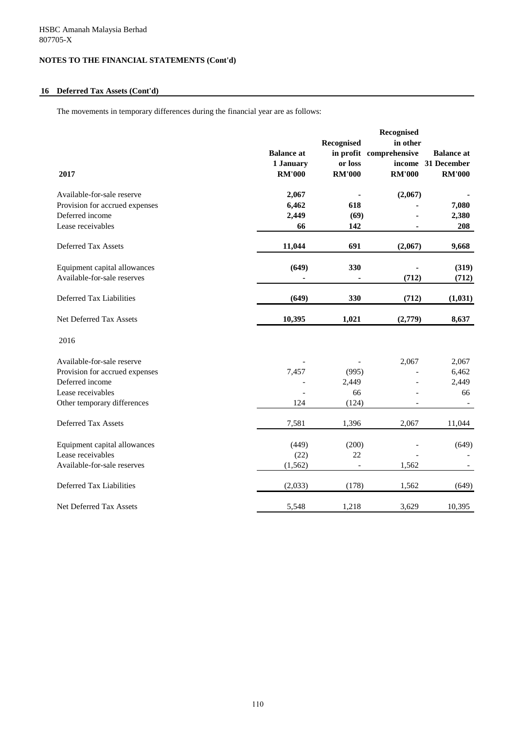HSBC Amanah Malaysia Berhad
807705-X

## NOTES TO THE FINANCIAL STATEMENTS (Cont'd)

### 16 Deferred Tax Assets (Cont'd)

The movements in temporary differences during the financial year are as follows:

| **2017** | **Balance at 1 January RM'000** | **Recognised in profit or loss RM'000** | **Recognised in other comprehensive income RM'000** | **Balance at 31 December RM'000** |
|---|---|---|---|---|
| Available-for-sale reserve | **2,067** | **-** | **(2,067)** | **-** |
| Provision for accrued expenses | **6,462** | **618** | **-** | **7,080** |
| Deferred income | **2,449** | **(69)** | **-** | **2,380** |
| Lease receivables | **66** | **142** | **-** | **208** |
| Deferred Tax Assets | **11,044** | **691** | **(2,067)** | **9,668** |
| Equipment capital allowances | **(649)** | **330** | **-** | **(319)** |
| Available-for-sale reserves | **-** | **-** | **(712)** | **(712)** |
| Deferred Tax Liabilities | **(649)** | **330** | **(712)** | **(1,031)** |
| Net Deferred Tax Assets | **10,395** | **1,021** | **(2,779)** | **8,637** |
| 2016 | | | | |
| Available-for-sale reserve | - | - | 2,067 | 2,067 |
| Provision for accrued expenses | 7,457 | (995) | - | 6,462 |
| Deferred income | - | 2,449 | - | 2,449 |
| Lease receivables | - | 66 | - | 66 |
| Other temporary differences | 124 | (124) | - | - |
| Deferred Tax Assets | 7,581 | 1,396 | 2,067 | 11,044 |
| Equipment capital allowances | (449) | (200) | - | (649) |
| Lease receivables | (22) | 22 | - | - |
| Available-for-sale reserves | (1,562) | - | 1,562 | - |
| Deferred Tax Liabilities | (2,033) | (178) | 1,562 | (649) |
| Net Deferred Tax Assets | 5,548 | 1,218 | 3,629 | 10,395 |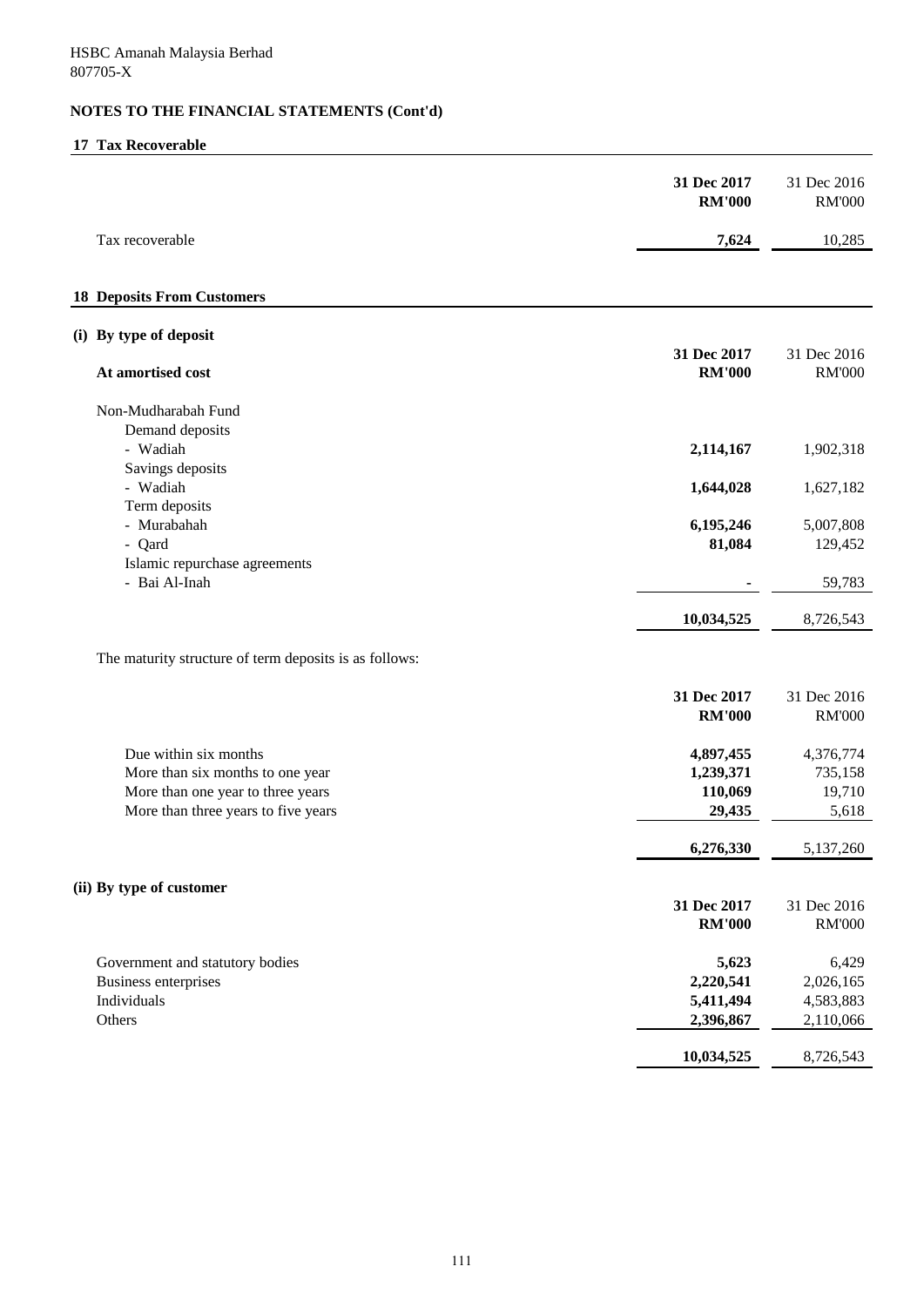HSBC Amanah Malaysia Berhad
807705-X

## NOTES TO THE FINANCIAL STATEMENTS (Cont'd)

### 17 Tax Recoverable

| | 31 Dec 2017 RM'000 | 31 Dec 2016 RM'000 |
|---|---|---|
| Tax recoverable | **7,624** | 10,285 |

### 18 Deposits From Customers

#### (i) By type of deposit

| At amortised cost | 31 Dec 2017 RM'000 | 31 Dec 2016 RM'000 |
|---|---|---|
| Non-Mudharabah Fund | | |
| Demand deposits | | |
| - Wadiah | **2,114,167** | 1,902,318 |
| Savings deposits | | |
| - Wadiah | **1,644,028** | 1,627,182 |
| Term deposits | | |
| - Murabahah | **6,195,246** | 5,007,808 |
| - Qard | **81,084** | 129,452 |
| Islamic repurchase agreements | | |
| - Bai Al-Inah | **-** | 59,783 |
| | **10,034,525** | 8,726,543 |

The maturity structure of term deposits is as follows:

| | 31 Dec 2017 RM'000 | 31 Dec 2016 RM'000 |
|---|---|---|
| Due within six months | **4,897,455** | 4,376,774 |
| More than six months to one year | **1,239,371** | 735,158 |
| More than one year to three years | **110,069** | 19,710 |
| More than three years to five years | **29,435** | 5,618 |
| | **6,276,330** | 5,137,260 |

#### (ii) By type of customer

| | 31 Dec 2017 RM'000 | 31 Dec 2016 RM'000 |
|---|---|---|
| Government and statutory bodies | **5,623** | 6,429 |
| Business enterprises | **2,220,541** | 2,026,165 |
| Individuals | **5,411,494** | 4,583,883 |
| Others | **2,396,867** | 2,110,066 |
| | **10,034,525** | 8,726,543 |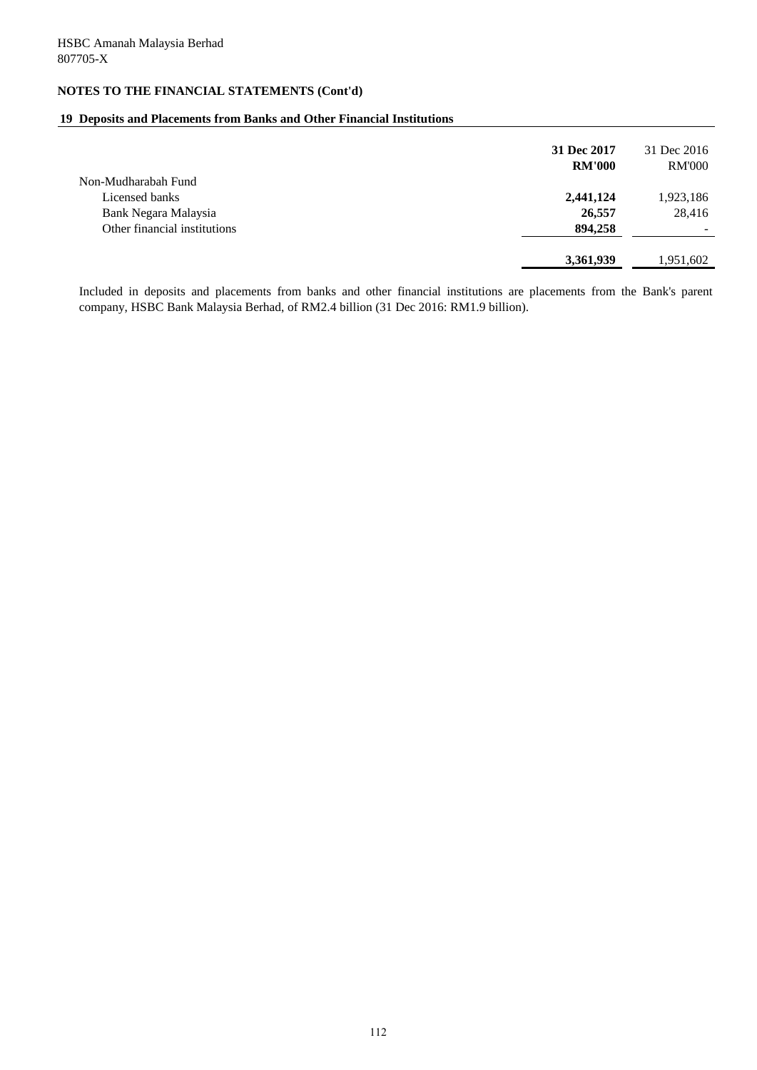HSBC Amanah Malaysia Berhad
807705-X

## NOTES TO THE FINANCIAL STATEMENTS (Cont'd)

### 19 Deposits and Placements from Banks and Other Financial Institutions

| | **31 Dec 2017** | 31 Dec 2016 |
|---|---|---|
| | **RM'000** | RM'000 |
| Non-Mudharabah Fund | | |
| Licensed banks | **2,441,124** | 1,923,186 |
| Bank Negara Malaysia | **26,557** | 28,416 |
| Other financial institutions | **894,258** | - |
| | **3,361,939** | 1,951,602 |

Included in deposits and placements from banks and other financial institutions are placements from the Bank's parent company, HSBC Bank Malaysia Berhad, of RM2.4 billion (31 Dec 2016: RM1.9 billion).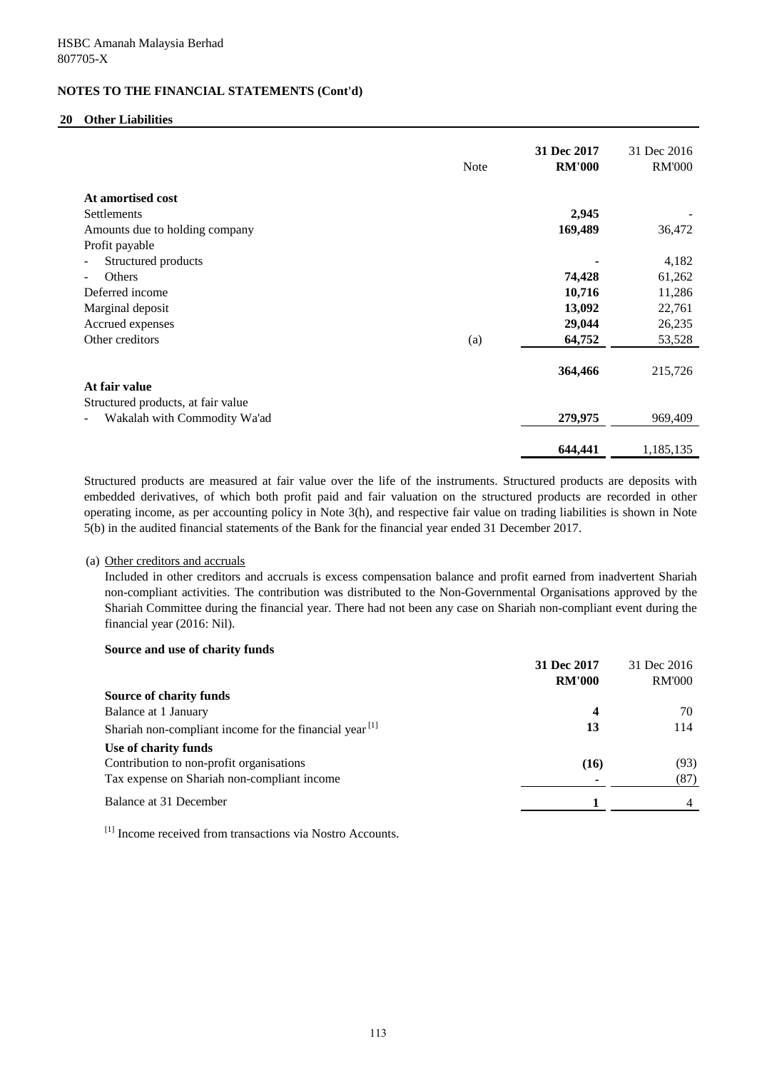HSBC Amanah Malaysia Berhad
807705-X

**NOTES TO THE FINANCIAL STATEMENTS (Cont'd)**

## 20 Other Liabilities

| | Note | **31 Dec 2017 RM'000** | 31 Dec 2016 RM'000 |
|---|---|---|---|
| **At amortised cost** | | | |
| Settlements | | **2,945** | - |
| Amounts due to holding company | | **169,489** | 36,472 |
| Profit payable | | | |
| - Structured products | | **-** | 4,182 |
| - Others | | **74,428** | 61,262 |
| Deferred income | | **10,716** | 11,286 |
| Marginal deposit | | **13,092** | 22,761 |
| Accrued expenses | | **29,044** | 26,235 |
| Other creditors | (a) | **64,752** | 53,528 |
| | | **364,466** | 215,726 |
| **At fair value** | | | |
| Structured products, at fair value | | | |
| - Wakalah with Commodity Wa'ad | | **279,975** | 969,409 |
| | | **644,441** | 1,185,135 |

Structured products are measured at fair value over the life of the instruments. Structured products are deposits with embedded derivatives, of which both profit paid and fair valuation on the structured products are recorded in other operating income, as per accounting policy in Note 3(h), and respective fair value on trading liabilities is shown in Note 5(b) in the audited financial statements of the Bank for the financial year ended 31 December 2017.

(a) Other creditors and accruals

Included in other creditors and accruals is excess compensation balance and profit earned from inadvertent Shariah non-compliant activities. The contribution was distributed to the Non-Governmental Organisations approved by the Shariah Committee during the financial year. There had not been any case on Shariah non-compliant event during the financial year (2016: Nil).

**Source and use of charity funds**

| | **31 Dec 2017 RM'000** | 31 Dec 2016 RM'000 |
|---|---|---|
| **Source of charity funds** | | |
| Balance at 1 January | **4** | 70 |
| Shariah non-compliant income for the financial year [1] | **13** | 114 |
| **Use of charity funds** | | |
| Contribution to non-profit organisations | **(16)** | (93) |
| Tax expense on Shariah non-compliant income | **-** | (87) |
| Balance at 31 December | **1** | 4 |

[1] Income received from transactions via Nostro Accounts.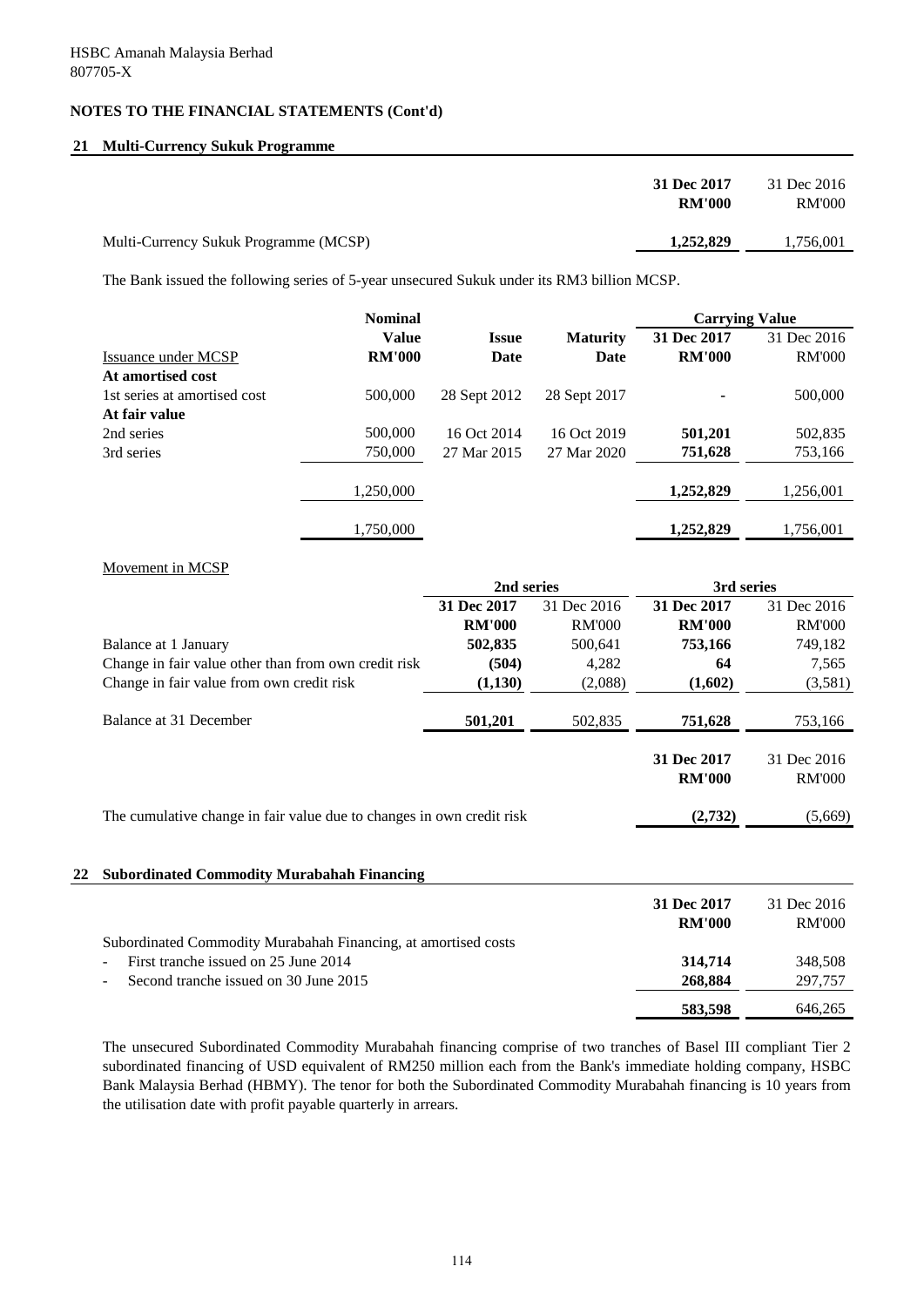HSBC Amanah Malaysia Berhad
807705-X

## NOTES TO THE FINANCIAL STATEMENTS (Cont'd)

### 21 Multi-Currency Sukuk Programme

| | 31 Dec 2017 RM'000 | 31 Dec 2016 RM'000 |
|---|---|---|
| Multi-Currency Sukuk Programme (MCSP) | **1,252,829** | 1,756,001 |

The Bank issued the following series of 5-year unsecured Sukuk under its RM3 billion MCSP.

| Issuance under MCSP | Nominal Value RM'000 | Issue Date | Maturity Date | Carrying Value 31 Dec 2017 RM'000 | Carrying Value 31 Dec 2016 RM'000 |
|---|---|---|---|---|---|
| **At amortised cost** | | | | | |
| 1st series at amortised cost | 500,000 | 28 Sept 2012 | 28 Sept 2017 | - | 500,000 |
| **At fair value** | | | | | |
| 2nd series | 500,000 | 16 Oct 2014 | 16 Oct 2019 | **501,201** | 502,835 |
| 3rd series | 750,000 | 27 Mar 2015 | 27 Mar 2020 | **751,628** | 753,166 |
| | 1,250,000 | | | **1,252,829** | 1,256,001 |
| | 1,750,000 | | | **1,252,829** | 1,756,001 |

Movement in MCSP

| | 2nd series 31 Dec 2017 RM'000 | 2nd series 31 Dec 2016 RM'000 | 3rd series 31 Dec 2017 RM'000 | 3rd series 31 Dec 2016 RM'000 |
|---|---|---|---|---|
| Balance at 1 January | **502,835** | 500,641 | **753,166** | 749,182 |
| Change in fair value other than from own credit risk | **(504)** | 4,282 | **64** | 7,565 |
| Change in fair value from own credit risk | **(1,130)** | (2,088) | **(1,602)** | (3,581) |
| Balance at 31 December | **501,201** | 502,835 | **751,628** | 753,166 |

| | 31 Dec 2017 RM'000 | 31 Dec 2016 RM'000 |
|---|---|---|
| The cumulative change in fair value due to changes in own credit risk | **(2,732)** | (5,669) |

### 22 Subordinated Commodity Murabahah Financing

| | 31 Dec 2017 RM'000 | 31 Dec 2016 RM'000 |
|---|---|---|
| Subordinated Commodity Murabahah Financing, at amortised costs | | |
| - First tranche issued on 25 June 2014 | **314,714** | 348,508 |
| - Second tranche issued on 30 June 2015 | **268,884** | 297,757 |
| | **583,598** | 646,265 |

The unsecured Subordinated Commodity Murabahah financing comprise of two tranches of Basel III compliant Tier 2 subordinated financing of USD equivalent of RM250 million each from the Bank's immediate holding company, HSBC Bank Malaysia Berhad (HBMY). The tenor for both the Subordinated Commodity Murabahah financing is 10 years from the utilisation date with profit payable quarterly in arrears.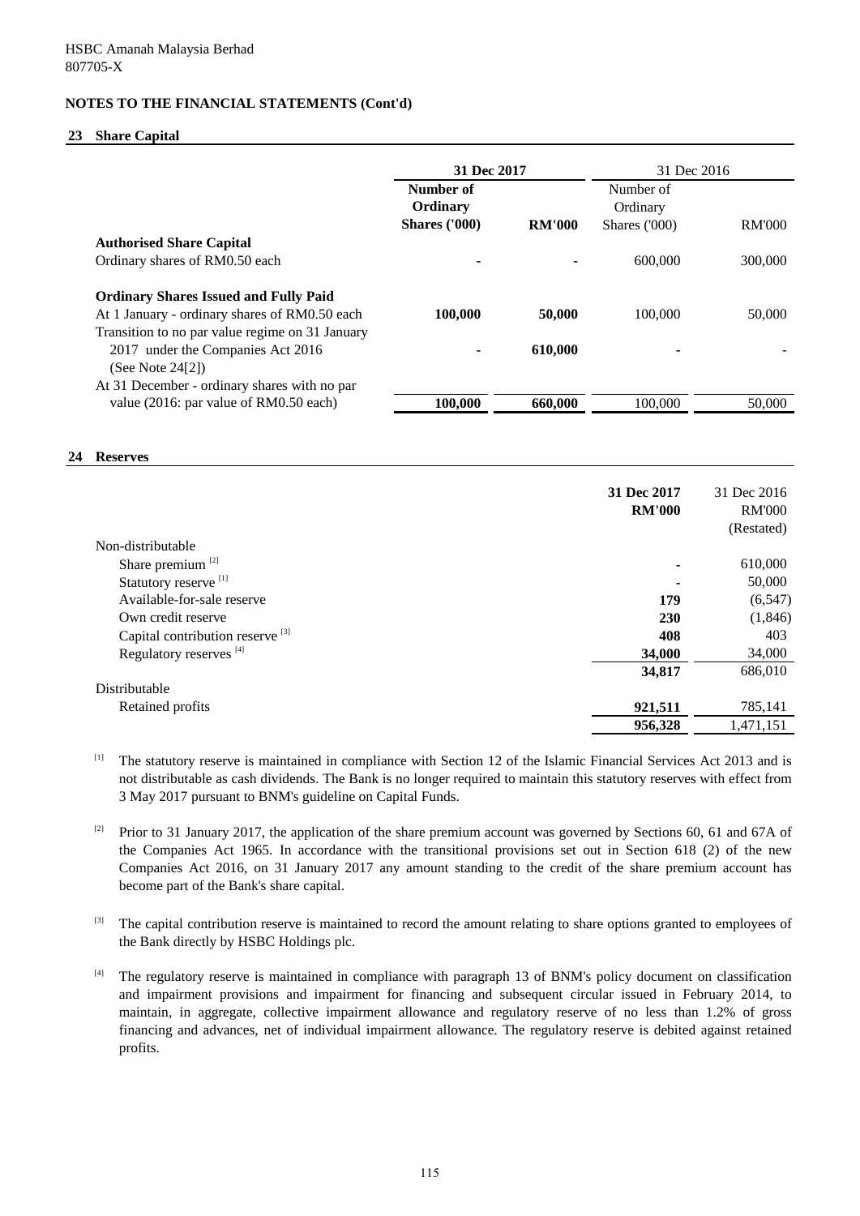HSBC Amanah Malaysia Berhad
807705-X

**NOTES TO THE FINANCIAL STATEMENTS (Cont'd)**

## 23 Share Capital

| | **31 Dec 2017** | | 31 Dec 2016 | |
|---|---|---|---|---|
| | **Number of Ordinary Shares ('000)** | **RM'000** | Number of Ordinary Shares ('000) | RM'000 |
| **Authorised Share Capital** | | | | |
| Ordinary shares of RM0.50 each | **-** | **-** | 600,000 | 300,000 |
| **Ordinary Shares Issued and Fully Paid** | | | | |
| At 1 January - ordinary shares of RM0.50 each | **100,000** | **50,000** | 100,000 | 50,000 |
| Transition to no par value regime on 31 January 2017 under the Companies Act 2016 (See Note 24[2]) | **-** | **610,000** | - | - |
| At 31 December - ordinary shares with no par value (2016: par value of RM0.50 each) | **100,000** | **660,000** | 100,000 | 50,000 |

## 24 Reserves

| | **31 Dec 2017** | 31 Dec 2016 |
|---|---|---|
| | **RM'000** | RM'000 (Restated) |
| Non-distributable | | |
| Share premium [2] | **-** | 610,000 |
| Statutory reserve [1] | **-** | 50,000 |
| Available-for-sale reserve | **179** | (6,547) |
| Own credit reserve | **230** | (1,846) |
| Capital contribution reserve [3] | **408** | 403 |
| Regulatory reserves [4] | **34,000** | 34,000 |
| | **34,817** | 686,010 |
| Distributable | | |
| Retained profits | **921,511** | 785,141 |
| | **956,328** | 1,471,151 |

[1] The statutory reserve is maintained in compliance with Section 12 of the Islamic Financial Services Act 2013 and is not distributable as cash dividends. The Bank is no longer required to maintain this statutory reserves with effect from 3 May 2017 pursuant to BNM's guideline on Capital Funds.

[2] Prior to 31 January 2017, the application of the share premium account was governed by Sections 60, 61 and 67A of the Companies Act 1965. In accordance with the transitional provisions set out in Section 618 (2) of the new Companies Act 2016, on 31 January 2017 any amount standing to the credit of the share premium account has become part of the Bank's share capital.

[3] The capital contribution reserve is maintained to record the amount relating to share options granted to employees of the Bank directly by HSBC Holdings plc.

[4] The regulatory reserve is maintained in compliance with paragraph 13 of BNM's policy document on classification and impairment provisions and impairment for financing and subsequent circular issued in February 2014, to maintain, in aggregate, collective impairment allowance and regulatory reserve of no less than 1.2% of gross financing and advances, net of individual impairment allowance. The regulatory reserve is debited against retained profits.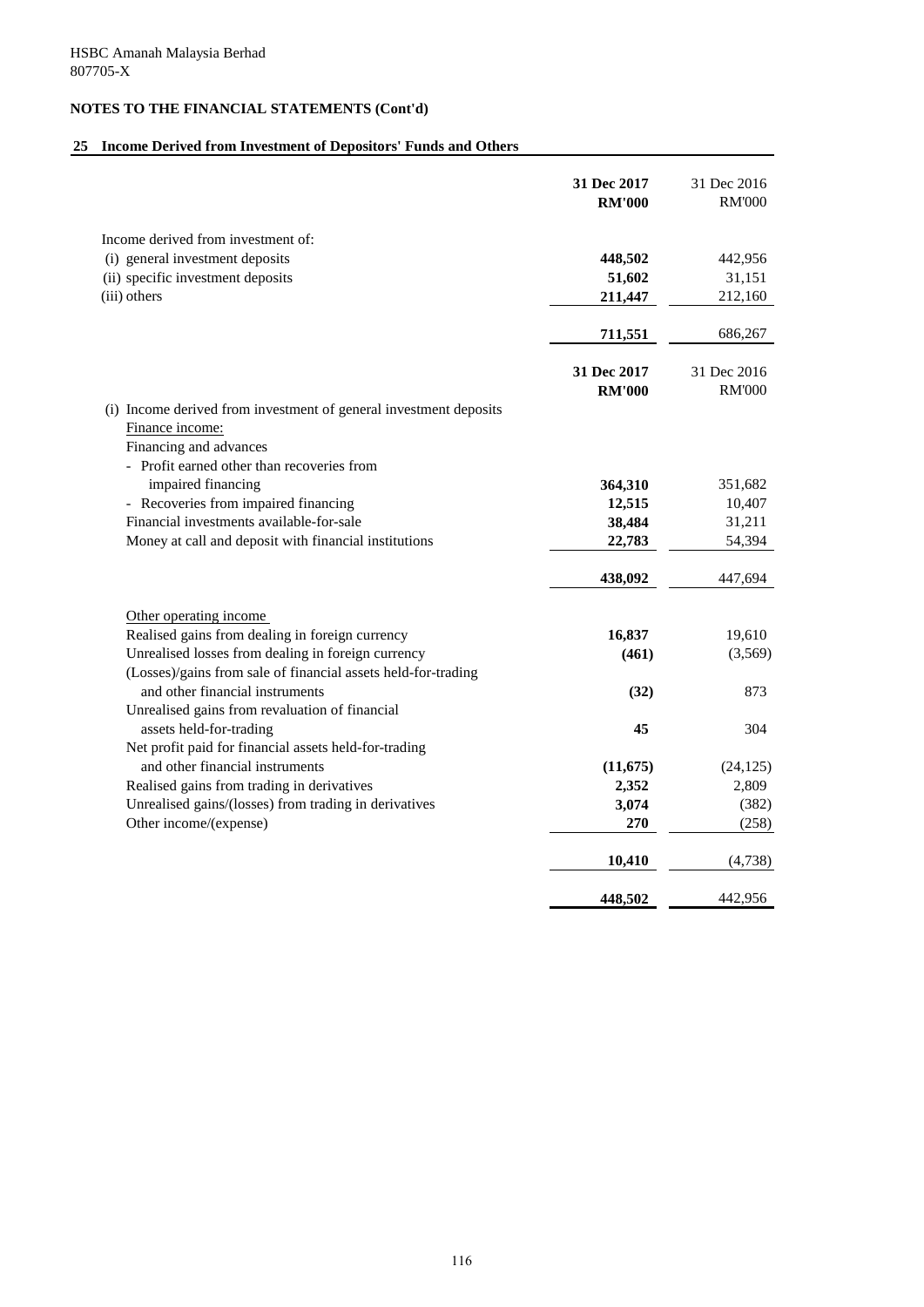HSBC Amanah Malaysia Berhad
807705-X

## NOTES TO THE FINANCIAL STATEMENTS (Cont'd)

### 25 Income Derived from Investment of Depositors' Funds and Others

| | 31 Dec 2017 RM'000 | 31 Dec 2016 RM'000 |
|---|---|---|
| Income derived from investment of: | | |
| (i) general investment deposits | **448,502** | 442,956 |
| (ii) specific investment deposits | **51,602** | 31,151 |
| (iii) others | **211,447** | 212,160 |
| | **711,551** | 686,267 |

| | 31 Dec 2017 RM'000 | 31 Dec 2016 RM'000 |
|---|---|---|
| (i) Income derived from investment of general investment deposits | | |
| Finance income: | | |
| Financing and advances | | |
| - Profit earned other than recoveries from impaired financing | **364,310** | 351,682 |
| - Recoveries from impaired financing | **12,515** | 10,407 |
| Financial investments available-for-sale | **38,484** | 31,211 |
| Money at call and deposit with financial institutions | **22,783** | 54,394 |
| | **438,092** | 447,694 |
| Other operating income | | |
| Realised gains from dealing in foreign currency | **16,837** | 19,610 |
| Unrealised losses from dealing in foreign currency | **(461)** | (3,569) |
| (Losses)/gains from sale of financial assets held-for-trading and other financial instruments | **(32)** | 873 |
| Unrealised gains from revaluation of financial assets held-for-trading | **45** | 304 |
| Net profit paid for financial assets held-for-trading and other financial instruments | **(11,675)** | (24,125) |
| Realised gains from trading in derivatives | **2,352** | 2,809 |
| Unrealised gains/(losses) from trading in derivatives | **3,074** | (382) |
| Other income/(expense) | **270** | (258) |
| | **10,410** | (4,738) |
| | **448,502** | 442,956 |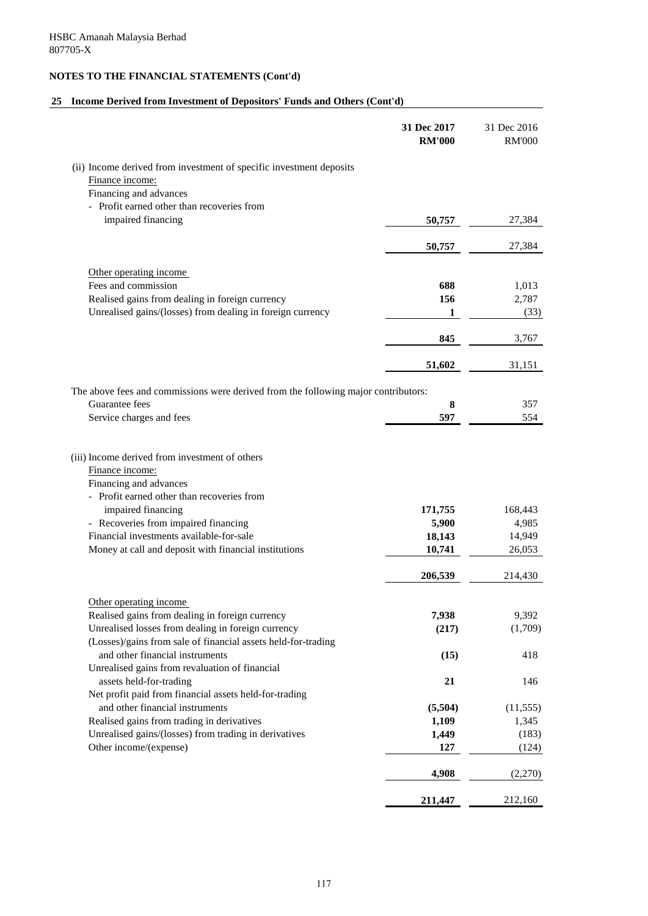HSBC Amanah Malaysia Berhad
807705-X

## NOTES TO THE FINANCIAL STATEMENTS (Cont'd)

### 25 Income Derived from Investment of Depositors' Funds and Others (Cont'd)

| | 31 Dec 2017 RM'000 | 31 Dec 2016 RM'000 |
|---|---|---|
| (ii) Income derived from investment of specific investment deposits | | |
| Finance income: | | |
| Financing and advances | | |
| - Profit earned other than recoveries from impaired financing | **50,757** | 27,384 |
| | **50,757** | 27,384 |
| Other operating income | | |
| Fees and commission | **688** | 1,013 |
| Realised gains from dealing in foreign currency | **156** | 2,787 |
| Unrealised gains/(losses) from dealing in foreign currency | **1** | (33) |
| | **845** | 3,767 |
| | **51,602** | 31,151 |
| The above fees and commissions were derived from the following major contributors: | | |
| Guarantee fees | **8** | 357 |
| Service charges and fees | **597** | 554 |
| (iii) Income derived from investment of others | | |
| Finance income: | | |
| Financing and advances | | |
| - Profit earned other than recoveries from impaired financing | **171,755** | 168,443 |
| - Recoveries from impaired financing | **5,900** | 4,985 |
| Financial investments available-for-sale | **18,143** | 14,949 |
| Money at call and deposit with financial institutions | **10,741** | 26,053 |
| | **206,539** | 214,430 |
| Other operating income | | |
| Realised gains from dealing in foreign currency | **7,938** | 9,392 |
| Unrealised losses from dealing in foreign currency | **(217)** | (1,709) |
| (Losses)/gains from sale of financial assets held-for-trading and other financial instruments | **(15)** | 418 |
| Unrealised gains from revaluation of financial assets held-for-trading | **21** | 146 |
| Net profit paid from financial assets held-for-trading and other financial instruments | **(5,504)** | (11,555) |
| Realised gains from trading in derivatives | **1,109** | 1,345 |
| Unrealised gains/(losses) from trading in derivatives | **1,449** | (183) |
| Other income/(expense) | **127** | (124) |
| | **4,908** | (2,270) |
| | **211,447** | 212,160 |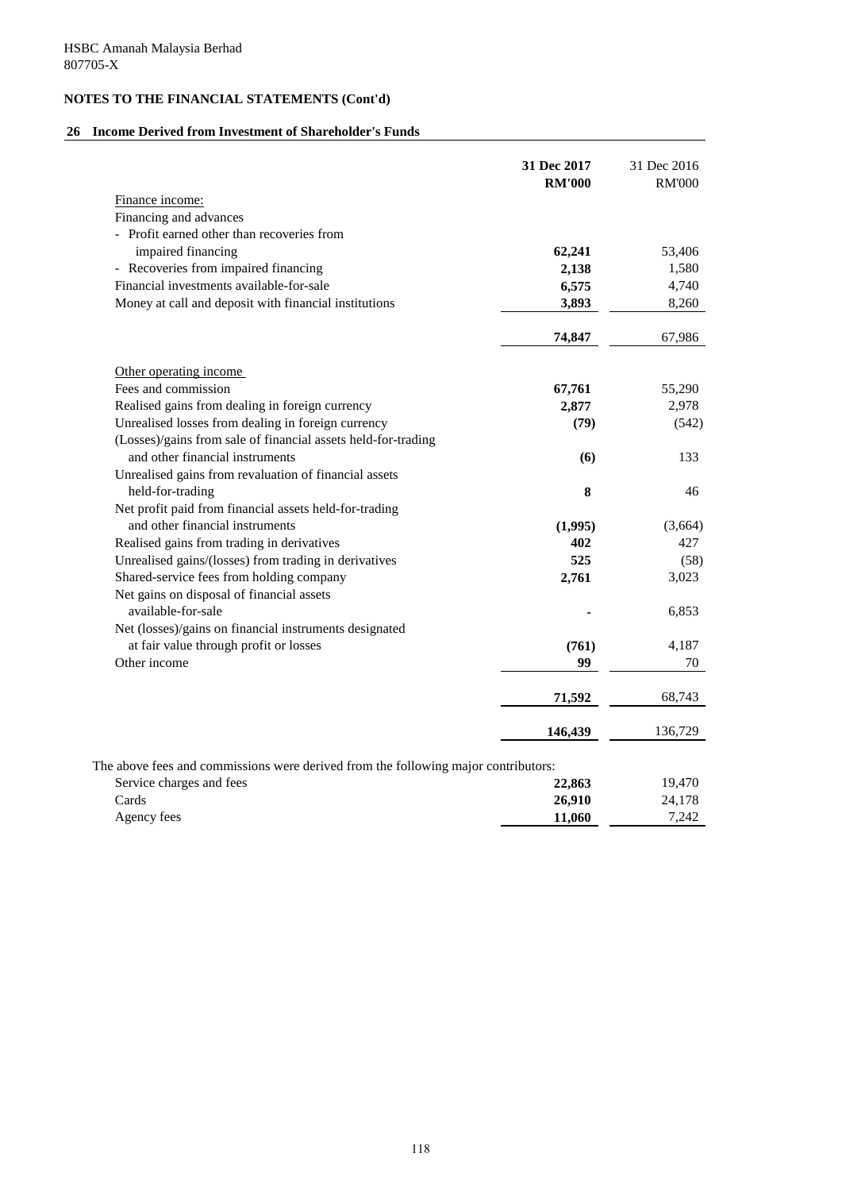HSBC Amanah Malaysia Berhad
807705-X

**NOTES TO THE FINANCIAL STATEMENTS (Cont'd)**

## 26 Income Derived from Investment of Shareholder's Funds

| | **31 Dec 2017 RM'000** | 31 Dec 2016 RM'000 |
|---|---|---|
| Finance income: | | |
| Financing and advances | | |
| - Profit earned other than recoveries from impaired financing | **62,241** | 53,406 |
| - Recoveries from impaired financing | **2,138** | 1,580 |
| Financial investments available-for-sale | **6,575** | 4,740 |
| Money at call and deposit with financial institutions | **3,893** | 8,260 |
| | **74,847** | 67,986 |
| Other operating income | | |
| Fees and commission | **67,761** | 55,290 |
| Realised gains from dealing in foreign currency | **2,877** | 2,978 |
| Unrealised losses from dealing in foreign currency | **(79)** | (542) |
| (Losses)/gains from sale of financial assets held-for-trading and other financial instruments | **(6)** | 133 |
| Unrealised gains from revaluation of financial assets held-for-trading | **8** | 46 |
| Net profit paid from financial assets held-for-trading and other financial instruments | **(1,995)** | (3,664) |
| Realised gains from trading in derivatives | **402** | 427 |
| Unrealised gains/(losses) from trading in derivatives | **525** | (58) |
| Shared-service fees from holding company | **2,761** | 3,023 |
| Net gains on disposal of financial assets available-for-sale | **-** | 6,853 |
| Net (losses)/gains on financial instruments designated at fair value through profit or losses | **(761)** | 4,187 |
| Other income | **99** | 70 |
| | **71,592** | 68,743 |
| | **146,439** | 136,729 |

The above fees and commissions were derived from the following major contributors:

| | **31 Dec 2017 RM'000** | 31 Dec 2016 RM'000 |
|---|---|---|
| Service charges and fees | **22,863** | 19,470 |
| Cards | **26,910** | 24,178 |
| Agency fees | **11,060** | 7,242 |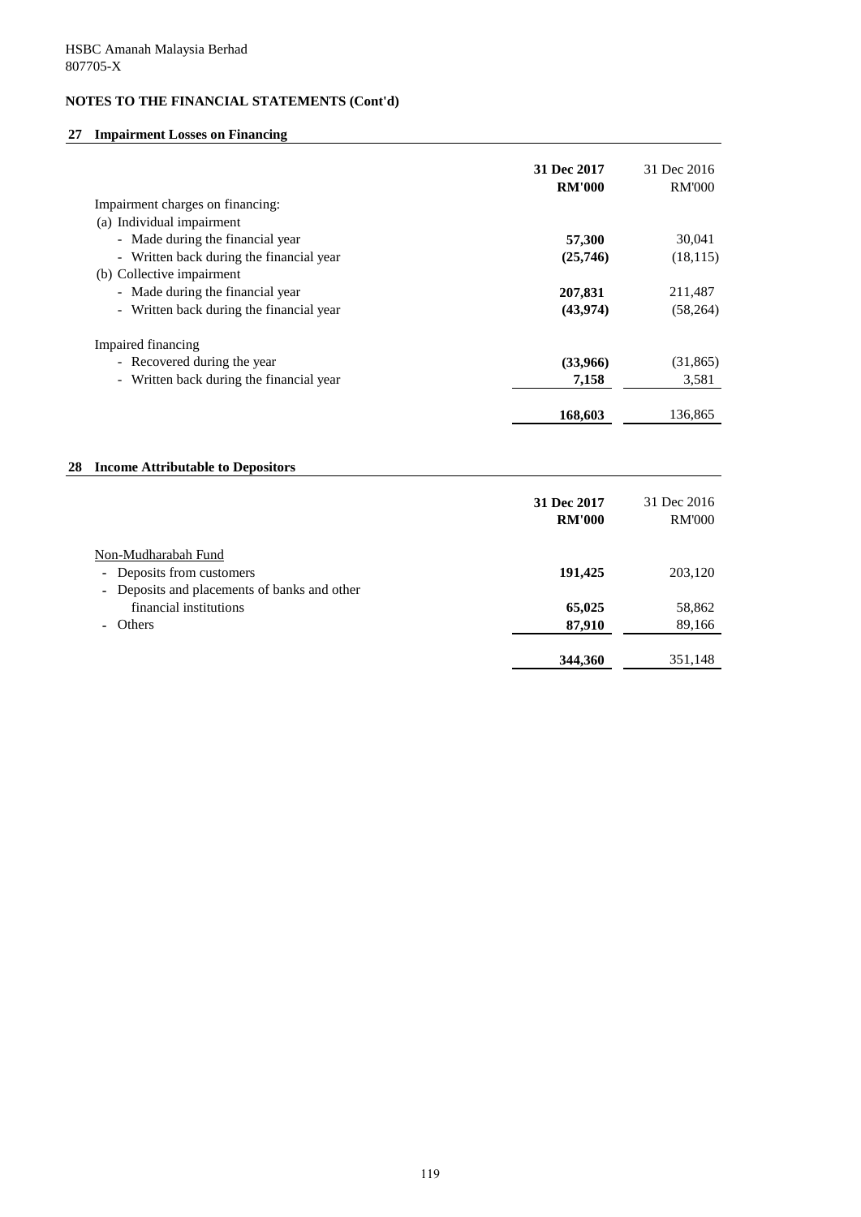HSBC Amanah Malaysia Berhad
807705-X

## NOTES TO THE FINANCIAL STATEMENTS (Cont'd)

### 27 Impairment Losses on Financing

| | 31 Dec 2017 RM'000 | 31 Dec 2016 RM'000 |
|---|---|---|
| Impairment charges on financing: | | |
| (a) Individual impairment | | |
| - Made during the financial year | **57,300** | 30,041 |
| - Written back during the financial year | **(25,746)** | (18,115) |
| (b) Collective impairment | | |
| - Made during the financial year | **207,831** | 211,487 |
| - Written back during the financial year | **(43,974)** | (58,264) |
| Impaired financing | | |
| - Recovered during the year | **(33,966)** | (31,865) |
| - Written back during the financial year | **7,158** | 3,581 |
| | **168,603** | 136,865 |

### 28 Income Attributable to Depositors

| | 31 Dec 2017 RM'000 | 31 Dec 2016 RM'000 |
|---|---|---|
| Non-Mudharabah Fund | | |
| - Deposits from customers | **191,425** | 203,120 |
| - Deposits and placements of banks and other financial institutions | **65,025** | 58,862 |
| - Others | **87,910** | 89,166 |
| | **344,360** | 351,148 |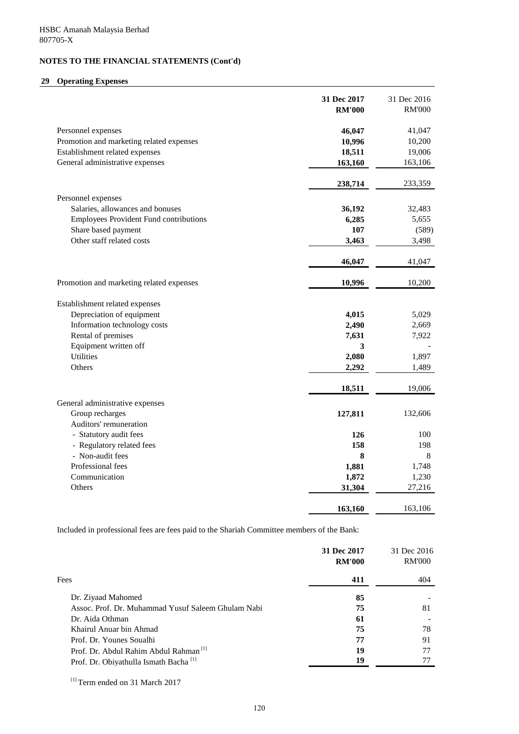HSBC Amanah Malaysia Berhad
807705-X

## NOTES TO THE FINANCIAL STATEMENTS (Cont'd)

### 29 Operating Expenses

| | **31 Dec 2017 RM'000** | 31 Dec 2016 RM'000 |
|---|---|---|
| Personnel expenses | **46,047** | 41,047 |
| Promotion and marketing related expenses | **10,996** | 10,200 |
| Establishment related expenses | **18,511** | 19,006 |
| General administrative expenses | **163,160** | 163,106 |
| | **238,714** | 233,359 |
| Personnel expenses | | |
| Salaries, allowances and bonuses | **36,192** | 32,483 |
| Employees Provident Fund contributions | **6,285** | 5,655 |
| Share based payment | **107** | (589) |
| Other staff related costs | **3,463** | 3,498 |
| | **46,047** | 41,047 |
| Promotion and marketing related expenses | **10,996** | 10,200 |
| Establishment related expenses | | |
| Depreciation of equipment | **4,015** | 5,029 |
| Information technology costs | **2,490** | 2,669 |
| Rental of premises | **7,631** | 7,922 |
| Equipment written off | **3** | - |
| Utilities | **2,080** | 1,897 |
| Others | **2,292** | 1,489 |
| | **18,511** | 19,006 |
| General administrative expenses | | |
| Group recharges | **127,811** | 132,606 |
| Auditors' remuneration | | |
| - Statutory audit fees | **126** | 100 |
| - Regulatory related fees | **158** | 198 |
| - Non-audit fees | **8** | 8 |
| Professional fees | **1,881** | 1,748 |
| Communication | **1,872** | 1,230 |
| Others | **31,304** | 27,216 |
| | **163,160** | 163,106 |

Included in professional fees are fees paid to the Shariah Committee members of the Bank:

| | **31 Dec 2017 RM'000** | 31 Dec 2016 RM'000 |
|---|---|---|
| Fees | **411** | 404 |
| Dr. Ziyaad Mahomed | **85** | - |
| Assoc. Prof. Dr. Muhammad Yusuf Saleem Ghulam Nabi | **75** | 81 |
| Dr. Aida Othman | **61** | - |
| Khairul Anuar bin Ahmad | **75** | 78 |
| Prof. Dr. Younes Soualhi | **77** | 91 |
| Prof. Dr. Abdul Rahim Abdul Rahman [1] | **19** | 77 |
| Prof. Dr. Obiyathulla Ismath Bacha [1] | **19** | 77 |

[1] Term ended on 31 March 2017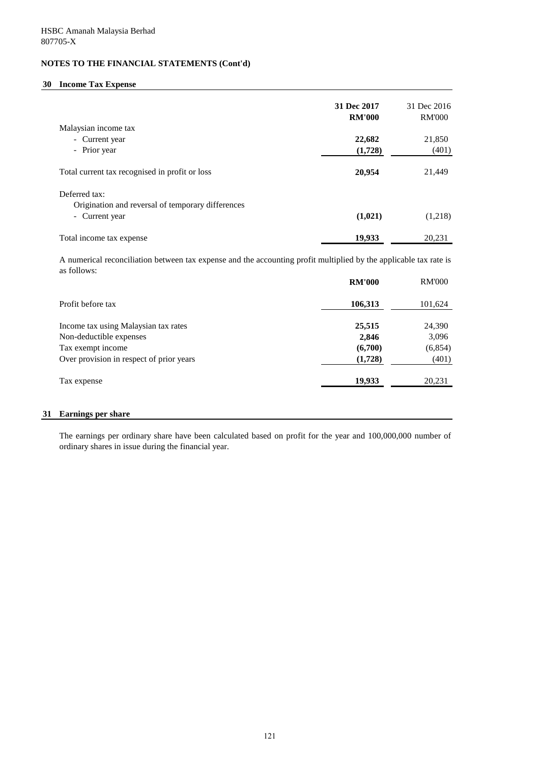HSBC Amanah Malaysia Berhad
807705-X

## NOTES TO THE FINANCIAL STATEMENTS (Cont'd)

### 30 Income Tax Expense

| | 31 Dec 2017 RM'000 | 31 Dec 2016 RM'000 |
|---|---|---|
| Malaysian income tax | | |
| - Current year | **22,682** | 21,850 |
| - Prior year | **(1,728)** | (401) |
| Total current tax recognised in profit or loss | **20,954** | 21,449 |
| Deferred tax: | | |
| Origination and reversal of temporary differences | | |
| - Current year | **(1,021)** | (1,218) |
| Total income tax expense | **19,933** | 20,231 |

A numerical reconciliation between tax expense and the accounting profit multiplied by the applicable tax rate is as follows:

| | RM'000 | RM'000 |
|---|---|---|
| Profit before tax | **106,313** | 101,624 |
| Income tax using Malaysian tax rates | **25,515** | 24,390 |
| Non-deductible expenses | **2,846** | 3,096 |
| Tax exempt income | **(6,700)** | (6,854) |
| Over provision in respect of prior years | **(1,728)** | (401) |
| Tax expense | **19,933** | 20,231 |

### 31 Earnings per share

The earnings per ordinary share have been calculated based on profit for the year and 100,000,000 number of ordinary shares in issue during the financial year.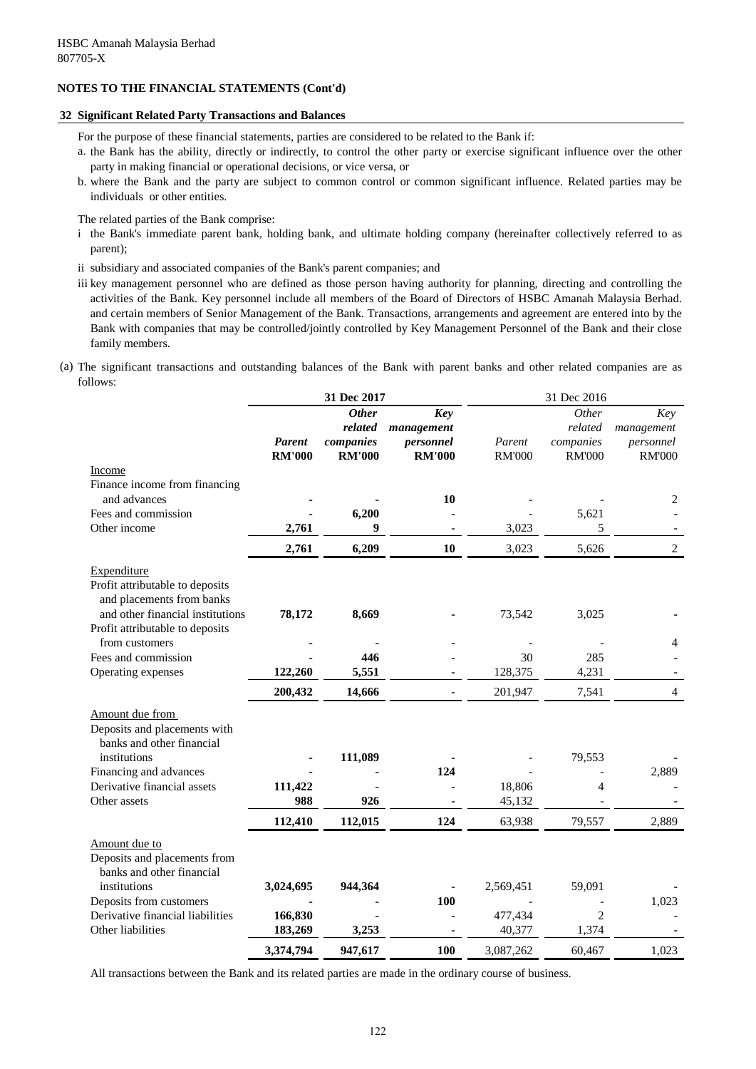HSBC Amanah Malaysia Berhad
807705-X

## NOTES TO THE FINANCIAL STATEMENTS (Cont'd)

### 32 Significant Related Party Transactions and Balances

For the purpose of these financial statements, parties are considered to be related to the Bank if:

a. the Bank has the ability, directly or indirectly, to control the other party or exercise significant influence over the other party in making financial or operational decisions, or vice versa, or
b. where the Bank and the party are subject to common control or common significant influence. Related parties may be individuals or other entities.

The related parties of the Bank comprise:

i the Bank's immediate parent bank, holding bank, and ultimate holding company (hereinafter collectively referred to as parent);

ii subsidiary and associated companies of the Bank's parent companies; and

iii key management personnel who are defined as those person having authority for planning, directing and controlling the activities of the Bank. Key personnel include all members of the Board of Directors of HSBC Amanah Malaysia Berhad. and certain members of Senior Management of the Bank. Transactions, arrangements and agreement are entered into by the Bank with companies that may be controlled/jointly controlled by Key Management Personnel of the Bank and their close family members.

(a) The significant transactions and outstanding balances of the Bank with parent banks and other related companies are as follows:

| | **31 Dec 2017** | | | 31 Dec 2016 | | |
|---|---|---|---|---|---|---|
| | ***Parent*** | ***Other related companies*** | ***Key management personnel*** | *Parent* | *Other related companies* | *Key management personnel* |
| | **RM'000** | **RM'000** | **RM'000** | RM'000 | RM'000 | RM'000 |
| Income | | | | | | |
| Finance income from financing and advances | **-** | **-** | **10** | - | - | 2 |
| Fees and commission | **-** | **6,200** | **-** | - | 5,621 | - |
| Other income | **2,761** | **9** | **-** | 3,023 | 5 | - |
| | **2,761** | **6,209** | **10** | 3,023 | 5,626 | 2 |
| Expenditure | | | | | | |
| Profit attributable to deposits and placements from banks and other financial institutions | **78,172** | **8,669** | **-** | 73,542 | 3,025 | - |
| Profit attributable to deposits from customers | **-** | **-** | **-** | - | - | 4 |
| Fees and commission | **-** | **446** | **-** | 30 | 285 | - |
| Operating expenses | **122,260** | **5,551** | **-** | 128,375 | 4,231 | - |
| | **200,432** | **14,666** | **-** | 201,947 | 7,541 | 4 |
| Amount due from | | | | | | |
| Deposits and placements with banks and other financial institutions | **-** | **111,089** | **-** | - | 79,553 | - |
| Financing and advances | **-** | **-** | **124** | - | - | 2,889 |
| Derivative financial assets | **111,422** | **-** | **-** | 18,806 | 4 | - |
| Other assets | **988** | **926** | **-** | 45,132 | - | - |
| | **112,410** | **112,015** | **124** | 63,938 | 79,557 | 2,889 |
| Amount due to | | | | | | |
| Deposits and placements from banks and other financial institutions | **3,024,695** | **944,364** | **-** | 2,569,451 | 59,091 | - |
| Deposits from customers | **-** | **-** | **100** | - | - | 1,023 |
| Derivative financial liabilities | **166,830** | **-** | **-** | 477,434 | 2 | - |
| Other liabilities | **183,269** | **3,253** | **-** | 40,377 | 1,374 | - |
| | **3,374,794** | **947,617** | **100** | 3,087,262 | 60,467 | 1,023 |

All transactions between the Bank and its related parties are made in the ordinary course of business.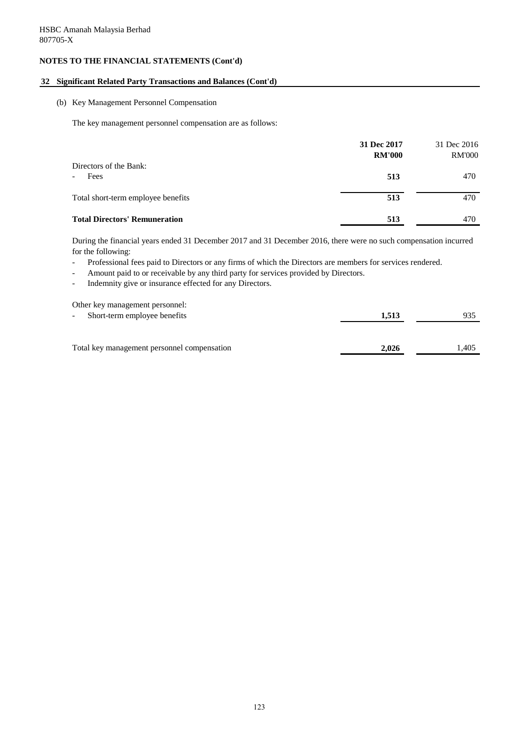HSBC Amanah Malaysia Berhad
807705-X

**NOTES TO THE FINANCIAL STATEMENTS (Cont'd)**

## 32 Significant Related Party Transactions and Balances (Cont'd)

(b) Key Management Personnel Compensation

The key management personnel compensation are as follows:

| | **31 Dec 2017** | 31 Dec 2016 |
|---|---|---|
| | **RM'000** | RM'000 |
| Directors of the Bank: | | |
| - Fees | **513** | 470 |
| Total short-term employee benefits | **513** | 470 |
| **Total Directors' Remuneration** | **513** | 470 |

During the financial years ended 31 December 2017 and 31 December 2016, there were no such compensation incurred for the following:

- Professional fees paid to Directors or any firms of which the Directors are members for services rendered.
- Amount paid to or receivable by any third party for services provided by Directors.
- Indemnity give or insurance effected for any Directors.

| | **31 Dec 2017** | 31 Dec 2016 |
|---|---|---|
| Other key management personnel: | | |
| - Short-term employee benefits | **1,513** | 935 |
| Total key management personnel compensation | **2,026** | 1,405 |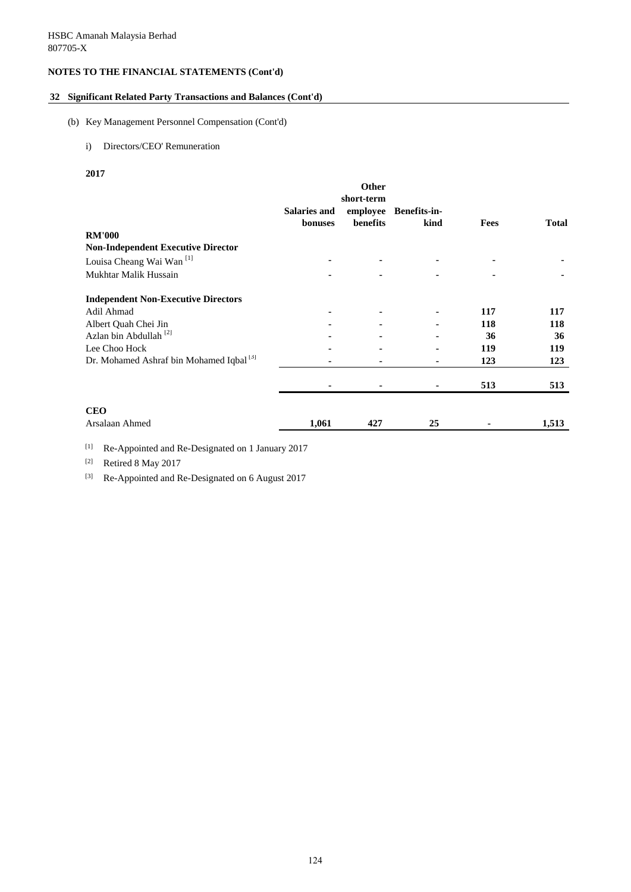HSBC Amanah Malaysia Berhad
807705-X

## NOTES TO THE FINANCIAL STATEMENTS (Cont'd)

### 32 Significant Related Party Transactions and Balances (Cont'd)

(b) Key Management Personnel Compensation (Cont'd)

i) Directors/CEO' Remuneration

**2017**

| RM'000 | Salaries and bonuses | Other short-term employee benefits | Benefits-in-kind | Fees | Total |
|---|---|---|---|---|---|
| **Non-Independent Executive Director** | | | | | |
| Louisa Cheang Wai Wan [1] | - | - | - | - | - |
| Mukhtar Malik Hussain | - | - | - | - | - |
| **Independent Non-Executive Directors** | | | | | |
| Adil Ahmad | - | - | - | 117 | 117 |
| Albert Quah Chei Jin | - | - | - | 118 | 118 |
| Azlan bin Abdullah [2] | - | - | - | 36 | 36 |
| Lee Choo Hock | - | - | - | 119 | 119 |
| Dr. Mohamed Ashraf bin Mohamed Iqbal [3] | - | - | - | 123 | 123 |
| | - | - | - | 513 | 513 |
| **CEO** | | | | | |
| Arsalaan Ahmed | 1,061 | 427 | 25 | - | 1,513 |

[1] Re-Appointed and Re-Designated on 1 January 2017

[2] Retired 8 May 2017

[3] Re-Appointed and Re-Designated on 6 August 2017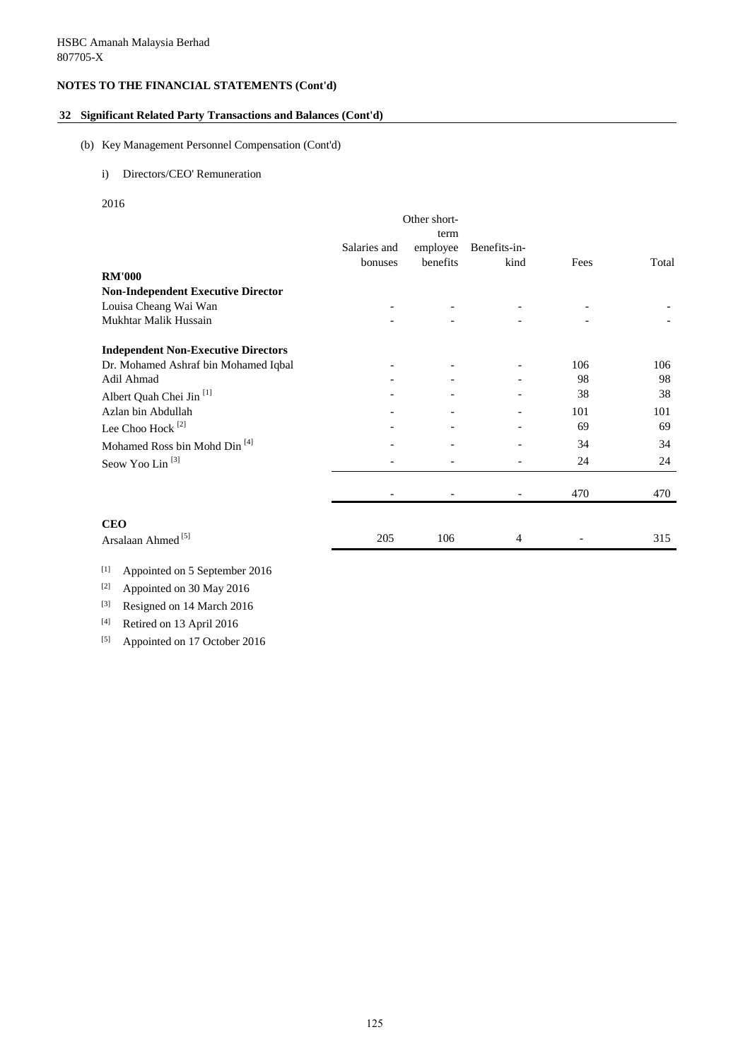HSBC Amanah Malaysia Berhad
807705-X

**NOTES TO THE FINANCIAL STATEMENTS (Cont'd)**

## 32 Significant Related Party Transactions and Balances (Cont'd)

(b) Key Management Personnel Compensation (Cont'd)

i) Directors/CEO' Remuneration

2016

| RM'000 | Salaries and bonuses | Other short-term employee benefits | Benefits-in-kind | Fees | Total |
|---|---|---|---|---|---|
| **Non-Independent Executive Director** | | | | | |
| Louisa Cheang Wai Wan | - | - | - | - | - |
| Mukhtar Malik Hussain | - | - | - | - | - |
| | | | | | |
| **Independent Non-Executive Directors** | | | | | |
| Dr. Mohamed Ashraf bin Mohamed Iqbal | - | - | - | 106 | 106 |
| Adil Ahmad | - | - | - | 98 | 98 |
| Albert Quah Chei Jin [1] | - | - | - | 38 | 38 |
| Azlan bin Abdullah | - | - | - | 101 | 101 |
| Lee Choo Hock [2] | - | - | - | 69 | 69 |
| Mohamed Ross bin Mohd Din [4] | - | - | - | 34 | 34 |
| Seow Yoo Lin [3] | - | - | - | 24 | 24 |
| | - | - | - | 470 | 470 |
| | | | | | |
| **CEO** | | | | | |
| Arsalaan Ahmed [5] | 205 | 106 | 4 | - | 315 |

[1] Appointed on 5 September 2016

[2] Appointed on 30 May 2016

[3] Resigned on 14 March 2016

[4] Retired on 13 April 2016

[5] Appointed on 17 October 2016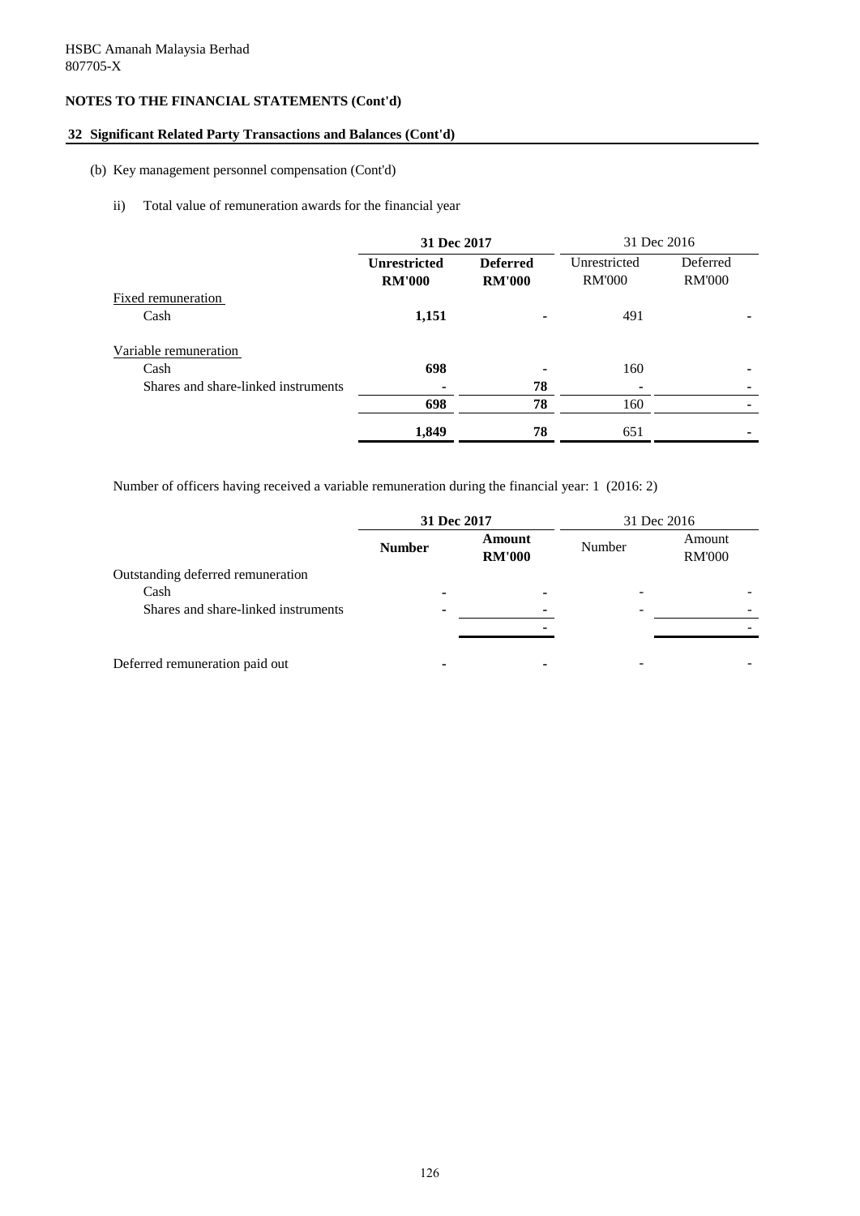HSBC Amanah Malaysia Berhad
807705-X

## NOTES TO THE FINANCIAL STATEMENTS (Cont'd)

### 32 Significant Related Party Transactions and Balances (Cont'd)

(b) Key management personnel compensation (Cont'd)

ii) Total value of remuneration awards for the financial year

| | **31 Dec 2017** | | 31 Dec 2016 | |
|---|---|---|---|---|
| | **Unrestricted RM'000** | **Deferred RM'000** | Unrestricted RM'000 | Deferred RM'000 |
| Fixed remuneration | | | | |
| Cash | **1,151** | **-** | 491 | - |
| Variable remuneration | | | | |
| Cash | **698** | **-** | 160 | - |
| Shares and share-linked instruments | **-** | **78** | - | - |
| | **698** | **78** | 160 | - |
| | **1,849** | **78** | 651 | - |

Number of officers having received a variable remuneration during the financial year: 1 (2016: 2)

| | **31 Dec 2017** | | 31 Dec 2016 | |
|---|---|---|---|---|
| | **Number** | **Amount RM'000** | Number | Amount RM'000 |
| Outstanding deferred remuneration | | | | |
| Cash | **-** | **-** | - | - |
| Shares and share-linked instruments | **-** | **-** | - | - |
| | | **-** | | - |
| Deferred remuneration paid out | **-** | **-** | - | - |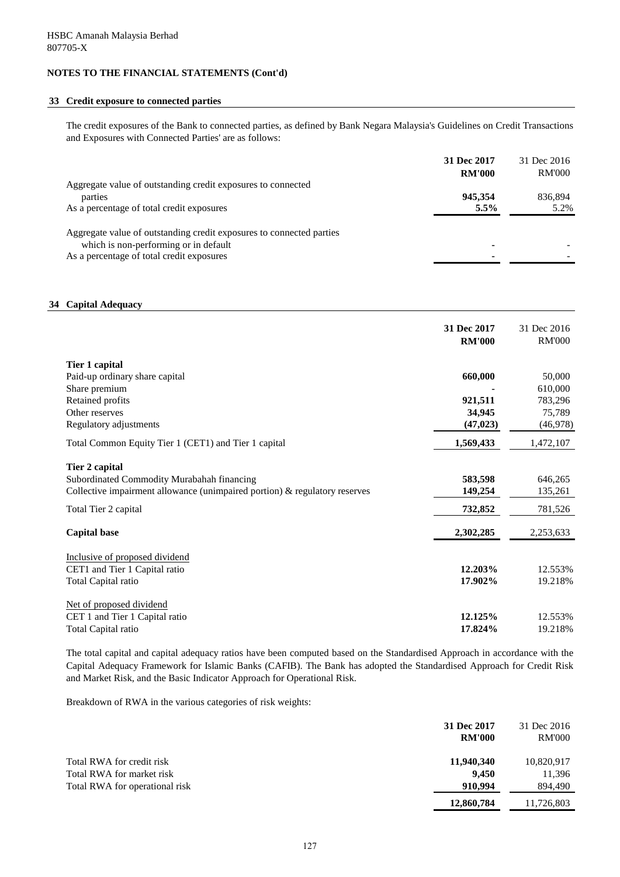HSBC Amanah Malaysia Berhad
807705-X

## NOTES TO THE FINANCIAL STATEMENTS (Cont'd)

### 33 Credit exposure to connected parties

The credit exposures of the Bank to connected parties, as defined by Bank Negara Malaysia's Guidelines on Credit Transactions and Exposures with Connected Parties' are as follows:

| | **31 Dec 2017** | 31 Dec 2016 |
|---|---|---|
| | **RM'000** | RM'000 |
| Aggregate value of outstanding credit exposures to connected parties | **945,354** | 836,894 |
| As a percentage of total credit exposures | **5.5%** | 5.2% |
| Aggregate value of outstanding credit exposures to connected parties which is non-performing or in default | **-** | - |
| As a percentage of total credit exposures | **-** | - |

### 34 Capital Adequacy

| | **31 Dec 2017** | 31 Dec 2016 |
|---|---|---|
| | **RM'000** | RM'000 |
| **Tier 1 capital** | | |
| Paid-up ordinary share capital | **660,000** | 50,000 |
| Share premium | **-** | 610,000 |
| Retained profits | **921,511** | 783,296 |
| Other reserves | **34,945** | 75,789 |
| Regulatory adjustments | **(47,023)** | (46,978) |
| Total Common Equity Tier 1 (CET1) and Tier 1 capital | **1,569,433** | 1,472,107 |
| **Tier 2 capital** | | |
| Subordinated Commodity Murabahah financing | **583,598** | 646,265 |
| Collective impairment allowance (unimpaired portion) & regulatory reserves | **149,254** | 135,261 |
| Total Tier 2 capital | **732,852** | 781,526 |
| **Capital base** | **2,302,285** | 2,253,633 |
| Inclusive of proposed dividend | | |
| CET1 and Tier 1 Capital ratio | **12.203%** | 12.553% |
| Total Capital ratio | **17.902%** | 19.218% |
| Net of proposed dividend | | |
| CET 1 and Tier 1 Capital ratio | **12.125%** | 12.553% |
| Total Capital ratio | **17.824%** | 19.218% |

The total capital and capital adequacy ratios have been computed based on the Standardised Approach in accordance with the Capital Adequacy Framework for Islamic Banks (CAFIB). The Bank has adopted the Standardised Approach for Credit Risk and Market Risk, and the Basic Indicator Approach for Operational Risk.

Breakdown of RWA in the various categories of risk weights:

| | **31 Dec 2017** | 31 Dec 2016 |
|---|---|---|
| | **RM'000** | RM'000 |
| Total RWA for credit risk | **11,940,340** | 10,820,917 |
| Total RWA for market risk | **9,450** | 11,396 |
| Total RWA for operational risk | **910,994** | 894,490 |
| | **12,860,784** | 11,726,803 |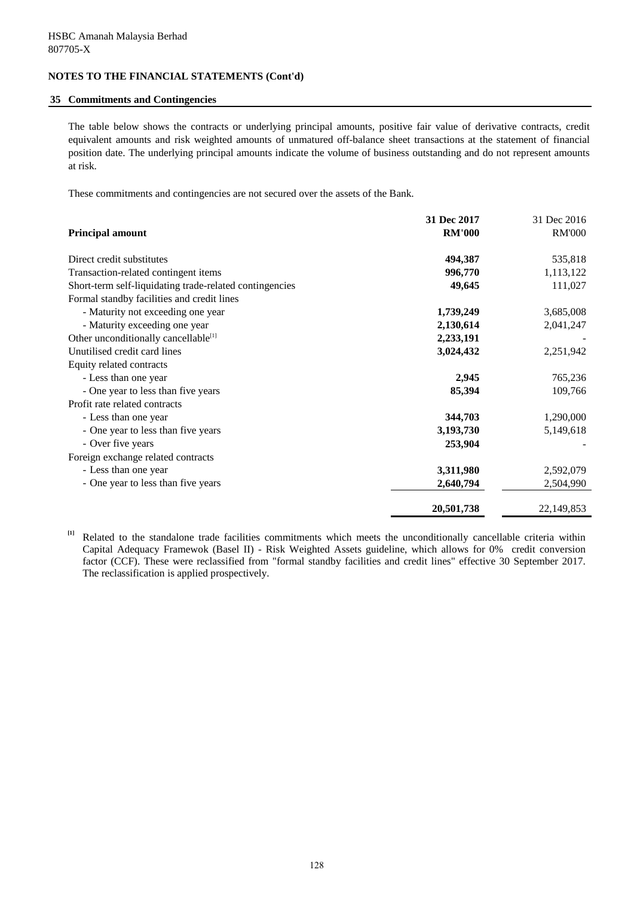HSBC Amanah Malaysia Berhad
807705-X

## NOTES TO THE FINANCIAL STATEMENTS (Cont'd)

### 35 Commitments and Contingencies

The table below shows the contracts or underlying principal amounts, positive fair value of derivative contracts, credit equivalent amounts and risk weighted amounts of unmatured off-balance sheet transactions at the statement of financial position date. The underlying principal amounts indicate the volume of business outstanding and do not represent amounts at risk.

These commitments and contingencies are not secured over the assets of the Bank.

| Principal amount | 31 Dec 2017 RM'000 | 31 Dec 2016 RM'000 |
|---|---|---|
| Direct credit substitutes | **494,387** | 535,818 |
| Transaction-related contingent items | **996,770** | 1,113,122 |
| Short-term self-liquidating trade-related contingencies | **49,645** | 111,027 |
| Formal standby facilities and credit lines | | |
| - Maturity not exceeding one year | **1,739,249** | 3,685,008 |
| - Maturity exceeding one year | **2,130,614** | 2,041,247 |
| Other unconditionally cancellable[1] | **2,233,191** | - |
| Unutilised credit card lines | **3,024,432** | 2,251,942 |
| Equity related contracts | | |
| - Less than one year | **2,945** | 765,236 |
| - One year to less than five years | **85,394** | 109,766 |
| Profit rate related contracts | | |
| - Less than one year | **344,703** | 1,290,000 |
| - One year to less than five years | **3,193,730** | 5,149,618 |
| - Over five years | **253,904** | - |
| Foreign exchange related contracts | | |
| - Less than one year | **3,311,980** | 2,592,079 |
| - One year to less than five years | **2,640,794** | 2,504,990 |
| | **20,501,738** | 22,149,853 |

[1] Related to the standalone trade facilities commitments which meets the unconditionally cancellable criteria within Capital Adequacy Framewok (Basel II) - Risk Weighted Assets guideline, which allows for 0% credit conversion factor (CCF). These were reclassified from "formal standby facilities and credit lines" effective 30 September 2017. The reclassification is applied prospectively.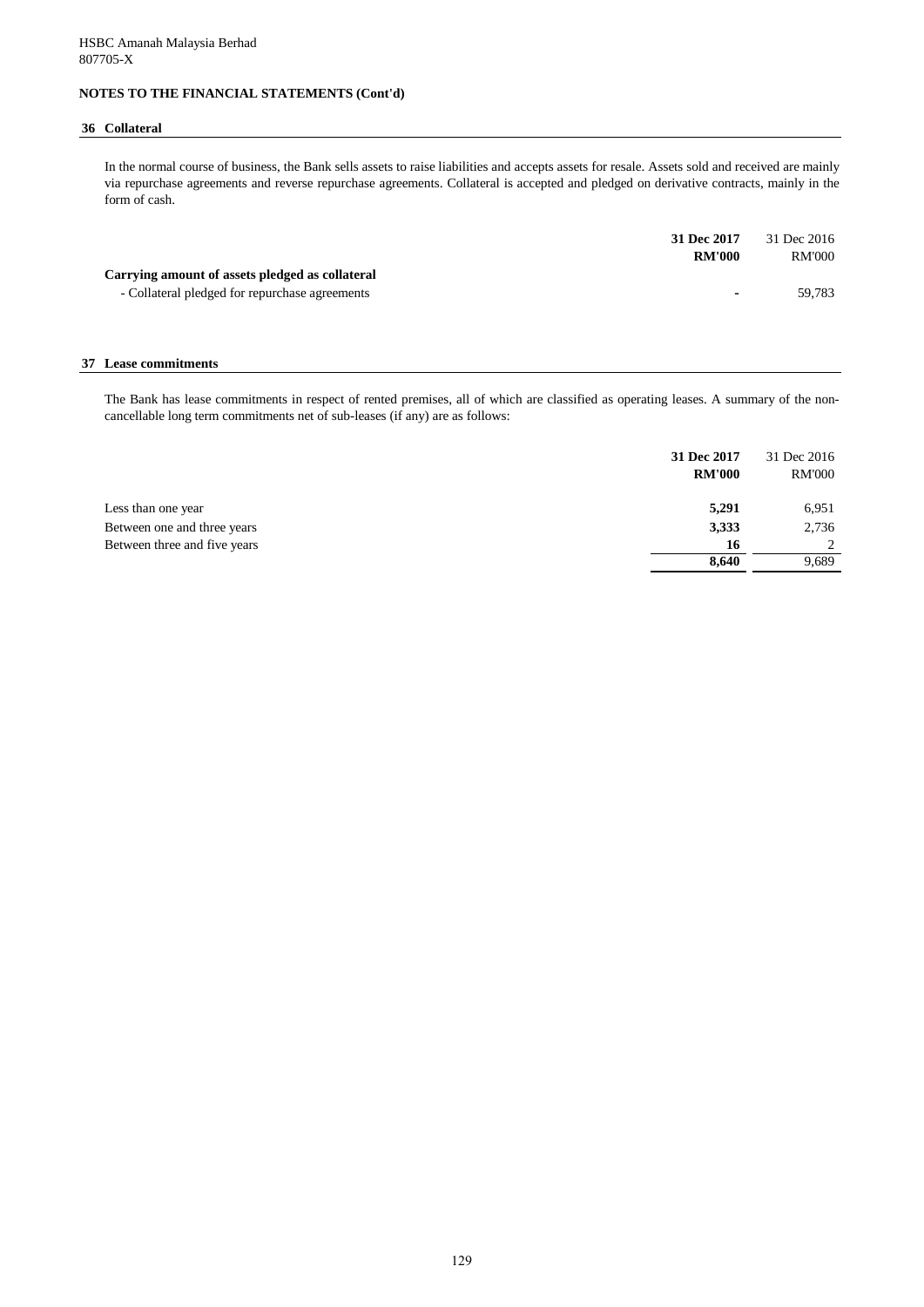HSBC Amanah Malaysia Berhad
807705-X

**NOTES TO THE FINANCIAL STATEMENTS (Cont'd)**

## 36 Collateral

In the normal course of business, the Bank sells assets to raise liabilities and accepts assets for resale. Assets sold and received are mainly via repurchase agreements and reverse repurchase agreements. Collateral is accepted and pledged on derivative contracts, mainly in the form of cash.

| | **31 Dec 2017** | 31 Dec 2016 |
|---|---|---|
| | **RM'000** | RM'000 |
| **Carrying amount of assets pledged as collateral** | | |
| - Collateral pledged for repurchase agreements | **-** | 59,783 |

## 37 Lease commitments

The Bank has lease commitments in respect of rented premises, all of which are classified as operating leases. A summary of the non-cancellable long term commitments net of sub-leases (if any) are as follows:

| | **31 Dec 2017** | 31 Dec 2016 |
|---|---|---|
| | **RM'000** | RM'000 |
| Less than one year | **5,291** | 6,951 |
| Between one and three years | **3,333** | 2,736 |
| Between three and five years | **16** | 2 |
| | **8,640** | 9,689 |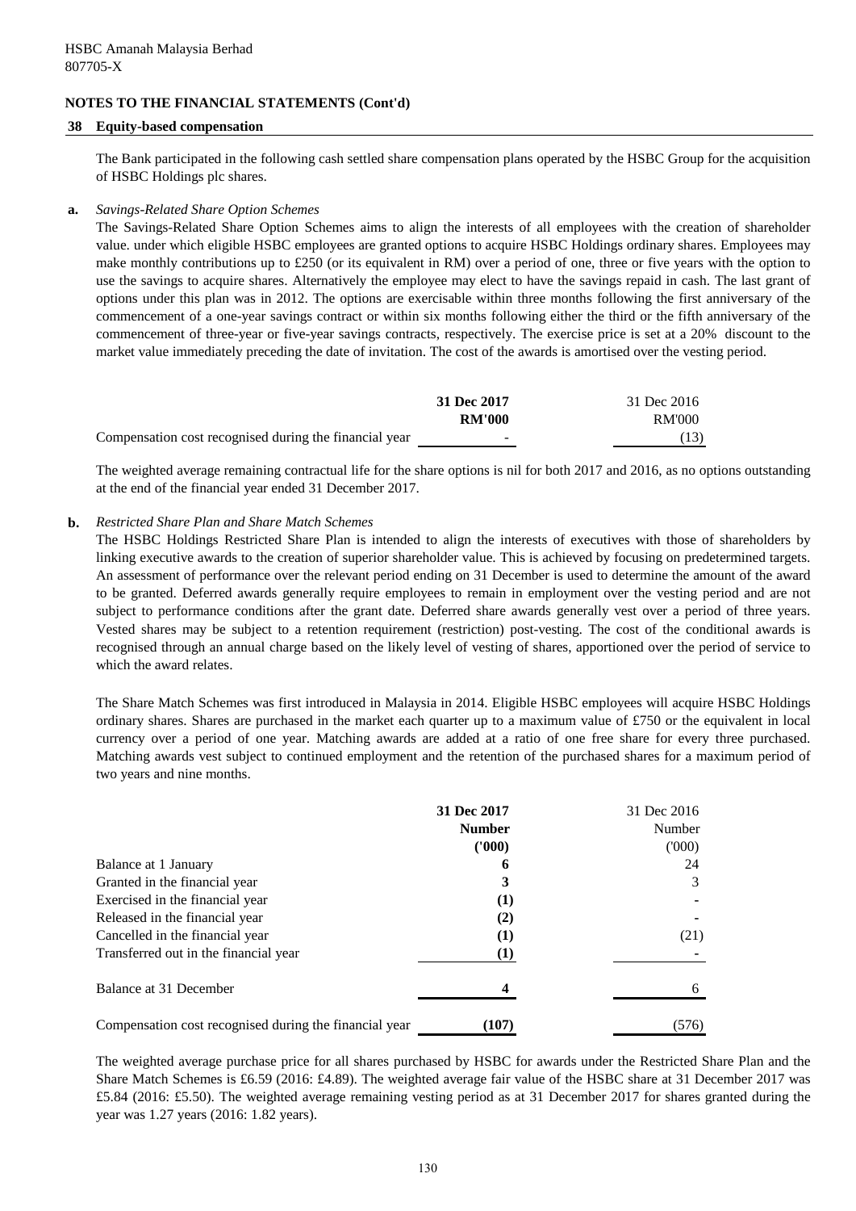HSBC Amanah Malaysia Berhad
807705-X

**NOTES TO THE FINANCIAL STATEMENTS (Cont'd)**

## 38 Equity-based compensation

The Bank participated in the following cash settled share compensation plans operated by the HSBC Group for the acquisition of HSBC Holdings plc shares.

**a.** *Savings-Related Share Option Schemes*

The Savings-Related Share Option Schemes aims to align the interests of all employees with the creation of shareholder value. under which eligible HSBC employees are granted options to acquire HSBC Holdings ordinary shares. Employees may make monthly contributions up to £250 (or its equivalent in RM) over a period of one, three or five years with the option to use the savings to acquire shares. Alternatively the employee may elect to have the savings repaid in cash. The last grant of options under this plan was in 2012. The options are exercisable within three months following the first anniversary of the commencement of a one-year savings contract or within six months following either the third or the fifth anniversary of the commencement of three-year or five-year savings contracts, respectively. The exercise price is set at a 20% discount to the market value immediately preceding the date of invitation. The cost of the awards is amortised over the vesting period.

| | **31 Dec 2017** | 31 Dec 2016 |
|---|---|---|
| | **RM'000** | RM'000 |
| Compensation cost recognised during the financial year | **-** | (13) |

The weighted average remaining contractual life for the share options is nil for both 2017 and 2016, as no options outstanding at the end of the financial year ended 31 December 2017.

**b.** *Restricted Share Plan and Share Match Schemes*

The HSBC Holdings Restricted Share Plan is intended to align the interests of executives with those of shareholders by linking executive awards to the creation of superior shareholder value. This is achieved by focusing on predetermined targets. An assessment of performance over the relevant period ending on 31 December is used to determine the amount of the award to be granted. Deferred awards generally require employees to remain in employment over the vesting period and are not subject to performance conditions after the grant date. Deferred share awards generally vest over a period of three years. Vested shares may be subject to a retention requirement (restriction) post-vesting. The cost of the conditional awards is recognised through an annual charge based on the likely level of vesting of shares, apportioned over the period of service to which the award relates.

The Share Match Schemes was first introduced in Malaysia in 2014. Eligible HSBC employees will acquire HSBC Holdings ordinary shares. Shares are purchased in the market each quarter up to a maximum value of £750 or the equivalent in local currency over a period of one year. Matching awards are added at a ratio of one free share for every three purchased. Matching awards vest subject to continued employment and the retention of the purchased shares for a maximum period of two years and nine months.

| | **31 Dec 2017** | 31 Dec 2016 |
|---|---|---|
| | **Number** | Number |
| | **('000)** | ('000) |
| Balance at 1 January | **6** | 24 |
| Granted in the financial year | **3** | 3 |
| Exercised in the financial year | **(1)** | - |
| Released in the financial year | **(2)** | - |
| Cancelled in the financial year | **(1)** | (21) |
| Transferred out in the financial year | **(1)** | - |
| Balance at 31 December | **4** | 6 |
| Compensation cost recognised during the financial year | **(107)** | (576) |

The weighted average purchase price for all shares purchased by HSBC for awards under the Restricted Share Plan and the Share Match Schemes is £6.59 (2016: £4.89). The weighted average fair value of the HSBC share at 31 December 2017 was £5.84 (2016: £5.50). The weighted average remaining vesting period as at 31 December 2017 for shares granted during the year was 1.27 years (2016: 1.82 years).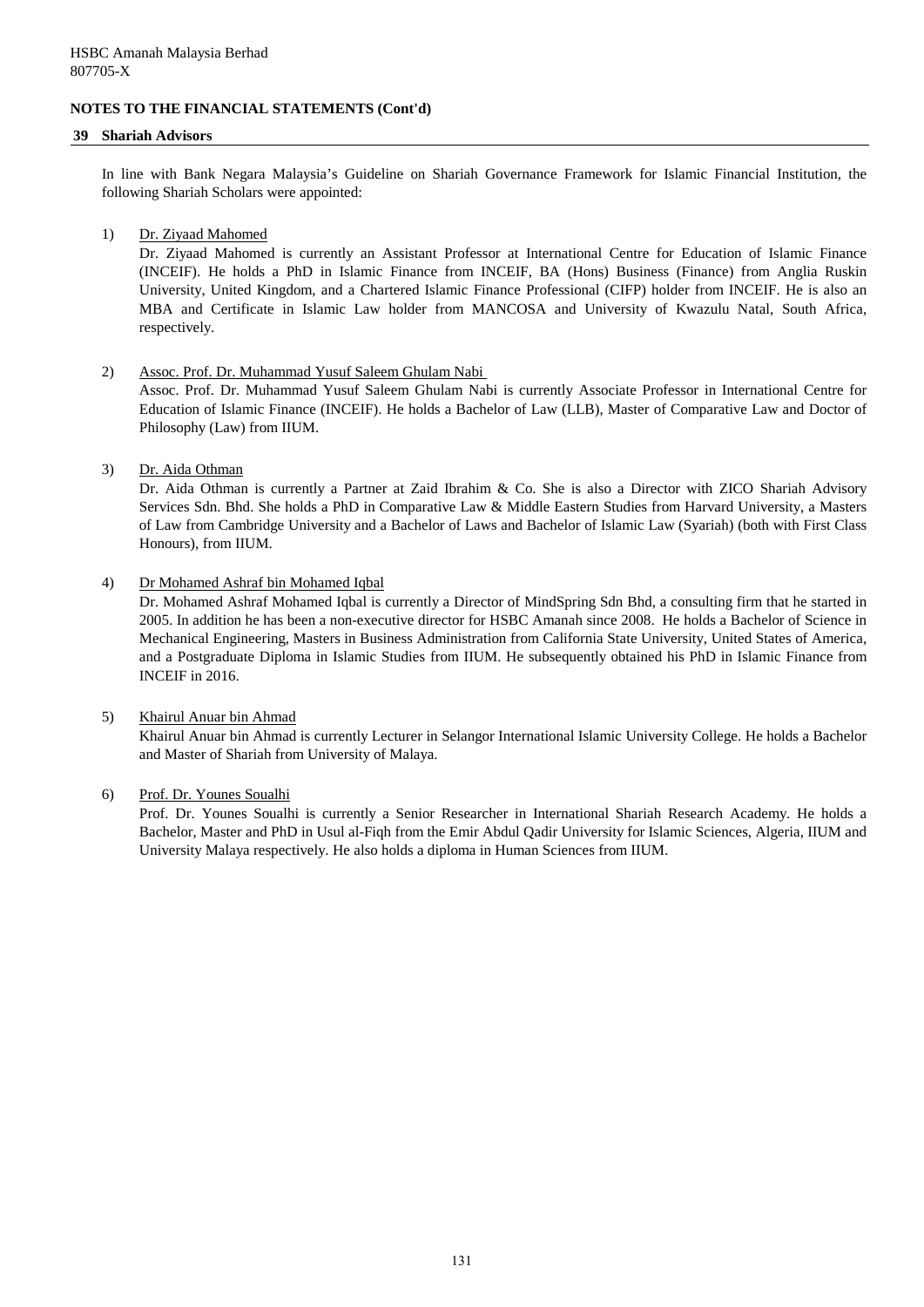**NOTES TO THE FINANCIAL STATEMENTS (Cont'd)**

## 39 Shariah Advisors

In line with Bank Negara Malaysia’s Guideline on Shariah Governance Framework for Islamic Financial Institution, the following Shariah Scholars were appointed:

1) Dr. Ziyaad Mahomed

   Dr. Ziyaad Mahomed is currently an Assistant Professor at International Centre for Education of Islamic Finance (INCEIF). He holds a PhD in Islamic Finance from INCEIF, BA (Hons) Business (Finance) from Anglia Ruskin University, United Kingdom, and a Chartered Islamic Finance Professional (CIFP) holder from INCEIF. He is also an MBA and Certificate in Islamic Law holder from MANCOSA and University of Kwazulu Natal, South Africa, respectively.

2) Assoc. Prof. Dr. Muhammad Yusuf Saleem Ghulam Nabi

   Assoc. Prof. Dr. Muhammad Yusuf Saleem Ghulam Nabi is currently Associate Professor in International Centre for Education of Islamic Finance (INCEIF). He holds a Bachelor of Law (LLB), Master of Comparative Law and Doctor of Philosophy (Law) from IIUM.

3) Dr. Aida Othman

   Dr. Aida Othman is currently a Partner at Zaid Ibrahim & Co. She is also a Director with ZICO Shariah Advisory Services Sdn. Bhd. She holds a PhD in Comparative Law & Middle Eastern Studies from Harvard University, a Masters of Law from Cambridge University and a Bachelor of Laws and Bachelor of Islamic Law (Syariah) (both with First Class Honours), from IIUM.

4) Dr Mohamed Ashraf bin Mohamed Iqbal

   Dr. Mohamed Ashraf Mohamed Iqbal is currently a Director of MindSpring Sdn Bhd, a consulting firm that he started in 2005. In addition he has been a non-executive director for HSBC Amanah since 2008. He holds a Bachelor of Science in Mechanical Engineering, Masters in Business Administration from California State University, United States of America, and a Postgraduate Diploma in Islamic Studies from IIUM. He subsequently obtained his PhD in Islamic Finance from INCEIF in 2016.

5) Khairul Anuar bin Ahmad

   Khairul Anuar bin Ahmad is currently Lecturer in Selangor International Islamic University College. He holds a Bachelor and Master of Shariah from University of Malaya.

6) Prof. Dr. Younes Soualhi

   Prof. Dr. Younes Soualhi is currently a Senior Researcher in International Shariah Research Academy. He holds a Bachelor, Master and PhD in Usul al-Fiqh from the Emir Abdul Qadir University for Islamic Sciences, Algeria, IIUM and University Malaya respectively. He also holds a diploma in Human Sciences from IIUM.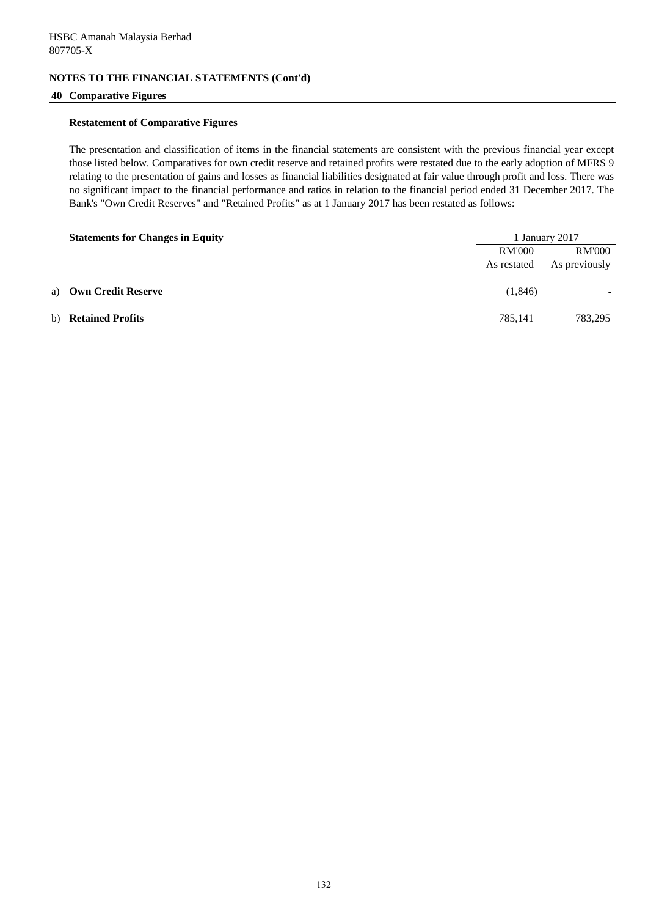HSBC Amanah Malaysia Berhad
807705-X

**NOTES TO THE FINANCIAL STATEMENTS (Cont'd)**

## 40 Comparative Figures

**Restatement of Comparative Figures**

The presentation and classification of items in the financial statements are consistent with the previous financial year except those listed below. Comparatives for own credit reserve and retained profits were restated due to the early adoption of MFRS 9 relating to the presentation of gains and losses as financial liabilities designated at fair value through profit and loss. There was no significant impact to the financial performance and ratios in relation to the financial period ended 31 December 2017. The Bank's "Own Credit Reserves" and "Retained Profits" as at 1 January 2017 has been restated as follows:

| **Statements for Changes in Equity** | 1 January 2017 | |
|---|---|---|
| | RM'000 | RM'000 |
| | As restated | As previously |
| a) **Own Credit Reserve** | (1,846) | - |
| b) **Retained Profits** | 785,141 | 783,295 |